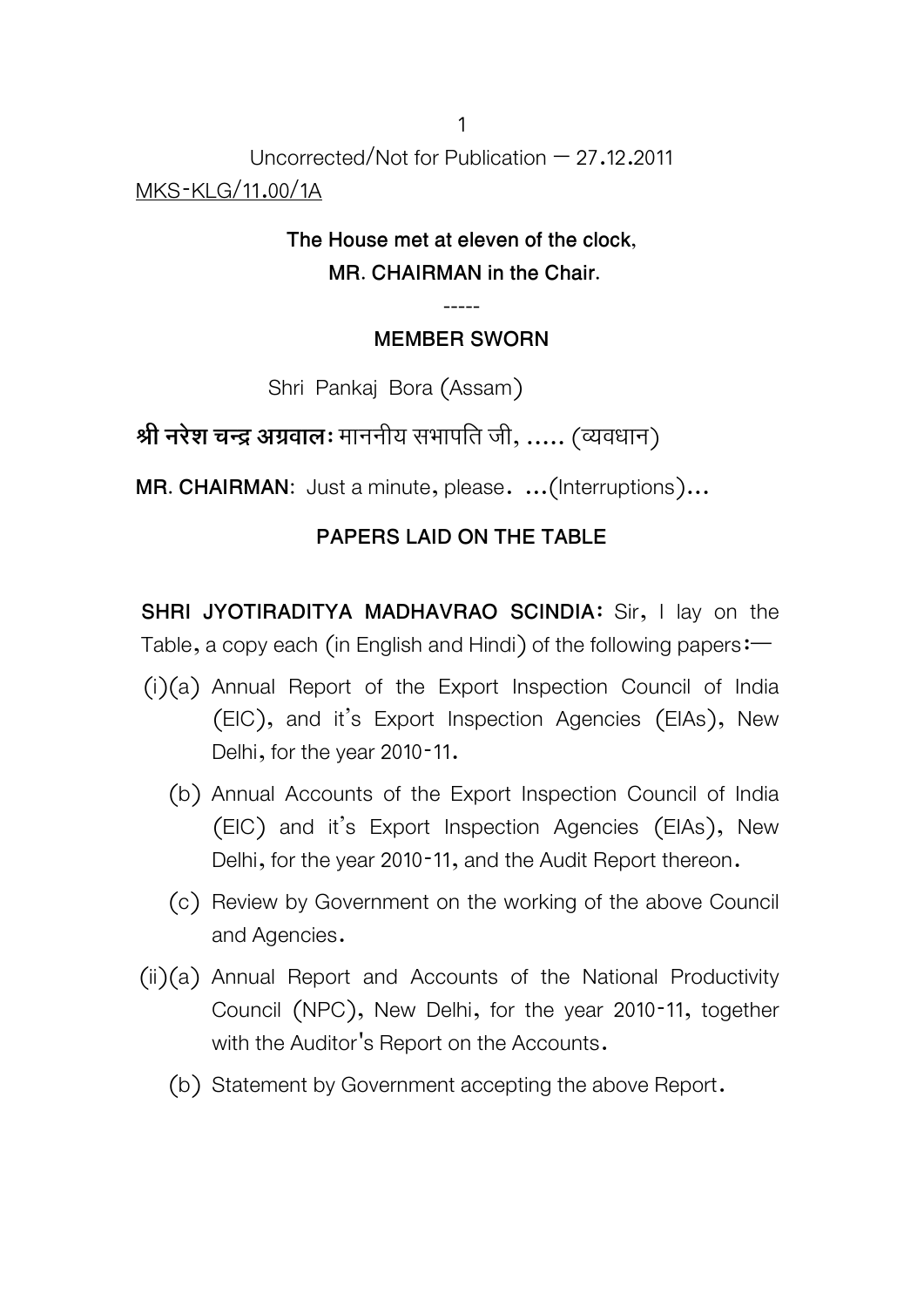Uncorrected/Not for Publication – 27.12.2011

MKS-KLG/11.00/1A

**The House met at eleven of the clock,**
**MR. CHAIRMAN in the Chair.**

-----

**MEMBER SWORN**

Shri Pankaj Bora (Assam)

**श्री नरेश चन्द्र अग्रवाल:** माननीय सभापति जी, ..... (व्यवधान)

**MR. CHAIRMAN**: Just a minute, please. ...(Interruptions)...

**PAPERS LAID ON THE TABLE**

**SHRI JYOTIRADITYA MADHAVRAO SCINDIA:** Sir, I lay on the Table, a copy each (in English and Hindi) of the following papers:—

(i)(a) Annual Report of the Export Inspection Council of India (EIC), and it's Export Inspection Agencies (EIAs), New Delhi, for the year 2010-11.

(b) Annual Accounts of the Export Inspection Council of India (EIC) and it's Export Inspection Agencies (EIAs), New Delhi, for the year 2010-11, and the Audit Report thereon.

(c) Review by Government on the working of the above Council and Agencies.

(ii)(a) Annual Report and Accounts of the National Productivity Council (NPC), New Delhi, for the year 2010-11, together with the Auditor's Report on the Accounts.

(b) Statement by Government accepting the above Report.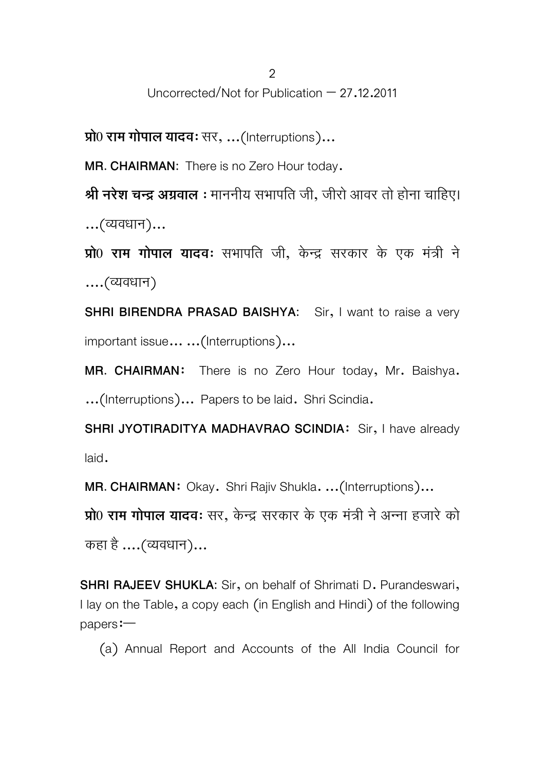Uncorrected/Not for Publication – 27.12.2011

**प्रो0 राम गोपाल यादवः** सर, ...(Interruptions)...

**MR. CHAIRMAN**: There is no Zero Hour today.

**श्री नरेश चन्द्र अग्रवाल :** माननीय सभापति जी, जीरो आवर तो होना चाहिए। ...(व्यवधान)...

**प्रो0 राम गोपाल यादवः** सभापति जी, केन्द्र सरकार के एक मंत्री ने ....(व्यवधान)

**SHRI BIRENDRA PRASAD BAISHYA**: Sir, I want to raise a very important issue... ...(Interruptions)...

**MR. CHAIRMAN**: There is no Zero Hour today, Mr. Baishya. ...(Interruptions)... Papers to be laid. Shri Scindia.

**SHRI JYOTIRADITYA MADHAVRAO SCINDIA**: Sir, I have already laid.

**MR. CHAIRMAN**: Okay. Shri Rajiv Shukla. ...(Interruptions)...

**प्रो0 राम गोपाल यादवः** सर, केन्द्र सरकार के एक मंत्री ने अन्ना हजारे को कहा है ....(व्यवधान)...

**SHRI RAJEEV SHUKLA**: Sir, on behalf of Shrimati D. Purandeswari, I lay on the Table, a copy each (in English and Hindi) of the following papers:—

(a) Annual Report and Accounts of the All India Council for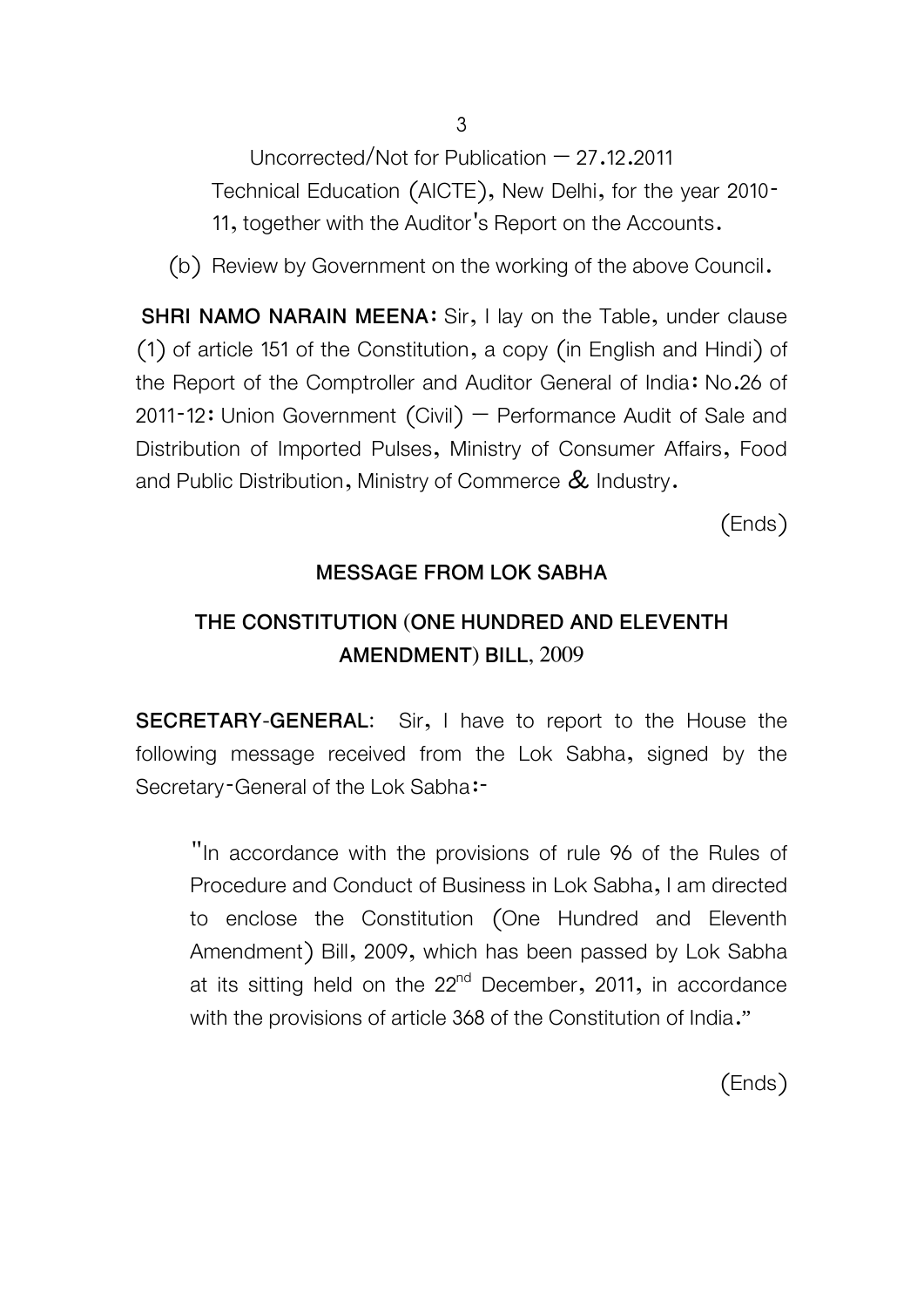Uncorrected/Not for Publication – 27.12.2011

Technical Education (AICTE), New Delhi, for the year 2010-11, together with the Auditor's Report on the Accounts.

(b) Review by Government on the working of the above Council.

**SHRI NAMO NARAIN MEENA:** Sir, I lay on the Table, under clause (1) of article 151 of the Constitution, a copy (in English and Hindi) of the Report of the Comptroller and Auditor General of India: No.26 of 2011-12: Union Government (Civil) – Performance Audit of Sale and Distribution of Imported Pulses, Ministry of Consumer Affairs, Food and Public Distribution, Ministry of Commerce & Industry.

(Ends)

## MESSAGE FROM LOK SABHA

## THE CONSTITUTION (ONE HUNDRED AND ELEVENTH AMENDMENT) BILL, 2009

**SECRETARY-GENERAL:** Sir, I have to report to the House the following message received from the Lok Sabha, signed by the Secretary-General of the Lok Sabha:-

> "In accordance with the provisions of rule 96 of the Rules of Procedure and Conduct of Business in Lok Sabha, I am directed to enclose the Constitution (One Hundred and Eleventh Amendment) Bill, 2009, which has been passed by Lok Sabha at its sitting held on the 22nd December, 2011, in accordance with the provisions of article 368 of the Constitution of India."

(Ends)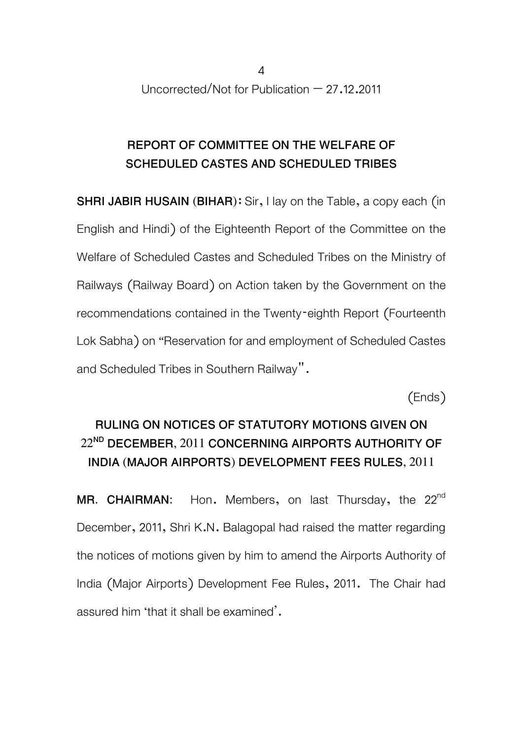## REPORT OF COMMITTEE ON THE WELFARE OF SCHEDULED CASTES AND SCHEDULED TRIBES

**SHRI JABIR HUSAIN (BIHAR):** Sir, I lay on the Table, a copy each (in English and Hindi) of the Eighteenth Report of the Committee on the Welfare of Scheduled Castes and Scheduled Tribes on the Ministry of Railways (Railway Board) on Action taken by the Government on the recommendations contained in the Twenty-eighth Report (Fourteenth Lok Sabha) on "Reservation for and employment of Scheduled Castes and Scheduled Tribes in Southern Railway".

(Ends)

## RULING ON NOTICES OF STATUTORY MOTIONS GIVEN ON 22ND DECEMBER, 2011 CONCERNING AIRPORTS AUTHORITY OF INDIA (MAJOR AIRPORTS) DEVELOPMENT FEES RULES, 2011

**MR. CHAIRMAN:** Hon. Members, on last Thursday, the 22nd December, 2011, Shri K.N. Balagopal had raised the matter regarding the notices of motions given by him to amend the Airports Authority of India (Major Airports) Development Fee Rules, 2011. The Chair had assured him 'that it shall be examined'.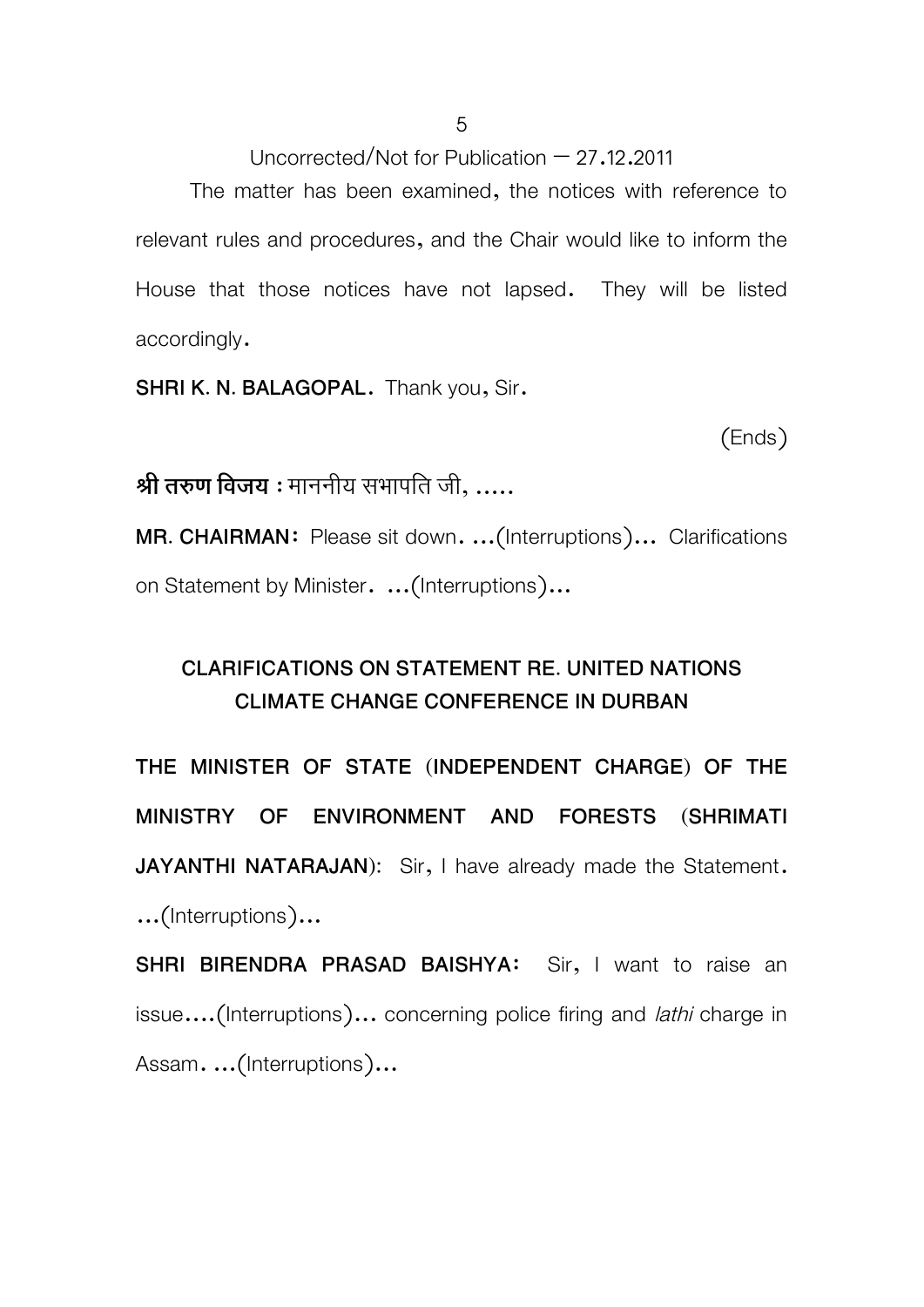Uncorrected/Not for Publication – 27.12.2011

The matter has been examined, the notices with reference to relevant rules and procedures, and the Chair would like to inform the House that those notices have not lapsed. They will be listed accordingly.

**SHRI K. N. BALAGOPAL.** Thank you, Sir.

(Ends)

**श्री तरुण विजय :** माननीय सभापति जी, .....

**MR. CHAIRMAN:** Please sit down. ...(Interruptions)... Clarifications on Statement by Minister. ...(Interruptions)...

## CLARIFICATIONS ON STATEMENT RE. UNITED NATIONS CLIMATE CHANGE CONFERENCE IN DURBAN

**THE MINISTER OF STATE (INDEPENDENT CHARGE) OF THE MINISTRY OF ENVIRONMENT AND FORESTS (SHRIMATI JAYANTHI NATARAJAN):** Sir, I have already made the Statement. ...(Interruptions)...

**SHRI BIRENDRA PRASAD BAISHYA:** Sir, I want to raise an issue....(Interruptions)... concerning police firing and *lathi* charge in Assam. ...(Interruptions)...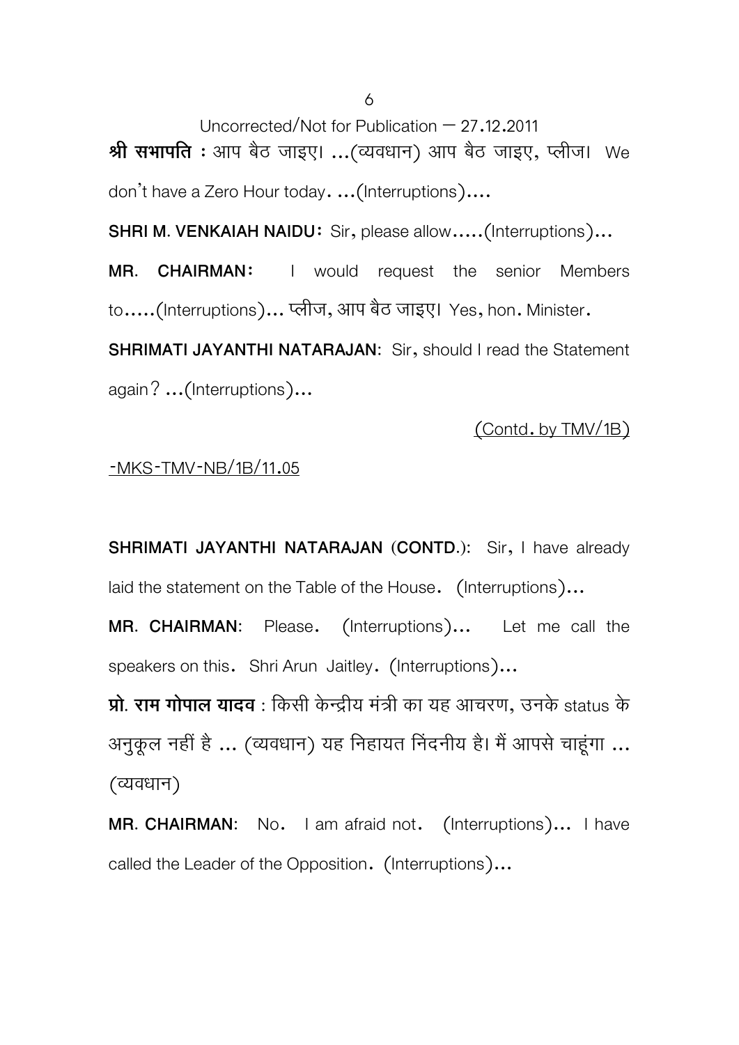Uncorrected/Not for Publication – 27.12.2011

**श्री सभापति :** आप बैठ जाइए। ...(व्यवधान) आप बैठ जाइए, प्लीज। We don't have a Zero Hour today. ...(Interruptions)....

**SHRI M. VENKAIAH NAIDU:** Sir, please allow.....(Interruptions)...

**MR. CHAIRMAN:** I would request the senior Members to.....(Interruptions)... प्लीज, आप बैठ जाइए। Yes, hon. Minister.

**SHRIMATI JAYANTHI NATARAJAN:** Sir, should I read the Statement again? ...(Interruptions)...

(Contd. by TMV/1B)

-MKS-TMV-NB/1B/11.05

**SHRIMATI JAYANTHI NATARAJAN (CONTD.):** Sir, I have already laid the statement on the Table of the House. (Interruptions)...

**MR. CHAIRMAN:** Please. (Interruptions)... Let me call the speakers on this. Shri Arun Jaitley. (Interruptions)...

**प्रो. राम गोपाल यादव** : किसी केन्द्रीय मंत्री का यह आचरण, उनके status के अनुकूल नहीं है ... (व्यवधान) यह निहायत निंदनीय है। मैं आपसे चाहूंगा ... (व्यवधान)

**MR. CHAIRMAN:** No. I am afraid not. (Interruptions)... I have called the Leader of the Opposition. (Interruptions)...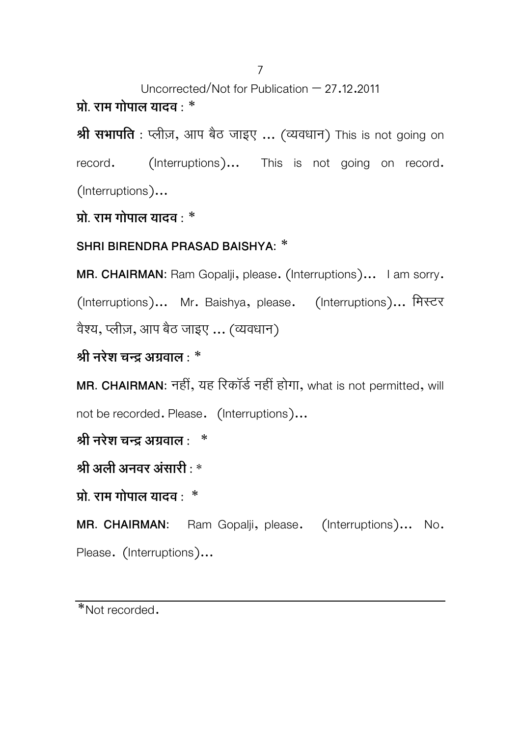**प्रो. राम गोपाल यादव** : *

**श्री सभापति** : प्लीज़, आप बैठ जाइए ... (व्यवधान) This is not going on record. (Interruptions)... This is not going on record. (Interruptions)...

**प्रो. राम गोपाल यादव** : *

**SHRI BIRENDRA PRASAD BAISHYA**: *

**MR. CHAIRMAN**: Ram Gopalji, please. (Interruptions)... I am sorry. (Interruptions)... Mr. Baishya, please. (Interruptions)... मिस्टर वैश्य, प्लीज़, आप बैठ जाइए ... (व्यवधान)

**श्री नरेश चन्द्र अग्रवाल** : *

**MR. CHAIRMAN**: नहीं, यह रिकॉर्ड नहीं होगा, what is not permitted, will not be recorded. Please. (Interruptions)...

**श्री नरेश चन्द्र अग्रवाल** : *

**श्री अली अनवर अंसारी** : *

**प्रो. राम गोपाल यादव** : *

**MR. CHAIRMAN**: Ram Gopalji, please. (Interruptions)... No. Please. (Interruptions)...

---

*Not recorded.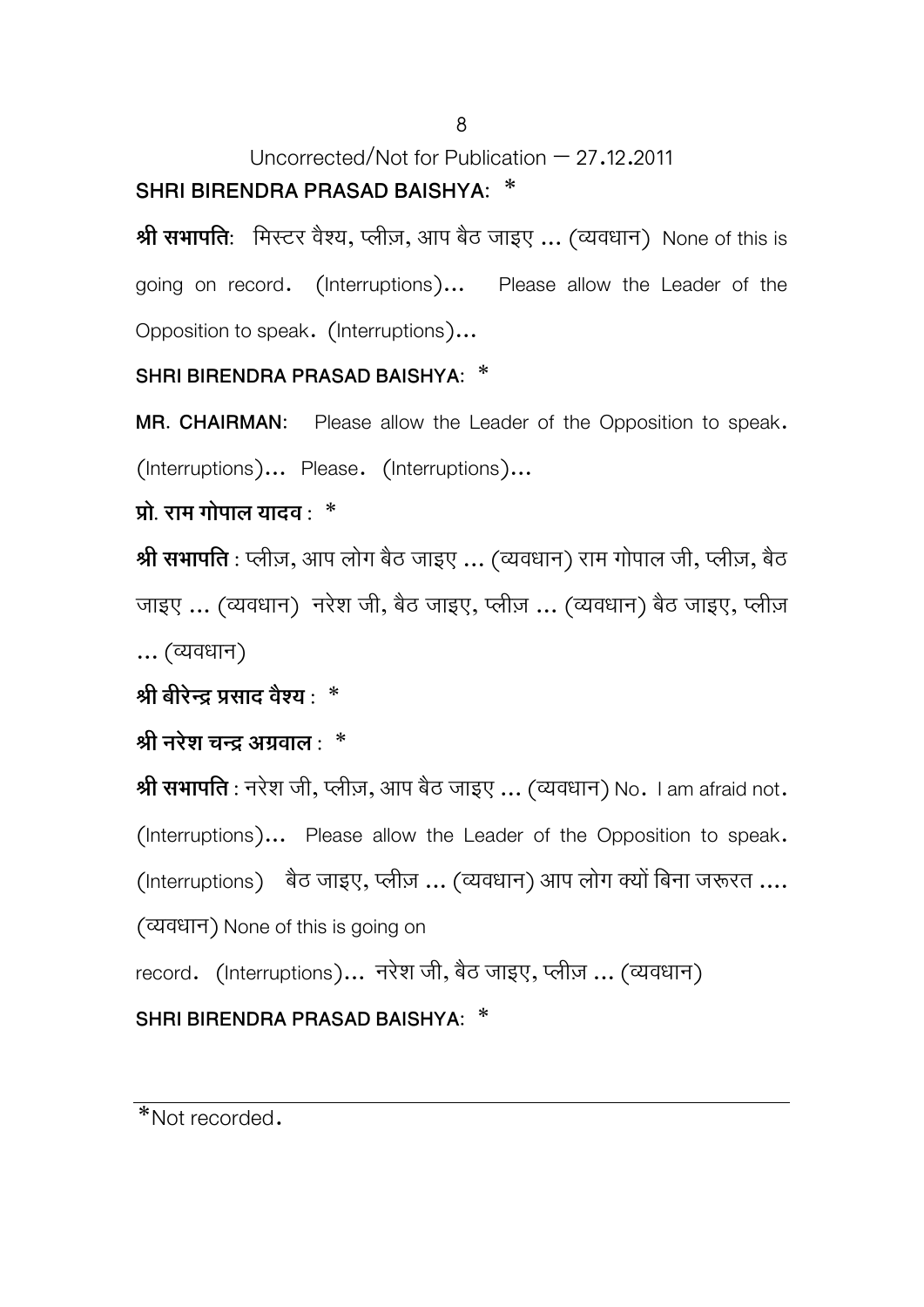Uncorrected/Not for Publication – 27.12.2011

**SHRI BIRENDRA PRASAD BAISHYA:** *

**श्री सभापति**: मिस्टर वैश्य, प्लीज़, आप बैठ जाइए ... (व्यवधान) None of this is going on record. (Interruptions)... Please allow the Leader of the Opposition to speak. (Interruptions)...

**SHRI BIRENDRA PRASAD BAISHYA:** *

**MR. CHAIRMAN:** Please allow the Leader of the Opposition to speak. (Interruptions)... Please. (Interruptions)...

**प्रो. राम गोपाल यादव** : *

**श्री सभापति** : प्लीज़, आप लोग बैठ जाइए ... (व्यवधान) राम गोपाल जी, प्लीज़, बैठ जाइए ... (व्यवधान) नरेश जी, बैठ जाइए, प्लीज़ ... (व्यवधान) बैठ जाइए, प्लीज़ ... (व्यवधान)

**श्री बीरेन्द्र प्रसाद वैश्य** : *

**श्री नरेश चन्द्र अग्रवाल** : *

**श्री सभापति** : नरेश जी, प्लीज़, आप बैठ जाइए ... (व्यवधान) No. I am afraid not. (Interruptions)... Please allow the Leader of the Opposition to speak. (Interruptions) बैठ जाइए, प्लीज़ ... (व्यवधान) आप लोग क्यों बिना जरूरत .... (व्यवधान) None of this is going on record. (Interruptions)... नरेश जी, बैठ जाइए, प्लीज़ ... (व्यवधान)

**SHRI BIRENDRA PRASAD BAISHYA:** *

---

*Not recorded.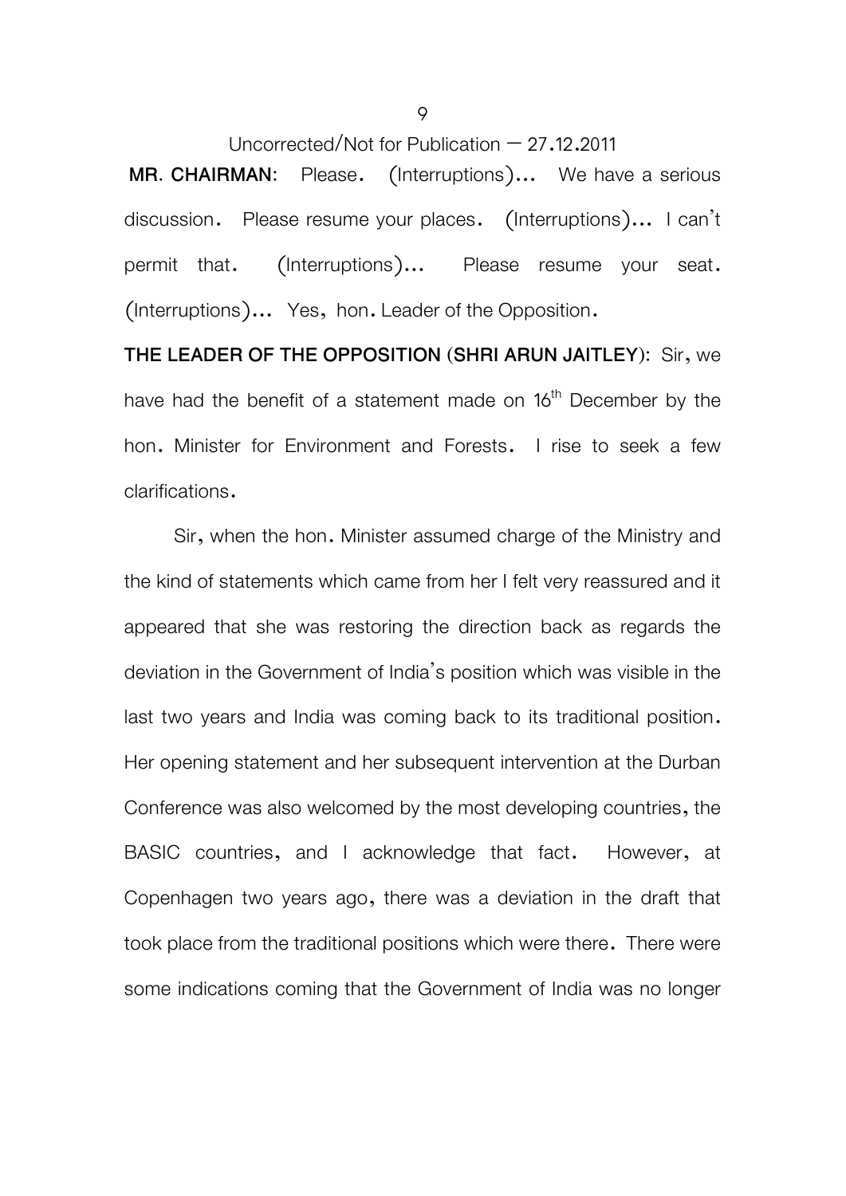**MR. CHAIRMAN**: Please. (Interruptions)... We have a serious discussion. Please resume your places. (Interruptions)... I can't permit that. (Interruptions)... Please resume your seat. (Interruptions)... Yes, hon. Leader of the Opposition.

**THE LEADER OF THE OPPOSITION (SHRI ARUN JAITLEY)**: Sir, we have had the benefit of a statement made on 16th December by the hon. Minister for Environment and Forests. I rise to seek a few clarifications.

Sir, when the hon. Minister assumed charge of the Ministry and the kind of statements which came from her I felt very reassured and it appeared that she was restoring the direction back as regards the deviation in the Government of India's position which was visible in the last two years and India was coming back to its traditional position. Her opening statement and her subsequent intervention at the Durban Conference was also welcomed by the most developing countries, the BASIC countries, and I acknowledge that fact. However, at Copenhagen two years ago, there was a deviation in the draft that took place from the traditional positions which were there. There were some indications coming that the Government of India was no longer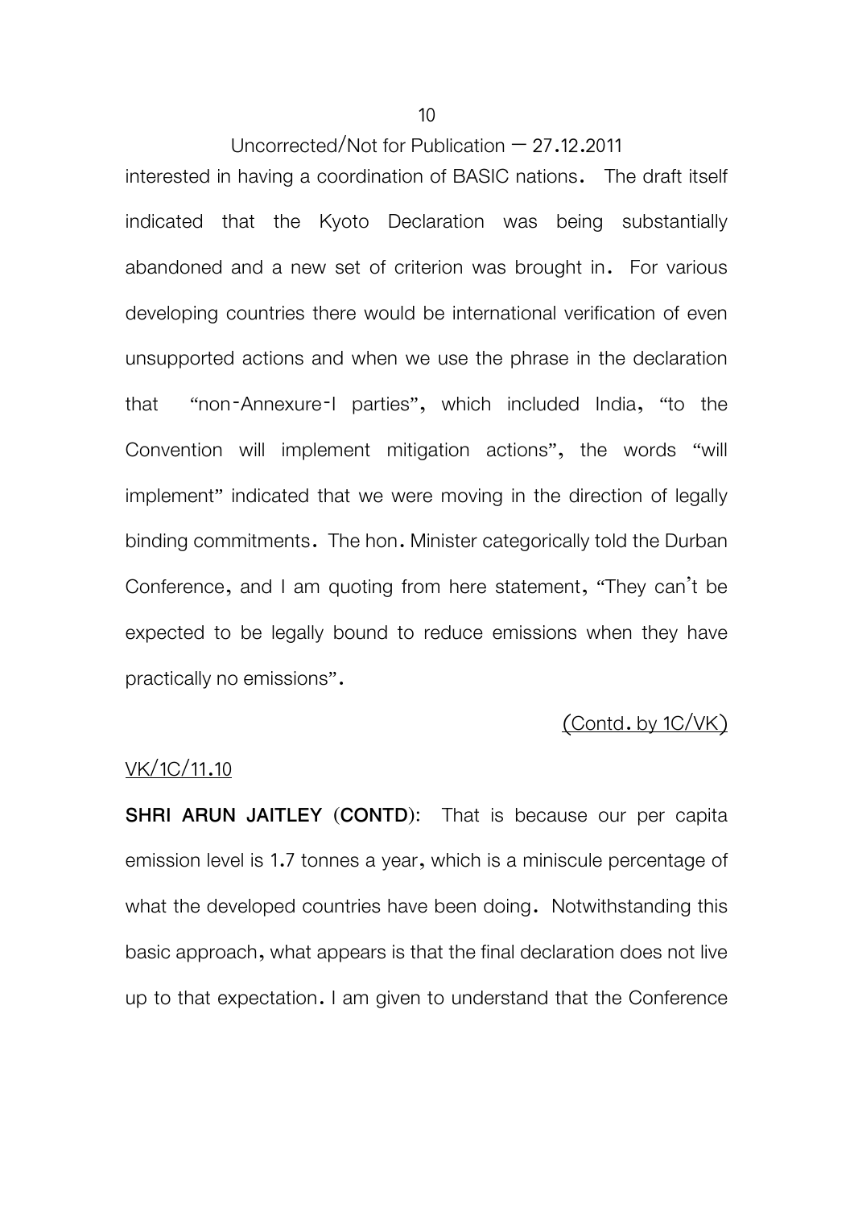interested in having a coordination of BASIC nations. The draft itself indicated that the Kyoto Declaration was being substantially abandoned and a new set of criterion was brought in. For various developing countries there would be international verification of even unsupported actions and when we use the phrase in the declaration that "non-Annexure-I parties", which included India, "to the Convention will implement mitigation actions", the words "will implement" indicated that we were moving in the direction of legally binding commitments. The hon. Minister categorically told the Durban Conference, and I am quoting from here statement, "They can't be expected to be legally bound to reduce emissions when they have practically no emissions".

(Contd. by 1C/VK)

VK/1C/11.10

**SHRI ARUN JAITLEY (CONTD):** That is because our per capita emission level is 1.7 tonnes a year, which is a miniscule percentage of what the developed countries have been doing. Notwithstanding this basic approach, what appears is that the final declaration does not live up to that expectation. I am given to understand that the Conference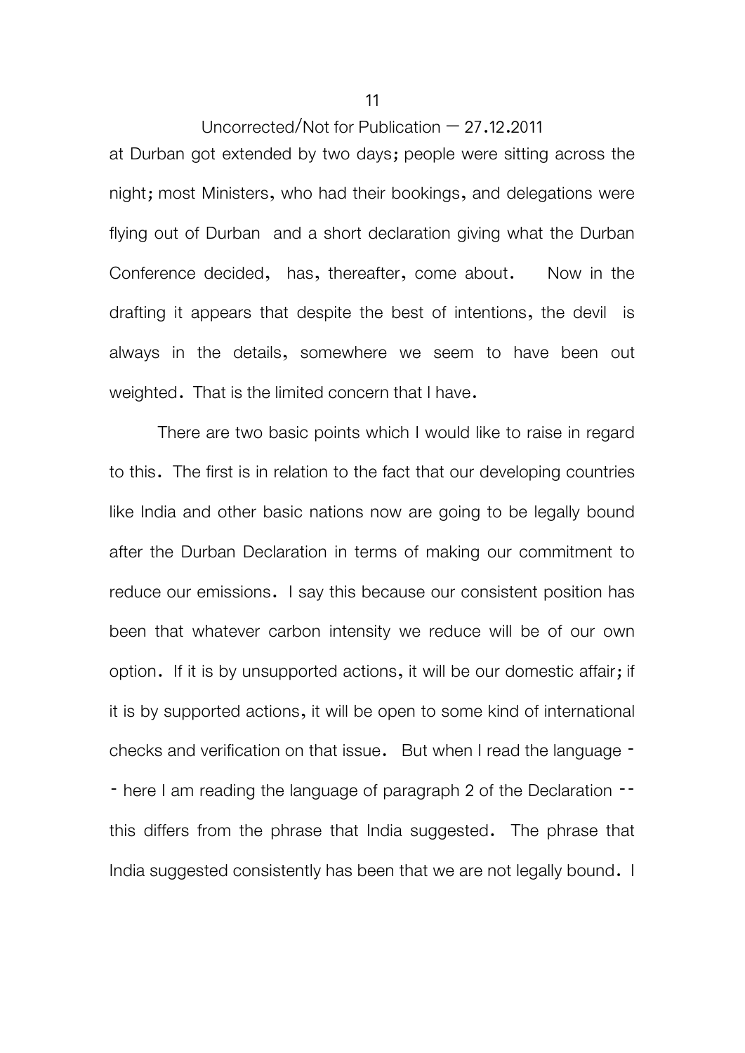at Durban got extended by two days; people were sitting across the night; most Ministers, who had their bookings, and delegations were flying out of Durban and a short declaration giving what the Durban Conference decided, has, thereafter, come about. Now in the drafting it appears that despite the best of intentions, the devil is always in the details, somewhere we seem to have been out weighted. That is the limited concern that I have.

There are two basic points which I would like to raise in regard to this. The first is in relation to the fact that our developing countries like India and other basic nations now are going to be legally bound after the Durban Declaration in terms of making our commitment to reduce our emissions. I say this because our consistent position has been that whatever carbon intensity we reduce will be of our own option. If it is by unsupported actions, it will be our domestic affair; if it is by supported actions, it will be open to some kind of international checks and verification on that issue. But when I read the language -- here I am reading the language of paragraph 2 of the Declaration -- this differs from the phrase that India suggested. The phrase that India suggested consistently has been that we are not legally bound. I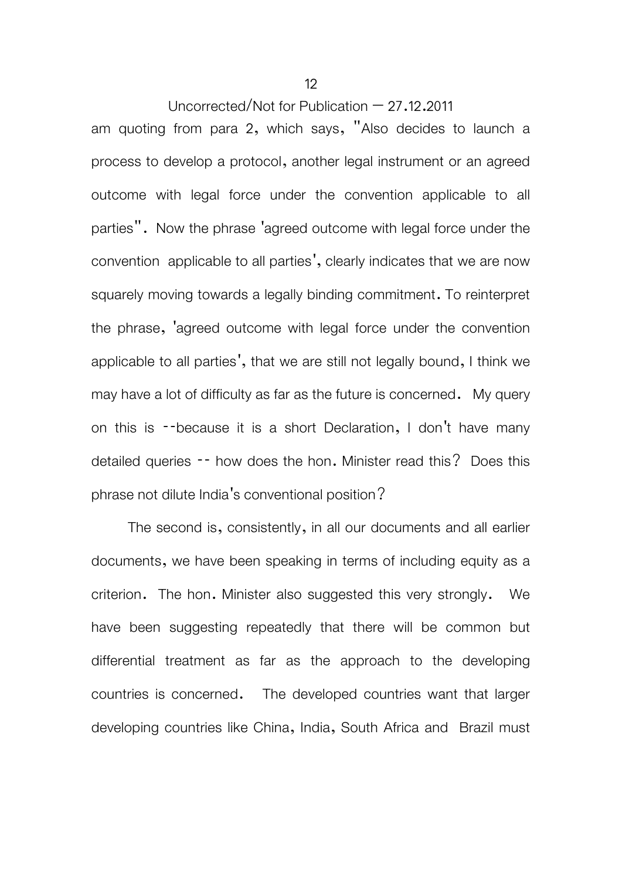am quoting from para 2, which says, "Also decides to launch a process to develop a protocol, another legal instrument or an agreed outcome with legal force under the convention applicable to all parties". Now the phrase 'agreed outcome with legal force under the convention applicable to all parties', clearly indicates that we are now squarely moving towards a legally binding commitment. To reinterpret the phrase, 'agreed outcome with legal force under the convention applicable to all parties', that we are still not legally bound, I think we may have a lot of difficulty as far as the future is concerned. My query on this is --because it is a short Declaration, I don't have many detailed queries -- how does the hon. Minister read this? Does this phrase not dilute India's conventional position?

The second is, consistently, in all our documents and all earlier documents, we have been speaking in terms of including equity as a criterion. The hon. Minister also suggested this very strongly. We have been suggesting repeatedly that there will be common but differential treatment as far as the approach to the developing countries is concerned. The developed countries want that larger developing countries like China, India, South Africa and Brazil must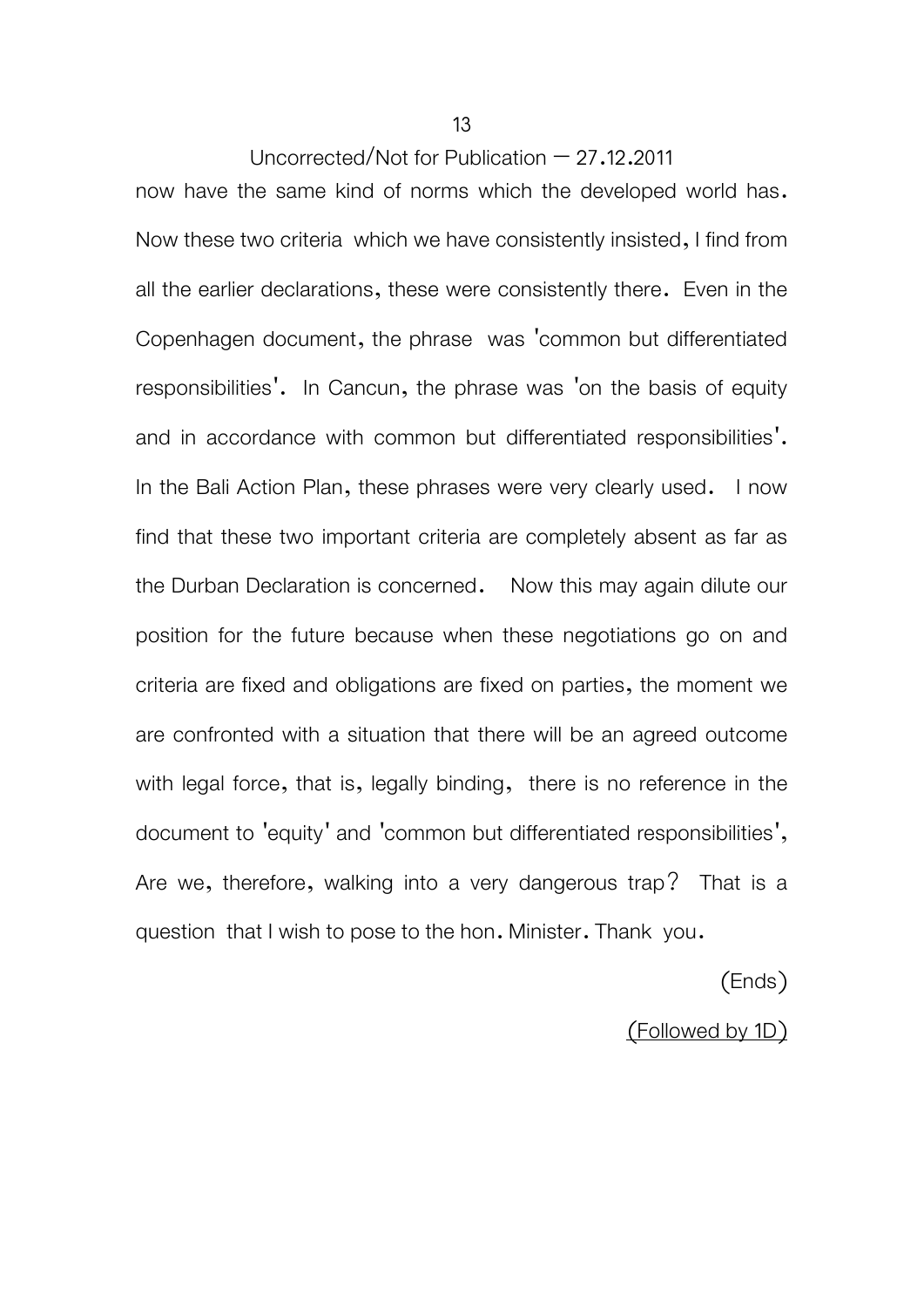now have the same kind of norms which the developed world has. Now these two criteria which we have consistently insisted, I find from all the earlier declarations, these were consistently there. Even in the Copenhagen document, the phrase was 'common but differentiated responsibilities'. In Cancun, the phrase was 'on the basis of equity and in accordance with common but differentiated responsibilities'. In the Bali Action Plan, these phrases were very clearly used. I now find that these two important criteria are completely absent as far as the Durban Declaration is concerned. Now this may again dilute our position for the future because when these negotiations go on and criteria are fixed and obligations are fixed on parties, the moment we are confronted with a situation that there will be an agreed outcome with legal force, that is, legally binding, there is no reference in the document to 'equity' and 'common but differentiated responsibilities', Are we, therefore, walking into a very dangerous trap? That is a question that I wish to pose to the hon. Minister. Thank you.

(Ends)

(Followed by 1D)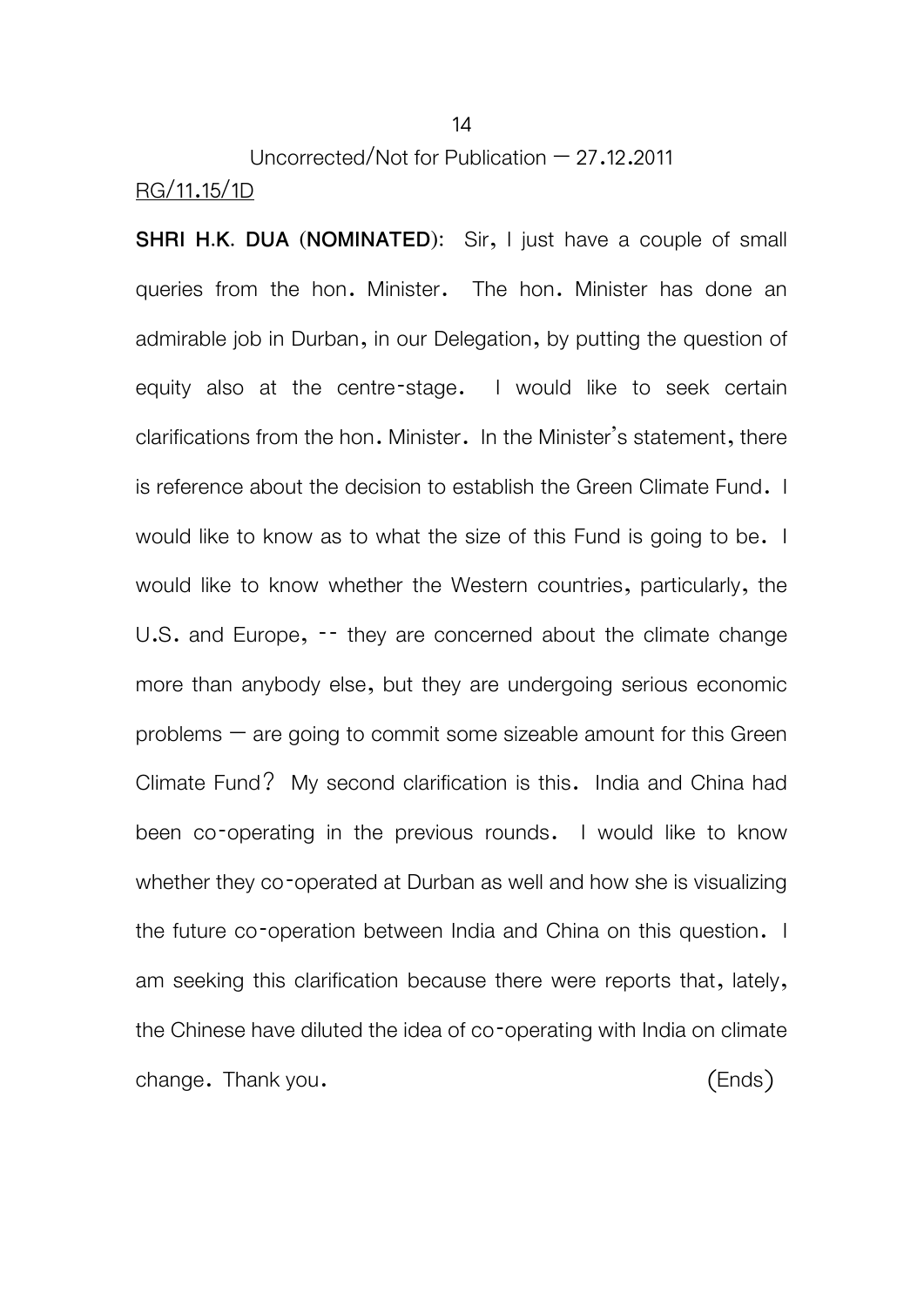Uncorrected/Not for Publication – 27.12.2011

RG/11.15/1D

**SHRI H.K. DUA (NOMINATED):** Sir, I just have a couple of small queries from the hon. Minister. The hon. Minister has done an admirable job in Durban, in our Delegation, by putting the question of equity also at the centre-stage. I would like to seek certain clarifications from the hon. Minister. In the Minister's statement, there is reference about the decision to establish the Green Climate Fund. I would like to know as to what the size of this Fund is going to be. I would like to know whether the Western countries, particularly, the U.S. and Europe, -- they are concerned about the climate change more than anybody else, but they are undergoing serious economic problems – are going to commit some sizeable amount for this Green Climate Fund? My second clarification is this. India and China had been co-operating in the previous rounds. I would like to know whether they co-operated at Durban as well and how she is visualizing the future co-operation between India and China on this question. I am seeking this clarification because there were reports that, lately, the Chinese have diluted the idea of co-operating with India on climate change. Thank you. (Ends)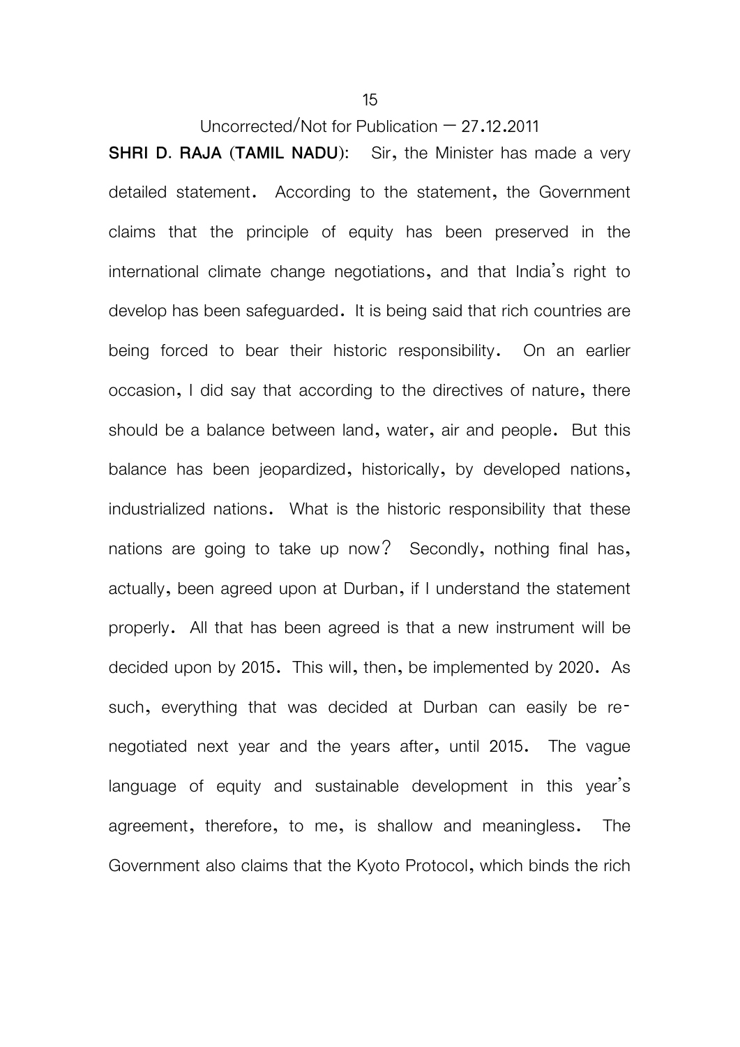**SHRI D. RAJA (TAMIL NADU):** Sir, the Minister has made a very detailed statement. According to the statement, the Government claims that the principle of equity has been preserved in the international climate change negotiations, and that India's right to develop has been safeguarded. It is being said that rich countries are being forced to bear their historic responsibility. On an earlier occasion, I did say that according to the directives of nature, there should be a balance between land, water, air and people. But this balance has been jeopardized, historically, by developed nations, industrialized nations. What is the historic responsibility that these nations are going to take up now? Secondly, nothing final has, actually, been agreed upon at Durban, if I understand the statement properly. All that has been agreed is that a new instrument will be decided upon by 2015. This will, then, be implemented by 2020. As such, everything that was decided at Durban can easily be re-negotiated next year and the years after, until 2015. The vague language of equity and sustainable development in this year's agreement, therefore, to me, is shallow and meaningless. The Government also claims that the Kyoto Protocol, which binds the rich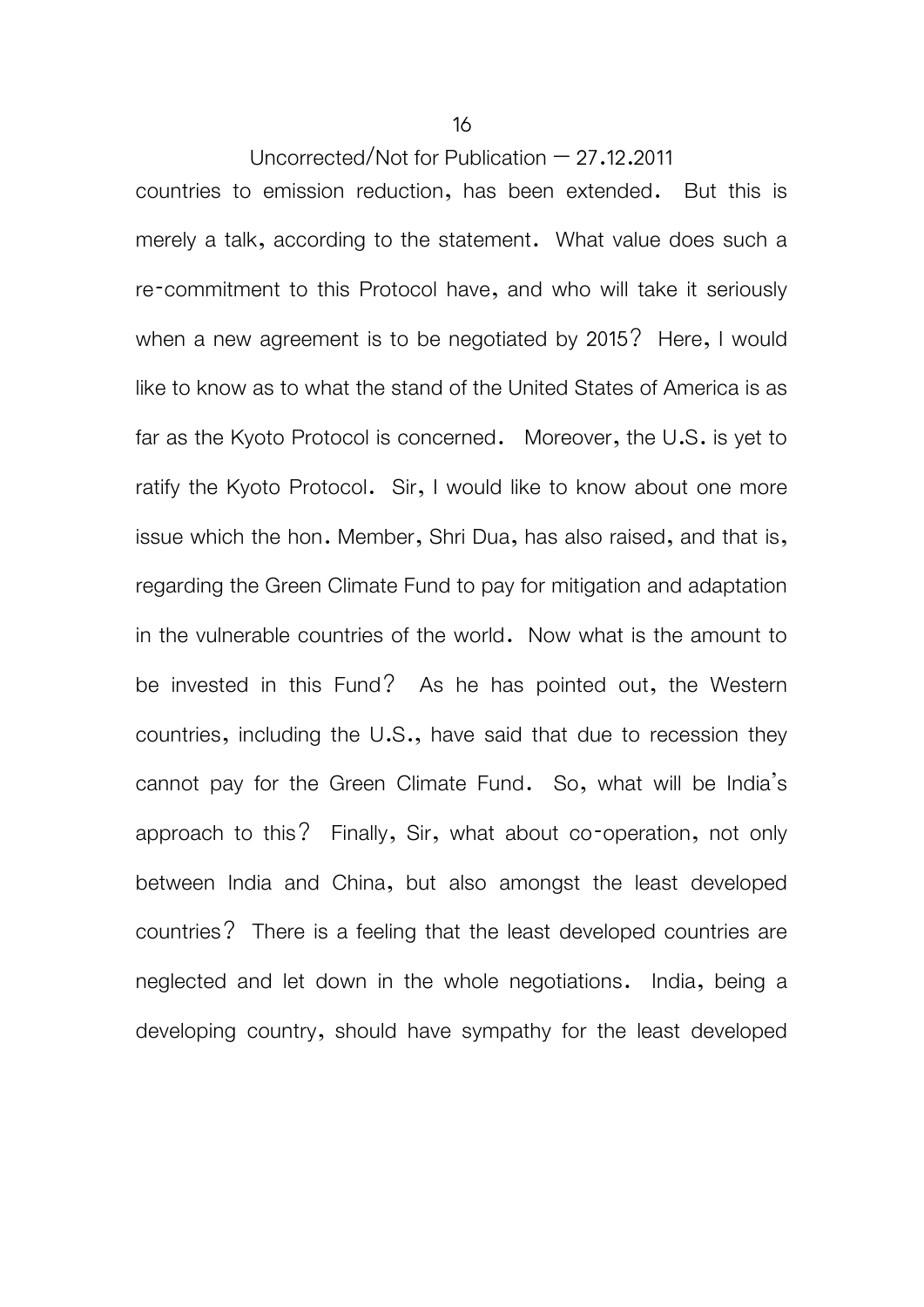countries to emission reduction, has been extended. But this is merely a talk, according to the statement. What value does such a re-commitment to this Protocol have, and who will take it seriously when a new agreement is to be negotiated by 2015? Here, I would like to know as to what the stand of the United States of America is as far as the Kyoto Protocol is concerned. Moreover, the U.S. is yet to ratify the Kyoto Protocol. Sir, I would like to know about one more issue which the hon. Member, Shri Dua, has also raised, and that is, regarding the Green Climate Fund to pay for mitigation and adaptation in the vulnerable countries of the world. Now what is the amount to be invested in this Fund? As he has pointed out, the Western countries, including the U.S., have said that due to recession they cannot pay for the Green Climate Fund. So, what will be India's approach to this? Finally, Sir, what about co-operation, not only between India and China, but also amongst the least developed countries? There is a feeling that the least developed countries are neglected and let down in the whole negotiations. India, being a developing country, should have sympathy for the least developed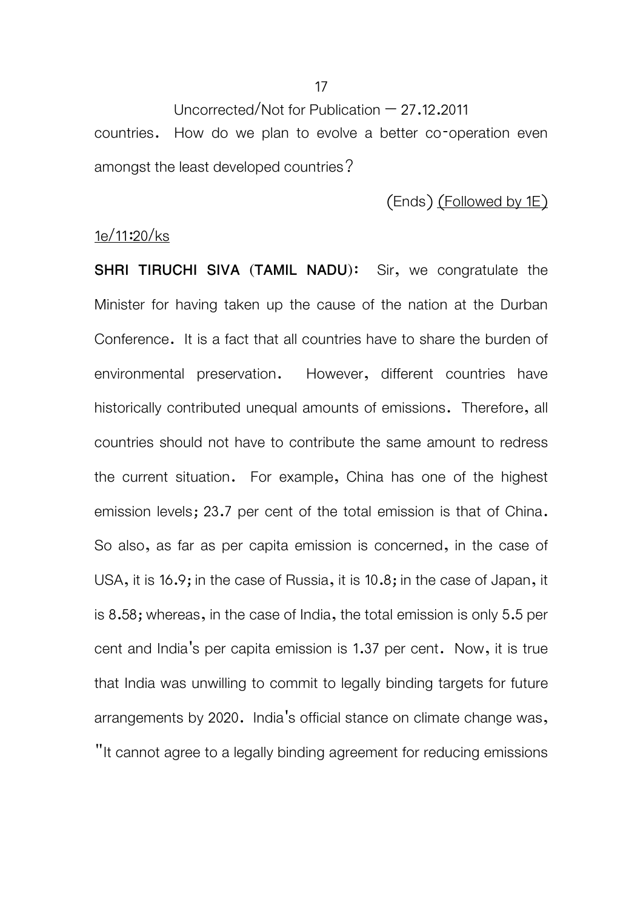Uncorrected/Not for Publication – 27.12.2011

countries. How do we plan to evolve a better co-operation even amongst the least developed countries?

(Ends) (Followed by 1E)

1e/11:20/ks

**SHRI TIRUCHI SIVA (TAMIL NADU):** Sir, we congratulate the Minister for having taken up the cause of the nation at the Durban Conference. It is a fact that all countries have to share the burden of environmental preservation. However, different countries have historically contributed unequal amounts of emissions. Therefore, all countries should not have to contribute the same amount to redress the current situation. For example, China has one of the highest emission levels; 23.7 per cent of the total emission is that of China. So also, as far as per capita emission is concerned, in the case of USA, it is 16.9; in the case of Russia, it is 10.8; in the case of Japan, it is 8.58; whereas, in the case of India, the total emission is only 5.5 per cent and India's per capita emission is 1.37 per cent. Now, it is true that India was unwilling to commit to legally binding targets for future arrangements by 2020. India's official stance on climate change was, "It cannot agree to a legally binding agreement for reducing emissions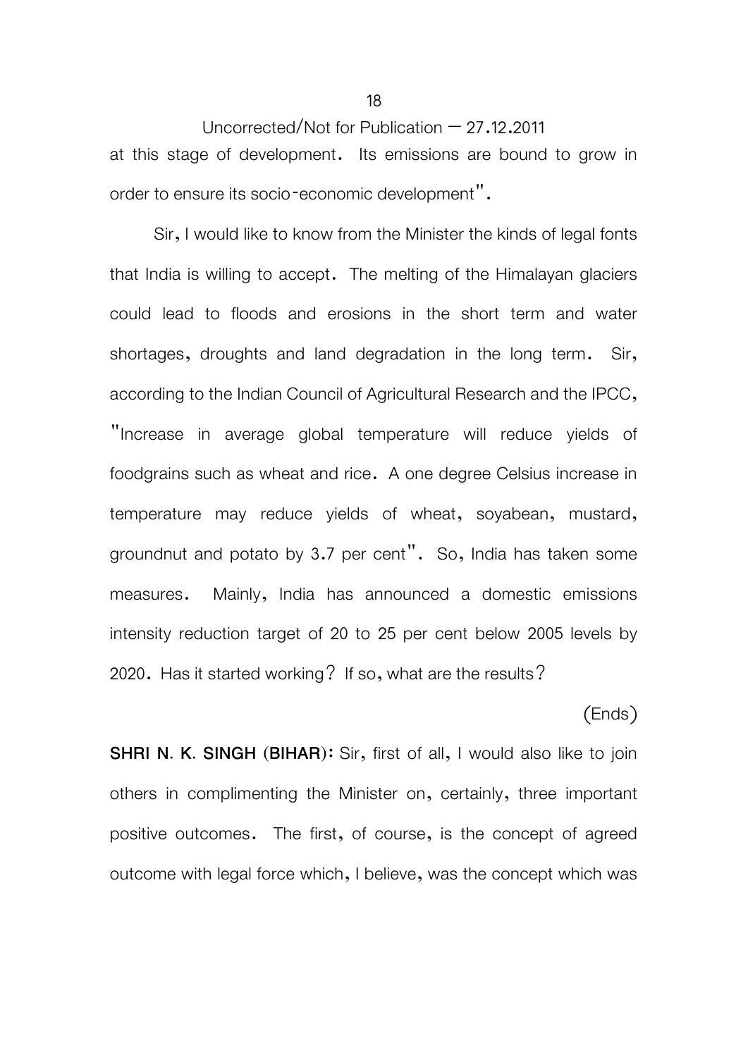Uncorrected/Not for Publication – 27.12.2011

at this stage of development. Its emissions are bound to grow in order to ensure its socio-economic development".

Sir, I would like to know from the Minister the kinds of legal fonts that India is willing to accept. The melting of the Himalayan glaciers could lead to floods and erosions in the short term and water shortages, droughts and land degradation in the long term. Sir, according to the Indian Council of Agricultural Research and the IPCC, "Increase in average global temperature will reduce yields of foodgrains such as wheat and rice. A one degree Celsius increase in temperature may reduce yields of wheat, soyabean, mustard, groundnut and potato by 3.7 per cent". So, India has taken some measures. Mainly, India has announced a domestic emissions intensity reduction target of 20 to 25 per cent below 2005 levels by 2020. Has it started working? If so, what are the results?

(Ends)

**SHRI N. K. SINGH (BIHAR):** Sir, first of all, I would also like to join others in complimenting the Minister on, certainly, three important positive outcomes. The first, of course, is the concept of agreed outcome with legal force which, I believe, was the concept which was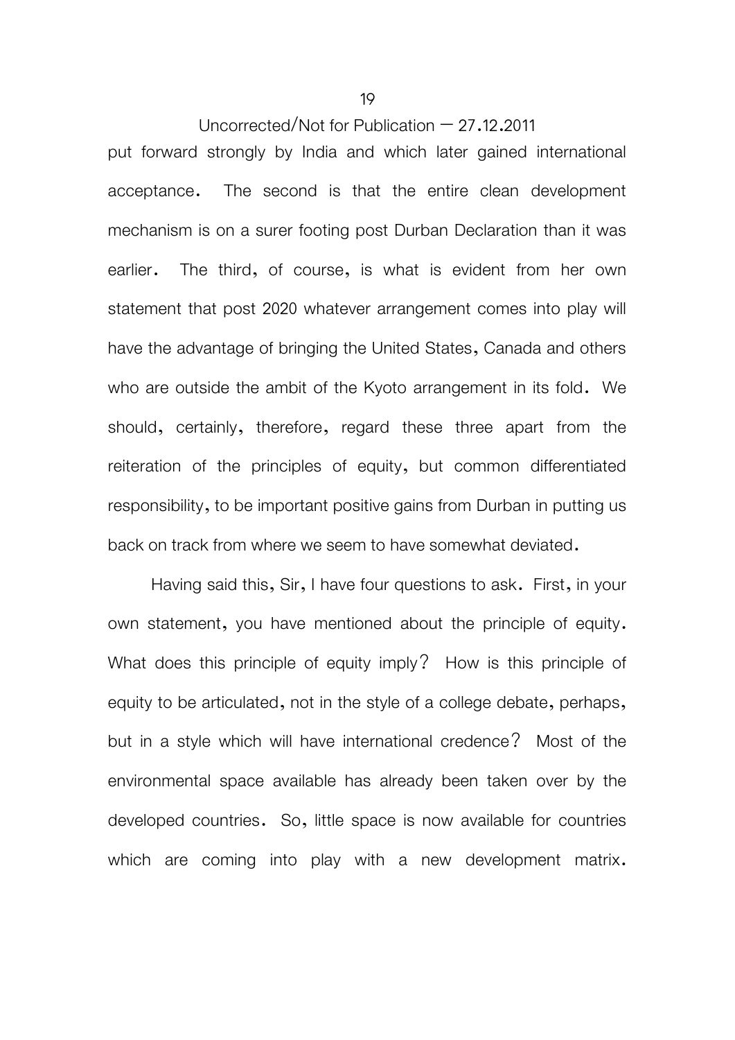put forward strongly by India and which later gained international acceptance. The second is that the entire clean development mechanism is on a surer footing post Durban Declaration than it was earlier. The third, of course, is what is evident from her own statement that post 2020 whatever arrangement comes into play will have the advantage of bringing the United States, Canada and others who are outside the ambit of the Kyoto arrangement in its fold. We should, certainly, therefore, regard these three apart from the reiteration of the principles of equity, but common differentiated responsibility, to be important positive gains from Durban in putting us back on track from where we seem to have somewhat deviated.

Having said this, Sir, I have four questions to ask. First, in your own statement, you have mentioned about the principle of equity. What does this principle of equity imply? How is this principle of equity to be articulated, not in the style of a college debate, perhaps, but in a style which will have international credence? Most of the environmental space available has already been taken over by the developed countries. So, little space is now available for countries which are coming into play with a new development matrix.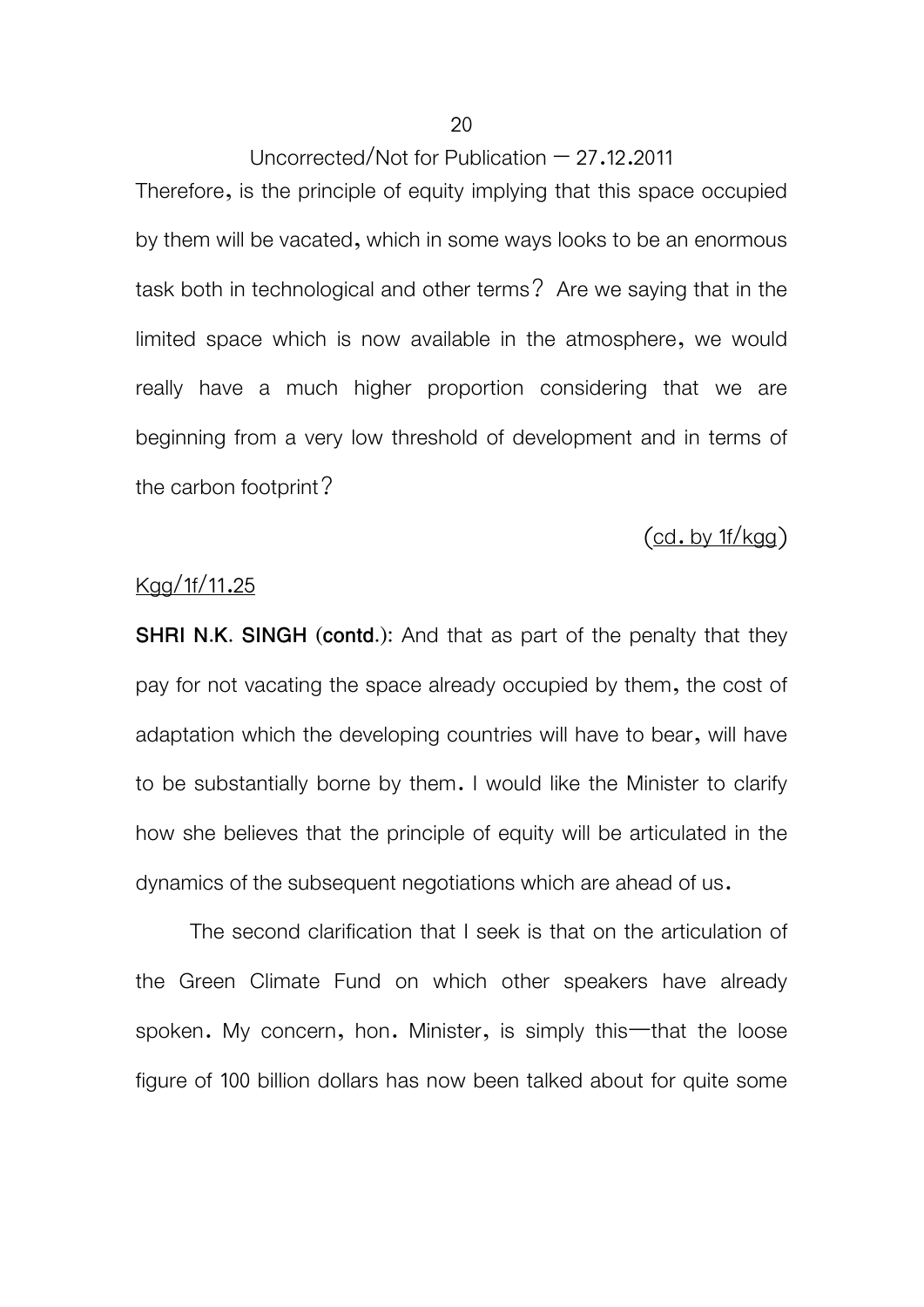Therefore, is the principle of equity implying that this space occupied by them will be vacated, which in some ways looks to be an enormous task both in technological and other terms? Are we saying that in the limited space which is now available in the atmosphere, we would really have a much higher proportion considering that we are beginning from a very low threshold of development and in terms of the carbon footprint?

(cd. by 1f/kgg)

Kgg/1f/11.25

**SHRI N.K. SINGH (contd.):** And that as part of the penalty that they pay for not vacating the space already occupied by them, the cost of adaptation which the developing countries will have to bear, will have to be substantially borne by them. I would like the Minister to clarify how she believes that the principle of equity will be articulated in the dynamics of the subsequent negotiations which are ahead of us.

The second clarification that I seek is that on the articulation of the Green Climate Fund on which other speakers have already spoken. My concern, hon. Minister, is simply this—that the loose figure of 100 billion dollars has now been talked about for quite some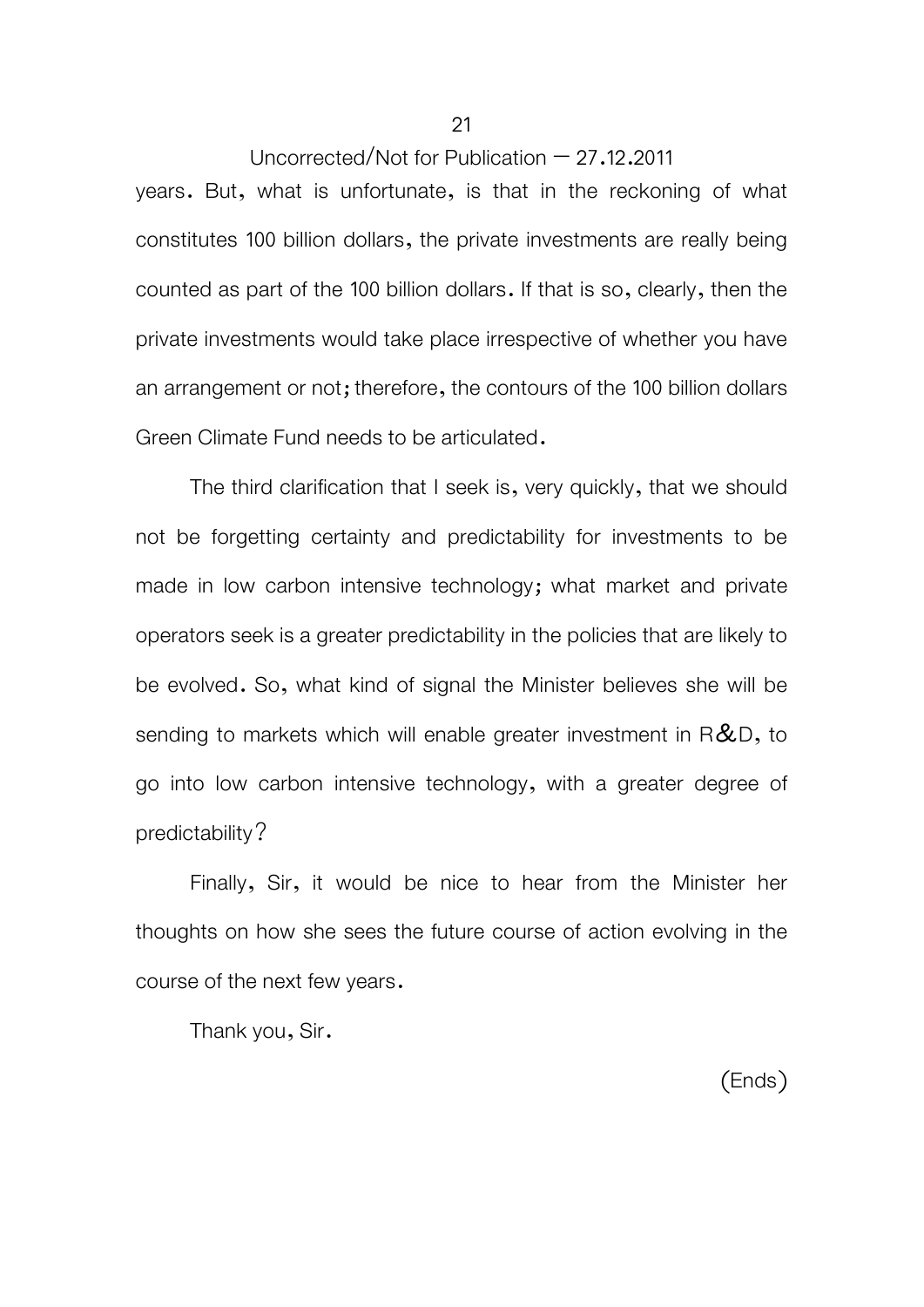years. But, what is unfortunate, is that in the reckoning of what constitutes 100 billion dollars, the private investments are really being counted as part of the 100 billion dollars. If that is so, clearly, then the private investments would take place irrespective of whether you have an arrangement or not; therefore, the contours of the 100 billion dollars Green Climate Fund needs to be articulated.

The third clarification that I seek is, very quickly, that we should not be forgetting certainty and predictability for investments to be made in low carbon intensive technology; what market and private operators seek is a greater predictability in the policies that are likely to be evolved. So, what kind of signal the Minister believes she will be sending to markets which will enable greater investment in R&D, to go into low carbon intensive technology, with a greater degree of predictability?

Finally, Sir, it would be nice to hear from the Minister her thoughts on how she sees the future course of action evolving in the course of the next few years.

Thank you, Sir.

(Ends)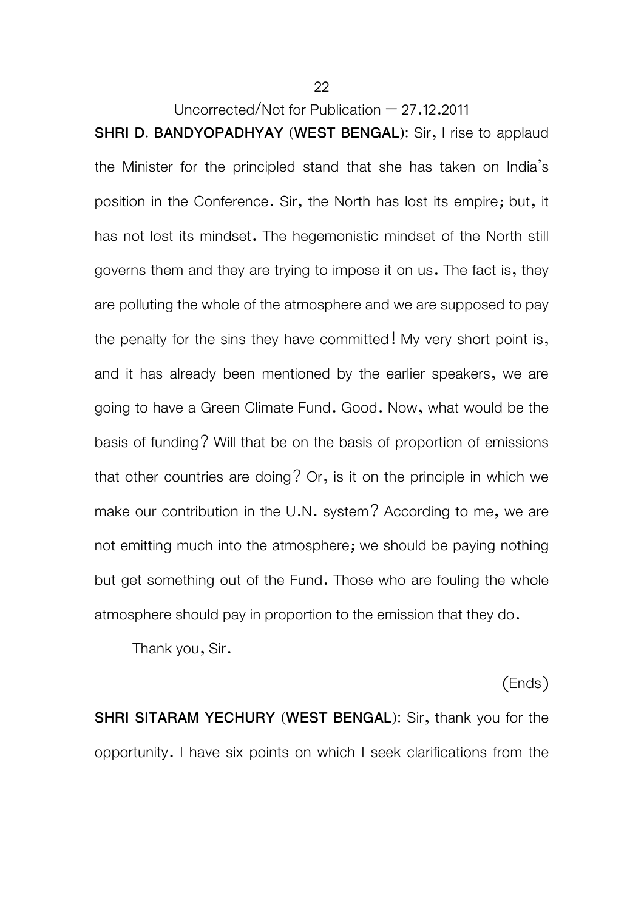**SHRI D. BANDYOPADHYAY (WEST BENGAL):** Sir, I rise to applaud the Minister for the principled stand that she has taken on India's position in the Conference. Sir, the North has lost its empire; but, it has not lost its mindset. The hegemonistic mindset of the North still governs them and they are trying to impose it on us. The fact is, they are polluting the whole of the atmosphere and we are supposed to pay the penalty for the sins they have committed! My very short point is, and it has already been mentioned by the earlier speakers, we are going to have a Green Climate Fund. Good. Now, what would be the basis of funding? Will that be on the basis of proportion of emissions that other countries are doing? Or, is it on the principle in which we make our contribution in the U.N. system? According to me, we are not emitting much into the atmosphere; we should be paying nothing but get something out of the Fund. Those who are fouling the whole atmosphere should pay in proportion to the emission that they do.

Thank you, Sir.

(Ends)

**SHRI SITARAM YECHURY (WEST BENGAL):** Sir, thank you for the opportunity. I have six points on which I seek clarifications from the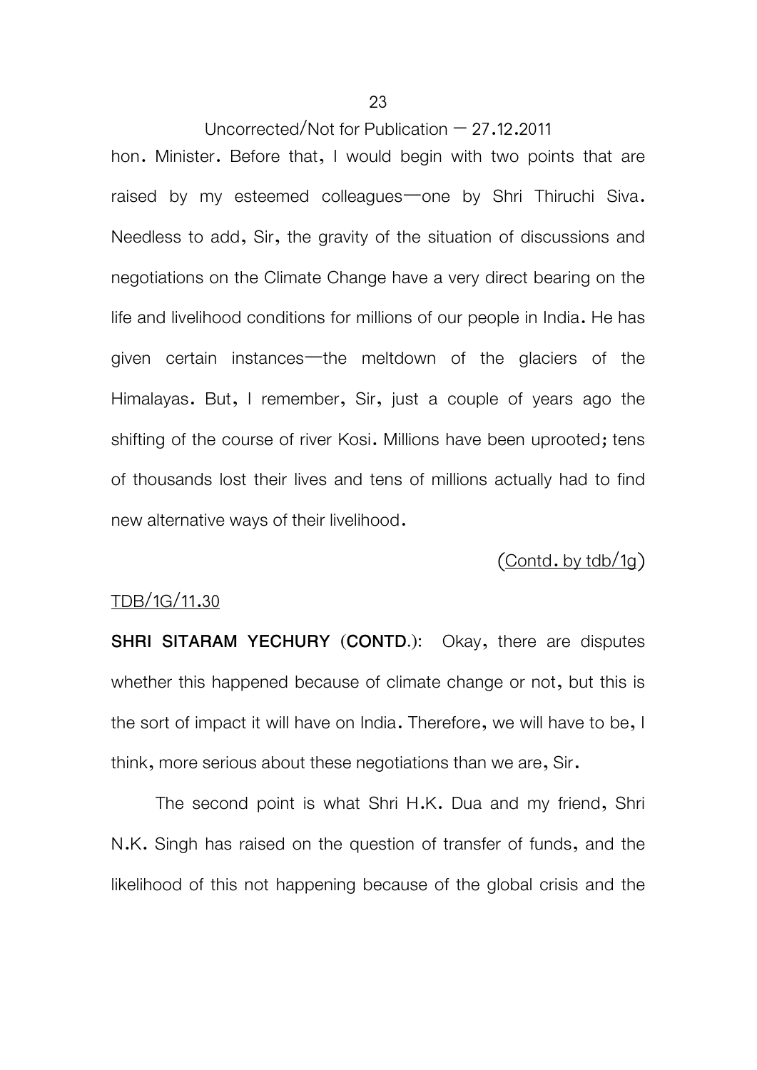hon. Minister. Before that, I would begin with two points that are raised by my esteemed colleagues—one by Shri Thiruchi Siva. Needless to add, Sir, the gravity of the situation of discussions and negotiations on the Climate Change have a very direct bearing on the life and livelihood conditions for millions of our people in India. He has given certain instances—the meltdown of the glaciers of the Himalayas. But, I remember, Sir, just a couple of years ago the shifting of the course of river Kosi. Millions have been uprooted; tens of thousands lost their lives and tens of millions actually had to find new alternative ways of their livelihood.

(Contd. by tdb/1g)

TDB/1G/11.30

**SHRI SITARAM YECHURY (CONTD.)**: Okay, there are disputes whether this happened because of climate change or not, but this is the sort of impact it will have on India. Therefore, we will have to be, I think, more serious about these negotiations than we are, Sir.

The second point is what Shri H.K. Dua and my friend, Shri N.K. Singh has raised on the question of transfer of funds, and the likelihood of this not happening because of the global crisis and the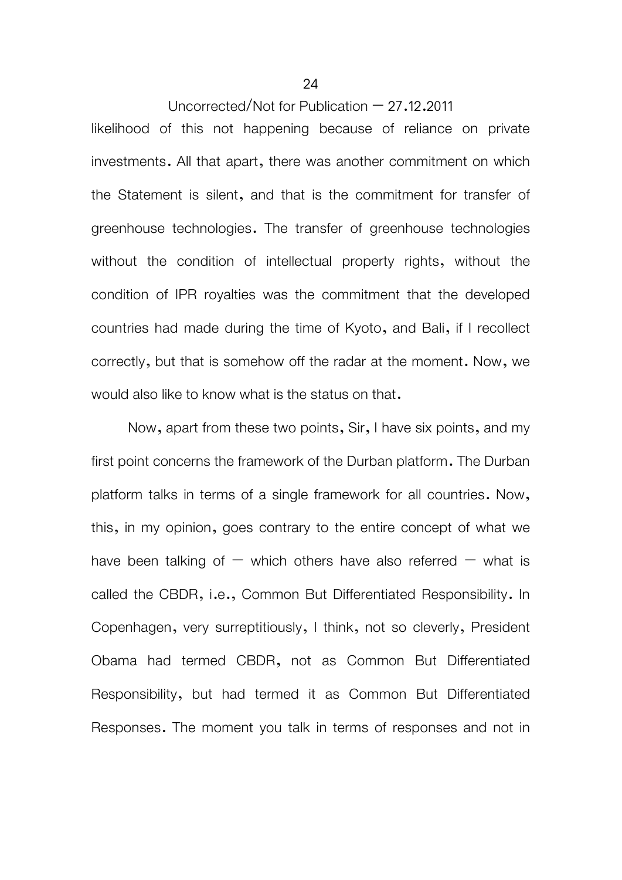likelihood of this not happening because of reliance on private investments. All that apart, there was another commitment on which the Statement is silent, and that is the commitment for transfer of greenhouse technologies. The transfer of greenhouse technologies without the condition of intellectual property rights, without the condition of IPR royalties was the commitment that the developed countries had made during the time of Kyoto, and Bali, if I recollect correctly, but that is somehow off the radar at the moment. Now, we would also like to know what is the status on that.

Now, apart from these two points, Sir, I have six points, and my first point concerns the framework of the Durban platform. The Durban platform talks in terms of a single framework for all countries. Now, this, in my opinion, goes contrary to the entire concept of what we have been talking of — which others have also referred — what is called the CBDR, i.e., Common But Differentiated Responsibility. In Copenhagen, very surreptitiously, I think, not so cleverly, President Obama had termed CBDR, not as Common But Differentiated Responsibility, but had termed it as Common But Differentiated Responses. The moment you talk in terms of responses and not in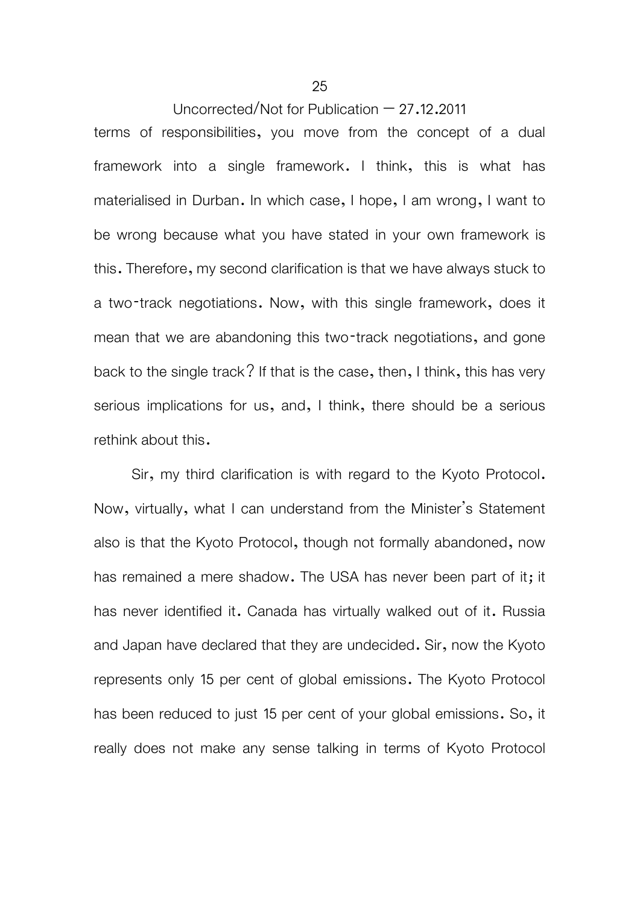terms of responsibilities, you move from the concept of a dual framework into a single framework. I think, this is what has materialised in Durban. In which case, I hope, I am wrong, I want to be wrong because what you have stated in your own framework is this. Therefore, my second clarification is that we have always stuck to a two-track negotiations. Now, with this single framework, does it mean that we are abandoning this two-track negotiations, and gone back to the single track? If that is the case, then, I think, this has very serious implications for us, and, I think, there should be a serious rethink about this.

Sir, my third clarification is with regard to the Kyoto Protocol. Now, virtually, what I can understand from the Minister's Statement also is that the Kyoto Protocol, though not formally abandoned, now has remained a mere shadow. The USA has never been part of it; it has never identified it. Canada has virtually walked out of it. Russia and Japan have declared that they are undecided. Sir, now the Kyoto represents only 15 per cent of global emissions. The Kyoto Protocol has been reduced to just 15 per cent of your global emissions. So, it really does not make any sense talking in terms of Kyoto Protocol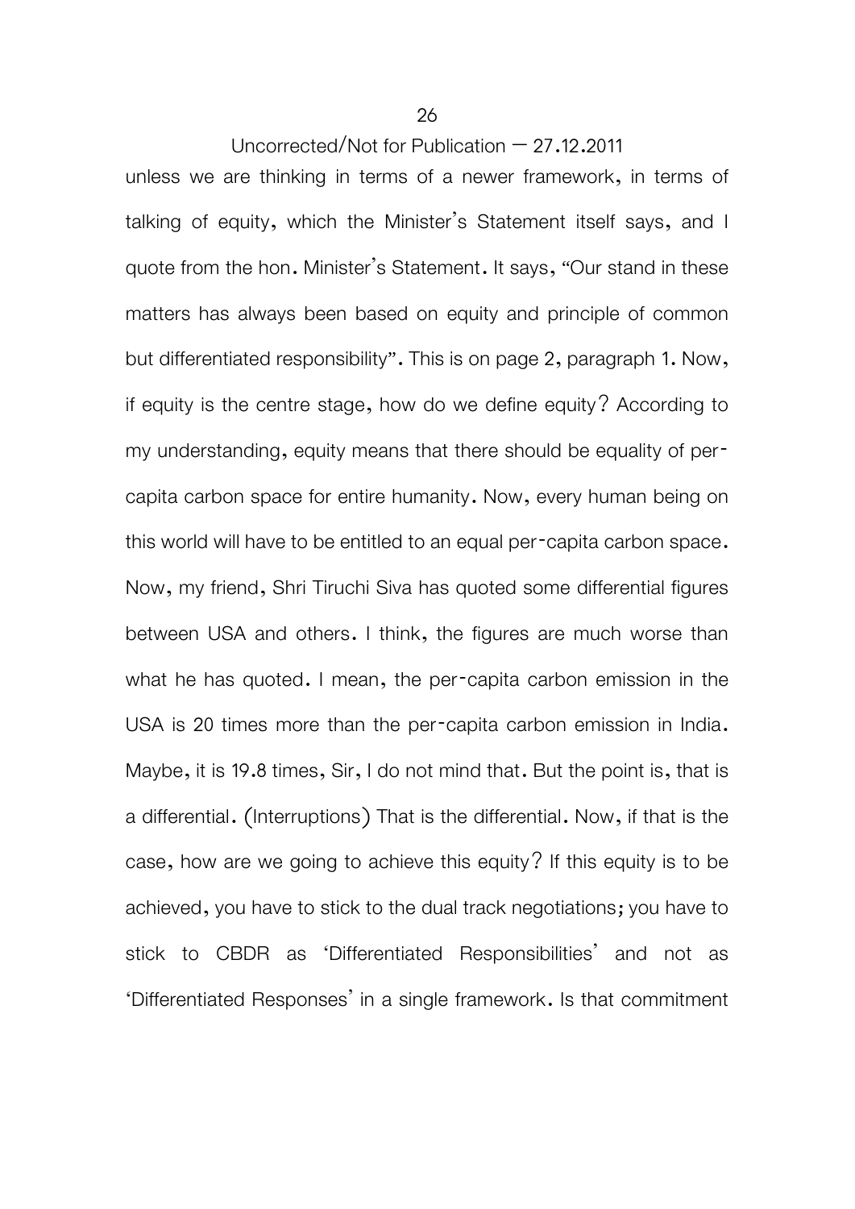unless we are thinking in terms of a newer framework, in terms of talking of equity, which the Minister's Statement itself says, and I quote from the hon. Minister's Statement. It says, "Our stand in these matters has always been based on equity and principle of common but differentiated responsibility". This is on page 2, paragraph 1. Now, if equity is the centre stage, how do we define equity? According to my understanding, equity means that there should be equality of per-capita carbon space for entire humanity. Now, every human being on this world will have to be entitled to an equal per-capita carbon space. Now, my friend, Shri Tiruchi Siva has quoted some differential figures between USA and others. I think, the figures are much worse than what he has quoted. I mean, the per-capita carbon emission in the USA is 20 times more than the per-capita carbon emission in India. Maybe, it is 19.8 times, Sir, I do not mind that. But the point is, that is a differential. (Interruptions) That is the differential. Now, if that is the case, how are we going to achieve this equity? If this equity is to be achieved, you have to stick to the dual track negotiations; you have to stick to CBDR as 'Differentiated Responsibilities' and not as 'Differentiated Responses' in a single framework. Is that commitment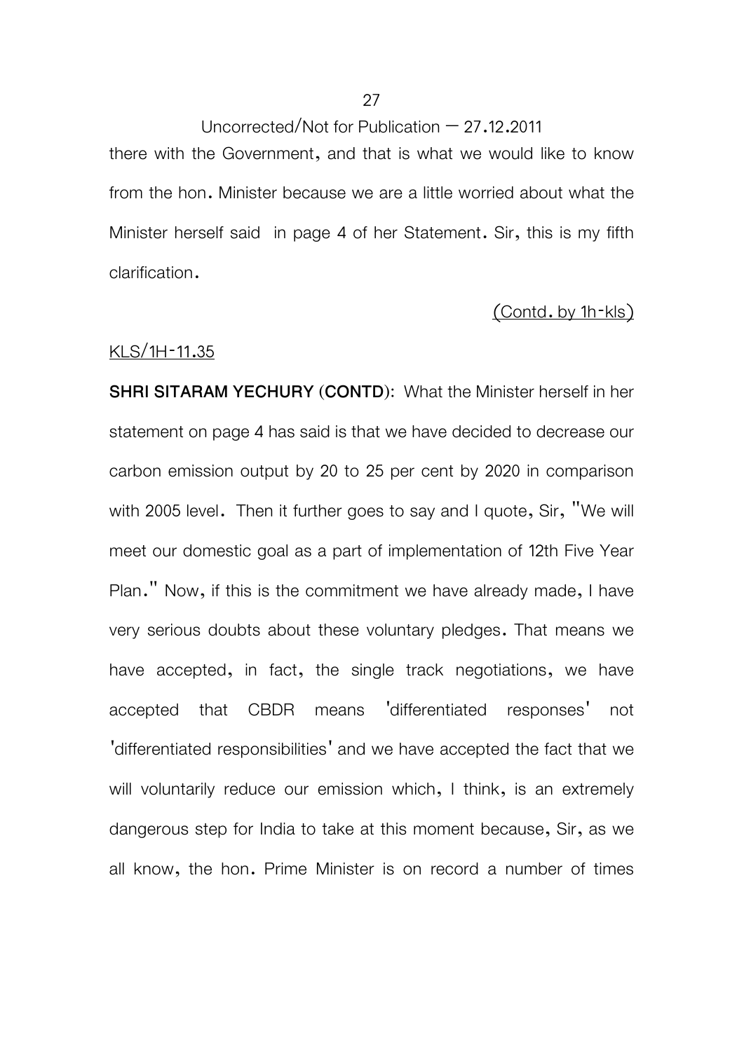there with the Government, and that is what we would like to know from the hon. Minister because we are a little worried about what the Minister herself said in page 4 of her Statement. Sir, this is my fifth clarification.

(Contd. by 1h-kls)

KLS/1H-11.35

**SHRI SITARAM YECHURY (CONTD):** What the Minister herself in her statement on page 4 has said is that we have decided to decrease our carbon emission output by 20 to 25 per cent by 2020 in comparison with 2005 level. Then it further goes to say and I quote, Sir, "We will meet our domestic goal as a part of implementation of 12th Five Year Plan." Now, if this is the commitment we have already made, I have very serious doubts about these voluntary pledges. That means we have accepted, in fact, the single track negotiations, we have accepted that CBDR means 'differentiated responses' not 'differentiated responsibilities' and we have accepted the fact that we will voluntarily reduce our emission which, I think, is an extremely dangerous step for India to take at this moment because, Sir, as we all know, the hon. Prime Minister is on record a number of times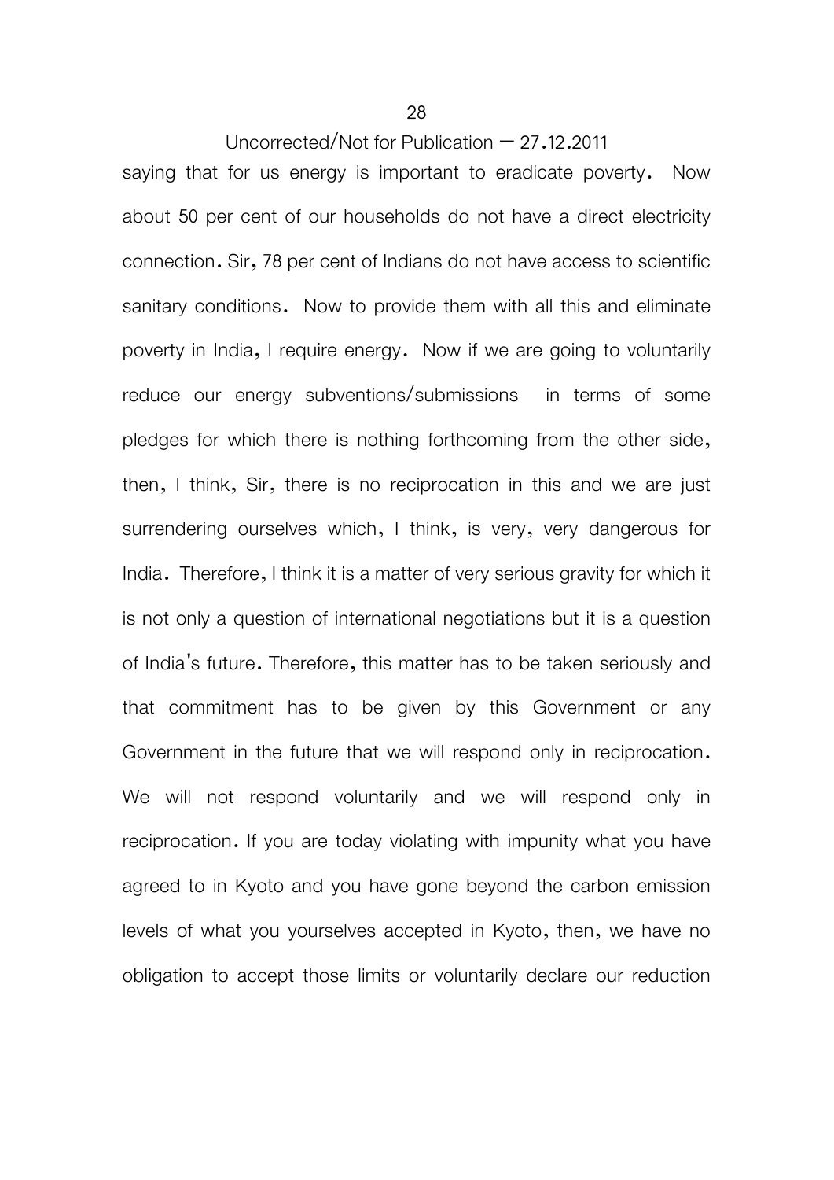saying that for us energy is important to eradicate poverty. Now about 50 per cent of our households do not have a direct electricity connection. Sir, 78 per cent of Indians do not have access to scientific sanitary conditions. Now to provide them with all this and eliminate poverty in India, I require energy. Now if we are going to voluntarily reduce our energy subventions/submissions in terms of some pledges for which there is nothing forthcoming from the other side, then, I think, Sir, there is no reciprocation in this and we are just surrendering ourselves which, I think, is very, very dangerous for India. Therefore, I think it is a matter of very serious gravity for which it is not only a question of international negotiations but it is a question of India's future. Therefore, this matter has to be taken seriously and that commitment has to be given by this Government or any Government in the future that we will respond only in reciprocation. We will not respond voluntarily and we will respond only in reciprocation. If you are today violating with impunity what you have agreed to in Kyoto and you have gone beyond the carbon emission levels of what you yourselves accepted in Kyoto, then, we have no obligation to accept those limits or voluntarily declare our reduction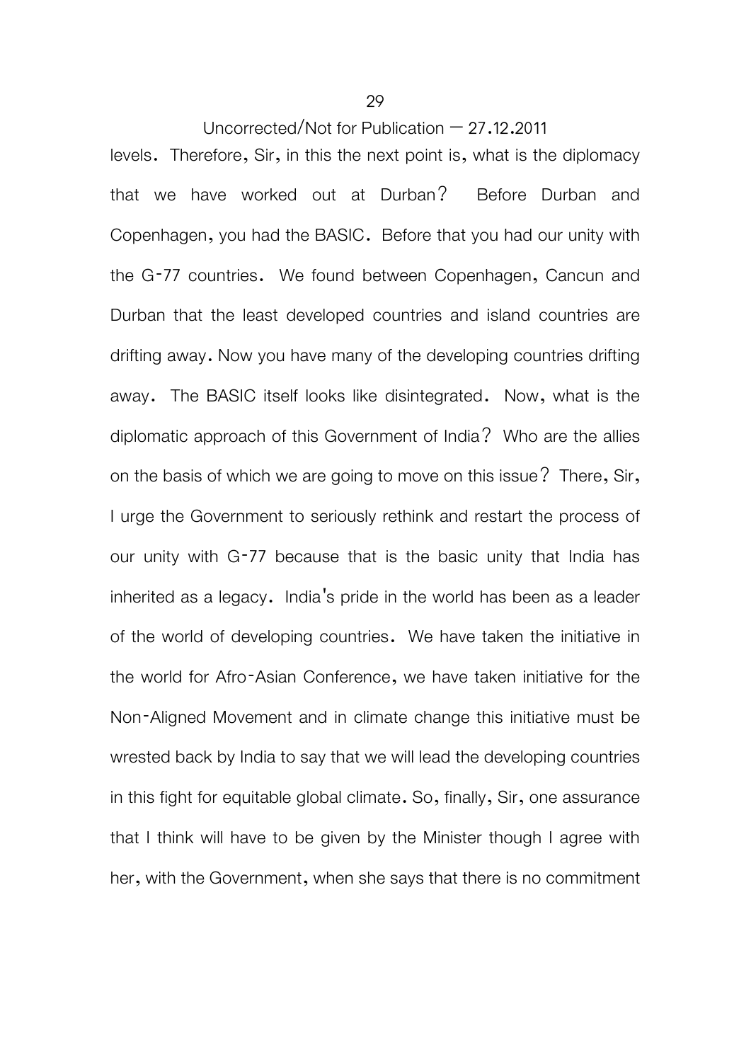levels. Therefore, Sir, in this the next point is, what is the diplomacy that we have worked out at Durban? Before Durban and Copenhagen, you had the BASIC. Before that you had our unity with the G-77 countries. We found between Copenhagen, Cancun and Durban that the least developed countries and island countries are drifting away. Now you have many of the developing countries drifting away. The BASIC itself looks like disintegrated. Now, what is the diplomatic approach of this Government of India? Who are the allies on the basis of which we are going to move on this issue? There, Sir, I urge the Government to seriously rethink and restart the process of our unity with G-77 because that is the basic unity that India has inherited as a legacy. India's pride in the world has been as a leader of the world of developing countries. We have taken the initiative in the world for Afro-Asian Conference, we have taken initiative for the Non-Aligned Movement and in climate change this initiative must be wrested back by India to say that we will lead the developing countries in this fight for equitable global climate. So, finally, Sir, one assurance that I think will have to be given by the Minister though I agree with her, with the Government, when she says that there is no commitment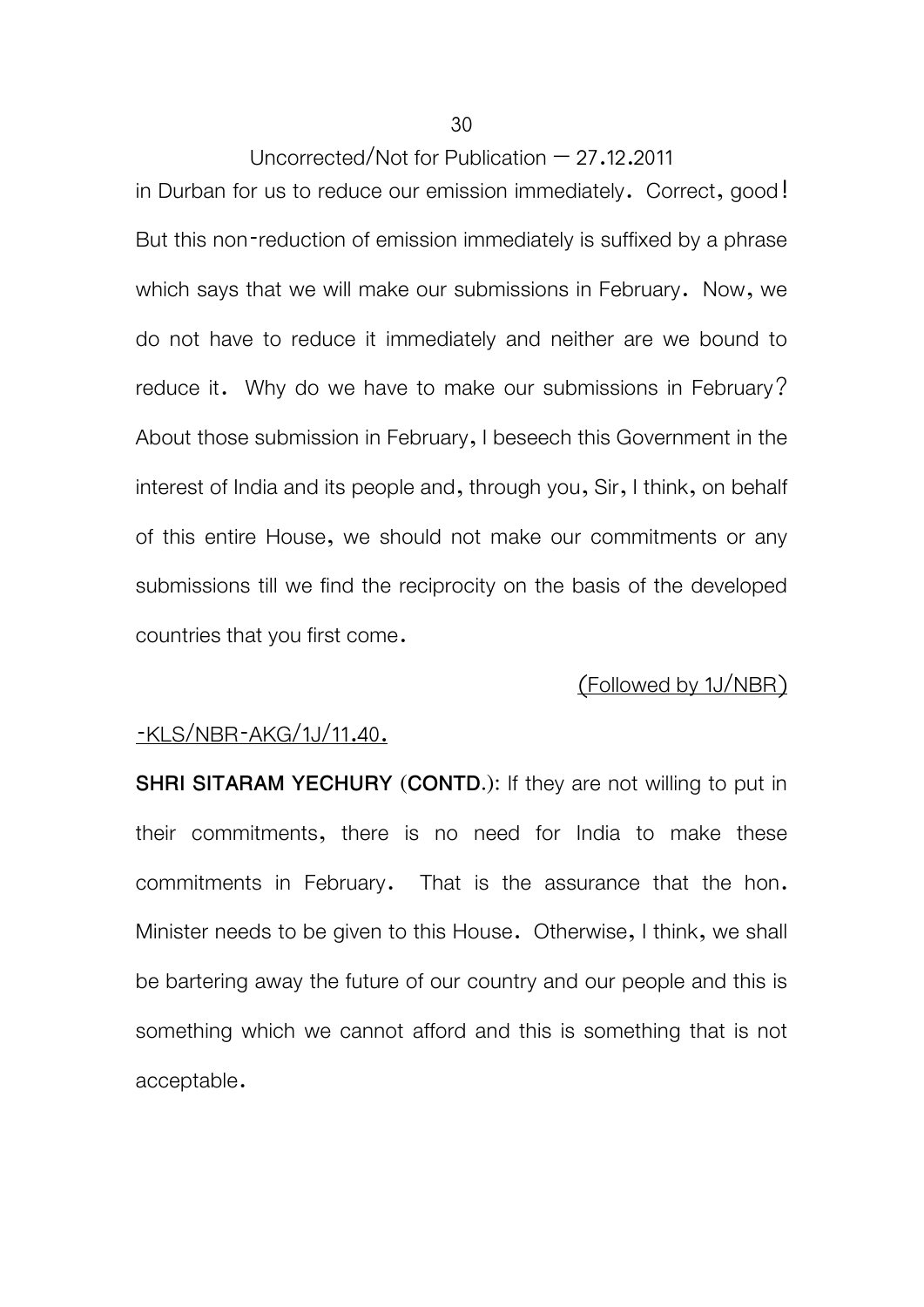in Durban for us to reduce our emission immediately. Correct, good! But this non-reduction of emission immediately is suffixed by a phrase which says that we will make our submissions in February. Now, we do not have to reduce it immediately and neither are we bound to reduce it. Why do we have to make our submissions in February? About those submission in February, I beseech this Government in the interest of India and its people and, through you, Sir, I think, on behalf of this entire House, we should not make our commitments or any submissions till we find the reciprocity on the basis of the developed countries that you first come.

(Followed by 1J/NBR)

-KLS/NBR-AKG/1J/11.40.

**SHRI SITARAM YECHURY (CONTD.):** If they are not willing to put in their commitments, there is no need for India to make these commitments in February. That is the assurance that the hon. Minister needs to be given to this House. Otherwise, I think, we shall be bartering away the future of our country and our people and this is something which we cannot afford and this is something that is not acceptable.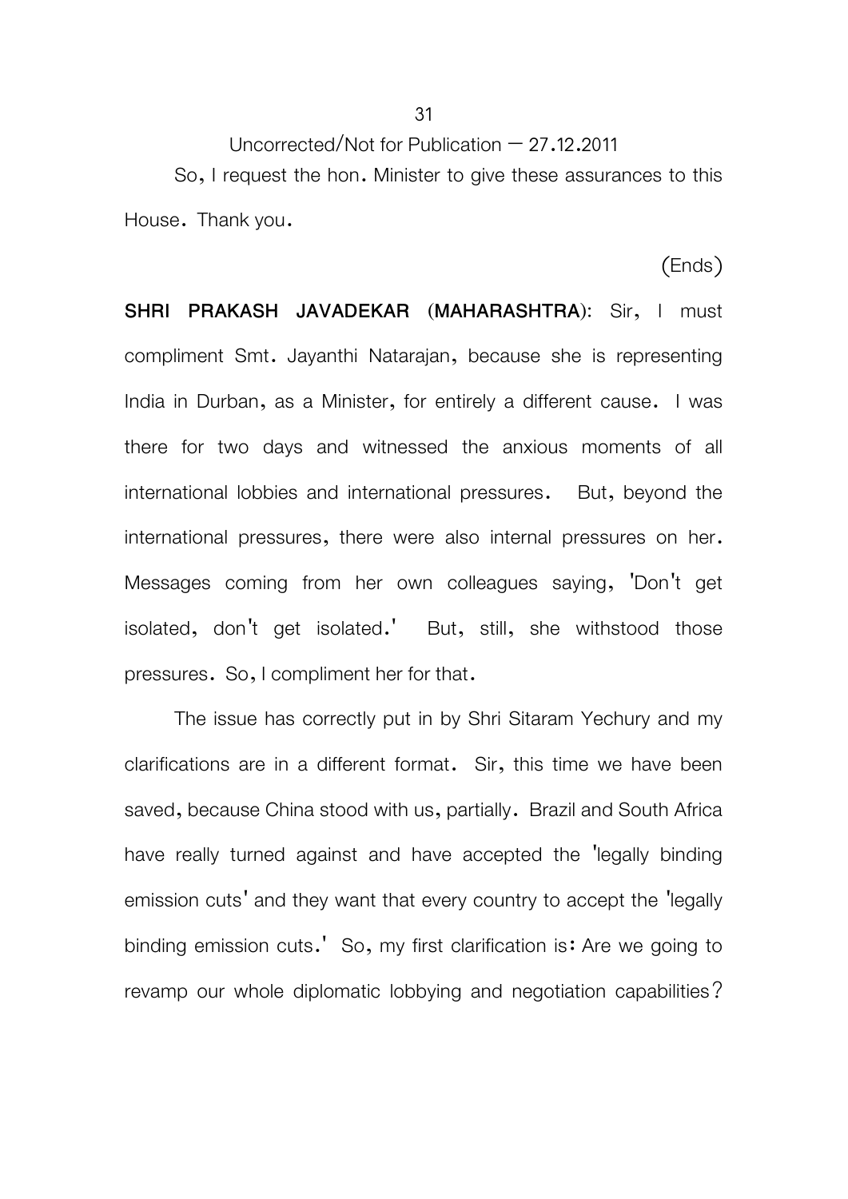Uncorrected/Not for Publication – 27.12.2011

So, I request the hon. Minister to give these assurances to this House. Thank you.

(Ends)

**SHRI PRAKASH JAVADEKAR (MAHARASHTRA):** Sir, I must compliment Smt. Jayanthi Natarajan, because she is representing India in Durban, as a Minister, for entirely a different cause. I was there for two days and witnessed the anxious moments of all international lobbies and international pressures. But, beyond the international pressures, there were also internal pressures on her. Messages coming from her own colleagues saying, 'Don't get isolated, don't get isolated.' But, still, she withstood those pressures. So, I compliment her for that.

The issue has correctly put in by Shri Sitaram Yechury and my clarifications are in a different format. Sir, this time we have been saved, because China stood with us, partially. Brazil and South Africa have really turned against and have accepted the 'legally binding emission cuts' and they want that every country to accept the 'legally binding emission cuts.' So, my first clarification is: Are we going to revamp our whole diplomatic lobbying and negotiation capabilities?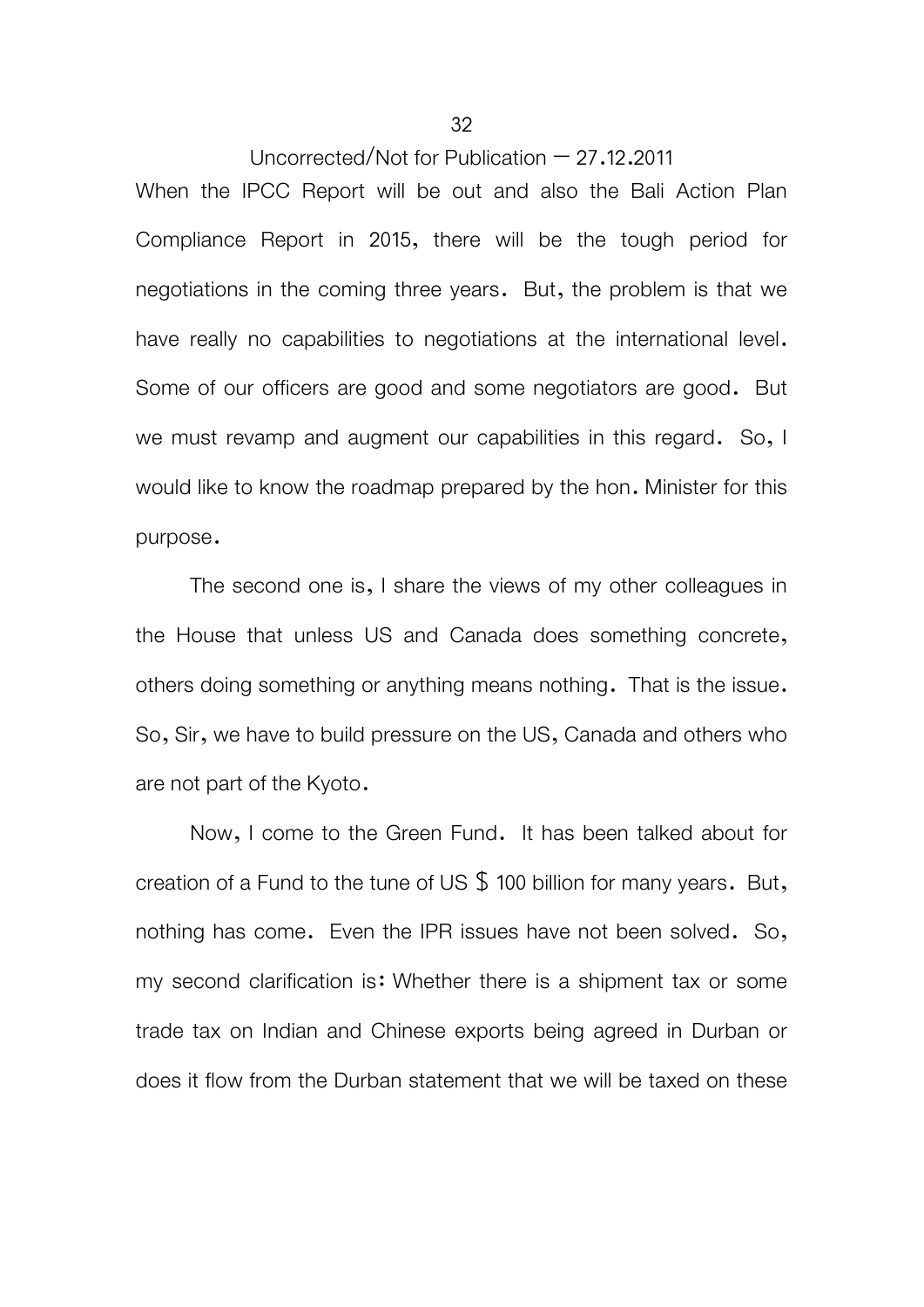When the IPCC Report will be out and also the Bali Action Plan Compliance Report in 2015, there will be the tough period for negotiations in the coming three years. But, the problem is that we have really no capabilities to negotiations at the international level. Some of our officers are good and some negotiators are good. But we must revamp and augment our capabilities in this regard. So, I would like to know the roadmap prepared by the hon. Minister for this purpose.

The second one is, I share the views of my other colleagues in the House that unless US and Canada does something concrete, others doing something or anything means nothing. That is the issue. So, Sir, we have to build pressure on the US, Canada and others who are not part of the Kyoto.

Now, I come to the Green Fund. It has been talked about for creation of a Fund to the tune of US $ 100 billion for many years. But, nothing has come. Even the IPR issues have not been solved. So, my second clarification is: Whether there is a shipment tax or some trade tax on Indian and Chinese exports being agreed in Durban or does it flow from the Durban statement that we will be taxed on these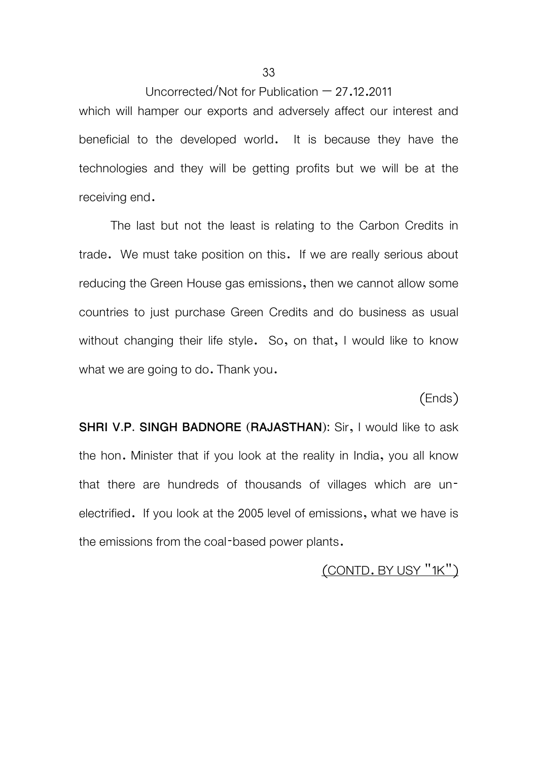which will hamper our exports and adversely affect our interest and beneficial to the developed world. It is because they have the technologies and they will be getting profits but we will be at the receiving end.

The last but not the least is relating to the Carbon Credits in trade. We must take position on this. If we are really serious about reducing the Green House gas emissions, then we cannot allow some countries to just purchase Green Credits and do business as usual without changing their life style. So, on that, I would like to know what we are going to do. Thank you.

(Ends)

**SHRI V.P. SINGH BADNORE (RAJASTHAN):** Sir, I would like to ask the hon. Minister that if you look at the reality in India, you all know that there are hundreds of thousands of villages which are un-electrified. If you look at the 2005 level of emissions, what we have is the emissions from the coal-based power plants.

(CONTD. BY USY "1K")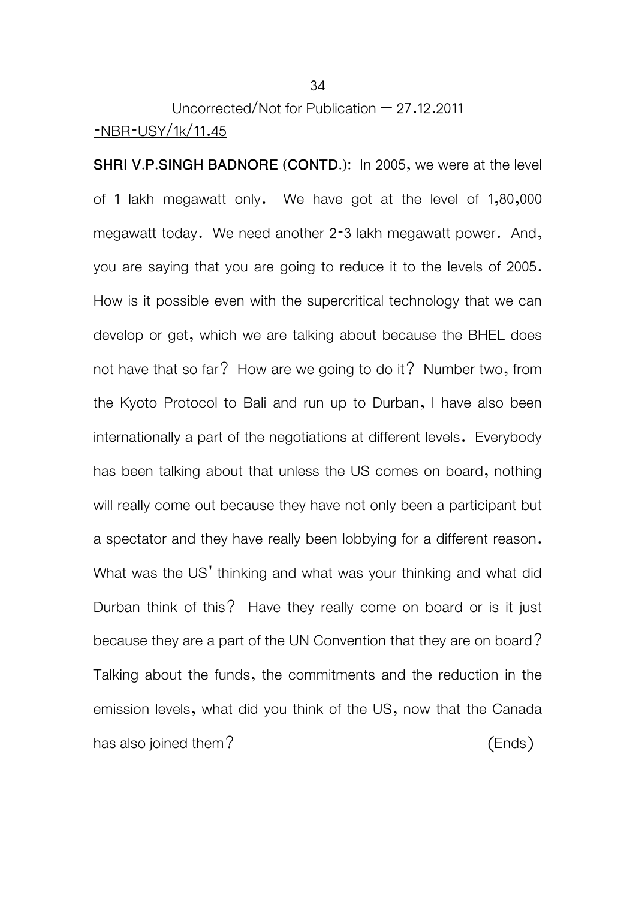Uncorrected/Not for Publication – 27.12.2011

-NBR-USY/1k/11.45

**SHRI V.P.SINGH BADNORE (CONTD.):** In 2005, we were at the level of 1 lakh megawatt only. We have got at the level of 1,80,000 megawatt today. We need another 2-3 lakh megawatt power. And, you are saying that you are going to reduce it to the levels of 2005. How is it possible even with the supercritical technology that we can develop or get, which we are talking about because the BHEL does not have that so far? How are we going to do it? Number two, from the Kyoto Protocol to Bali and run up to Durban, I have also been internationally a part of the negotiations at different levels. Everybody has been talking about that unless the US comes on board, nothing will really come out because they have not only been a participant but a spectator and they have really been lobbying for a different reason. What was the US' thinking and what was your thinking and what did Durban think of this? Have they really come on board or is it just because they are a part of the UN Convention that they are on board? Talking about the funds, the commitments and the reduction in the emission levels, what did you think of the US, now that the Canada has also joined them? (Ends)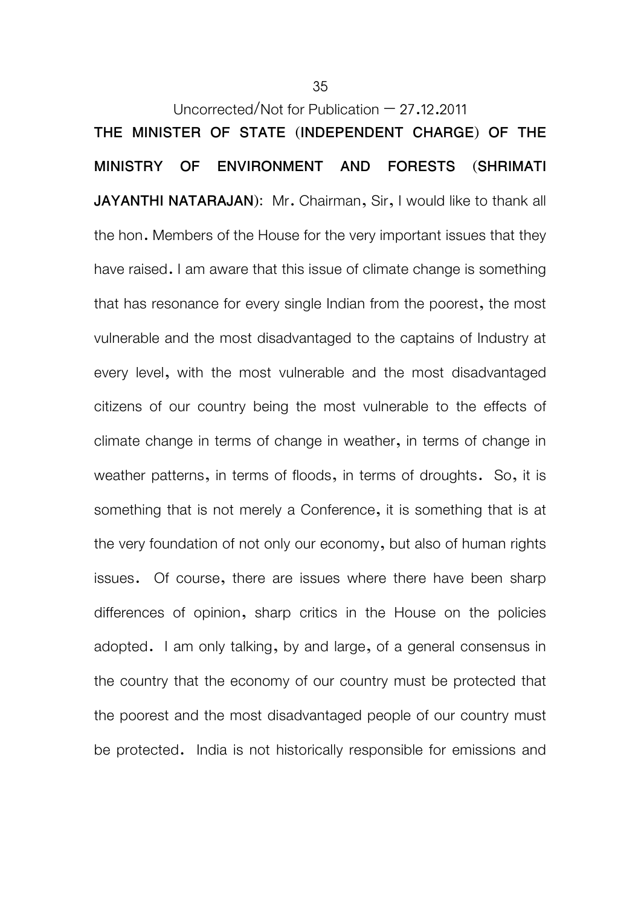Uncorrected/Not for Publication – 27.12.2011

**THE MINISTER OF STATE (INDEPENDENT CHARGE) OF THE MINISTRY OF ENVIRONMENT AND FORESTS (SHRIMATI JAYANTHI NATARAJAN):** Mr. Chairman, Sir, I would like to thank all the hon. Members of the House for the very important issues that they have raised. I am aware that this issue of climate change is something that has resonance for every single Indian from the poorest, the most vulnerable and the most disadvantaged to the captains of Industry at every level, with the most vulnerable and the most disadvantaged citizens of our country being the most vulnerable to the effects of climate change in terms of change in weather, in terms of change in weather patterns, in terms of floods, in terms of droughts. So, it is something that is not merely a Conference, it is something that is at the very foundation of not only our economy, but also of human rights issues. Of course, there are issues where there have been sharp differences of opinion, sharp critics in the House on the policies adopted. I am only talking, by and large, of a general consensus in the country that the economy of our country must be protected that the poorest and the most disadvantaged people of our country must be protected. India is not historically responsible for emissions and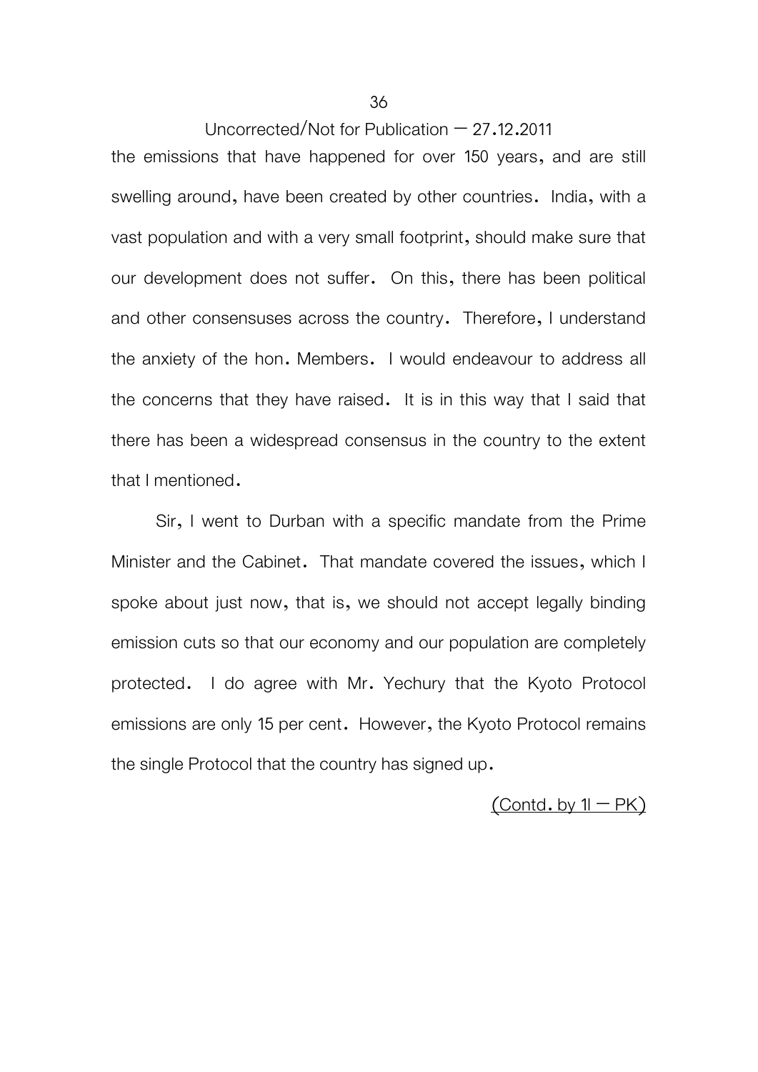the emissions that have happened for over 150 years, and are still swelling around, have been created by other countries. India, with a vast population and with a very small footprint, should make sure that our development does not suffer. On this, there has been political and other consensuses across the country. Therefore, I understand the anxiety of the hon. Members. I would endeavour to address all the concerns that they have raised. It is in this way that I said that there has been a widespread consensus in the country to the extent that I mentioned.

Sir, I went to Durban with a specific mandate from the Prime Minister and the Cabinet. That mandate covered the issues, which I spoke about just now, that is, we should not accept legally binding emission cuts so that our economy and our population are completely protected. I do agree with Mr. Yechury that the Kyoto Protocol emissions are only 15 per cent. However, the Kyoto Protocol remains the single Protocol that the country has signed up.

(Contd. by 1l – PK)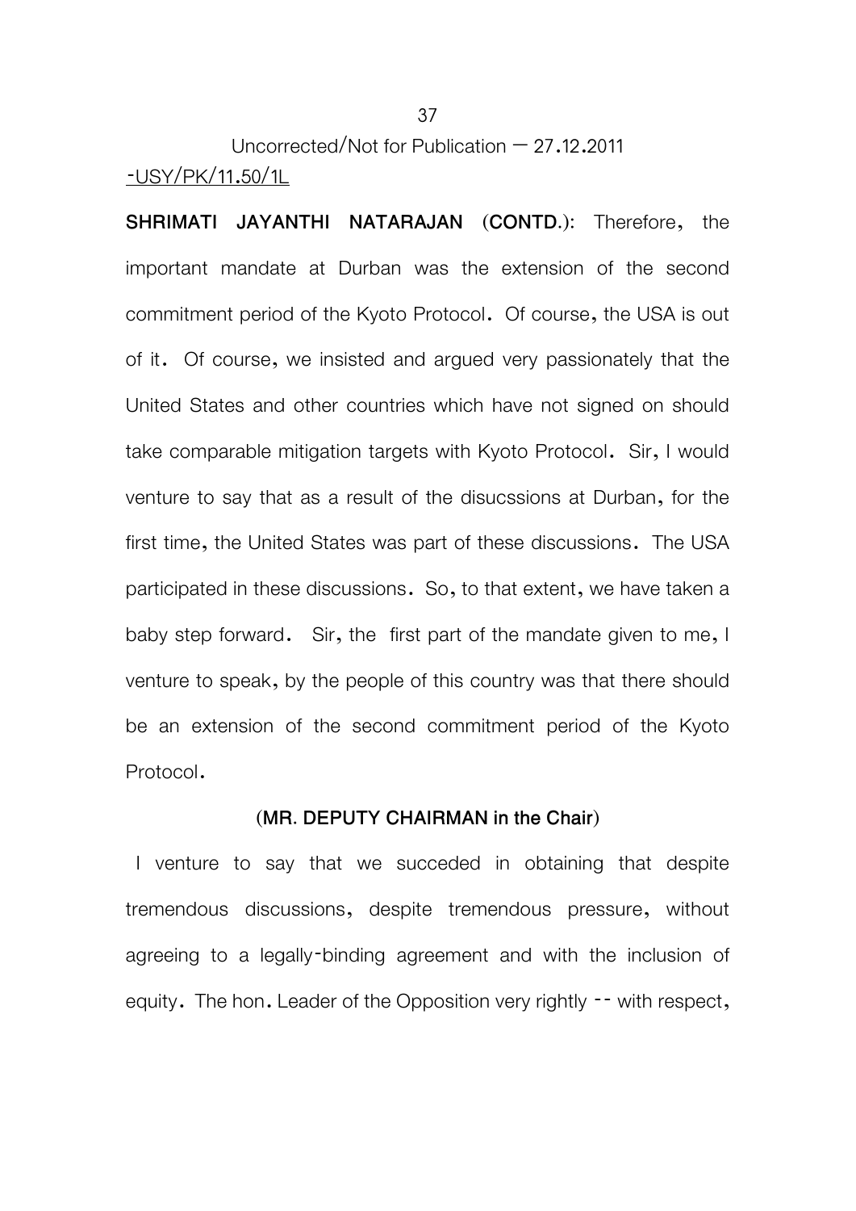Uncorrected/Not for Publication – 27.12.2011

-USY/PK/11.50/1L

**SHRIMATI JAYANTHI NATARAJAN (CONTD.):** Therefore, the important mandate at Durban was the extension of the second commitment period of the Kyoto Protocol. Of course, the USA is out of it. Of course, we insisted and argued very passionately that the United States and other countries which have not signed on should take comparable mitigation targets with Kyoto Protocol. Sir, I would venture to say that as a result of the disucssions at Durban, for the first time, the United States was part of these discussions. The USA participated in these discussions. So, to that extent, we have taken a baby step forward. Sir, the first part of the mandate given to me, I venture to speak, by the people of this country was that there should be an extension of the second commitment period of the Kyoto Protocol.

**(MR. DEPUTY CHAIRMAN in the Chair)**

I venture to say that we succeded in obtaining that despite tremendous discussions, despite tremendous pressure, without agreeing to a legally-binding agreement and with the inclusion of equity. The hon. Leader of the Opposition very rightly -- with respect,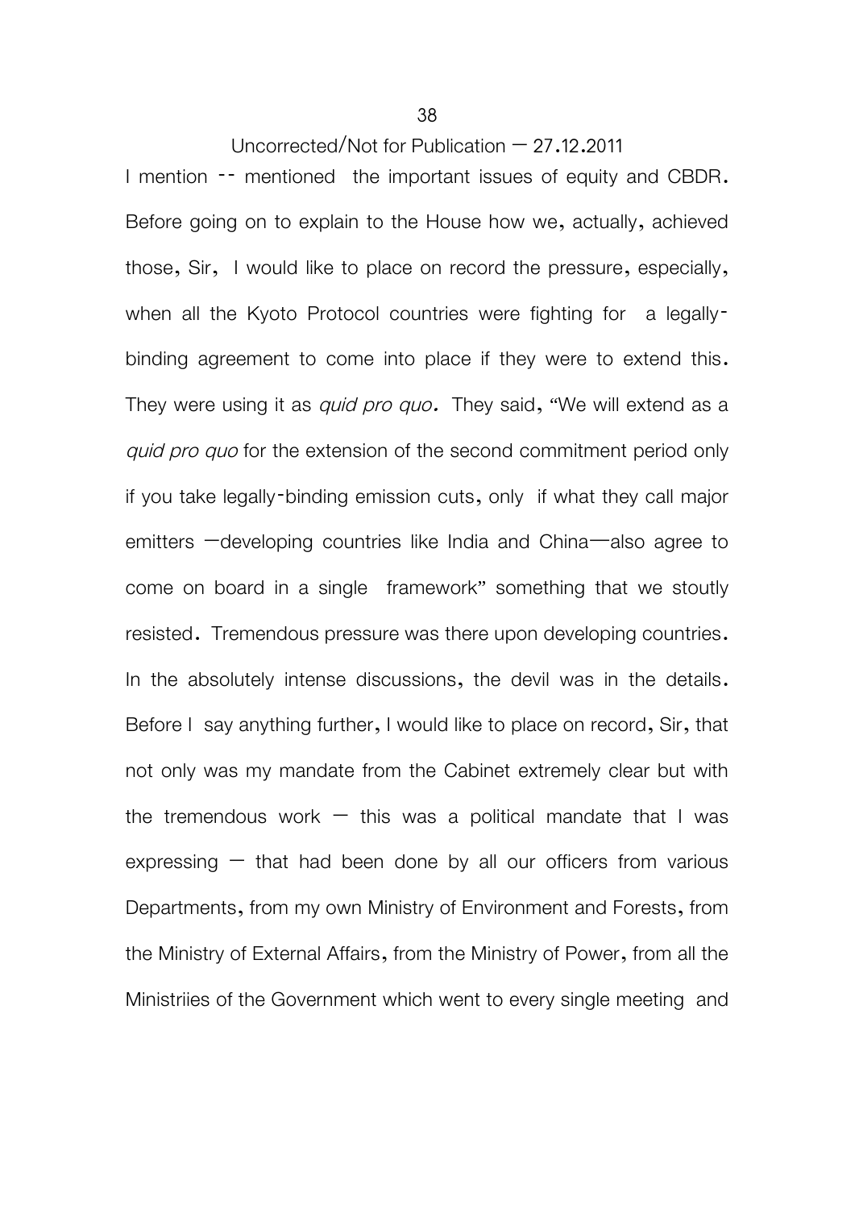I mention -- mentioned the important issues of equity and CBDR. Before going on to explain to the House how we, actually, achieved those, Sir, I would like to place on record the pressure, especially, when all the Kyoto Protocol countries were fighting for a legally-binding agreement to come into place if they were to extend this. They were using it as *quid pro quo.* They said, "We will extend as a *quid pro quo* for the extension of the second commitment period only if you take legally-binding emission cuts, only if what they call major emitters —developing countries like India and China—also agree to come on board in a single framework" something that we stoutly resisted. Tremendous pressure was there upon developing countries. In the absolutely intense discussions, the devil was in the details. Before I say anything further, I would like to place on record, Sir, that not only was my mandate from the Cabinet extremely clear but with the tremendous work — this was a political mandate that I was expressing — that had been done by all our officers from various Departments, from my own Ministry of Environment and Forests, from the Ministry of External Affairs, from the Ministry of Power, from all the Ministriies of the Government which went to every single meeting and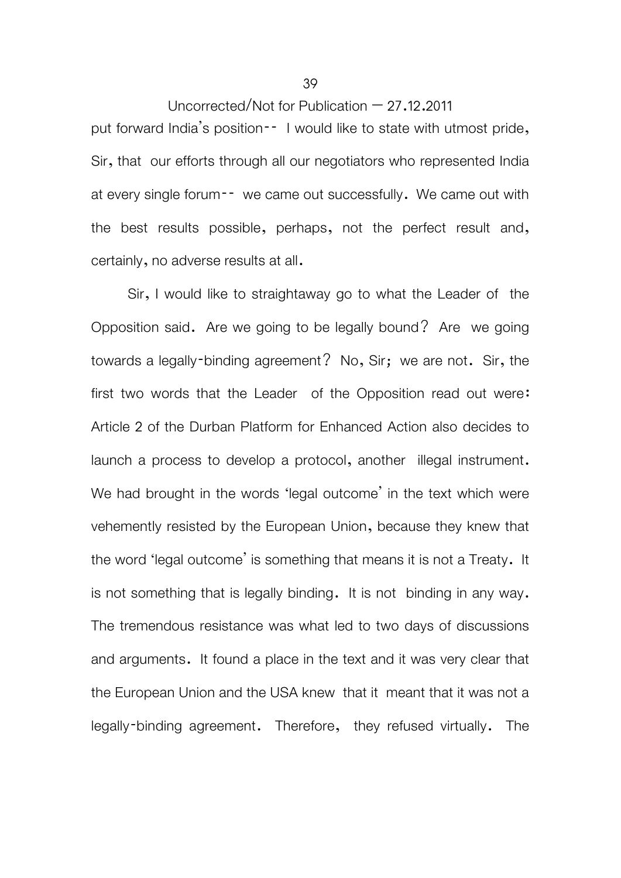put forward India's position-- I would like to state with utmost pride, Sir, that our efforts through all our negotiators who represented India at every single forum-- we came out successfully. We came out with the best results possible, perhaps, not the perfect result and, certainly, no adverse results at all.

Sir, I would like to straightaway go to what the Leader of the Opposition said. Are we going to be legally bound? Are we going towards a legally-binding agreement? No, Sir; we are not. Sir, the first two words that the Leader of the Opposition read out were: Article 2 of the Durban Platform for Enhanced Action also decides to launch a process to develop a protocol, another illegal instrument. We had brought in the words 'legal outcome' in the text which were vehemently resisted by the European Union, because they knew that the word 'legal outcome' is something that means it is not a Treaty. It is not something that is legally binding. It is not binding in any way. The tremendous resistance was what led to two days of discussions and arguments. It found a place in the text and it was very clear that the European Union and the USA knew that it meant that it was not a legally-binding agreement. Therefore, they refused virtually. The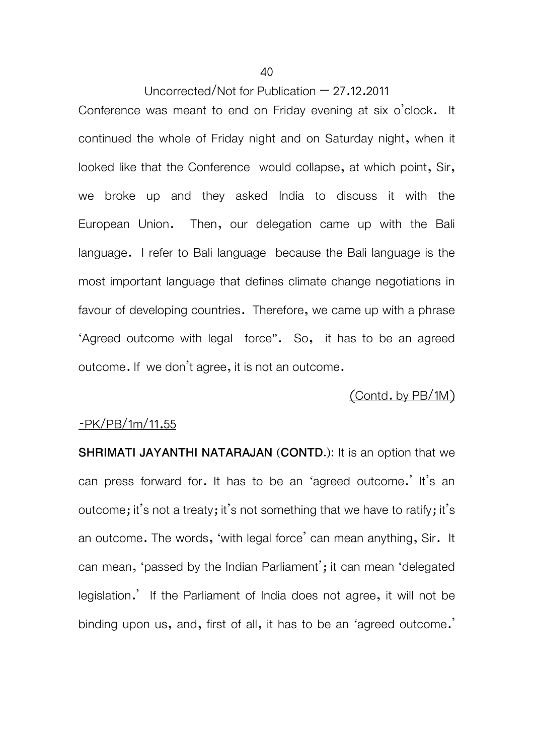Conference was meant to end on Friday evening at six o'clock. It continued the whole of Friday night and on Saturday night, when it looked like that the Conference would collapse, at which point, Sir, we broke up and they asked India to discuss it with the European Union. Then, our delegation came up with the Bali language. I refer to Bali language because the Bali language is the most important language that defines climate change negotiations in favour of developing countries. Therefore, we came up with a phrase 'Agreed outcome with legal force". So, it has to be an agreed outcome. If we don't agree, it is not an outcome.

(Contd. by PB/1M)

-PK/PB/1m/11.55

**SHRIMATI JAYANTHI NATARAJAN (CONTD.)**: It is an option that we can press forward for. It has to be an 'agreed outcome.' It's an outcome; it's not a treaty; it's not something that we have to ratify; it's an outcome. The words, 'with legal force' can mean anything, Sir. It can mean, 'passed by the Indian Parliament'; it can mean 'delegated legislation.' If the Parliament of India does not agree, it will not be binding upon us, and, first of all, it has to be an 'agreed outcome.'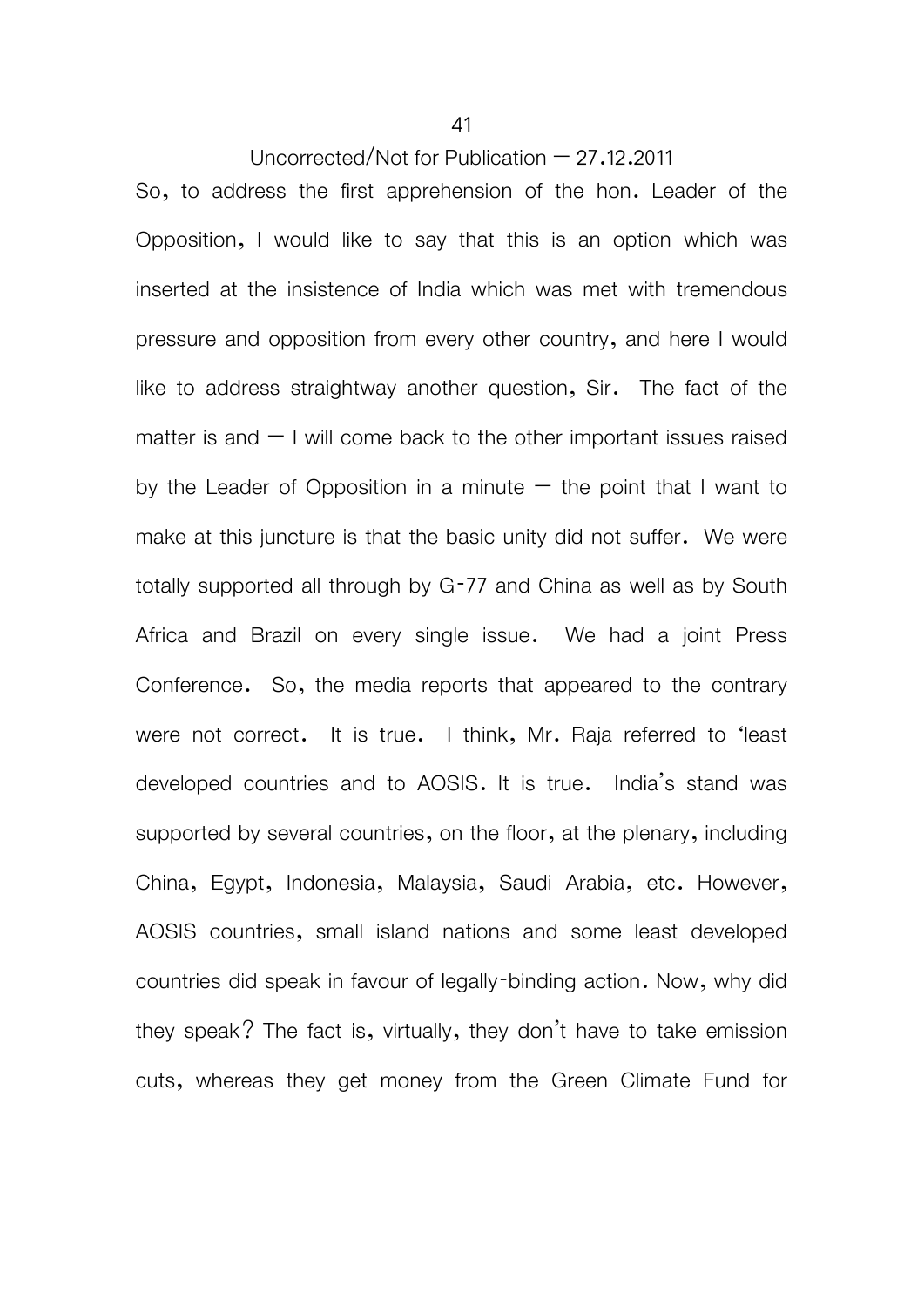So, to address the first apprehension of the hon. Leader of the Opposition, I would like to say that this is an option which was inserted at the insistence of India which was met with tremendous pressure and opposition from every other country, and here I would like to address straightway another question, Sir. The fact of the matter is and – I will come back to the other important issues raised by the Leader of Opposition in a minute – the point that I want to make at this juncture is that the basic unity did not suffer. We were totally supported all through by G-77 and China as well as by South Africa and Brazil on every single issue. We had a joint Press Conference. So, the media reports that appeared to the contrary were not correct. It is true. I think, Mr. Raja referred to 'least developed countries and to AOSIS. It is true. India's stand was supported by several countries, on the floor, at the plenary, including China, Egypt, Indonesia, Malaysia, Saudi Arabia, etc. However, AOSIS countries, small island nations and some least developed countries did speak in favour of legally-binding action. Now, why did they speak? The fact is, virtually, they don't have to take emission cuts, whereas they get money from the Green Climate Fund for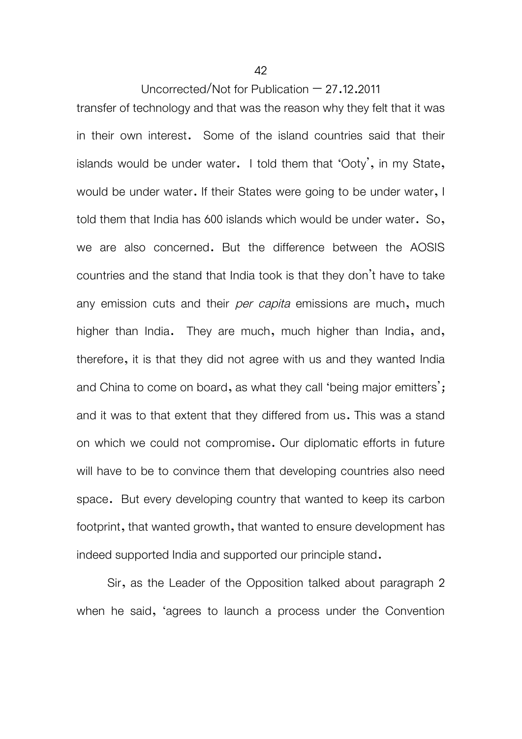transfer of technology and that was the reason why they felt that it was in their own interest. Some of the island countries said that their islands would be under water. I told them that 'Ooty', in my State, would be under water. If their States were going to be under water, I told them that India has 600 islands which would be under water. So, we are also concerned. But the difference between the AOSIS countries and the stand that India took is that they don't have to take any emission cuts and their *per capita* emissions are much, much higher than India. They are much, much higher than India, and, therefore, it is that they did not agree with us and they wanted India and China to come on board, as what they call 'being major emitters'; and it was to that extent that they differed from us. This was a stand on which we could not compromise. Our diplomatic efforts in future will have to be to convince them that developing countries also need space. But every developing country that wanted to keep its carbon footprint, that wanted growth, that wanted to ensure development has indeed supported India and supported our principle stand.

Sir, as the Leader of the Opposition talked about paragraph 2 when he said, 'agrees to launch a process under the Convention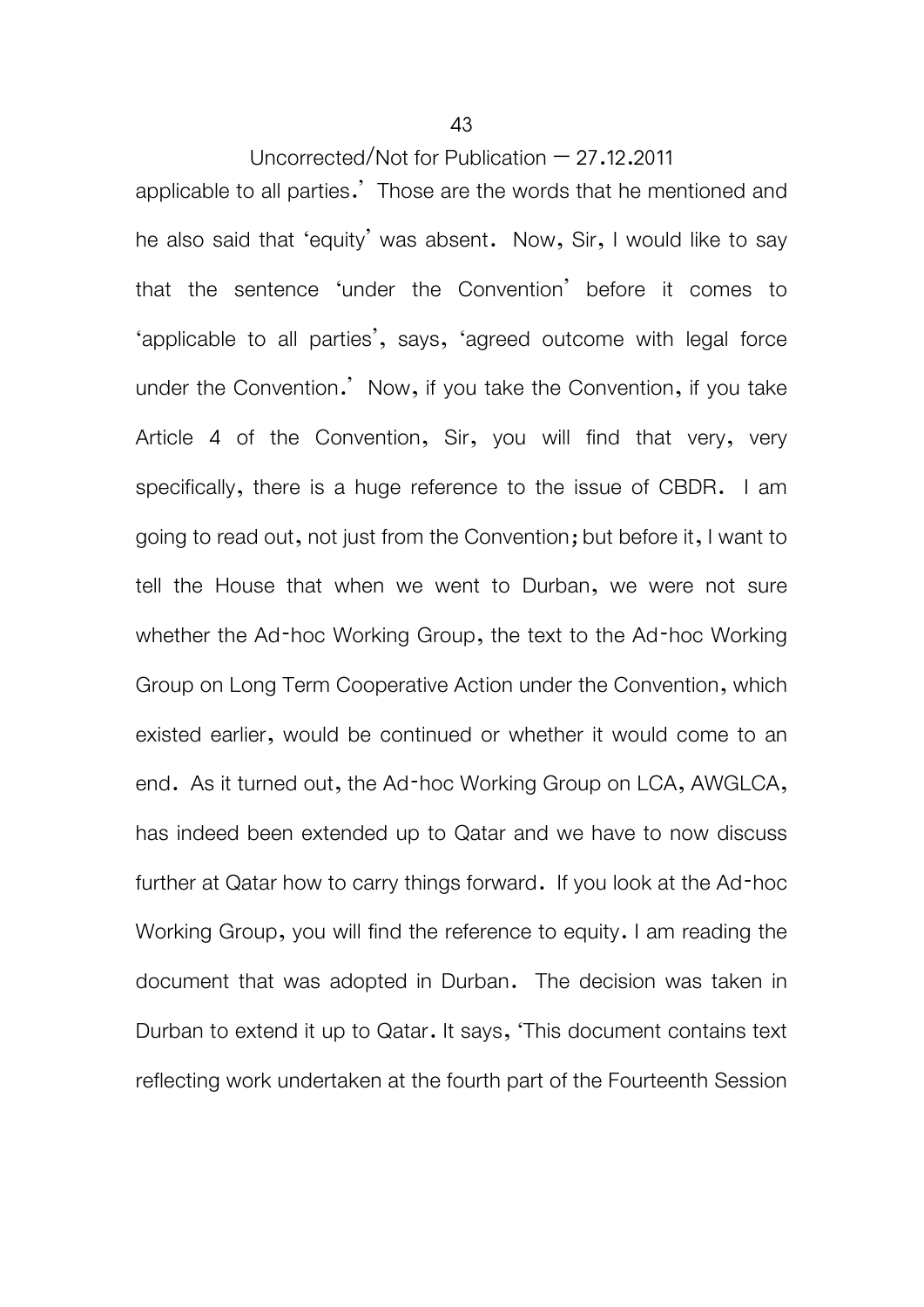applicable to all parties.' Those are the words that he mentioned and he also said that 'equity' was absent. Now, Sir, I would like to say that the sentence 'under the Convention' before it comes to 'applicable to all parties', says, 'agreed outcome with legal force under the Convention.' Now, if you take the Convention, if you take Article 4 of the Convention, Sir, you will find that very, very specifically, there is a huge reference to the issue of CBDR. I am going to read out, not just from the Convention; but before it, I want to tell the House that when we went to Durban, we were not sure whether the Ad-hoc Working Group, the text to the Ad-hoc Working Group on Long Term Cooperative Action under the Convention, which existed earlier, would be continued or whether it would come to an end. As it turned out, the Ad-hoc Working Group on LCA, AWGLCA, has indeed been extended up to Qatar and we have to now discuss further at Qatar how to carry things forward. If you look at the Ad-hoc Working Group, you will find the reference to equity. I am reading the document that was adopted in Durban. The decision was taken in Durban to extend it up to Qatar. It says, 'This document contains text reflecting work undertaken at the fourth part of the Fourteenth Session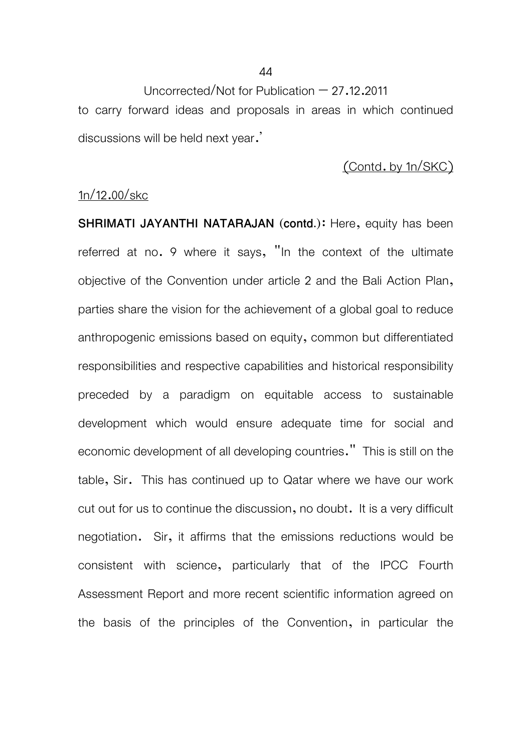to carry forward ideas and proposals in areas in which continued discussions will be held next year.'

(Contd. by 1n/SKC)

1n/12.00/skc

**SHRIMATI JAYANTHI NATARAJAN (contd.):** Here, equity has been referred at no. 9 where it says, "In the context of the ultimate objective of the Convention under article 2 and the Bali Action Plan, parties share the vision for the achievement of a global goal to reduce anthropogenic emissions based on equity, common but differentiated responsibilities and respective capabilities and historical responsibility preceded by a paradigm on equitable access to sustainable development which would ensure adequate time for social and economic development of all developing countries." This is still on the table, Sir. This has continued up to Qatar where we have our work cut out for us to continue the discussion, no doubt. It is a very difficult negotiation. Sir, it affirms that the emissions reductions would be consistent with science, particularly that of the IPCC Fourth Assessment Report and more recent scientific information agreed on the basis of the principles of the Convention, in particular the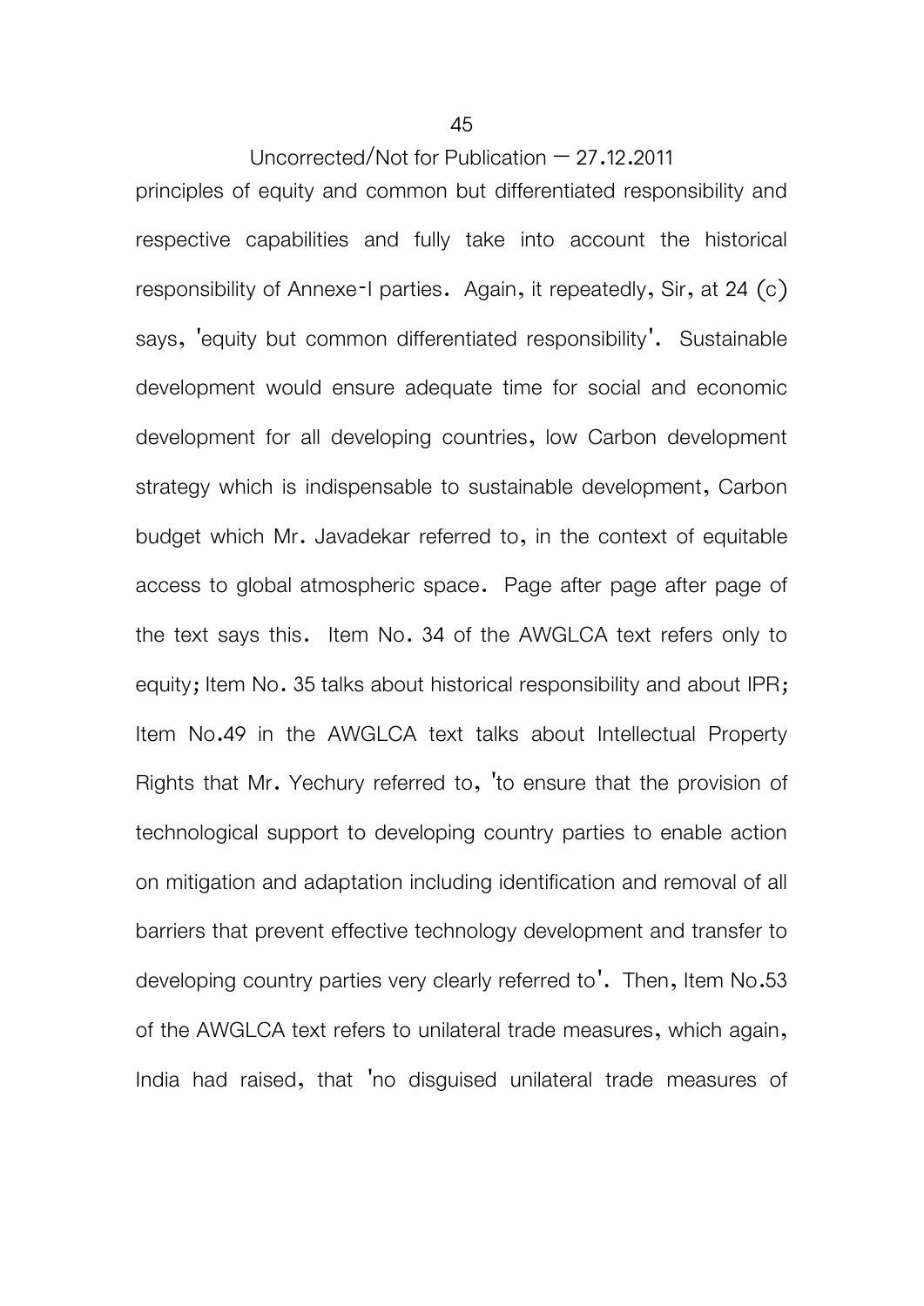principles of equity and common but differentiated responsibility and respective capabilities and fully take into account the historical responsibility of Annexe-I parties. Again, it repeatedly, Sir, at 24 (c) says, 'equity but common differentiated responsibility'. Sustainable development would ensure adequate time for social and economic development for all developing countries, low Carbon development strategy which is indispensable to sustainable development, Carbon budget which Mr. Javadekar referred to, in the context of equitable access to global atmospheric space. Page after page after page of the text says this. Item No. 34 of the AWGLCA text refers only to equity; Item No. 35 talks about historical responsibility and about IPR; Item No.49 in the AWGLCA text talks about Intellectual Property Rights that Mr. Yechury referred to, 'to ensure that the provision of technological support to developing country parties to enable action on mitigation and adaptation including identification and removal of all barriers that prevent effective technology development and transfer to developing country parties very clearly referred to'. Then, Item No.53 of the AWGLCA text refers to unilateral trade measures, which again, India had raised, that 'no disguised unilateral trade measures of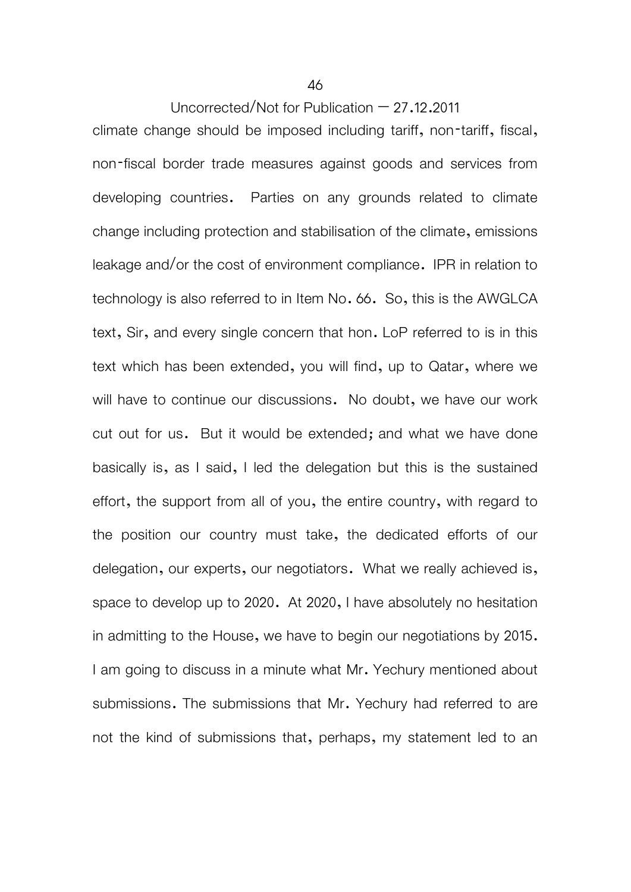climate change should be imposed including tariff, non-tariff, fiscal, non-fiscal border trade measures against goods and services from developing countries. Parties on any grounds related to climate change including protection and stabilisation of the climate, emissions leakage and/or the cost of environment compliance. IPR in relation to technology is also referred to in Item No. 66. So, this is the AWGLCA text, Sir, and every single concern that hon. LoP referred to is in this text which has been extended, you will find, up to Qatar, where we will have to continue our discussions. No doubt, we have our work cut out for us. But it would be extended; and what we have done basically is, as I said, I led the delegation but this is the sustained effort, the support from all of you, the entire country, with regard to the position our country must take, the dedicated efforts of our delegation, our experts, our negotiators. What we really achieved is, space to develop up to 2020. At 2020, I have absolutely no hesitation in admitting to the House, we have to begin our negotiations by 2015. I am going to discuss in a minute what Mr. Yechury mentioned about submissions. The submissions that Mr. Yechury had referred to are not the kind of submissions that, perhaps, my statement led to an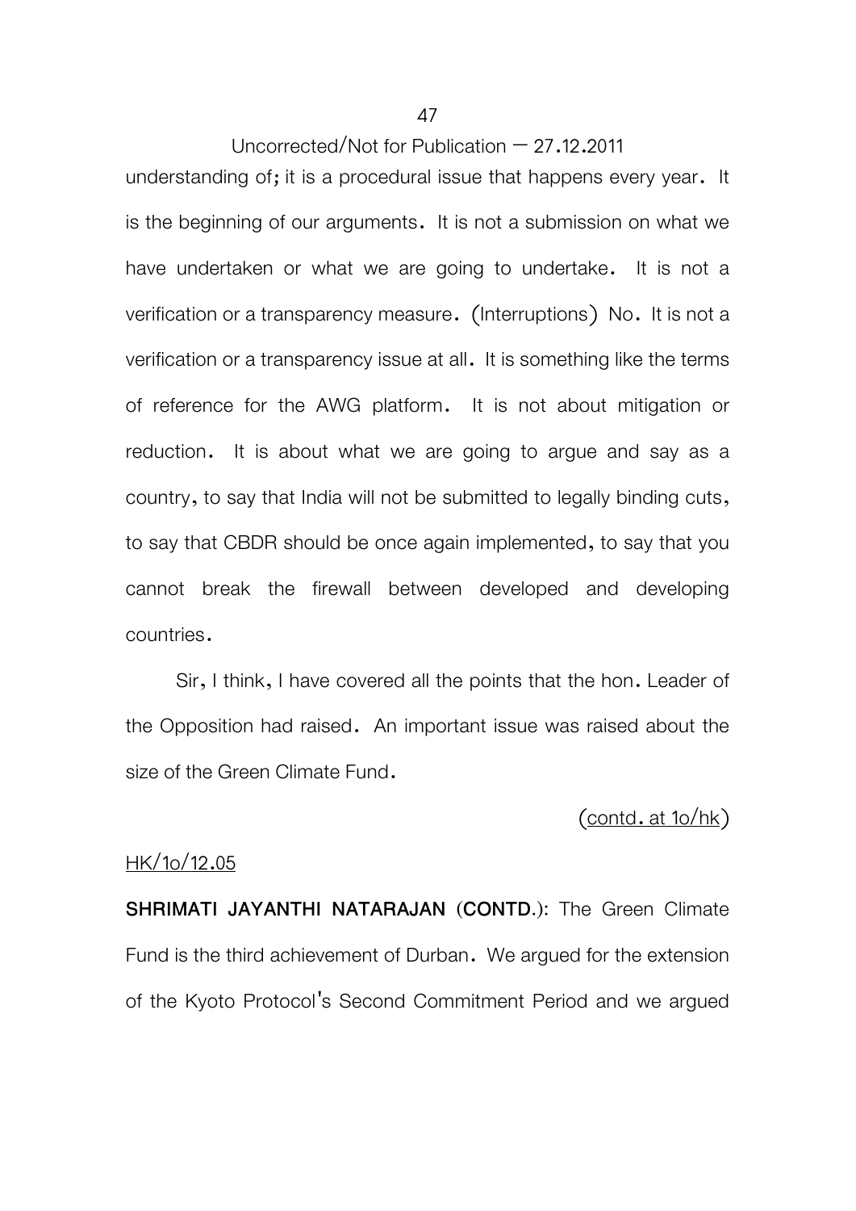understanding of; it is a procedural issue that happens every year. It is the beginning of our arguments. It is not a submission on what we have undertaken or what we are going to undertake. It is not a verification or a transparency measure. (Interruptions) No. It is not a verification or a transparency issue at all. It is something like the terms of reference for the AWG platform. It is not about mitigation or reduction. It is about what we are going to argue and say as a country, to say that India will not be submitted to legally binding cuts, to say that CBDR should be once again implemented, to say that you cannot break the firewall between developed and developing countries.

Sir, I think, I have covered all the points that the hon. Leader of the Opposition had raised. An important issue was raised about the size of the Green Climate Fund.

(contd. at 1o/hk)

HK/1o/12.05

**SHRIMATI JAYANTHI NATARAJAN (CONTD.)**: The Green Climate Fund is the third achievement of Durban. We argued for the extension of the Kyoto Protocol's Second Commitment Period and we argued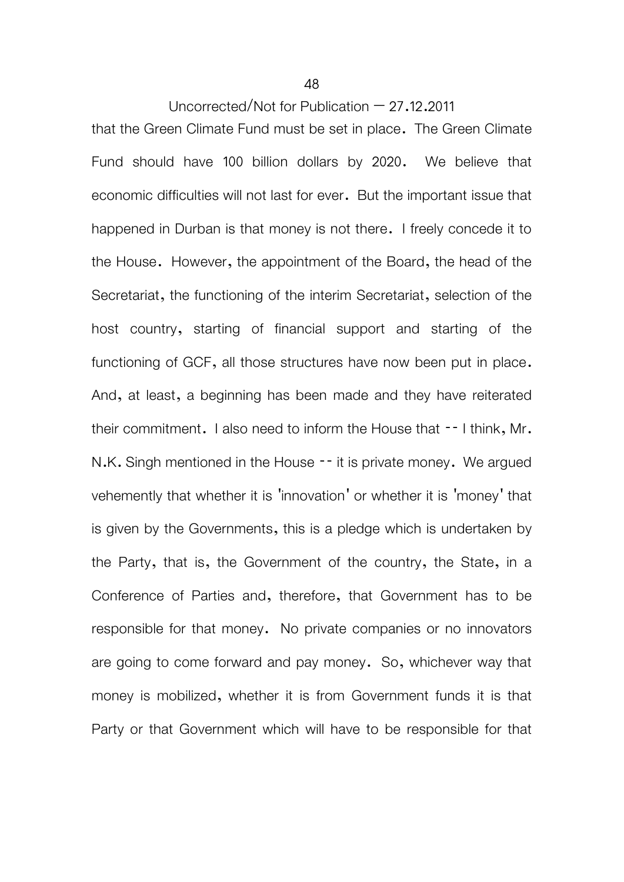that the Green Climate Fund must be set in place. The Green Climate Fund should have 100 billion dollars by 2020. We believe that economic difficulties will not last for ever. But the important issue that happened in Durban is that money is not there. I freely concede it to the House. However, the appointment of the Board, the head of the Secretariat, the functioning of the interim Secretariat, selection of the host country, starting of financial support and starting of the functioning of GCF, all those structures have now been put in place. And, at least, a beginning has been made and they have reiterated their commitment. I also need to inform the House that -- I think, Mr. N.K. Singh mentioned in the House -- it is private money. We argued vehemently that whether it is 'innovation' or whether it is 'money' that is given by the Governments, this is a pledge which is undertaken by the Party, that is, the Government of the country, the State, in a Conference of Parties and, therefore, that Government has to be responsible for that money. No private companies or no innovators are going to come forward and pay money. So, whichever way that money is mobilized, whether it is from Government funds it is that Party or that Government which will have to be responsible for that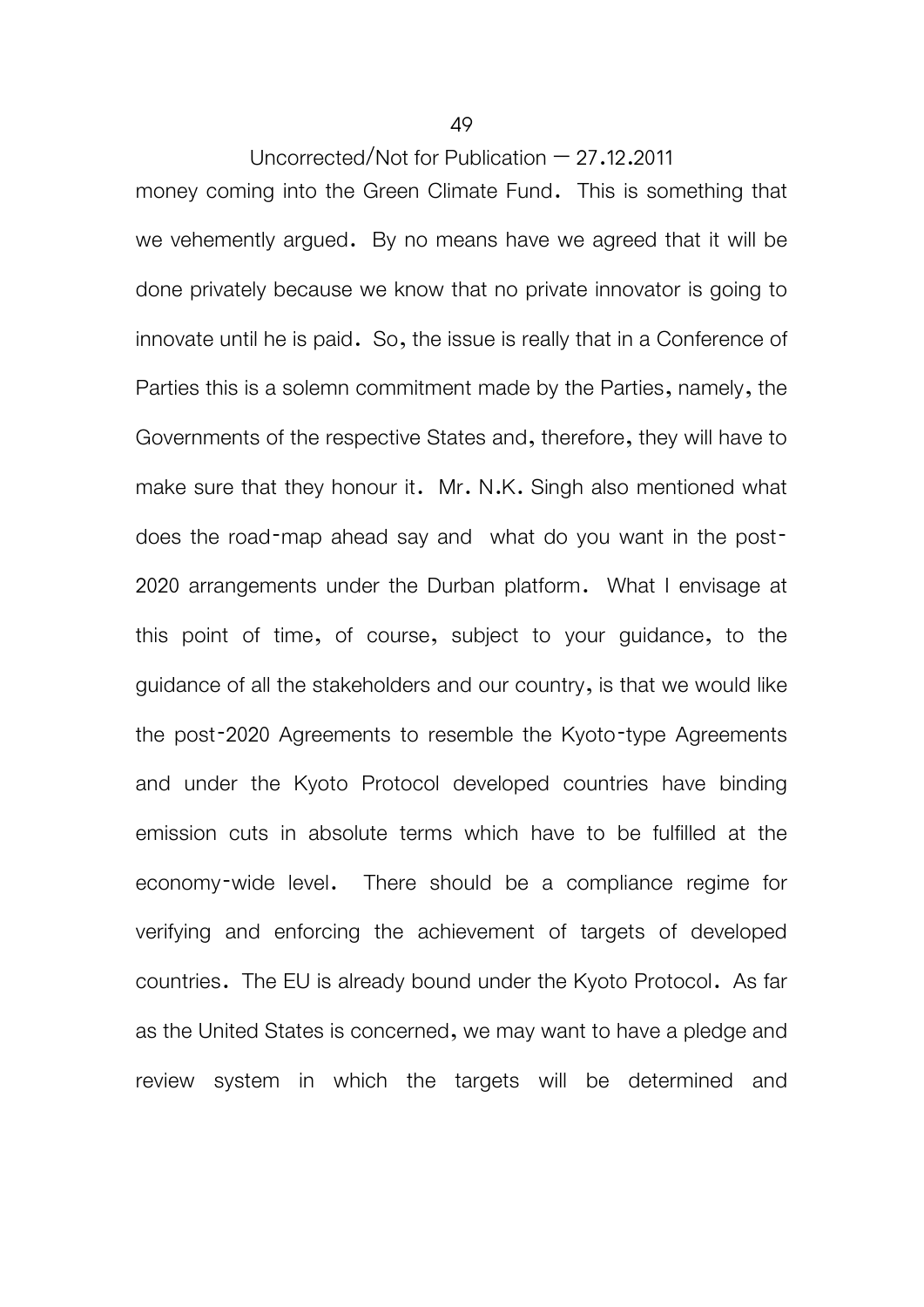money coming into the Green Climate Fund. This is something that we vehemently argued. By no means have we agreed that it will be done privately because we know that no private innovator is going to innovate until he is paid. So, the issue is really that in a Conference of Parties this is a solemn commitment made by the Parties, namely, the Governments of the respective States and, therefore, they will have to make sure that they honour it. Mr. N.K. Singh also mentioned what does the road-map ahead say and what do you want in the post-2020 arrangements under the Durban platform. What I envisage at this point of time, of course, subject to your guidance, to the guidance of all the stakeholders and our country, is that we would like the post-2020 Agreements to resemble the Kyoto-type Agreements and under the Kyoto Protocol developed countries have binding emission cuts in absolute terms which have to be fulfilled at the economy-wide level. There should be a compliance regime for verifying and enforcing the achievement of targets of developed countries. The EU is already bound under the Kyoto Protocol. As far as the United States is concerned, we may want to have a pledge and review system in which the targets will be determined and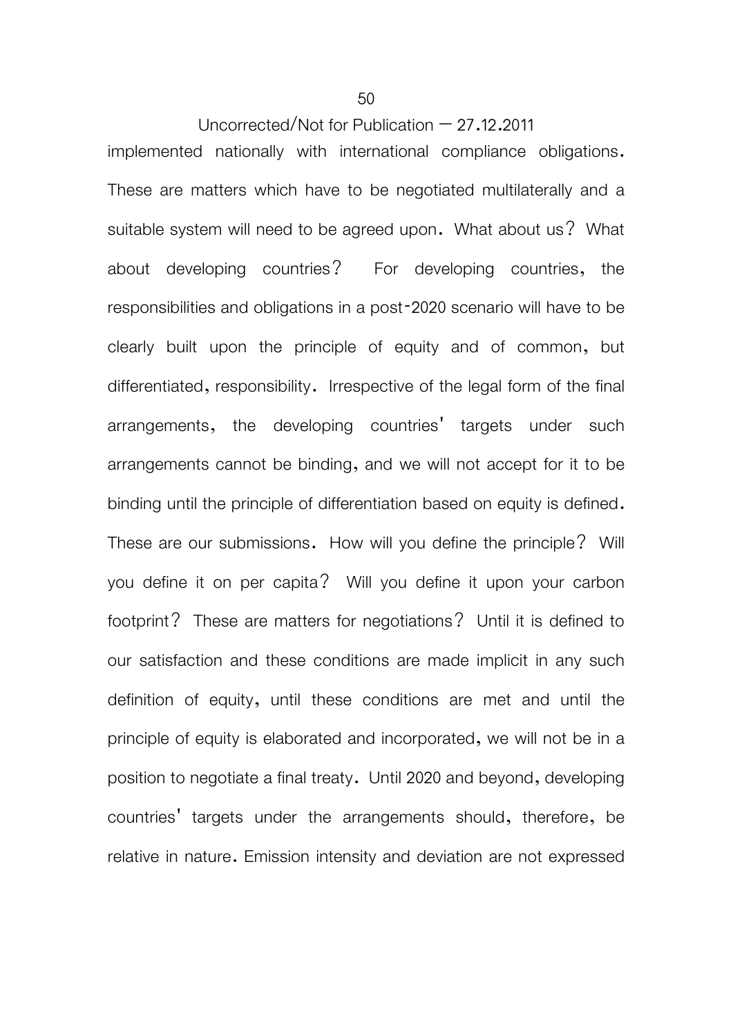implemented nationally with international compliance obligations. These are matters which have to be negotiated multilaterally and a suitable system will need to be agreed upon. What about us? What about developing countries? For developing countries, the responsibilities and obligations in a post-2020 scenario will have to be clearly built upon the principle of equity and of common, but differentiated, responsibility. Irrespective of the legal form of the final arrangements, the developing countries' targets under such arrangements cannot be binding, and we will not accept for it to be binding until the principle of differentiation based on equity is defined. These are our submissions. How will you define the principle? Will you define it on per capita? Will you define it upon your carbon footprint? These are matters for negotiations? Until it is defined to our satisfaction and these conditions are made implicit in any such definition of equity, until these conditions are met and until the principle of equity is elaborated and incorporated, we will not be in a position to negotiate a final treaty. Until 2020 and beyond, developing countries' targets under the arrangements should, therefore, be relative in nature. Emission intensity and deviation are not expressed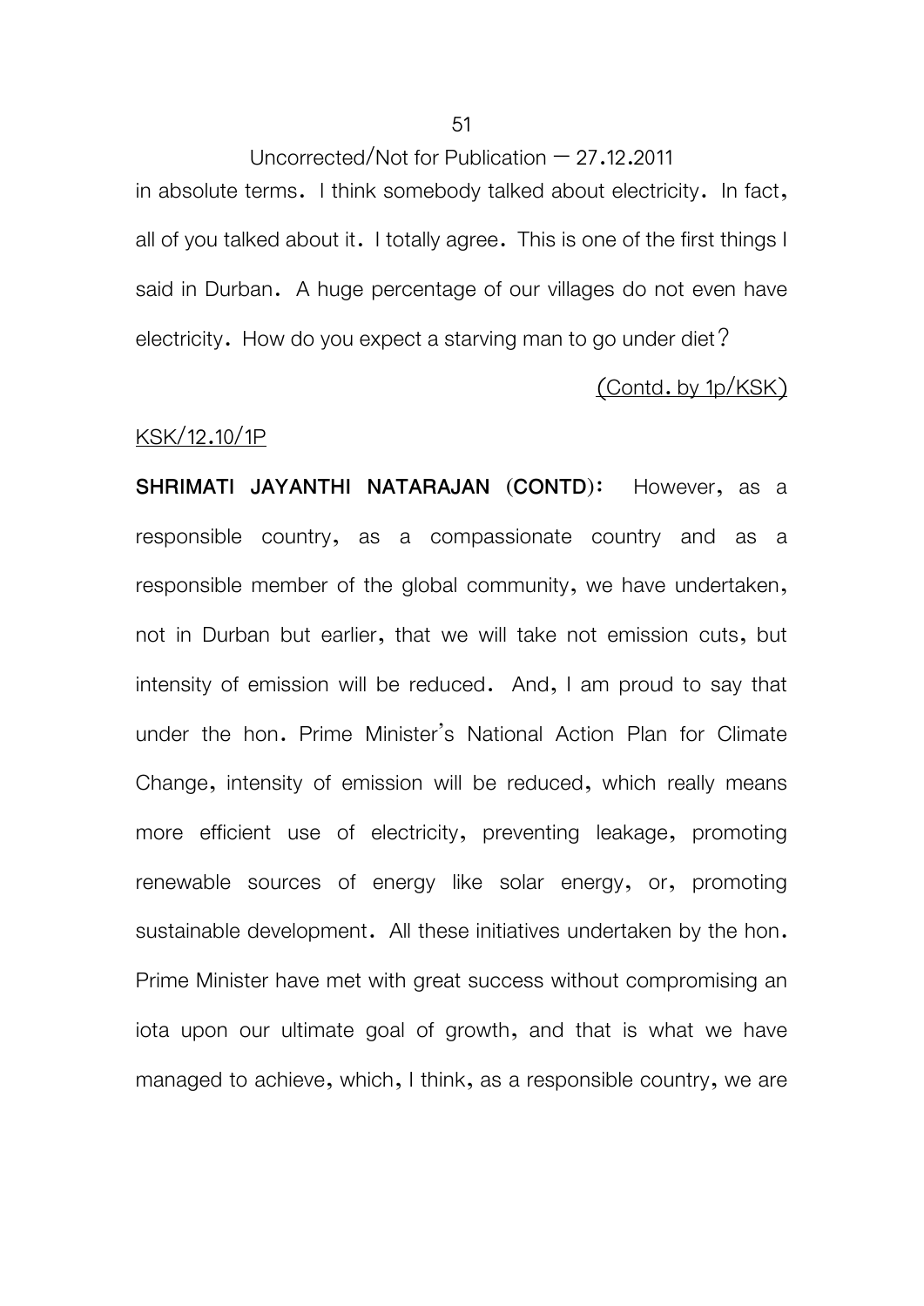in absolute terms. I think somebody talked about electricity. In fact, all of you talked about it. I totally agree. This is one of the first things I said in Durban. A huge percentage of our villages do not even have electricity. How do you expect a starving man to go under diet?

(Contd. by 1p/KSK)

KSK/12.10/1P

**SHRIMATI JAYANTHI NATARAJAN (CONTD):** However, as a responsible country, as a compassionate country and as a responsible member of the global community, we have undertaken, not in Durban but earlier, that we will take not emission cuts, but intensity of emission will be reduced. And, I am proud to say that under the hon. Prime Minister's National Action Plan for Climate Change, intensity of emission will be reduced, which really means more efficient use of electricity, preventing leakage, promoting renewable sources of energy like solar energy, or, promoting sustainable development. All these initiatives undertaken by the hon. Prime Minister have met with great success without compromising an iota upon our ultimate goal of growth, and that is what we have managed to achieve, which, I think, as a responsible country, we are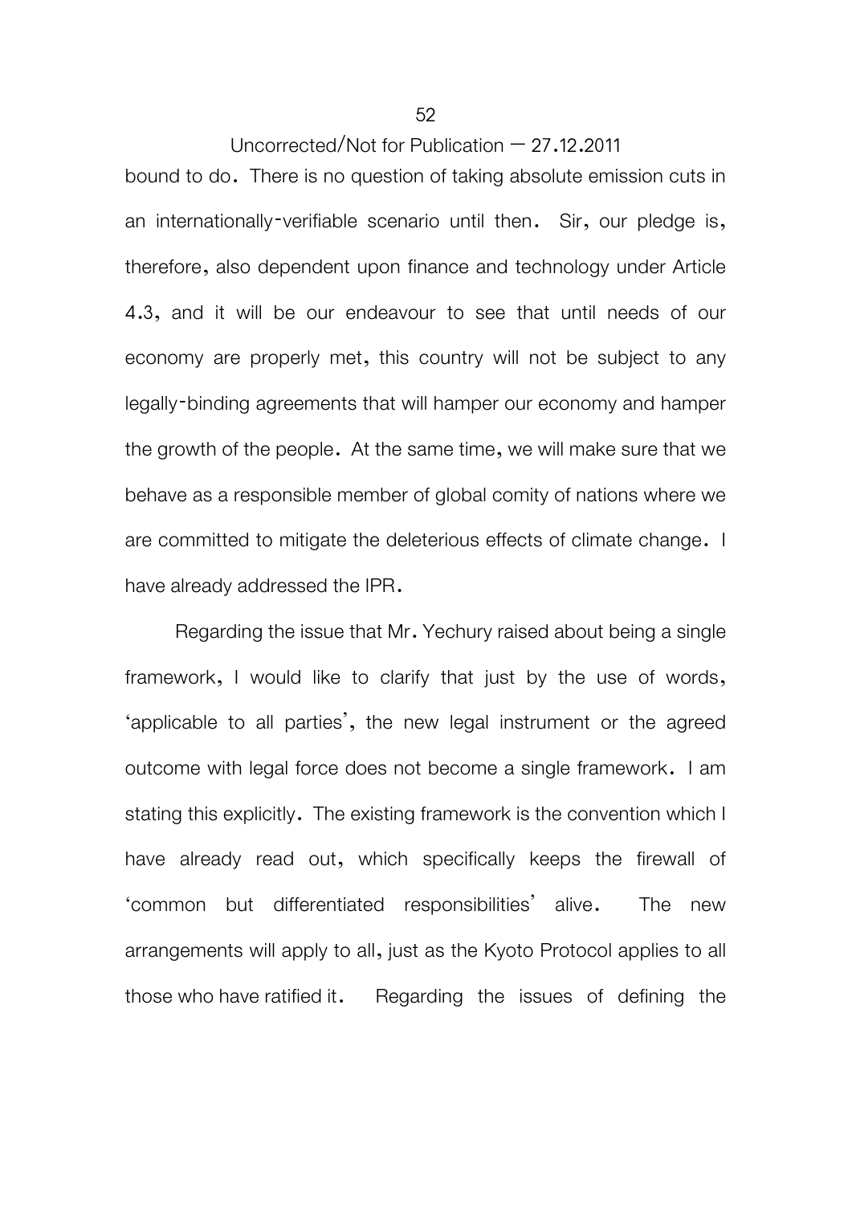bound to do. There is no question of taking absolute emission cuts in an internationally-verifiable scenario until then. Sir, our pledge is, therefore, also dependent upon finance and technology under Article 4.3, and it will be our endeavour to see that until needs of our economy are properly met, this country will not be subject to any legally-binding agreements that will hamper our economy and hamper the growth of the people. At the same time, we will make sure that we behave as a responsible member of global comity of nations where we are committed to mitigate the deleterious effects of climate change. I have already addressed the IPR.

Regarding the issue that Mr. Yechury raised about being a single framework, I would like to clarify that just by the use of words, 'applicable to all parties', the new legal instrument or the agreed outcome with legal force does not become a single framework. I am stating this explicitly. The existing framework is the convention which I have already read out, which specifically keeps the firewall of 'common but differentiated responsibilities' alive. The new arrangements will apply to all, just as the Kyoto Protocol applies to all those who have ratified it. Regarding the issues of defining the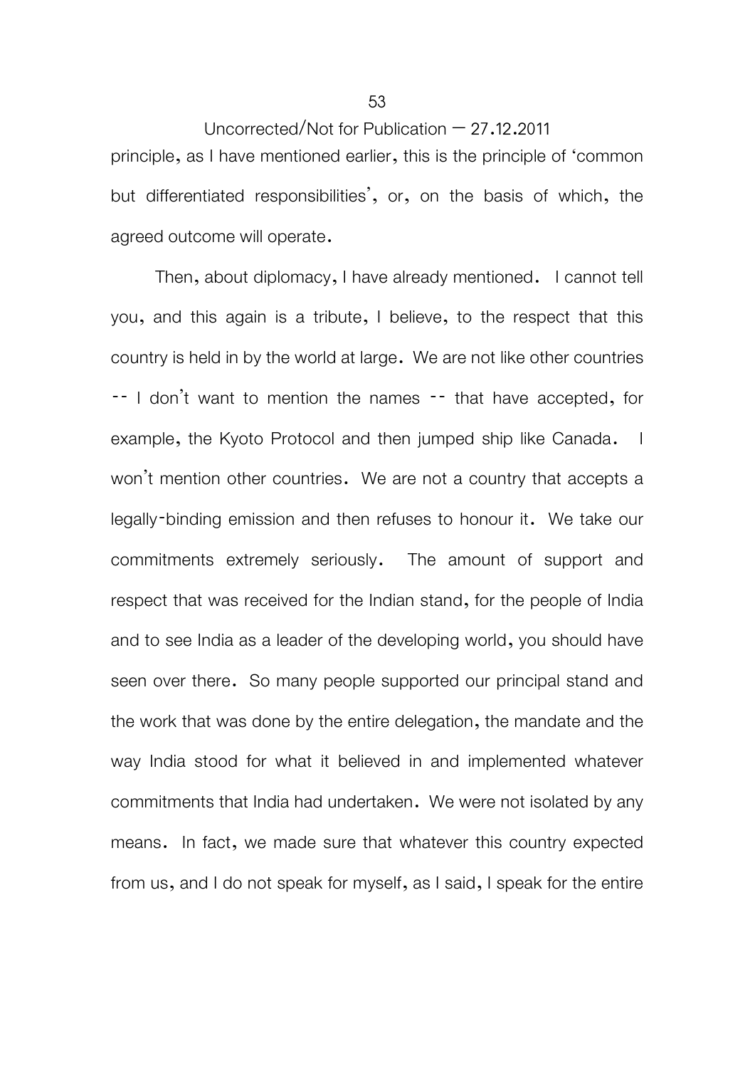principle, as I have mentioned earlier, this is the principle of 'common but differentiated responsibilities', or, on the basis of which, the agreed outcome will operate.

Then, about diplomacy, I have already mentioned. I cannot tell you, and this again is a tribute, I believe, to the respect that this country is held in by the world at large. We are not like other countries -- I don't want to mention the names -- that have accepted, for example, the Kyoto Protocol and then jumped ship like Canada. I won't mention other countries. We are not a country that accepts a legally-binding emission and then refuses to honour it. We take our commitments extremely seriously. The amount of support and respect that was received for the Indian stand, for the people of India and to see India as a leader of the developing world, you should have seen over there. So many people supported our principal stand and the work that was done by the entire delegation, the mandate and the way India stood for what it believed in and implemented whatever commitments that India had undertaken. We were not isolated by any means. In fact, we made sure that whatever this country expected from us, and I do not speak for myself, as I said, I speak for the entire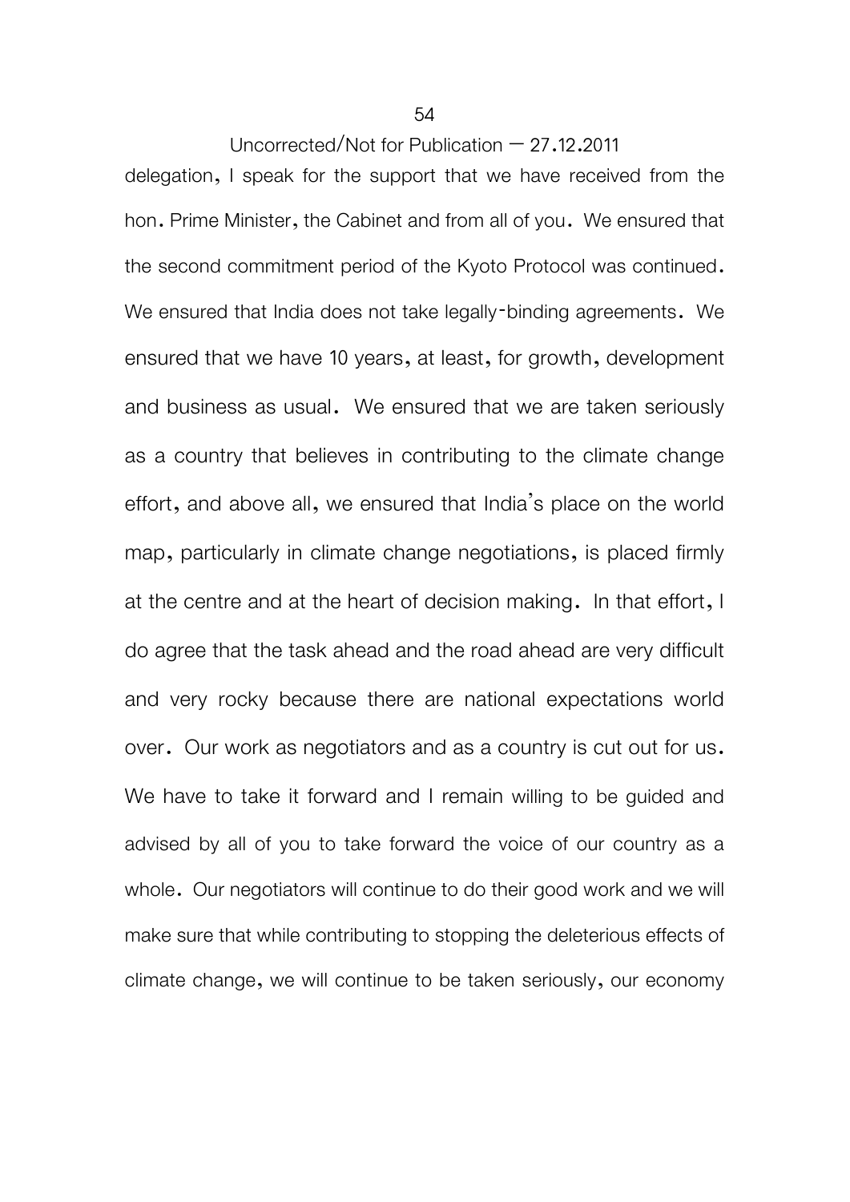delegation, I speak for the support that we have received from the hon. Prime Minister, the Cabinet and from all of you. We ensured that the second commitment period of the Kyoto Protocol was continued. We ensured that India does not take legally-binding agreements. We ensured that we have 10 years, at least, for growth, development and business as usual. We ensured that we are taken seriously as a country that believes in contributing to the climate change effort, and above all, we ensured that India's place on the world map, particularly in climate change negotiations, is placed firmly at the centre and at the heart of decision making. In that effort, I do agree that the task ahead and the road ahead are very difficult and very rocky because there are national expectations world over. Our work as negotiators and as a country is cut out for us. We have to take it forward and I remain willing to be guided and advised by all of you to take forward the voice of our country as a whole. Our negotiators will continue to do their good work and we will make sure that while contributing to stopping the deleterious effects of climate change, we will continue to be taken seriously, our economy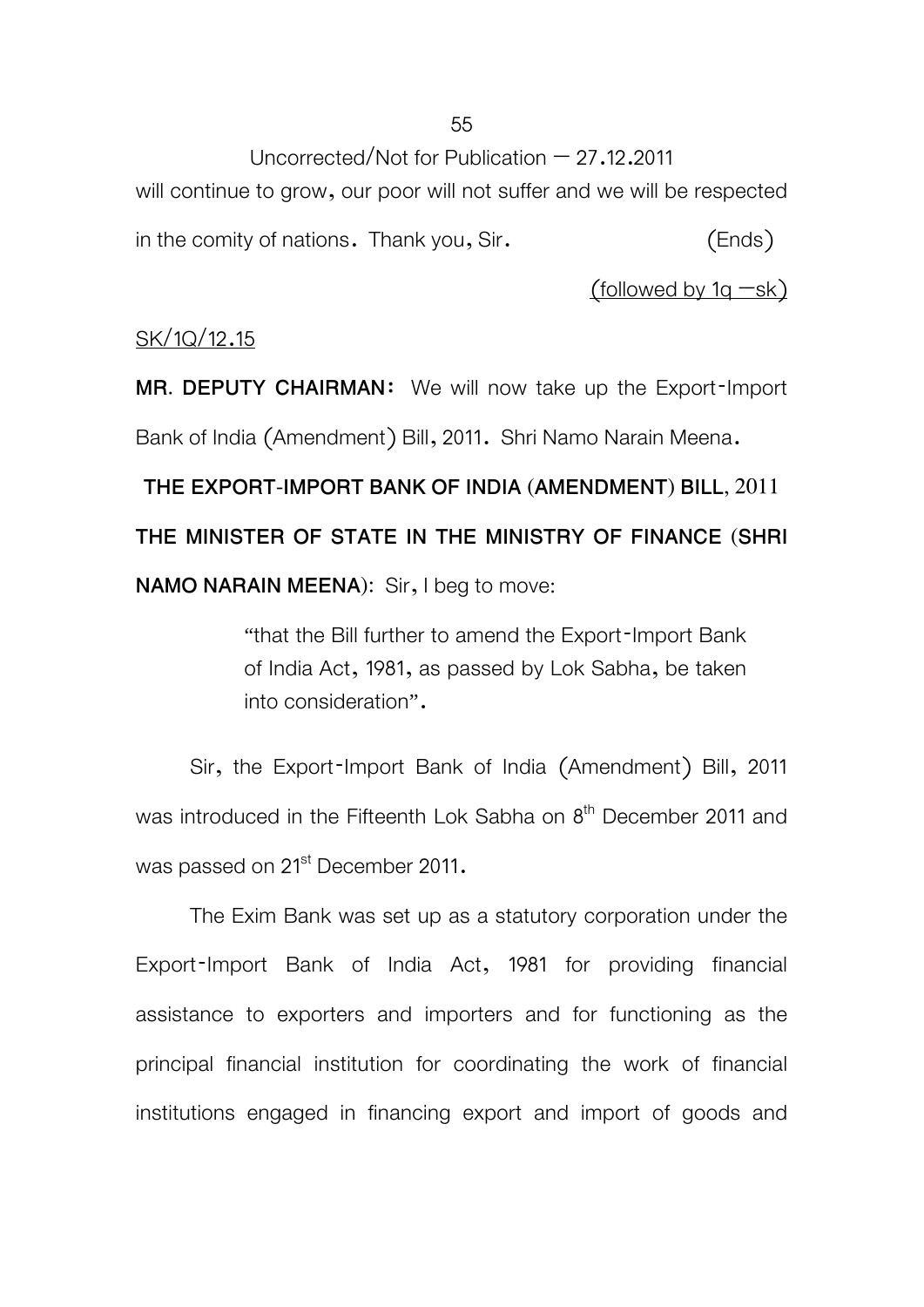will continue to grow, our poor will not suffer and we will be respected in the comity of nations. Thank you, Sir. (Ends)

(followed by 1q –sk)

SK/1Q/12.15

**MR. DEPUTY CHAIRMAN:** We will now take up the Export-Import Bank of India (Amendment) Bill, 2011. Shri Namo Narain Meena.

**THE EXPORT-IMPORT BANK OF INDIA (AMENDMENT) BILL, 2011**

**THE MINISTER OF STATE IN THE MINISTRY OF FINANCE (SHRI NAMO NARAIN MEENA):** Sir, I beg to move:

> "that the Bill further to amend the Export-Import Bank of India Act, 1981, as passed by Lok Sabha, be taken into consideration".

Sir, the Export-Import Bank of India (Amendment) Bill, 2011 was introduced in the Fifteenth Lok Sabha on 8th December 2011 and was passed on 21st December 2011.

The Exim Bank was set up as a statutory corporation under the Export-Import Bank of India Act, 1981 for providing financial assistance to exporters and importers and for functioning as the principal financial institution for coordinating the work of financial institutions engaged in financing export and import of goods and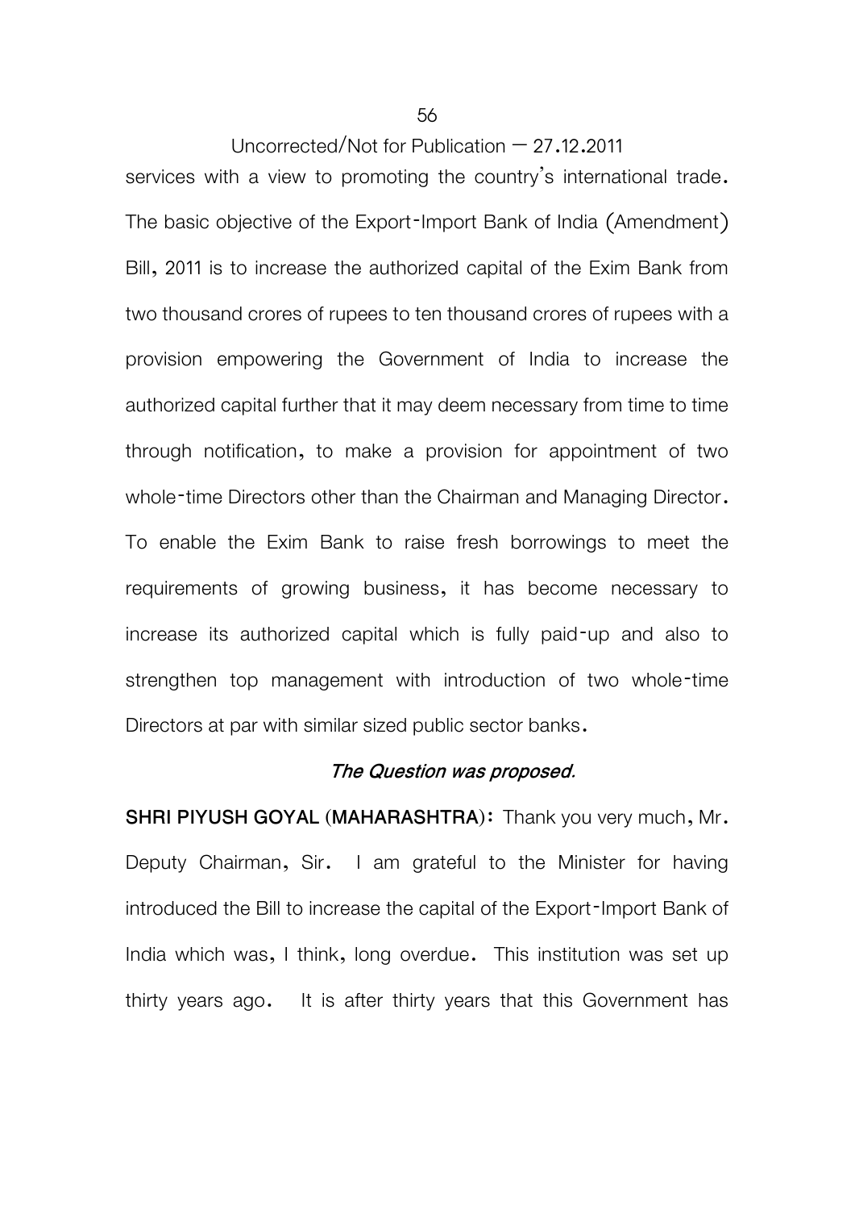services with a view to promoting the country's international trade. The basic objective of the Export-Import Bank of India (Amendment) Bill, 2011 is to increase the authorized capital of the Exim Bank from two thousand crores of rupees to ten thousand crores of rupees with a provision empowering the Government of India to increase the authorized capital further that it may deem necessary from time to time through notification, to make a provision for appointment of two whole-time Directors other than the Chairman and Managing Director. To enable the Exim Bank to raise fresh borrowings to meet the requirements of growing business, it has become necessary to increase its authorized capital which is fully paid-up and also to strengthen top management with introduction of two whole-time Directors at par with similar sized public sector banks.

***The Question was proposed.***

**SHRI PIYUSH GOYAL (MAHARASHTRA):** Thank you very much, Mr. Deputy Chairman, Sir. I am grateful to the Minister for having introduced the Bill to increase the capital of the Export-Import Bank of India which was, I think, long overdue. This institution was set up thirty years ago. It is after thirty years that this Government has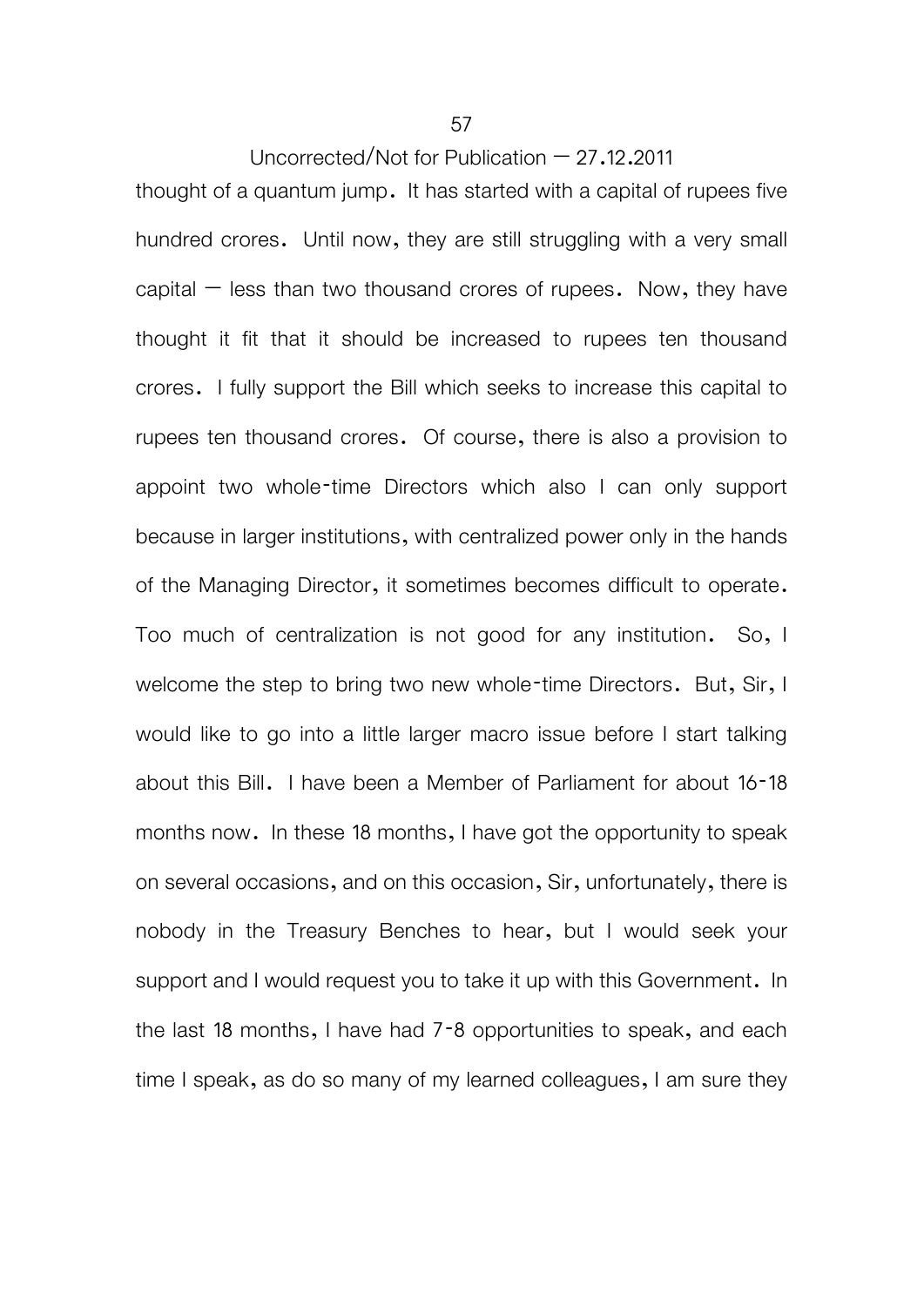thought of a quantum jump. It has started with a capital of rupees five hundred crores. Until now, they are still struggling with a very small capital — less than two thousand crores of rupees. Now, they have thought it fit that it should be increased to rupees ten thousand crores. I fully support the Bill which seeks to increase this capital to rupees ten thousand crores. Of course, there is also a provision to appoint two whole-time Directors which also I can only support because in larger institutions, with centralized power only in the hands of the Managing Director, it sometimes becomes difficult to operate. Too much of centralization is not good for any institution. So, I welcome the step to bring two new whole-time Directors. But, Sir, I would like to go into a little larger macro issue before I start talking about this Bill. I have been a Member of Parliament for about 16-18 months now. In these 18 months, I have got the opportunity to speak on several occasions, and on this occasion, Sir, unfortunately, there is nobody in the Treasury Benches to hear, but I would seek your support and I would request you to take it up with this Government. In the last 18 months, I have had 7-8 opportunities to speak, and each time I speak, as do so many of my learned colleagues, I am sure they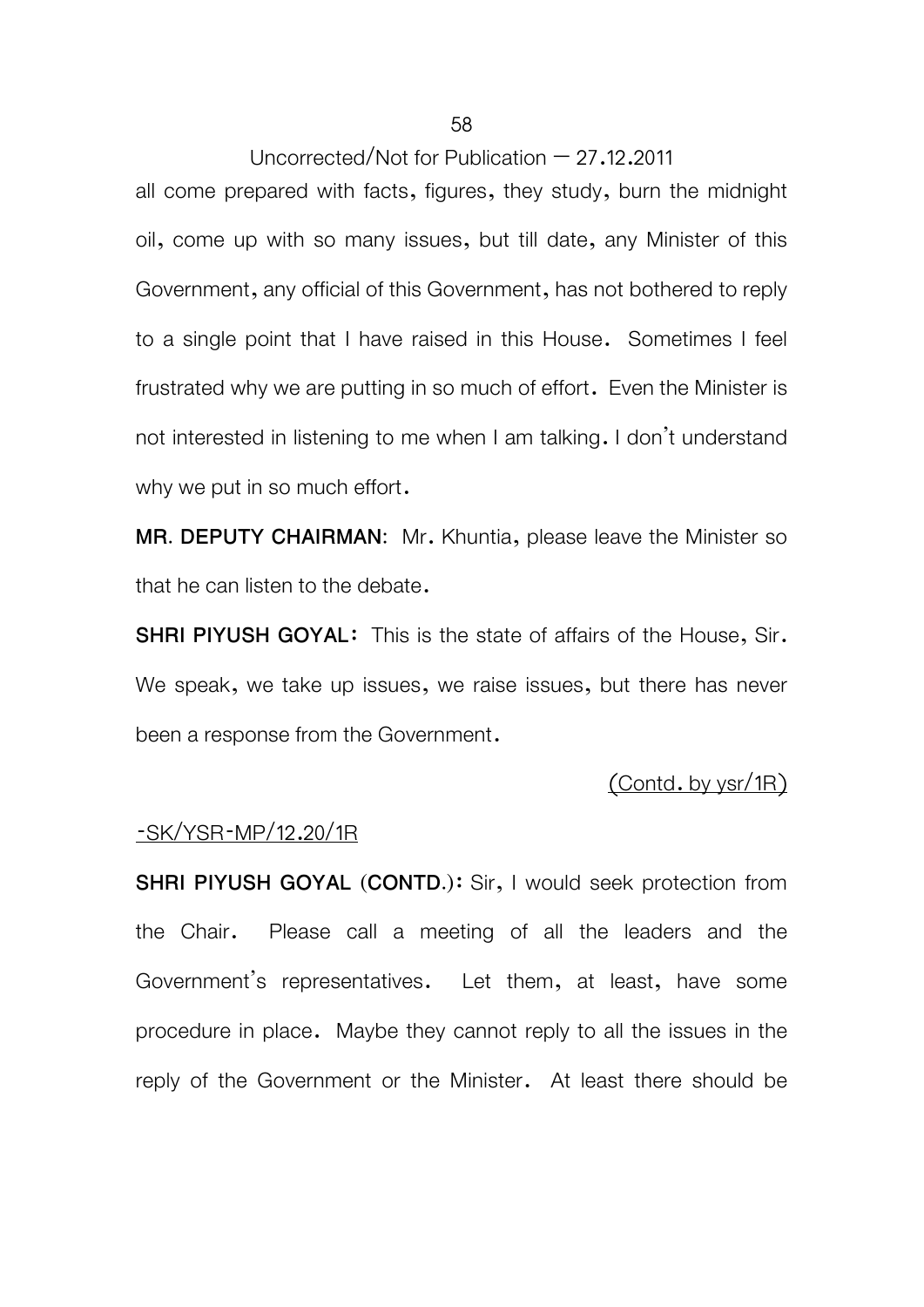all come prepared with facts, figures, they study, burn the midnight oil, come up with so many issues, but till date, any Minister of this Government, any official of this Government, has not bothered to reply to a single point that I have raised in this House. Sometimes I feel frustrated why we are putting in so much of effort. Even the Minister is not interested in listening to me when I am talking. I don't understand why we put in so much effort.

**MR. DEPUTY CHAIRMAN**: Mr. Khuntia, please leave the Minister so that he can listen to the debate.

**SHRI PIYUSH GOYAL**: This is the state of affairs of the House, Sir. We speak, we take up issues, we raise issues, but there has never been a response from the Government.

(Contd. by ysr/1R)

-SK/YSR-MP/12.20/1R

**SHRI PIYUSH GOYAL (CONTD.)**: Sir, I would seek protection from the Chair. Please call a meeting of all the leaders and the Government's representatives. Let them, at least, have some procedure in place. Maybe they cannot reply to all the issues in the reply of the Government or the Minister. At least there should be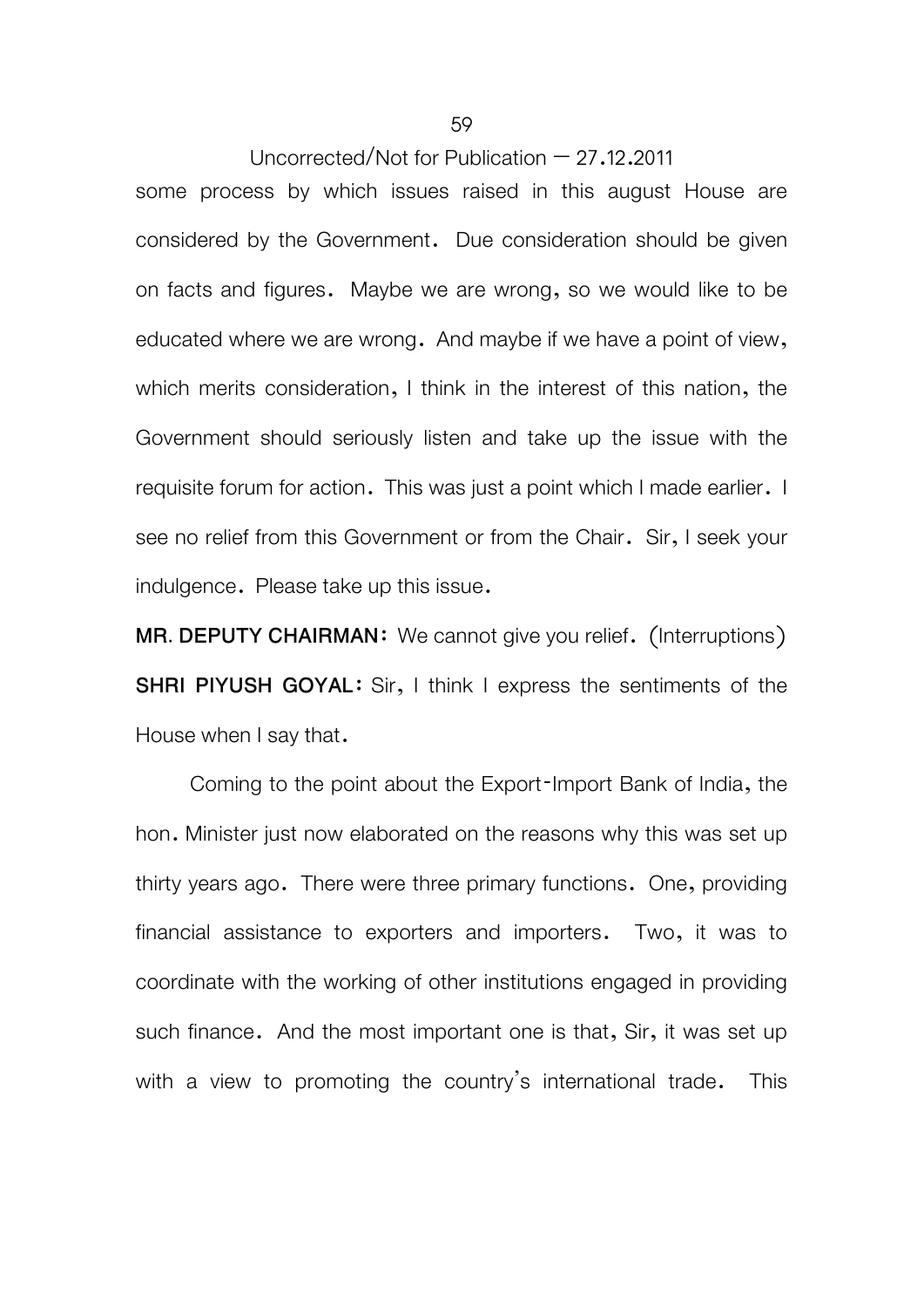some process by which issues raised in this august House are considered by the Government. Due consideration should be given on facts and figures. Maybe we are wrong, so we would like to be educated where we are wrong. And maybe if we have a point of view, which merits consideration, I think in the interest of this nation, the Government should seriously listen and take up the issue with the requisite forum for action. This was just a point which I made earlier. I see no relief from this Government or from the Chair. Sir, I seek your indulgence. Please take up this issue.

**MR. DEPUTY CHAIRMAN:** We cannot give you relief. (Interruptions)

**SHRI PIYUSH GOYAL:** Sir, I think I express the sentiments of the House when I say that.

Coming to the point about the Export-Import Bank of India, the hon. Minister just now elaborated on the reasons why this was set up thirty years ago. There were three primary functions. One, providing financial assistance to exporters and importers. Two, it was to coordinate with the working of other institutions engaged in providing such finance. And the most important one is that, Sir, it was set up with a view to promoting the country's international trade. This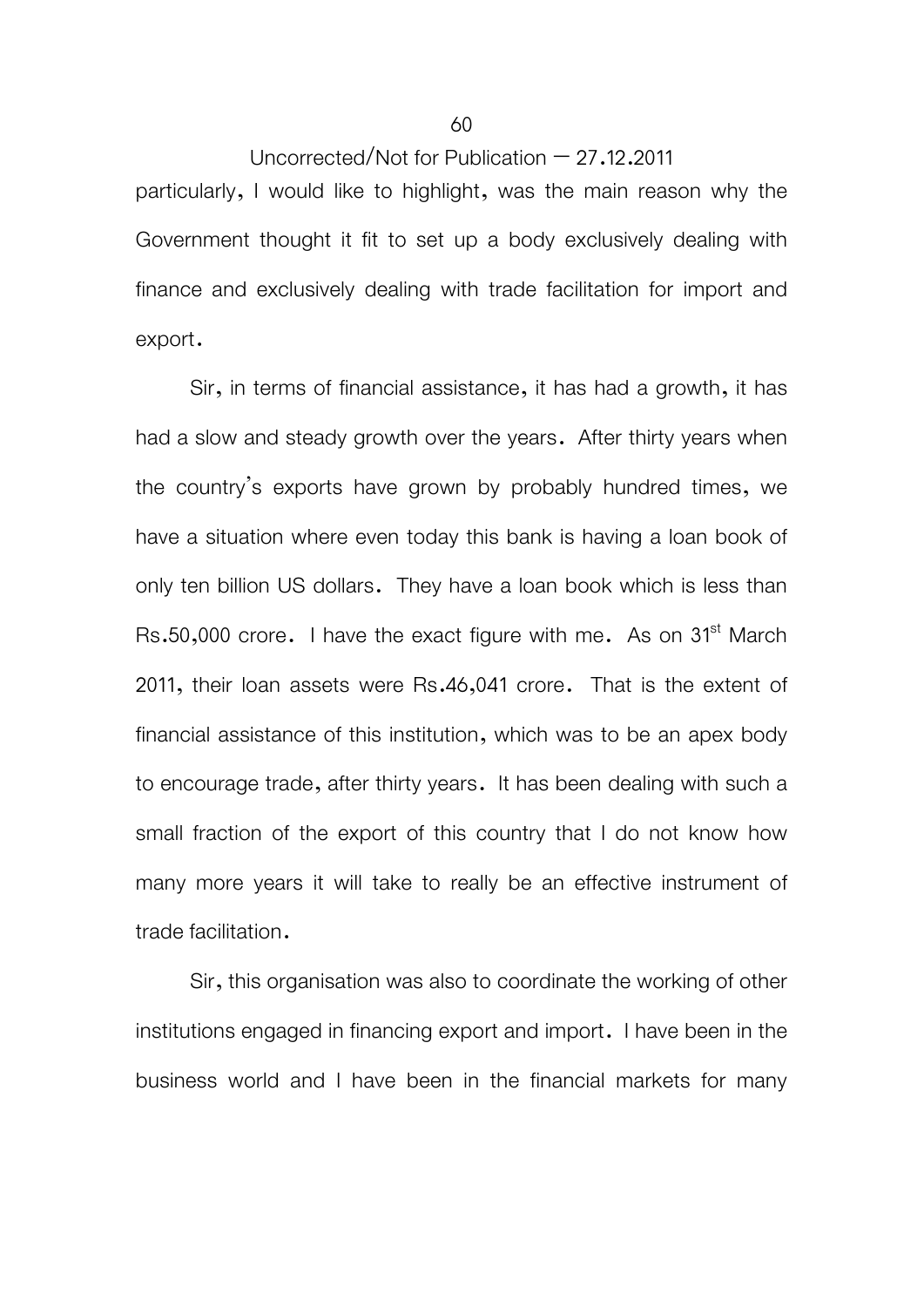particularly, I would like to highlight, was the main reason why the Government thought it fit to set up a body exclusively dealing with finance and exclusively dealing with trade facilitation for import and export.

Sir, in terms of financial assistance, it has had a growth, it has had a slow and steady growth over the years. After thirty years when the country's exports have grown by probably hundred times, we have a situation where even today this bank is having a loan book of only ten billion US dollars. They have a loan book which is less than Rs.50,000 crore. I have the exact figure with me. As on 31st March 2011, their loan assets were Rs.46,041 crore. That is the extent of financial assistance of this institution, which was to be an apex body to encourage trade, after thirty years. It has been dealing with such a small fraction of the export of this country that I do not know how many more years it will take to really be an effective instrument of trade facilitation.

Sir, this organisation was also to coordinate the working of other institutions engaged in financing export and import. I have been in the business world and I have been in the financial markets for many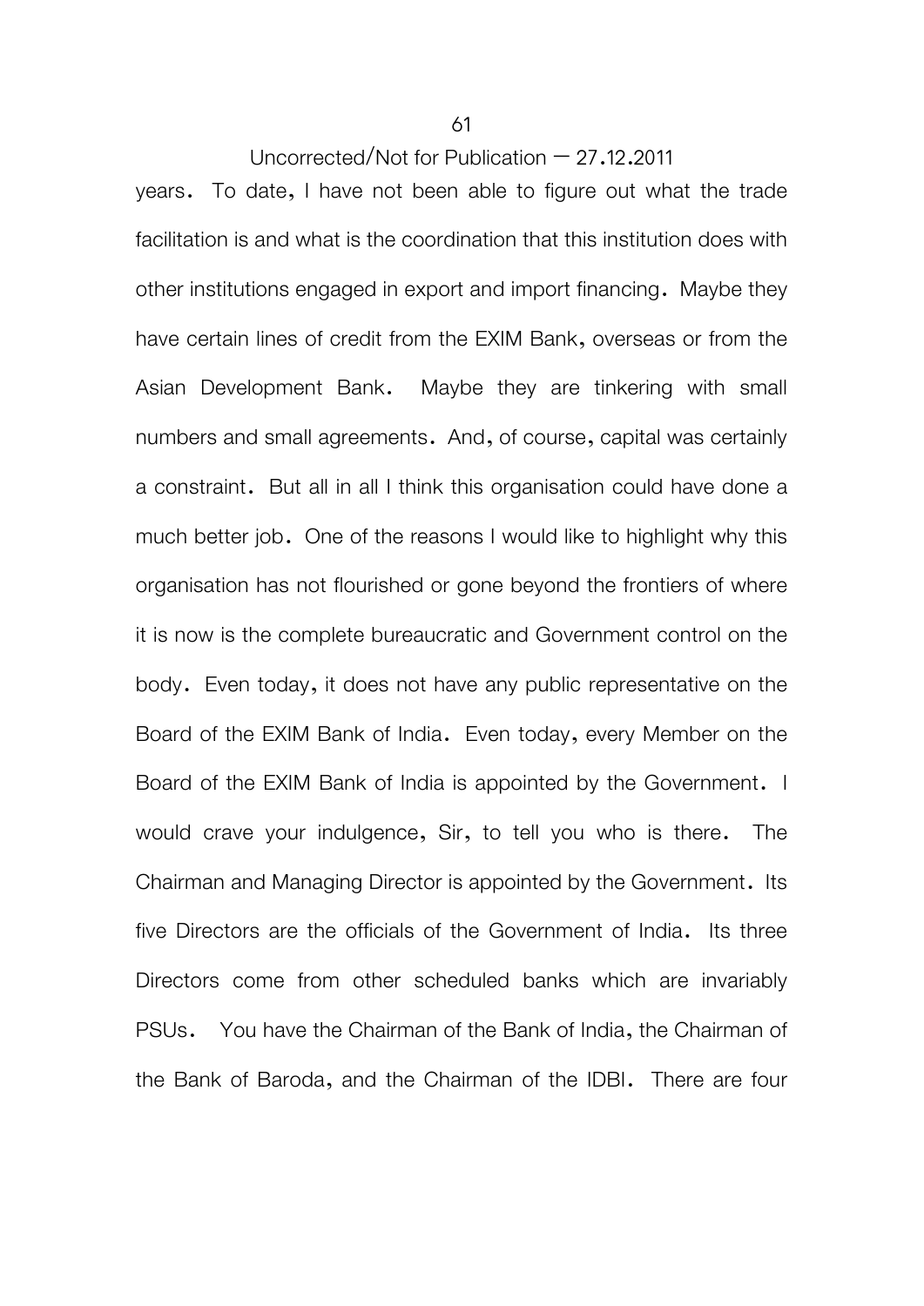years. To date, I have not been able to figure out what the trade facilitation is and what is the coordination that this institution does with other institutions engaged in export and import financing. Maybe they have certain lines of credit from the EXIM Bank, overseas or from the Asian Development Bank. Maybe they are tinkering with small numbers and small agreements. And, of course, capital was certainly a constraint. But all in all I think this organisation could have done a much better job. One of the reasons I would like to highlight why this organisation has not flourished or gone beyond the frontiers of where it is now is the complete bureaucratic and Government control on the body. Even today, it does not have any public representative on the Board of the EXIM Bank of India. Even today, every Member on the Board of the EXIM Bank of India is appointed by the Government. I would crave your indulgence, Sir, to tell you who is there. The Chairman and Managing Director is appointed by the Government. Its five Directors are the officials of the Government of India. Its three Directors come from other scheduled banks which are invariably PSUs. You have the Chairman of the Bank of India, the Chairman of the Bank of Baroda, and the Chairman of the IDBI. There are four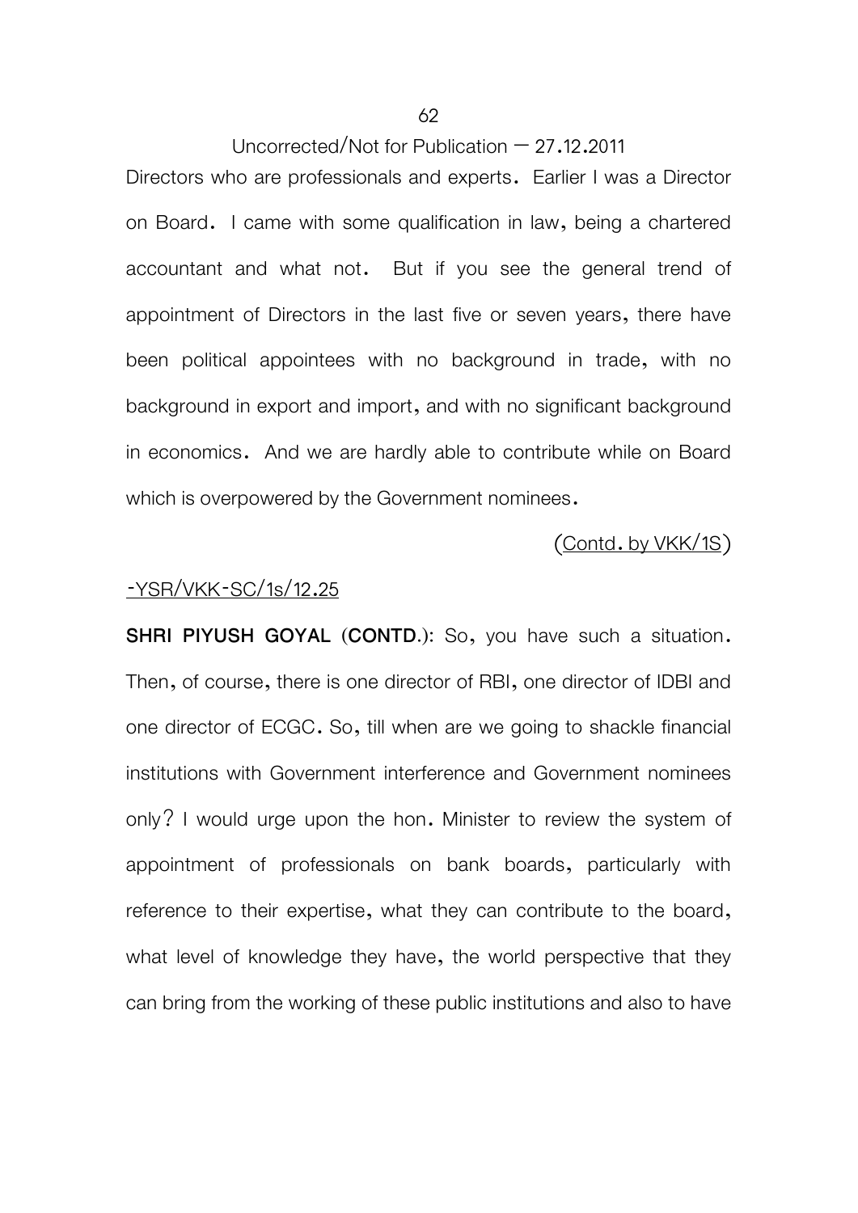Uncorrected/Not for Publication – 27.12.2011

Directors who are professionals and experts. Earlier I was a Director on Board. I came with some qualification in law, being a chartered accountant and what not. But if you see the general trend of appointment of Directors in the last five or seven years, there have been political appointees with no background in trade, with no background in export and import, and with no significant background in economics. And we are hardly able to contribute while on Board which is overpowered by the Government nominees.

(Contd. by VKK/1S)

-YSR/VKK-SC/1s/12.25

**SHRI PIYUSH GOYAL (CONTD.)**: So, you have such a situation. Then, of course, there is one director of RBI, one director of IDBI and one director of ECGC. So, till when are we going to shackle financial institutions with Government interference and Government nominees only? I would urge upon the hon. Minister to review the system of appointment of professionals on bank boards, particularly with reference to their expertise, what they can contribute to the board, what level of knowledge they have, the world perspective that they can bring from the working of these public institutions and also to have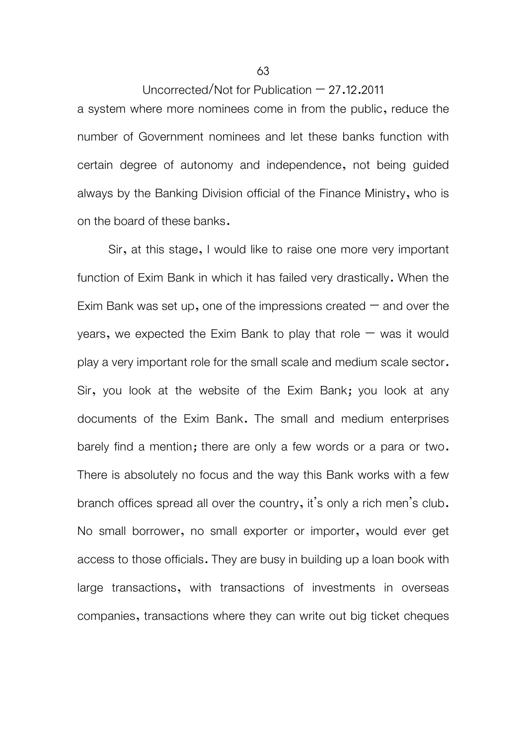a system where more nominees come in from the public, reduce the number of Government nominees and let these banks function with certain degree of autonomy and independence, not being guided always by the Banking Division official of the Finance Ministry, who is on the board of these banks.

Sir, at this stage, I would like to raise one more very important function of Exim Bank in which it has failed very drastically. When the Exim Bank was set up, one of the impressions created – and over the years, we expected the Exim Bank to play that role – was it would play a very important role for the small scale and medium scale sector. Sir, you look at the website of the Exim Bank; you look at any documents of the Exim Bank. The small and medium enterprises barely find a mention; there are only a few words or a para or two. There is absolutely no focus and the way this Bank works with a few branch offices spread all over the country, it's only a rich men's club. No small borrower, no small exporter or importer, would ever get access to those officials. They are busy in building up a loan book with large transactions, with transactions of investments in overseas companies, transactions where they can write out big ticket cheques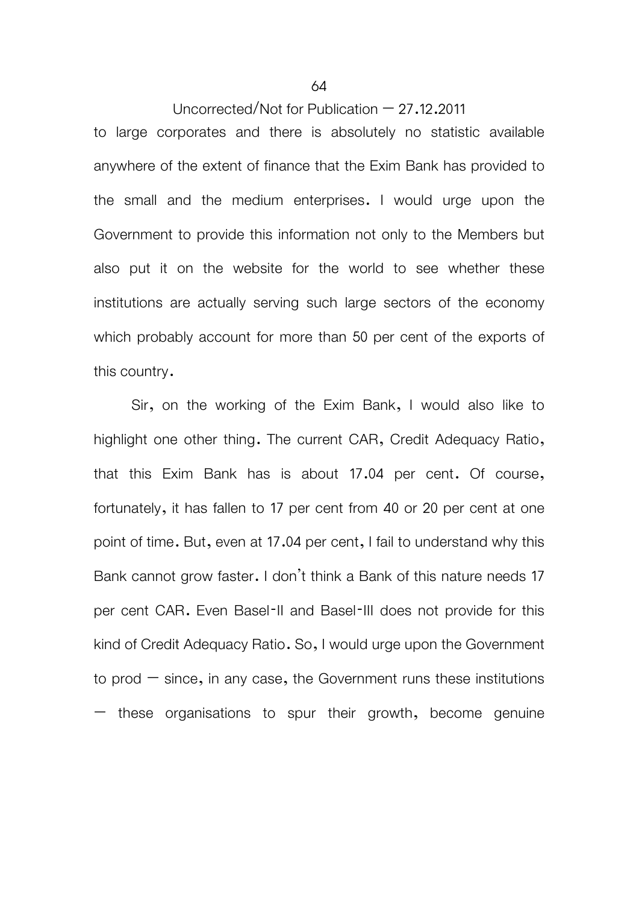to large corporates and there is absolutely no statistic available anywhere of the extent of finance that the Exim Bank has provided to the small and the medium enterprises. I would urge upon the Government to provide this information not only to the Members but also put it on the website for the world to see whether these institutions are actually serving such large sectors of the economy which probably account for more than 50 per cent of the exports of this country.

Sir, on the working of the Exim Bank, I would also like to highlight one other thing. The current CAR, Credit Adequacy Ratio, that this Exim Bank has is about 17.04 per cent. Of course, fortunately, it has fallen to 17 per cent from 40 or 20 per cent at one point of time. But, even at 17.04 per cent, I fail to understand why this Bank cannot grow faster. I don't think a Bank of this nature needs 17 per cent CAR. Even Basel-II and Basel-III does not provide for this kind of Credit Adequacy Ratio. So, I would urge upon the Government to prod — since, in any case, the Government runs these institutions — these organisations to spur their growth, become genuine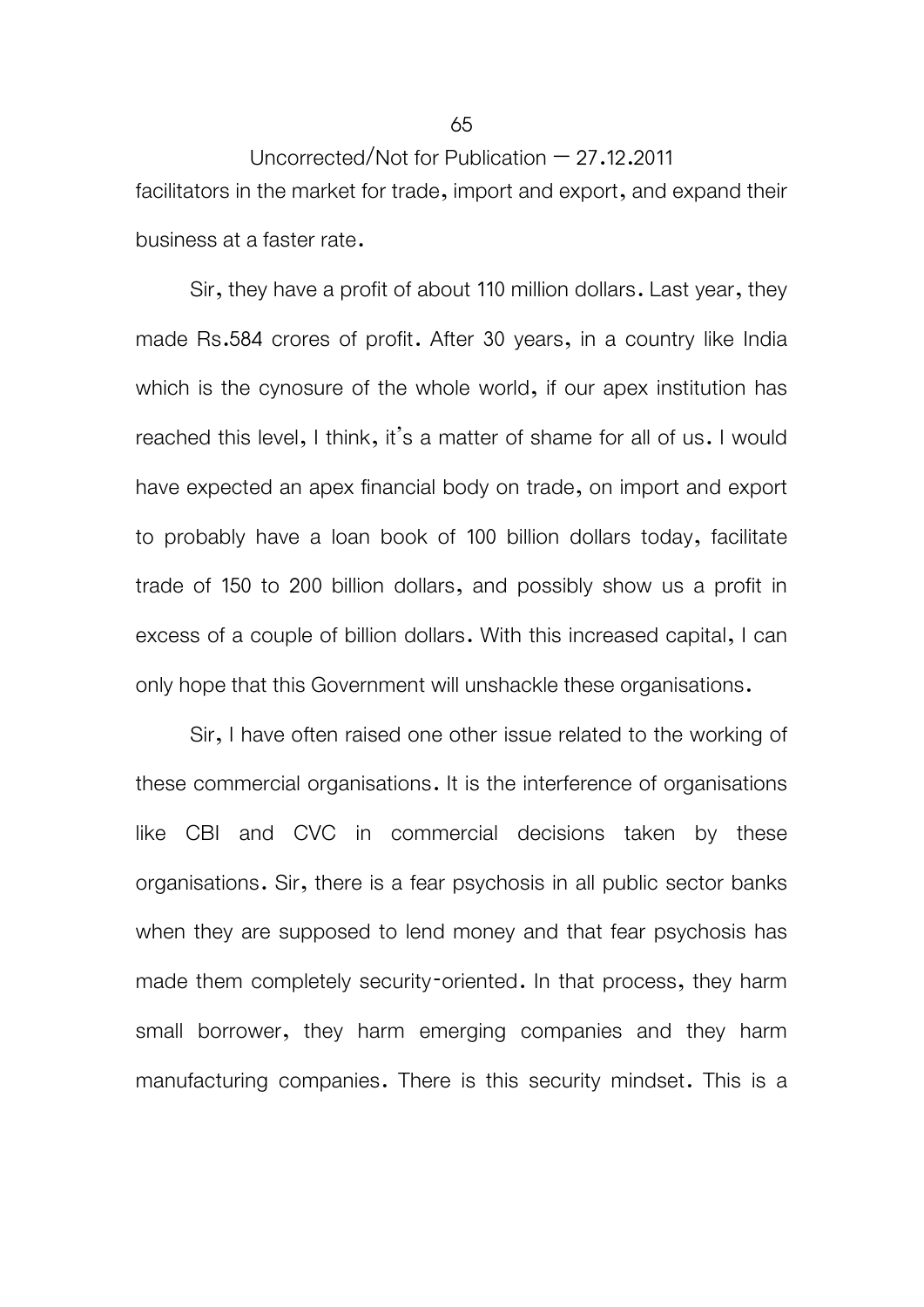facilitators in the market for trade, import and export, and expand their business at a faster rate.

Sir, they have a profit of about 110 million dollars. Last year, they made Rs.584 crores of profit. After 30 years, in a country like India which is the cynosure of the whole world, if our apex institution has reached this level, I think, it's a matter of shame for all of us. I would have expected an apex financial body on trade, on import and export to probably have a loan book of 100 billion dollars today, facilitate trade of 150 to 200 billion dollars, and possibly show us a profit in excess of a couple of billion dollars. With this increased capital, I can only hope that this Government will unshackle these organisations.

Sir, I have often raised one other issue related to the working of these commercial organisations. It is the interference of organisations like CBI and CVC in commercial decisions taken by these organisations. Sir, there is a fear psychosis in all public sector banks when they are supposed to lend money and that fear psychosis has made them completely security-oriented. In that process, they harm small borrower, they harm emerging companies and they harm manufacturing companies. There is this security mindset. This is a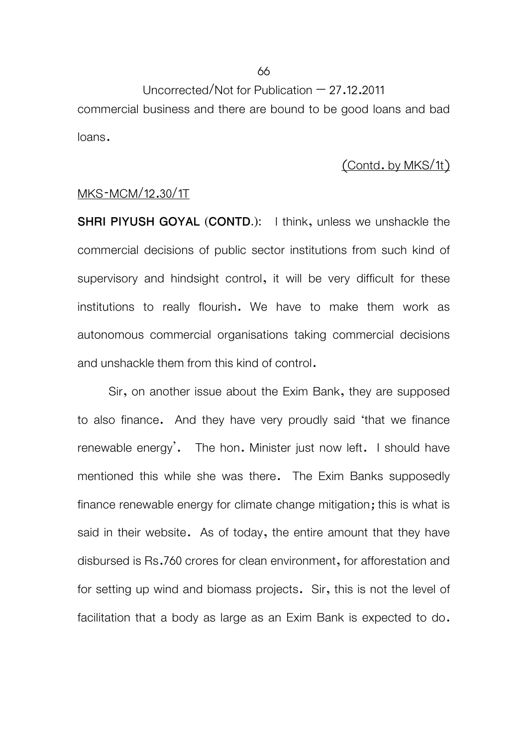commercial business and there are bound to be good loans and bad loans.

(Contd. by MKS/1t)

MKS-MCM/12.30/1T

**SHRI PIYUSH GOYAL (CONTD.)**: I think, unless we unshackle the commercial decisions of public sector institutions from such kind of supervisory and hindsight control, it will be very difficult for these institutions to really flourish. We have to make them work as autonomous commercial organisations taking commercial decisions and unshackle them from this kind of control.

Sir, on another issue about the Exim Bank, they are supposed to also finance. And they have very proudly said 'that we finance renewable energy'. The hon. Minister just now left. I should have mentioned this while she was there. The Exim Banks supposedly finance renewable energy for climate change mitigation; this is what is said in their website. As of today, the entire amount that they have disbursed is Rs.760 crores for clean environment, for afforestation and for setting up wind and biomass projects. Sir, this is not the level of facilitation that a body as large as an Exim Bank is expected to do.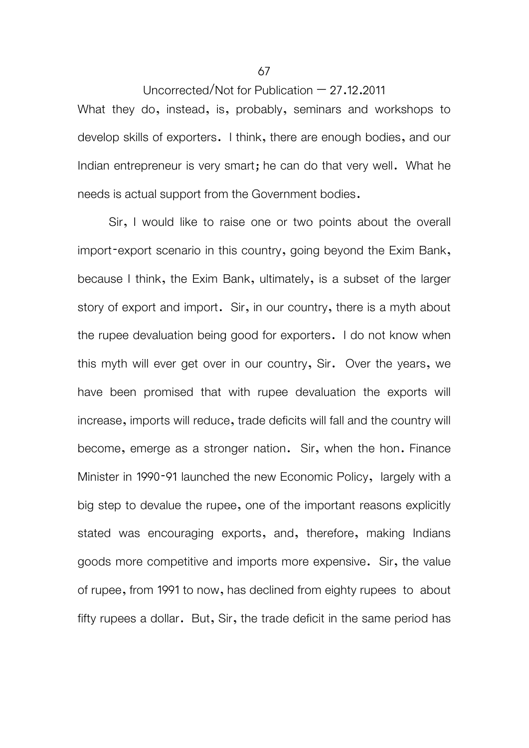What they do, instead, is, probably, seminars and workshops to develop skills of exporters. I think, there are enough bodies, and our Indian entrepreneur is very smart; he can do that very well. What he needs is actual support from the Government bodies.

Sir, I would like to raise one or two points about the overall import-export scenario in this country, going beyond the Exim Bank, because I think, the Exim Bank, ultimately, is a subset of the larger story of export and import. Sir, in our country, there is a myth about the rupee devaluation being good for exporters. I do not know when this myth will ever get over in our country, Sir. Over the years, we have been promised that with rupee devaluation the exports will increase, imports will reduce, trade deficits will fall and the country will become, emerge as a stronger nation. Sir, when the hon. Finance Minister in 1990-91 launched the new Economic Policy, largely with a big step to devalue the rupee, one of the important reasons explicitly stated was encouraging exports, and, therefore, making Indians goods more competitive and imports more expensive. Sir, the value of rupee, from 1991 to now, has declined from eighty rupees to about fifty rupees a dollar. But, Sir, the trade deficit in the same period has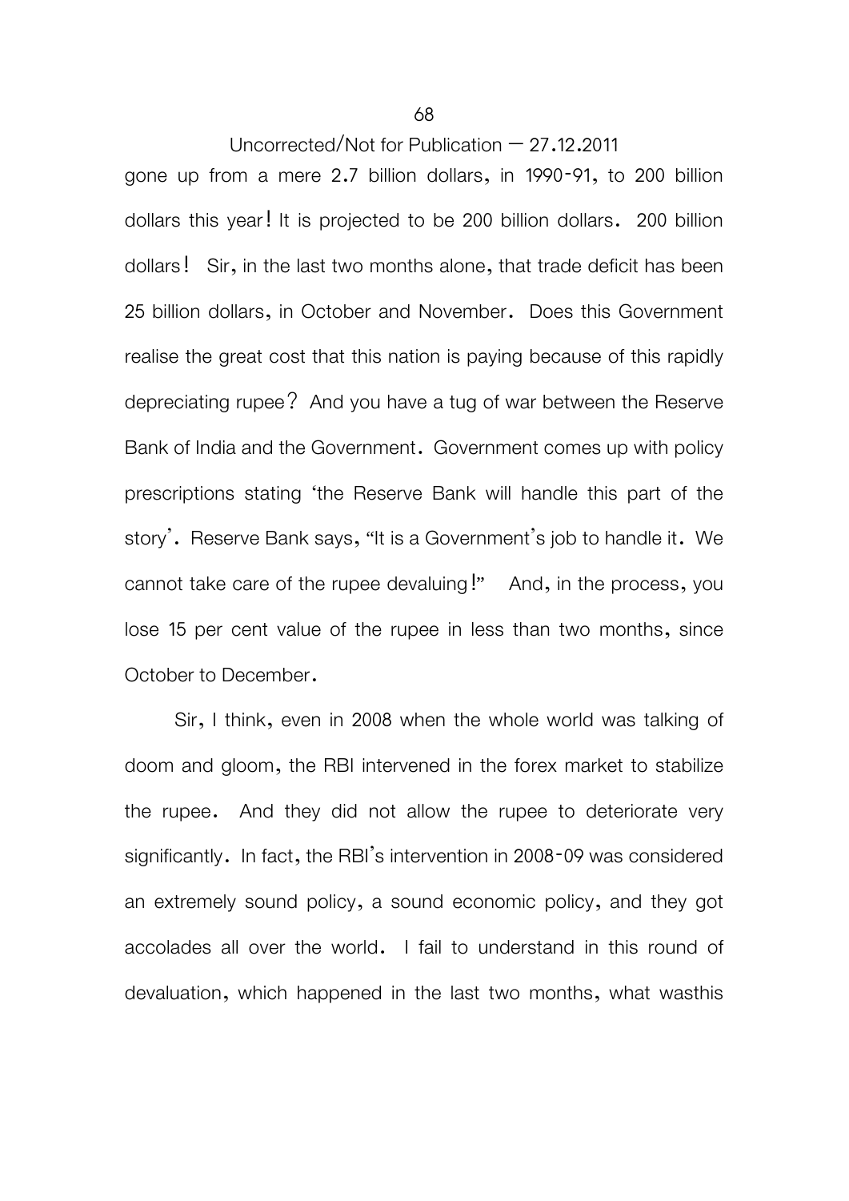gone up from a mere 2.7 billion dollars, in 1990-91, to 200 billion dollars this year! It is projected to be 200 billion dollars. 200 billion dollars! Sir, in the last two months alone, that trade deficit has been 25 billion dollars, in October and November. Does this Government realise the great cost that this nation is paying because of this rapidly depreciating rupee? And you have a tug of war between the Reserve Bank of India and the Government. Government comes up with policy prescriptions stating 'the Reserve Bank will handle this part of the story'. Reserve Bank says, "It is a Government's job to handle it. We cannot take care of the rupee devaluing!" And, in the process, you lose 15 per cent value of the rupee in less than two months, since October to December.

Sir, I think, even in 2008 when the whole world was talking of doom and gloom, the RBI intervened in the forex market to stabilize the rupee. And they did not allow the rupee to deteriorate very significantly. In fact, the RBI's intervention in 2008-09 was considered an extremely sound policy, a sound economic policy, and they got accolades all over the world. I fail to understand in this round of devaluation, which happened in the last two months, what wasthis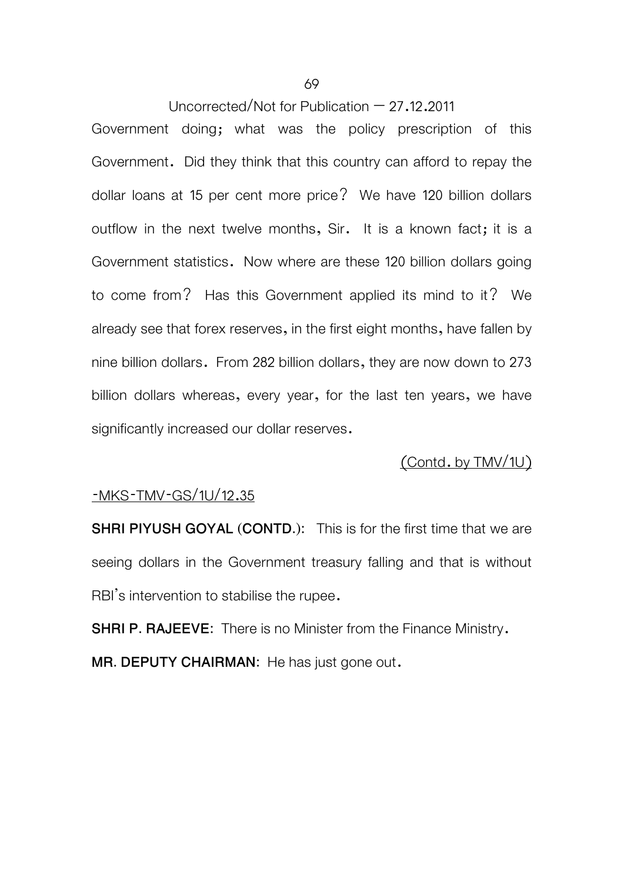Government doing; what was the policy prescription of this Government. Did they think that this country can afford to repay the dollar loans at 15 per cent more price? We have 120 billion dollars outflow in the next twelve months, Sir. It is a known fact; it is a Government statistics. Now where are these 120 billion dollars going to come from? Has this Government applied its mind to it? We already see that forex reserves, in the first eight months, have fallen by nine billion dollars. From 282 billion dollars, they are now down to 273 billion dollars whereas, every year, for the last ten years, we have significantly increased our dollar reserves.

(Contd. by TMV/1U)

-MKS-TMV-GS/1U/12.35

**SHRI PIYUSH GOYAL (CONTD.):** This is for the first time that we are seeing dollars in the Government treasury falling and that is without RBI's intervention to stabilise the rupee.

**SHRI P. RAJEEVE:** There is no Minister from the Finance Ministry.

**MR. DEPUTY CHAIRMAN:** He has just gone out.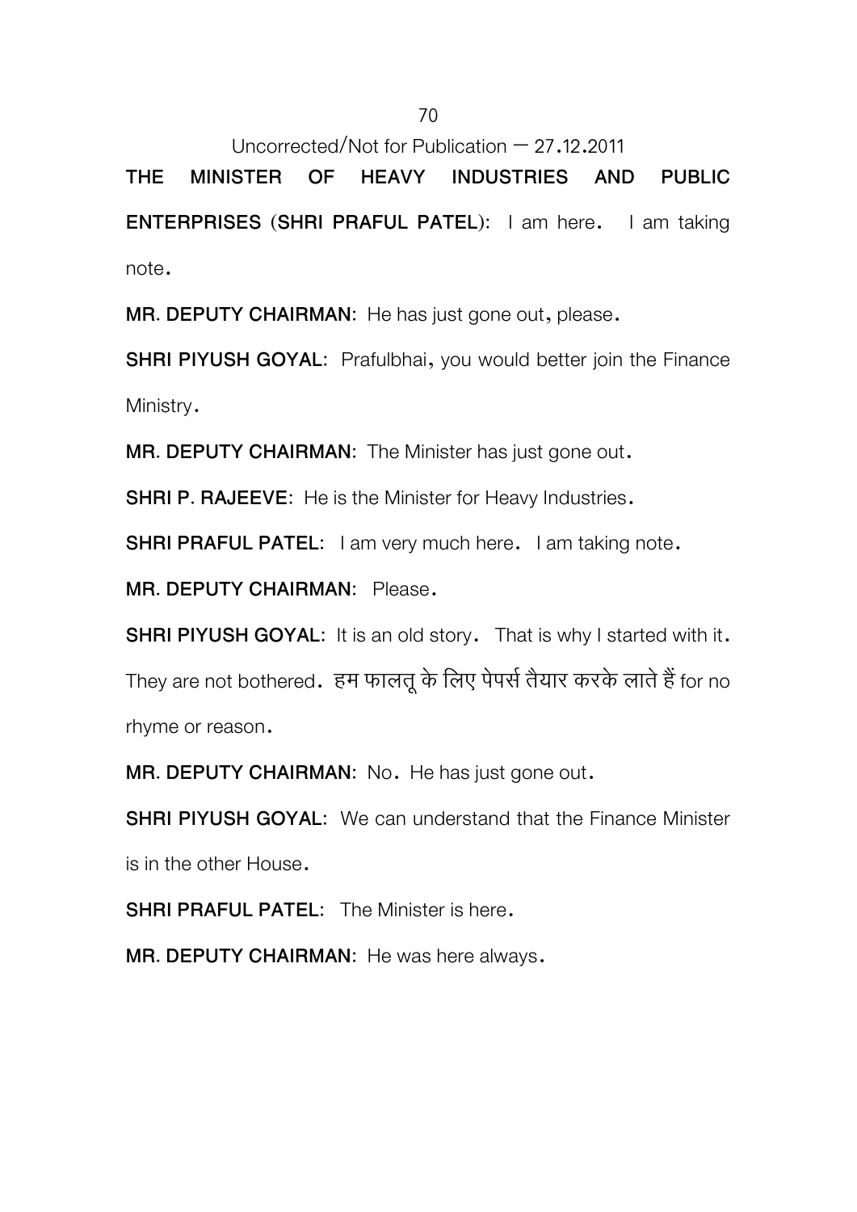Uncorrected/Not for Publication – 27.12.2011

**THE MINISTER OF HEAVY INDUSTRIES AND PUBLIC ENTERPRISES (SHRI PRAFUL PATEL):** I am here. I am taking note.

**MR. DEPUTY CHAIRMAN:** He has just gone out, please.

**SHRI PIYUSH GOYAL:** Prafulbhai, you would better join the Finance Ministry.

**MR. DEPUTY CHAIRMAN:** The Minister has just gone out.

**SHRI P. RAJEEVE:** He is the Minister for Heavy Industries.

**SHRI PRAFUL PATEL:** I am very much here. I am taking note.

**MR. DEPUTY CHAIRMAN:** Please.

**SHRI PIYUSH GOYAL:** It is an old story. That is why I started with it. They are not bothered. हम फालतू के लिए पेपर्स तैयार करके लाते हैं for no rhyme or reason.

**MR. DEPUTY CHAIRMAN:** No. He has just gone out.

**SHRI PIYUSH GOYAL:** We can understand that the Finance Minister is in the other House.

**SHRI PRAFUL PATEL:** The Minister is here.

**MR. DEPUTY CHAIRMAN:** He was here always.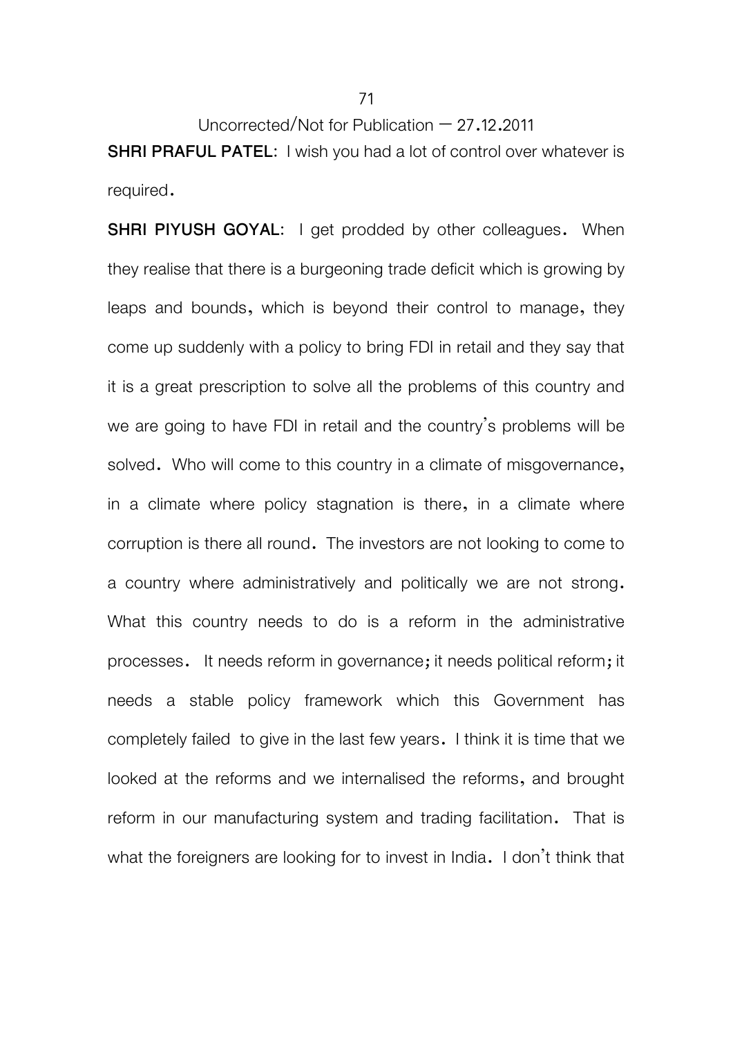**SHRI PRAFUL PATEL**: I wish you had a lot of control over whatever is required.

**SHRI PIYUSH GOYAL**: I get prodded by other colleagues. When they realise that there is a burgeoning trade deficit which is growing by leaps and bounds, which is beyond their control to manage, they come up suddenly with a policy to bring FDI in retail and they say that it is a great prescription to solve all the problems of this country and we are going to have FDI in retail and the country's problems will be solved. Who will come to this country in a climate of misgovernance, in a climate where policy stagnation is there, in a climate where corruption is there all round. The investors are not looking to come to a country where administratively and politically we are not strong. What this country needs to do is a reform in the administrative processes. It needs reform in governance; it needs political reform; it needs a stable policy framework which this Government has completely failed to give in the last few years. I think it is time that we looked at the reforms and we internalised the reforms, and brought reform in our manufacturing system and trading facilitation. That is what the foreigners are looking for to invest in India. I don't think that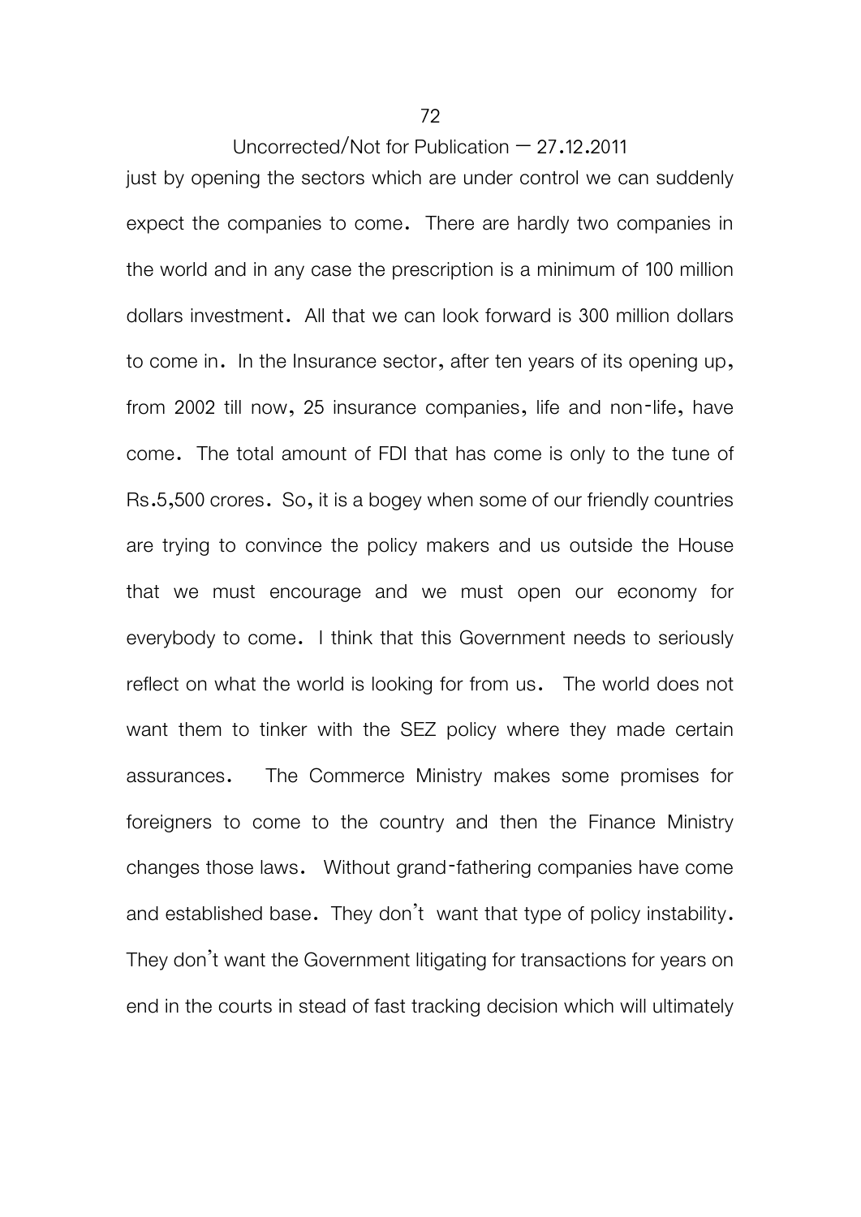just by opening the sectors which are under control we can suddenly expect the companies to come. There are hardly two companies in the world and in any case the prescription is a minimum of 100 million dollars investment. All that we can look forward is 300 million dollars to come in. In the Insurance sector, after ten years of its opening up, from 2002 till now, 25 insurance companies, life and non-life, have come. The total amount of FDI that has come is only to the tune of Rs.5,500 crores. So, it is a bogey when some of our friendly countries are trying to convince the policy makers and us outside the House that we must encourage and we must open our economy for everybody to come. I think that this Government needs to seriously reflect on what the world is looking for from us. The world does not want them to tinker with the SEZ policy where they made certain assurances. The Commerce Ministry makes some promises for foreigners to come to the country and then the Finance Ministry changes those laws. Without grand-fathering companies have come and established base. They don't want that type of policy instability. They don't want the Government litigating for transactions for years on end in the courts in stead of fast tracking decision which will ultimately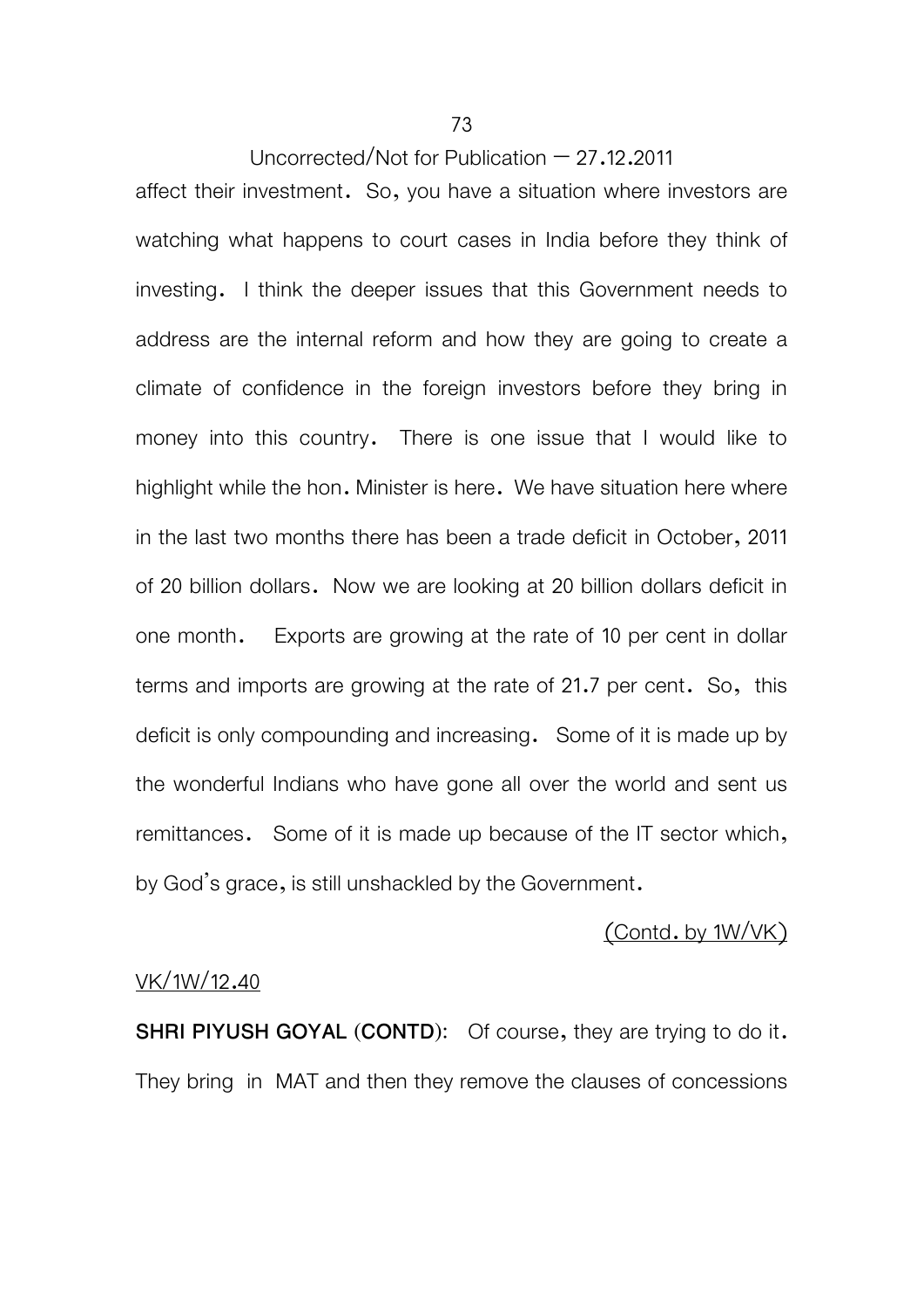affect their investment. So, you have a situation where investors are watching what happens to court cases in India before they think of investing. I think the deeper issues that this Government needs to address are the internal reform and how they are going to create a climate of confidence in the foreign investors before they bring in money into this country. There is one issue that I would like to highlight while the hon. Minister is here. We have situation here where in the last two months there has been a trade deficit in October, 2011 of 20 billion dollars. Now we are looking at 20 billion dollars deficit in one month. Exports are growing at the rate of 10 per cent in dollar terms and imports are growing at the rate of 21.7 per cent. So, this deficit is only compounding and increasing. Some of it is made up by the wonderful Indians who have gone all over the world and sent us remittances. Some of it is made up because of the IT sector which, by God's grace, is still unshackled by the Government.

(Contd. by 1W/VK)

VK/1W/12.40

**SHRI PIYUSH GOYAL (CONTD):** Of course, they are trying to do it. They bring in MAT and then they remove the clauses of concessions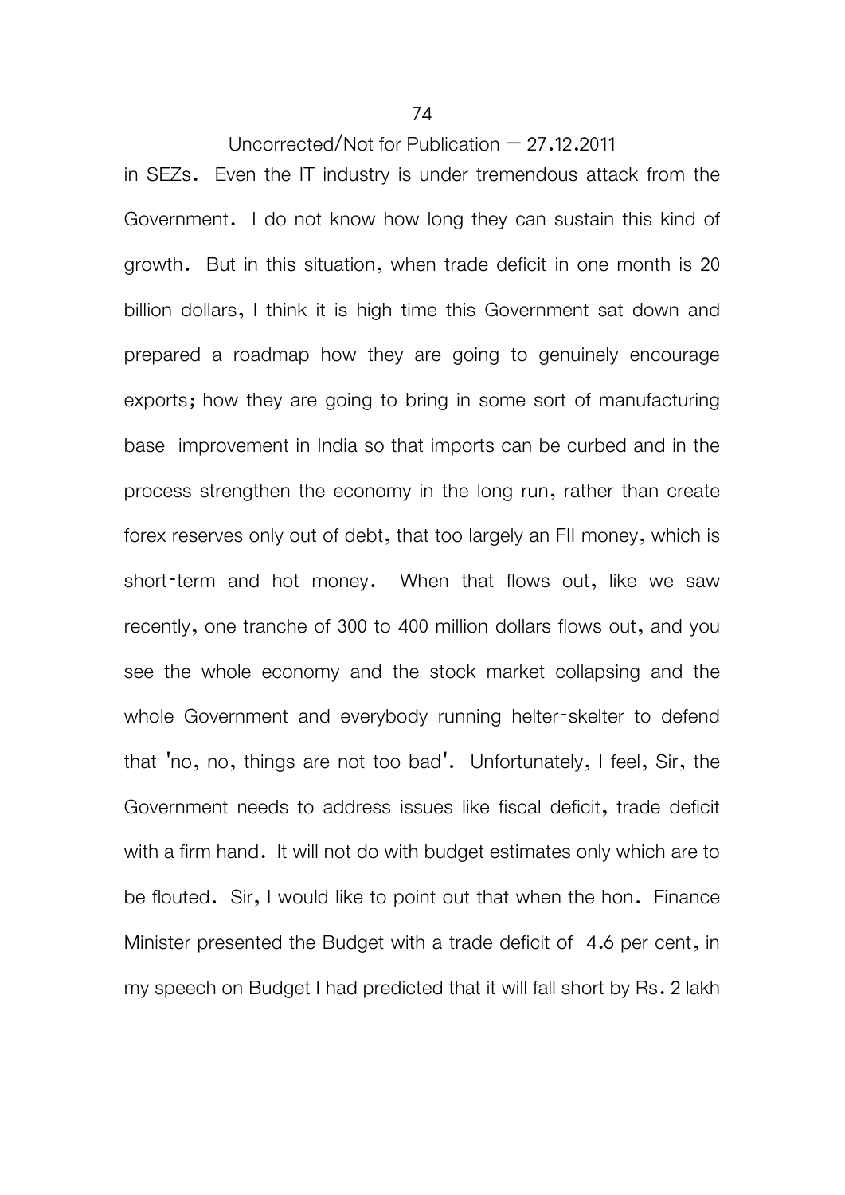in SEZs. Even the IT industry is under tremendous attack from the Government. I do not know how long they can sustain this kind of growth. But in this situation, when trade deficit in one month is 20 billion dollars, I think it is high time this Government sat down and prepared a roadmap how they are going to genuinely encourage exports; how they are going to bring in some sort of manufacturing base improvement in India so that imports can be curbed and in the process strengthen the economy in the long run, rather than create forex reserves only out of debt, that too largely an FII money, which is short-term and hot money. When that flows out, like we saw recently, one tranche of 300 to 400 million dollars flows out, and you see the whole economy and the stock market collapsing and the whole Government and everybody running helter-skelter to defend that 'no, no, things are not too bad'. Unfortunately, I feel, Sir, the Government needs to address issues like fiscal deficit, trade deficit with a firm hand. It will not do with budget estimates only which are to be flouted. Sir, I would like to point out that when the hon. Finance Minister presented the Budget with a trade deficit of 4.6 per cent, in my speech on Budget I had predicted that it will fall short by Rs. 2 lakh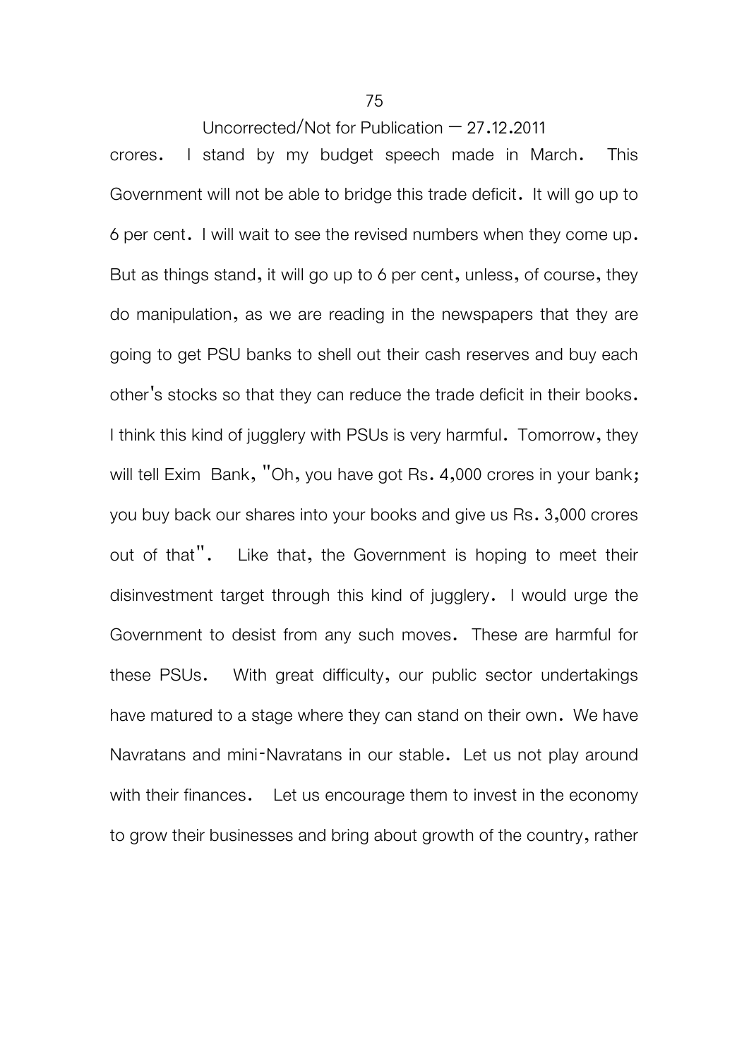crores. I stand by my budget speech made in March. This Government will not be able to bridge this trade deficit. It will go up to 6 per cent. I will wait to see the revised numbers when they come up. But as things stand, it will go up to 6 per cent, unless, of course, they do manipulation, as we are reading in the newspapers that they are going to get PSU banks to shell out their cash reserves and buy each other's stocks so that they can reduce the trade deficit in their books. I think this kind of jugglery with PSUs is very harmful. Tomorrow, they will tell Exim Bank, "Oh, you have got Rs. 4,000 crores in your bank; you buy back our shares into your books and give us Rs. 3,000 crores out of that". Like that, the Government is hoping to meet their disinvestment target through this kind of jugglery. I would urge the Government to desist from any such moves. These are harmful for these PSUs. With great difficulty, our public sector undertakings have matured to a stage where they can stand on their own. We have Navratans and mini-Navratans in our stable. Let us not play around with their finances. Let us encourage them to invest in the economy to grow their businesses and bring about growth of the country, rather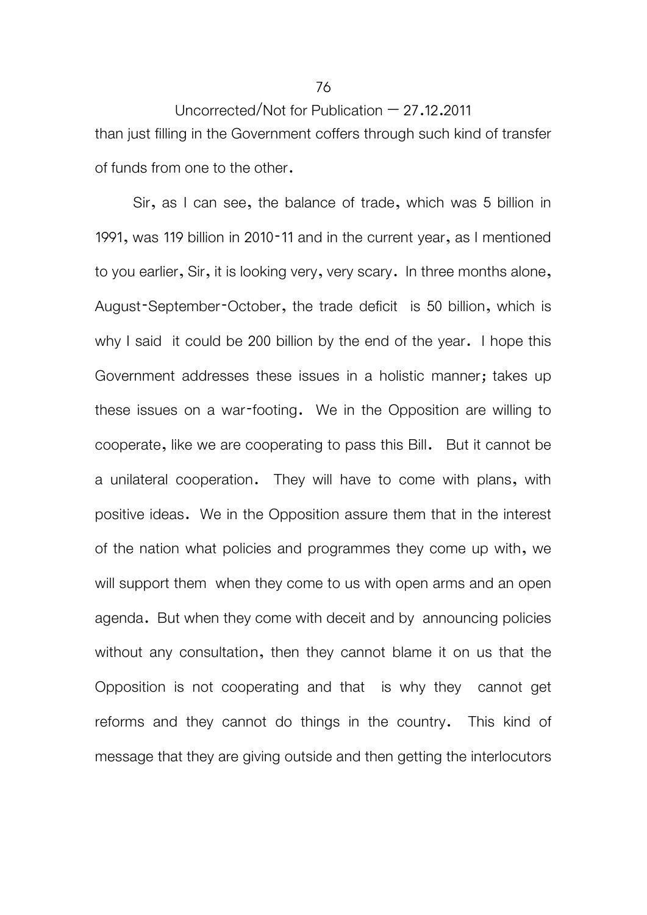than just filling in the Government coffers through such kind of transfer of funds from one to the other.

Sir, as I can see, the balance of trade, which was 5 billion in 1991, was 119 billion in 2010-11 and in the current year, as I mentioned to you earlier, Sir, it is looking very, very scary. In three months alone, August-September-October, the trade deficit is 50 billion, which is why I said it could be 200 billion by the end of the year. I hope this Government addresses these issues in a holistic manner; takes up these issues on a war-footing. We in the Opposition are willing to cooperate, like we are cooperating to pass this Bill. But it cannot be a unilateral cooperation. They will have to come with plans, with positive ideas. We in the Opposition assure them that in the interest of the nation what policies and programmes they come up with, we will support them when they come to us with open arms and an open agenda. But when they come with deceit and by announcing policies without any consultation, then they cannot blame it on us that the Opposition is not cooperating and that is why they cannot get reforms and they cannot do things in the country. This kind of message that they are giving outside and then getting the interlocutors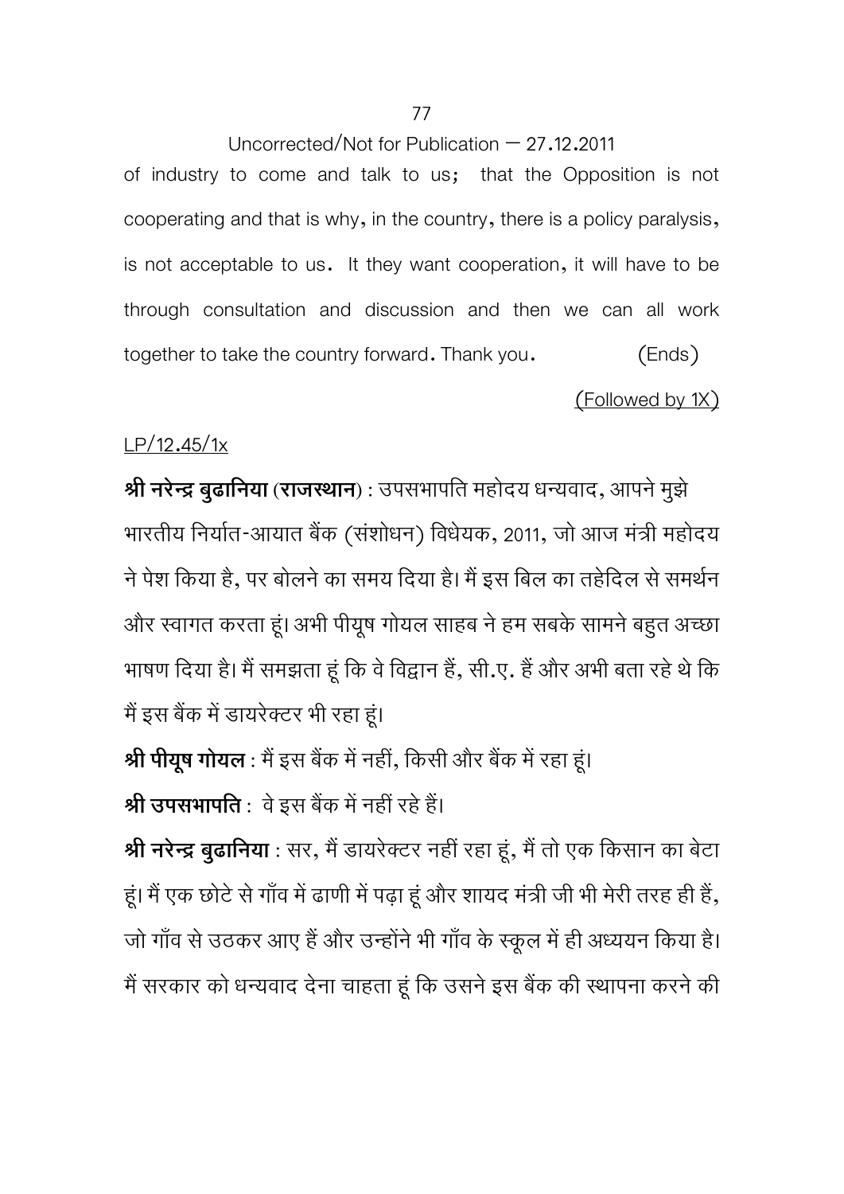of industry to come and talk to us; that the Opposition is not cooperating and that is why, in the country, there is a policy paralysis, is not acceptable to us. It they want cooperation, it will have to be through consultation and discussion and then we can all work together to take the country forward. Thank you. (Ends)

(Followed by 1X)

LP/12.45/1x

**श्री नरेन्द्र बुढानिया (राजस्थान)** : उपसभापति महोदय धन्यवाद, आपने मुझे भारतीय निर्यात-आयात बैंक (संशोधन) विधेयक, 2011, जो आज मंत्री महोदय ने पेश किया है, पर बोलने का समय दिया है। मैं इस बिल का तहेदिल से समर्थन और स्वागत करता हूं। अभी पीयूष गोयल साहब ने हम सबके सामने बहुत अच्छा भाषण दिया है। मैं समझता हूं कि वे विद्वान हैं, सी.ए. हैं और अभी बता रहे थे कि मैं इस बैंक में डायरेक्टर भी रहा हूं।

**श्री पीयूष गोयल** : मैं इस बैंक में नहीं, किसी और बैंक में रहा हूं।

**श्री उपसभापति** : वे इस बैंक में नहीं रहे हैं।

**श्री नरेन्द्र बुढानिया** : सर, मैं डायरेक्टर नहीं रहा हूं, मैं तो एक किसान का बेटा हूं। मैं एक छोटे से गाँव में ढाणी में पढ़ा हूं और शायद मंत्री जी भी मेरी तरह ही हैं, जो गाँव से उठकर आए हैं और उन्होंने भी गाँव के स्कूल में ही अध्ययन किया है। मैं सरकार को धन्यवाद देना चाहता हूं कि उसने इस बैंक की स्थापना करने की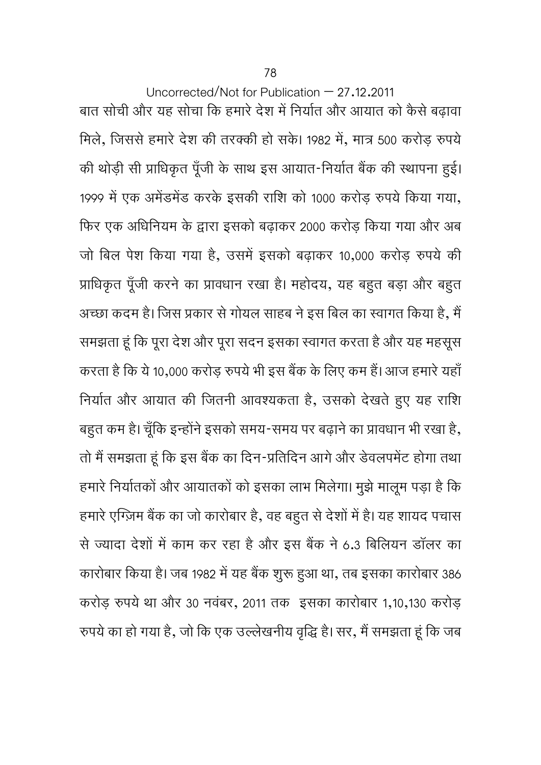बात सोची और यह सोचा कि हमारे देश में निर्यात और आयात को कैसे बढ़ावा मिले, जिससे हमारे देश की तरक्की हो सके। 1982 में, मात्र 500 करोड़ रुपये की थोड़ी सी प्राधिकृत पूँजी के साथ इस आयात-निर्यात बैंक की स्थापना हुई। 1999 में एक अमेंडमेंड करके इसकी राशि को 1000 करोड़ रुपये किया गया, फिर एक अधिनियम के द्वारा इसको बढ़ाकर 2000 करोड़ किया गया और अब जो बिल पेश किया गया है, उसमें इसको बढ़ाकर 10,000 करोड़ रुपये की प्राधिकृत पूँजी करने का प्रावधान रखा है। महोदय, यह बहुत बड़ा और बहुत अच्छा कदम है। जिस प्रकार से गोयल साहब ने इस बिल का स्वागत किया है, मैं समझता हूं कि पूरा देश और पूरा सदन इसका स्वागत करता है और यह महसूस करता है कि ये 10,000 करोड़ रुपये भी इस बैंक के लिए कम हैं। आज हमारे यहाँ निर्यात और आयात की जितनी आवश्यकता है, उसको देखते हुए यह राशि बहुत कम है। चूँकि इन्होंने इसको समय-समय पर बढ़ाने का प्रावधान भी रखा है, तो मैं समझता हूं कि इस बैंक का दिन-प्रतिदिन आगे और डेवलपमेंट होगा तथा हमारे निर्यातकों और आयातकों को इसका लाभ मिलेगा। मुझे मालूम पड़ा है कि हमारे एग्ज़िम बैंक का जो कारोबार है, वह बहुत से देशों में है। यह शायद पचास से ज्यादा देशों में काम कर रहा है और इस बैंक ने 6.3 बिलियन डॉलर का कारोबार किया है। जब 1982 में यह बैंक शुरू हुआ था, तब इसका कारोबार 386 करोड़ रुपये था और 30 नवंबर, 2011 तक इसका कारोबार 1,10,130 करोड़ रुपये का हो गया है, जो कि एक उल्लेखनीय वृद्धि है। सर, मैं समझता हूं कि जब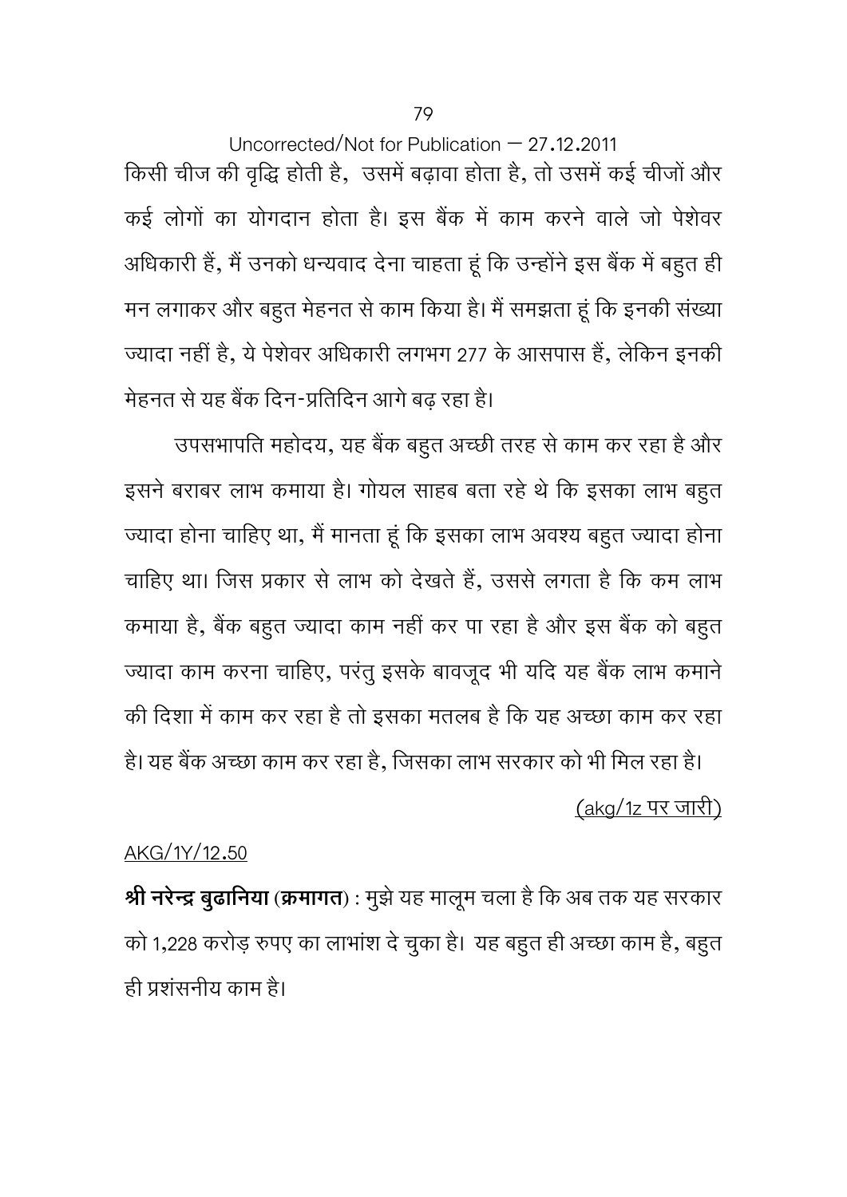Uncorrected/Not for Publication – 27.12.2011

किसी चीज की वृद्धि होती है, उसमें बढ़ावा होता है, तो उसमें कई चीजों और कई लोगों का योगदान होता है। इस बैंक में काम करने वाले जो पेशेवर अधिकारी हैं, मैं उनको धन्यवाद देना चाहता हूं कि उन्होंने इस बैंक में बहुत ही मन लगाकर और बहुत मेहनत से काम किया है। मैं समझता हूं कि इनकी संख्या ज्यादा नहीं है, ये पेशेवर अधिकारी लगभग 277 के आसपास हैं, लेकिन इनकी मेहनत से यह बैंक दिन-प्रतिदिन आगे बढ़ रहा है।

उपसभापति महोदय, यह बैंक बहुत अच्छी तरह से काम कर रहा है और इसने बराबर लाभ कमाया है। गोयल साहब बता रहे थे कि इसका लाभ बहुत ज्यादा होना चाहिए था, मैं मानता हूं कि इसका लाभ अवश्य बहुत ज्यादा होना चाहिए था। जिस प्रकार से लाभ को देखते हैं, उससे लगता है कि कम लाभ कमाया है, बैंक बहुत ज्यादा काम नहीं कर पा रहा है और इस बैंक को बहुत ज्यादा काम करना चाहिए, परंतु इसके बावजूद भी यदि यह बैंक लाभ कमाने की दिशा में काम कर रहा है तो इसका मतलब है कि यह अच्छा काम कर रहा है। यह बैंक अच्छा काम कर रहा है, जिसका लाभ सरकार को भी मिल रहा है।

(akg/1z पर जारी)

AKG/1Y/12.50

**श्री नरेन्द्र बुढानिया (क्रमागत)** : मुझे यह मालूम चला है कि अब तक यह सरकार को 1,228 करोड़ रुपए का लाभांश दे चुका है। यह बहुत ही अच्छा काम है, बहुत ही प्रशंसनीय काम है।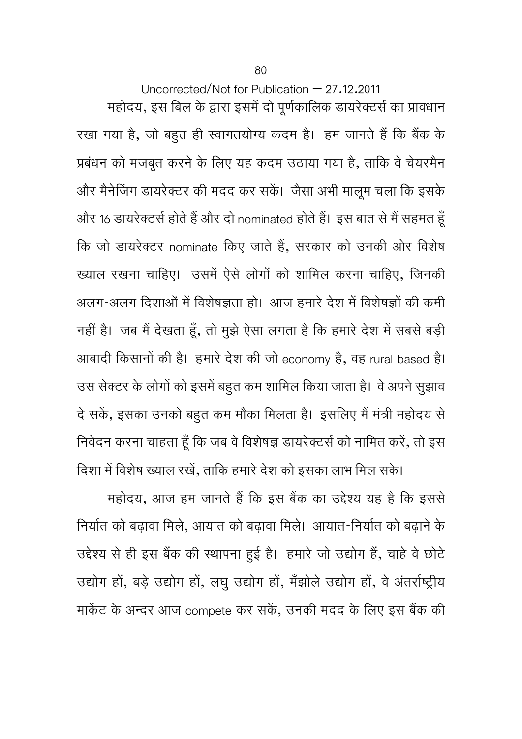Uncorrected/Not for Publication – 27.12.2011

महोदय, इस बिल के द्वारा इसमें दो पूर्णकालिक डायरेक्टर्स का प्रावधान रखा गया है, जो बहुत ही स्वागतयोग्य कदम है। हम जानते हैं कि बैंक के प्रबंधन को मजबूत करने के लिए यह कदम उठाया गया है, ताकि वे चेयरमैन और मैनेजिंग डायरेक्टर की मदद कर सकें। जैसा अभी मालूम चला कि इसके और 16 डायरेक्टर्स होते हैं और दो nominated होते हैं। इस बात से मैं सहमत हूँ कि जो डायरेक्टर nominate किए जाते हैं, सरकार को उनकी ओर विशेष ख्याल रखना चाहिए। उसमें ऐसे लोगों को शामिल करना चाहिए, जिनकी अलग-अलग दिशाओं में विशेषज्ञता हो। आज हमारे देश में विशेषज्ञों की कमी नहीं है। जब मैं देखता हूँ, तो मुझे ऐसा लगता है कि हमारे देश में सबसे बड़ी आबादी किसानों की है। हमारे देश की जो economy है, वह rural based है। उस सेक्टर के लोगों को इसमें बहुत कम शामिल किया जाता है। वे अपने सुझाव दे सकें, इसका उनको बहुत कम मौका मिलता है। इसलिए मैं मंत्री महोदय से निवेदन करना चाहता हूँ कि जब वे विशेषज्ञ डायरेक्टर्स को नामित करें, तो इस दिशा में विशेष ख्याल रखें, ताकि हमारे देश को इसका लाभ मिल सके।

महोदय, आज हम जानते हैं कि इस बैंक का उद्देश्य यह है कि इससे निर्यात को बढ़ावा मिले, आयात को बढ़ावा मिले। आयात-निर्यात को बढ़ाने के उद्देश्य से ही इस बैंक की स्थापना हुई है। हमारे जो उद्योग हैं, चाहे वे छोटे उद्योग हों, बड़े उद्योग हों, लघु उद्योग हों, मँझोले उद्योग हों, वे अंतर्राष्ट्रीय मार्केट के अन्दर आज compete कर सकें, उनकी मदद के लिए इस बैंक की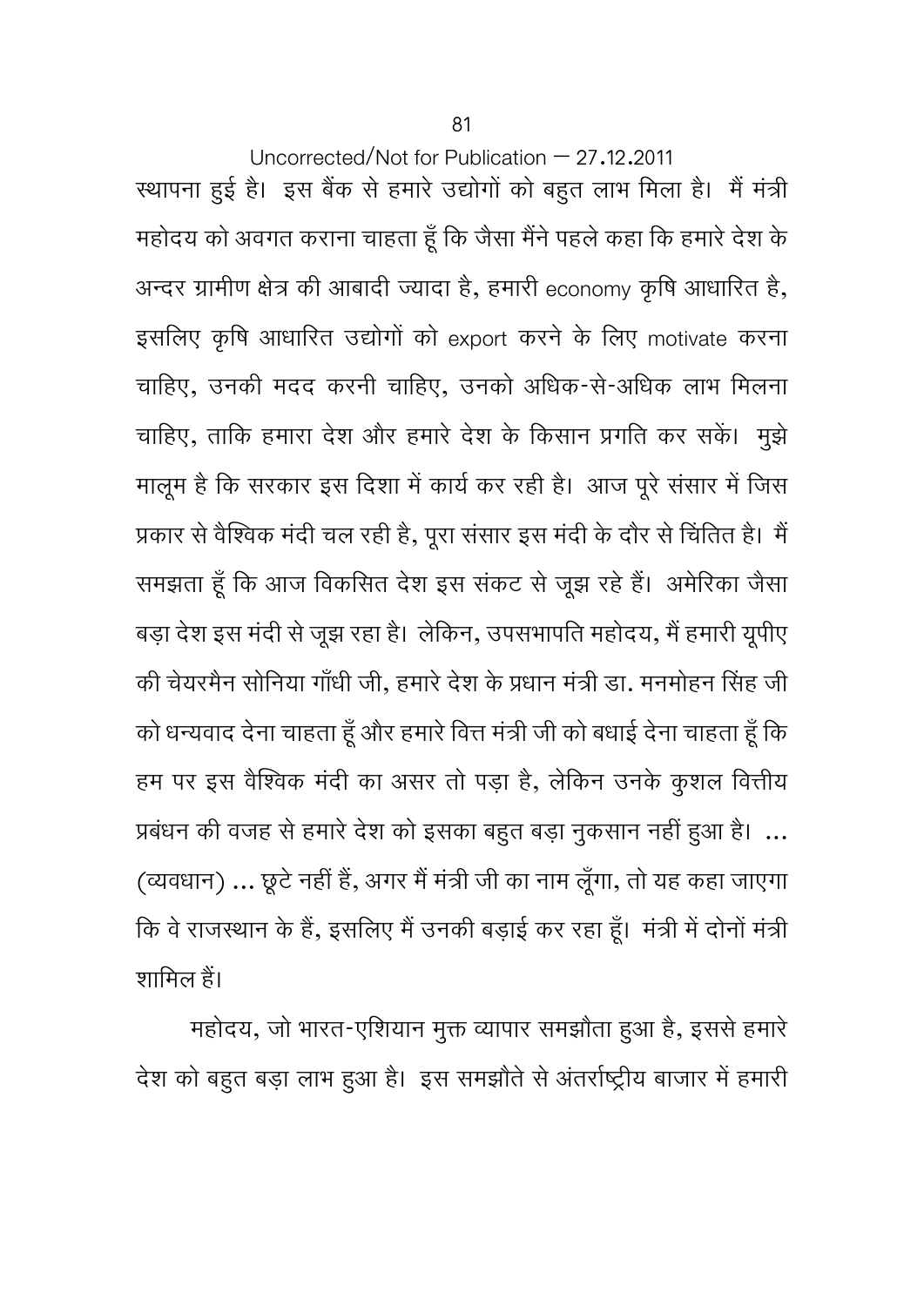स्थापना हुई है। इस बैंक से हमारे उद्योगों को बहुत लाभ मिला है। मैं मंत्री महोदय को अवगत कराना चाहता हूँ कि जैसा मैंने पहले कहा कि हमारे देश के अन्दर ग्रामीण क्षेत्र की आबादी ज्यादा है, हमारी economy कृषि आधारित है, इसलिए कृषि आधारित उद्योगों को export करने के लिए motivate करना चाहिए, उनकी मदद करनी चाहिए, उनको अधिक-से-अधिक लाभ मिलना चाहिए, ताकि हमारा देश और हमारे देश के किसान प्रगति कर सकें। मुझे मालूम है कि सरकार इस दिशा में कार्य कर रही है। आज पूरे संसार में जिस प्रकार से वैश्विक मंदी चल रही है, पूरा संसार इस मंदी के दौर से चिंतित है। मैं समझता हूँ कि आज विकसित देश इस संकट से जूझ रहे हैं। अमेरिका जैसा बड़ा देश इस मंदी से जूझ रहा है। लेकिन, उपसभापति महोदय, मैं हमारी यूपीए की चेयरमैन सोनिया गाँधी जी, हमारे देश के प्रधान मंत्री डा. मनमोहन सिंह जी को धन्यवाद देना चाहता हूँ और हमारे वित्त मंत्री जी को बधाई देना चाहता हूँ कि हम पर इस वैश्विक मंदी का असर तो पड़ा है, लेकिन उनके कुशल वित्तीय प्रबंधन की वजह से हमारे देश को इसका बहुत बड़ा नुकसान नहीं हुआ है। ... (व्यवधान) ... छूटे नहीं हैं, अगर मैं मंत्री जी का नाम लूँगा, तो यह कहा जाएगा कि वे राजस्थान के हैं, इसलिए मैं उनकी बड़ाई कर रहा हूँ। मंत्री में दोनों मंत्री शामिल हैं।

महोदय, जो भारत-एशियान मुक्त व्यापार समझौता हुआ है, इससे हमारे देश को बहुत बड़ा लाभ हुआ है। इस समझौते से अंतर्राष्ट्रीय बाजार में हमारी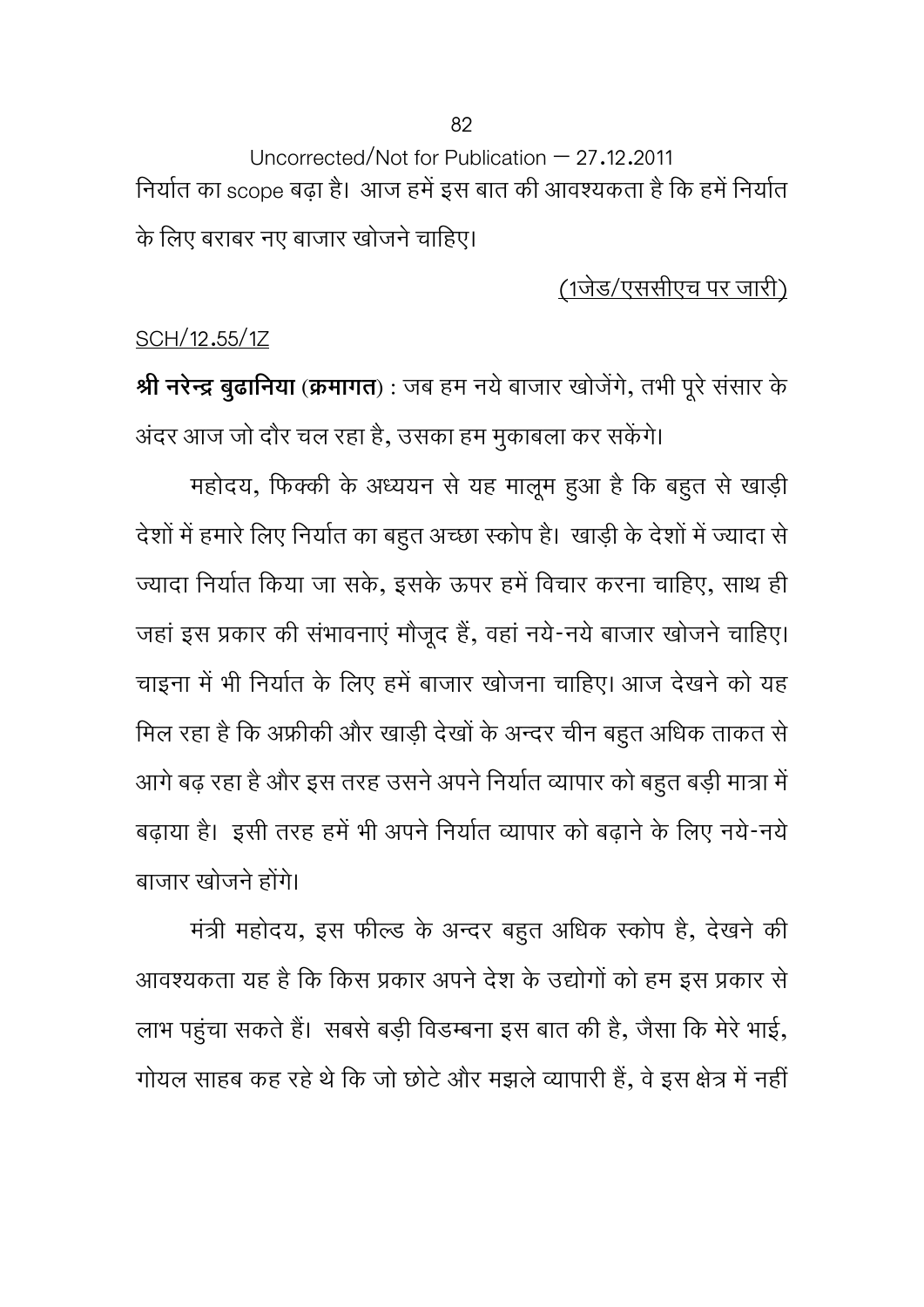Uncorrected/Not for Publication – 27.12.2011

निर्यात का scope बढ़ा है। आज हमें इस बात की आवश्यकता है कि हमें निर्यात के लिए बराबर नए बाजार खोजने चाहिए।

(1जेड/एससीएच पर जारी)

SCH/12.55/1Z

**श्री नरेन्द्र बुढानिया (क्रमागत)** : जब हम नये बाजार खोजेंगे, तभी पूरे संसार के अंदर आज जो दौर चल रहा है, उसका हम मुकाबला कर सकेंगे।

महोदय, फिक्की के अध्ययन से यह मालूम हुआ है कि बहुत से खाड़ी देशों में हमारे लिए निर्यात का बहुत अच्छा स्कोप है। खाड़ी के देशों में ज्यादा से ज्यादा निर्यात किया जा सके, इसके ऊपर हमें विचार करना चाहिए, साथ ही जहां इस प्रकार की संभावनाएं मौजूद हैं, वहां नये-नये बाजार खोजने चाहिए। चाइना में भी निर्यात के लिए हमें बाजार खोजना चाहिए। आज देखने को यह मिल रहा है कि अफ्रीकी और खाड़ी देखों के अन्दर चीन बहुत अधिक ताकत से आगे बढ़ रहा है और इस तरह उसने अपने निर्यात व्यापार को बहुत बड़ी मात्रा में बढ़ाया है। इसी तरह हमें भी अपने निर्यात व्यापार को बढ़ाने के लिए नये-नये बाजार खोजने होंगे।

मंत्री महोदय, इस फील्ड के अन्दर बहुत अधिक स्कोप है, देखने की आवश्यकता यह है कि किस प्रकार अपने देश के उद्योगों को हम इस प्रकार से लाभ पहुंचा सकते हैं। सबसे बड़ी विडम्बना इस बात की है, जैसा कि मेरे भाई, गोयल साहब कह रहे थे कि जो छोटे और मझले व्यापारी हैं, वे इस क्षेत्र में नहीं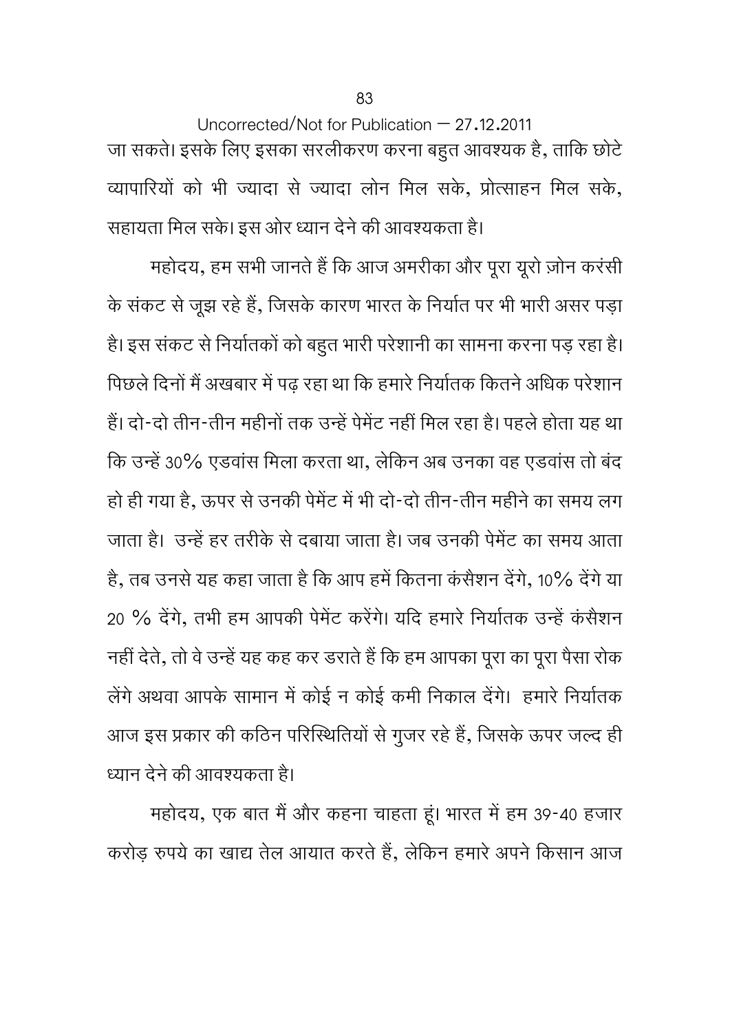जा सकते। इसके लिए इसका सरलीकरण करना बहुत आवश्यक है, ताकि छोटे व्यापारियों को भी ज्यादा से ज्यादा लोन मिल सके, प्रोत्साहन मिल सके, सहायता मिल सके। इस ओर ध्यान देने की आवश्यकता है।

महोदय, हम सभी जानते हैं कि आज अमरीका और पूरा यूरो ज़ोन करंसी के संकट से जूझ रहे हैं, जिसके कारण भारत के निर्यात पर भी भारी असर पड़ा है। इस संकट से निर्यातकों को बहुत भारी परेशानी का सामना करना पड़ रहा है। पिछले दिनों मैं अखबार में पढ़ रहा था कि हमारे निर्यातक कितने अधिक परेशान हैं। दो-दो तीन-तीन महीनों तक उन्हें पेमेंट नहीं मिल रहा है। पहले होता यह था कि उन्हें 30% एडवांस मिला करता था, लेकिन अब उनका वह एडवांस तो बंद हो ही गया है, ऊपर से उनकी पेमेंट में भी दो-दो तीन-तीन महीने का समय लग जाता है। उन्हें हर तरीके से दबाया जाता है। जब उनकी पेमेंट का समय आता है, तब उनसे यह कहा जाता है कि आप हमें कितना कंसैशन देंगे, 10% देंगे या 20 % देंगे, तभी हम आपकी पेमेंट करेंगे। यदि हमारे निर्यातक उन्हें कंसैशन नहीं देते, तो वे उन्हें यह कह कर डराते हैं कि हम आपका पूरा का पूरा पैसा रोक लेंगे अथवा आपके सामान में कोई न कोई कमी निकाल देंगे। हमारे निर्यातक आज इस प्रकार की कठिन परिस्थितियों से गुजर रहे हैं, जिसके ऊपर जल्द ही ध्यान देने की आवश्यकता है।

महोदय, एक बात मैं और कहना चाहता हूं। भारत में हम 39-40 हजार करोड़ रुपये का खाद्य तेल आयात करते हैं, लेकिन हमारे अपने किसान आज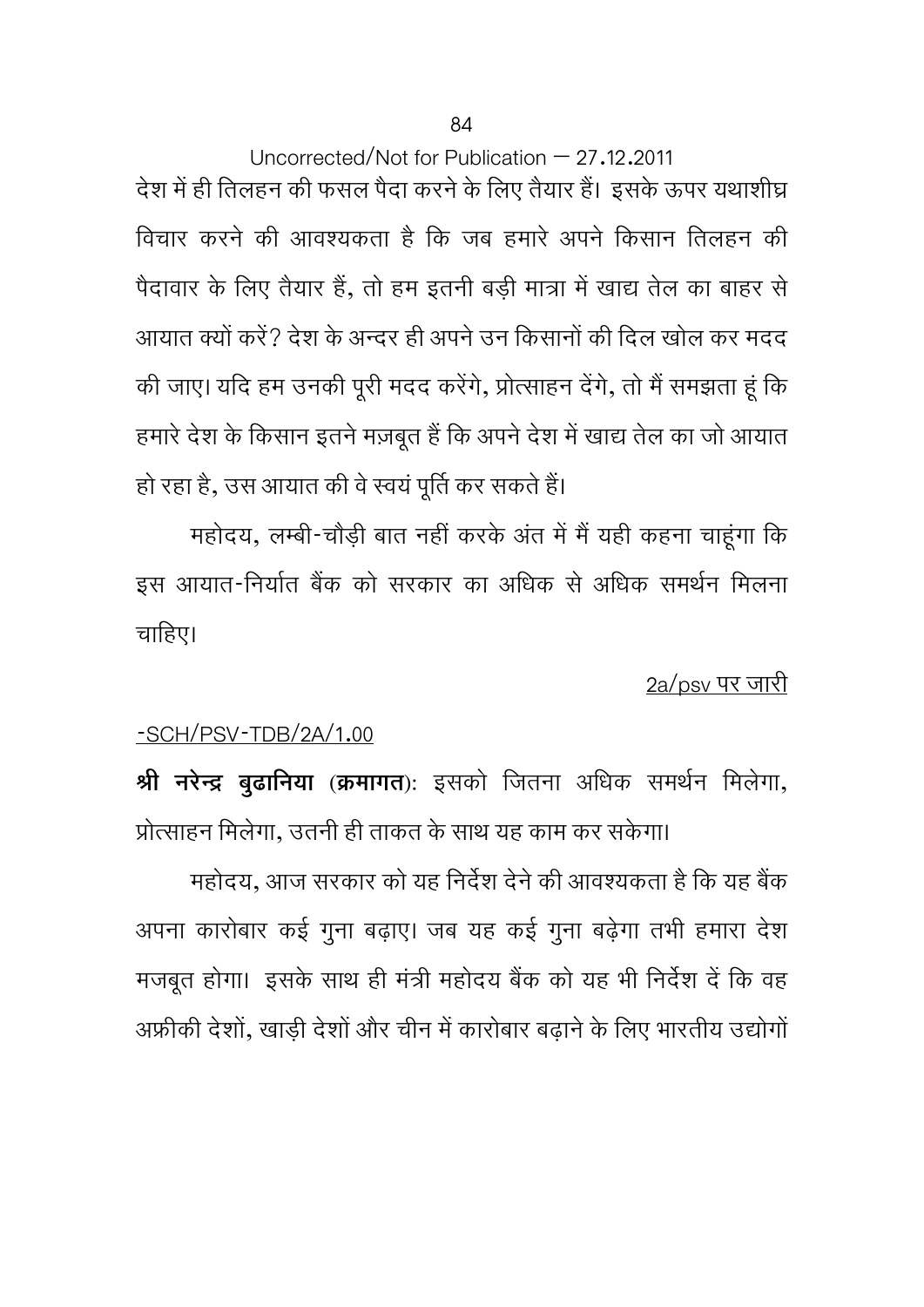देश में ही तिलहन की फसल पैदा करने के लिए तैयार हैं। इसके ऊपर यथाशीघ्र विचार करने की आवश्यकता है कि जब हमारे अपने किसान तिलहन की पैदावार के लिए तैयार हैं, तो हम इतनी बड़ी मात्रा में खाद्य तेल का बाहर से आयात क्यों करें? देश के अन्दर ही अपने उन किसानों की दिल खोल कर मदद की जाए। यदि हम उनकी पूरी मदद करेंगे, प्रोत्साहन देंगे, तो मैं समझता हूं कि हमारे देश के किसान इतने मज़बूत हैं कि अपने देश में खाद्य तेल का जो आयात हो रहा है, उस आयात की वे स्वयं पूर्ति कर सकते हैं।

महोदय, लम्बी-चौड़ी बात नहीं करके अंत में मैं यही कहना चाहूंगा कि इस आयात-निर्यात बैंक को सरकार का अधिक से अधिक समर्थन मिलना चाहिए।

2a/psv पर जारी

-SCH/PSV-TDB/2A/1.00

**श्री नरेन्द्र बुढानिया (क्रमागत)**: इसको जितना अधिक समर्थन मिलेगा, प्रोत्साहन मिलेगा, उतनी ही ताकत के साथ यह काम कर सकेगा।

महोदय, आज सरकार को यह निर्देश देने की आवश्यकता है कि यह बैंक अपना कारोबार कई गुना बढ़ाए। जब यह कई गुना बढ़ेगा तभी हमारा देश मजबूत होगा। इसके साथ ही मंत्री महोदय बैंक को यह भी निर्देश दें कि वह अफ्रीकी देशों, खाड़ी देशों और चीन में कारोबार बढ़ाने के लिए भारतीय उद्योगों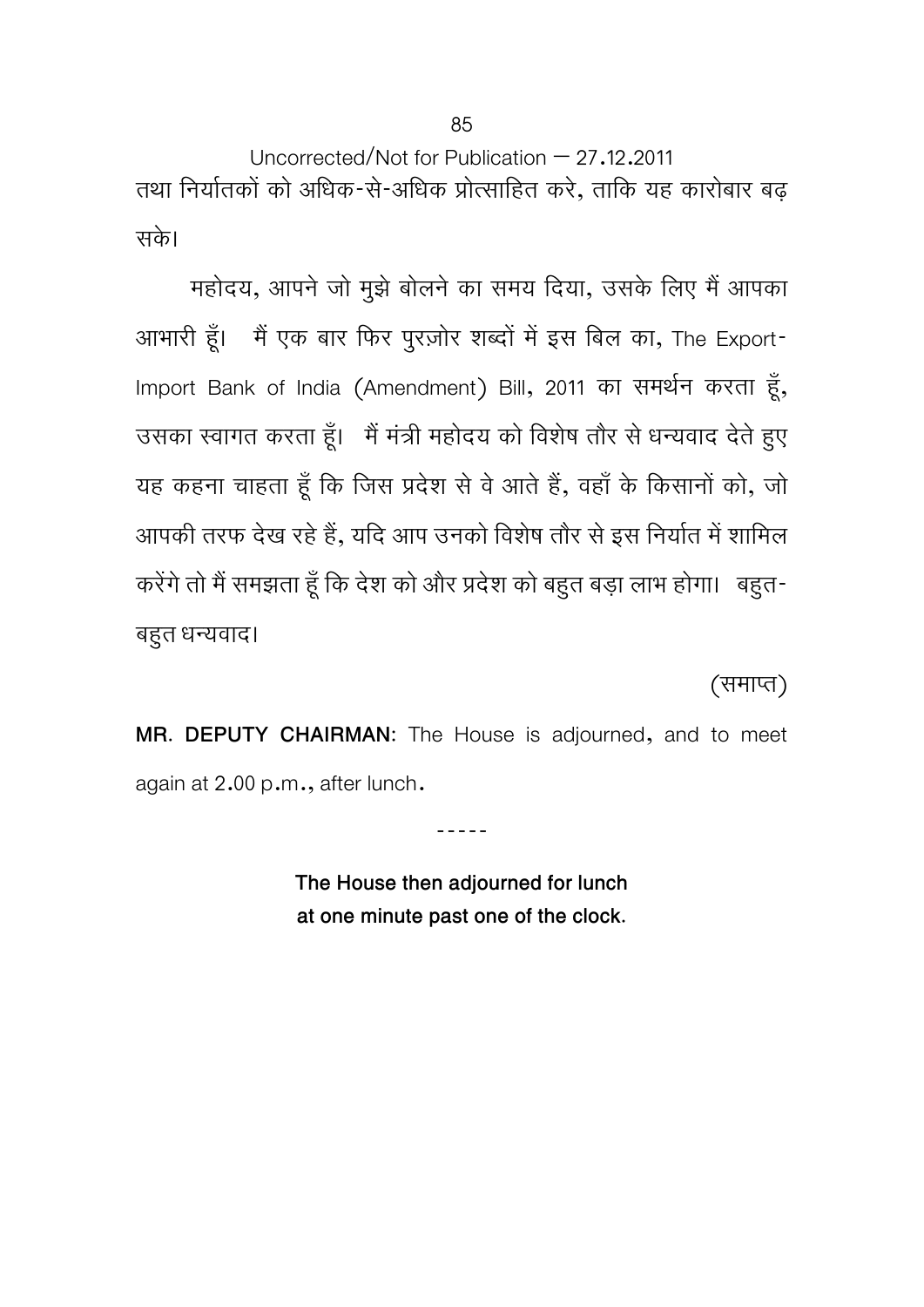तथा निर्यातकों को अधिक-से-अधिक प्रोत्साहित करे, ताकि यह कारोबार बढ़ सके।

महोदय, आपने जो मुझे बोलने का समय दिया, उसके लिए मैं आपका आभारी हूँ। मैं एक बार फिर पुरज़ोर शब्दों में इस बिल का, The Export-Import Bank of India (Amendment) Bill, 2011 का समर्थन करता हूँ, उसका स्वागत करता हूँ। मैं मंत्री महोदय को विशेष तौर से धन्यवाद देते हुए यह कहना चाहता हूँ कि जिस प्रदेश से वे आते हैं, वहाँ के किसानों को, जो आपकी तरफ देख रहे हैं, यदि आप उनको विशेष तौर से इस निर्यात में शामिल करेंगे तो मैं समझता हूँ कि देश को और प्रदेश को बहुत बड़ा लाभ होगा। बहुत-बहुत धन्यवाद।

(समाप्त)

**MR. DEPUTY CHAIRMAN:** The House is adjourned, and to meet again at 2.00 p.m., after lunch.

-----

**The House then adjourned for lunch at one minute past one of the clock.**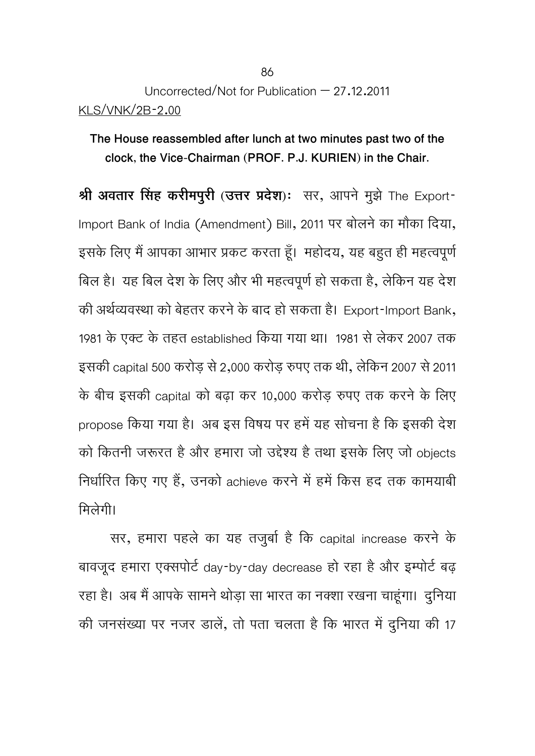Uncorrected/Not for Publication – 27.12.2011

KLS/VNK/2B-2.00

**The House reassembled after lunch at two minutes past two of the clock, the Vice-Chairman (PROF. P.J. KURIEN) in the Chair.**

**श्री अवतार सिंह करीमपुरी (उत्तर प्रदेश):** सर, आपने मुझे The Export-Import Bank of India (Amendment) Bill, 2011 पर बोलने का मौका दिया, इसके लिए मैं आपका आभार प्रकट करता हूँ। महोदय, यह बहुत ही महत्वपूर्ण बिल है। यह बिल देश के लिए और भी महत्वपूर्ण हो सकता है, लेकिन यह देश की अर्थव्यवस्था को बेहतर करने के बाद हो सकता है। Export-Import Bank, 1981 के एक्ट के तहत established किया गया था। 1981 से लेकर 2007 तक इसकी capital 500 करोड़ से 2,000 करोड़ रुपए तक थी, लेकिन 2007 से 2011 के बीच इसकी capital को बढ़ा कर 10,000 करोड़ रुपए तक करने के लिए propose किया गया है। अब इस विषय पर हमें यह सोचना है कि इसकी देश को कितनी जरूरत है और हमारा जो उद्देश्य है तथा इसके लिए जो objects निर्धारित किए गए हैं, उनको achieve करने में हमें किस हद तक कामयाबी मिलेगी।

सर, हमारा पहले का यह तजुर्बा है कि capital increase करने के बावजूद हमारा एक्सपोर्ट day-by-day decrease हो रहा है और इम्पोर्ट बढ़ रहा है। अब मैं आपके सामने थोड़ा सा भारत का नक्शा रखना चाहूंगा। दुनिया की जनसंख्या पर नजर डालें, तो पता चलता है कि भारत में दुनिया की 17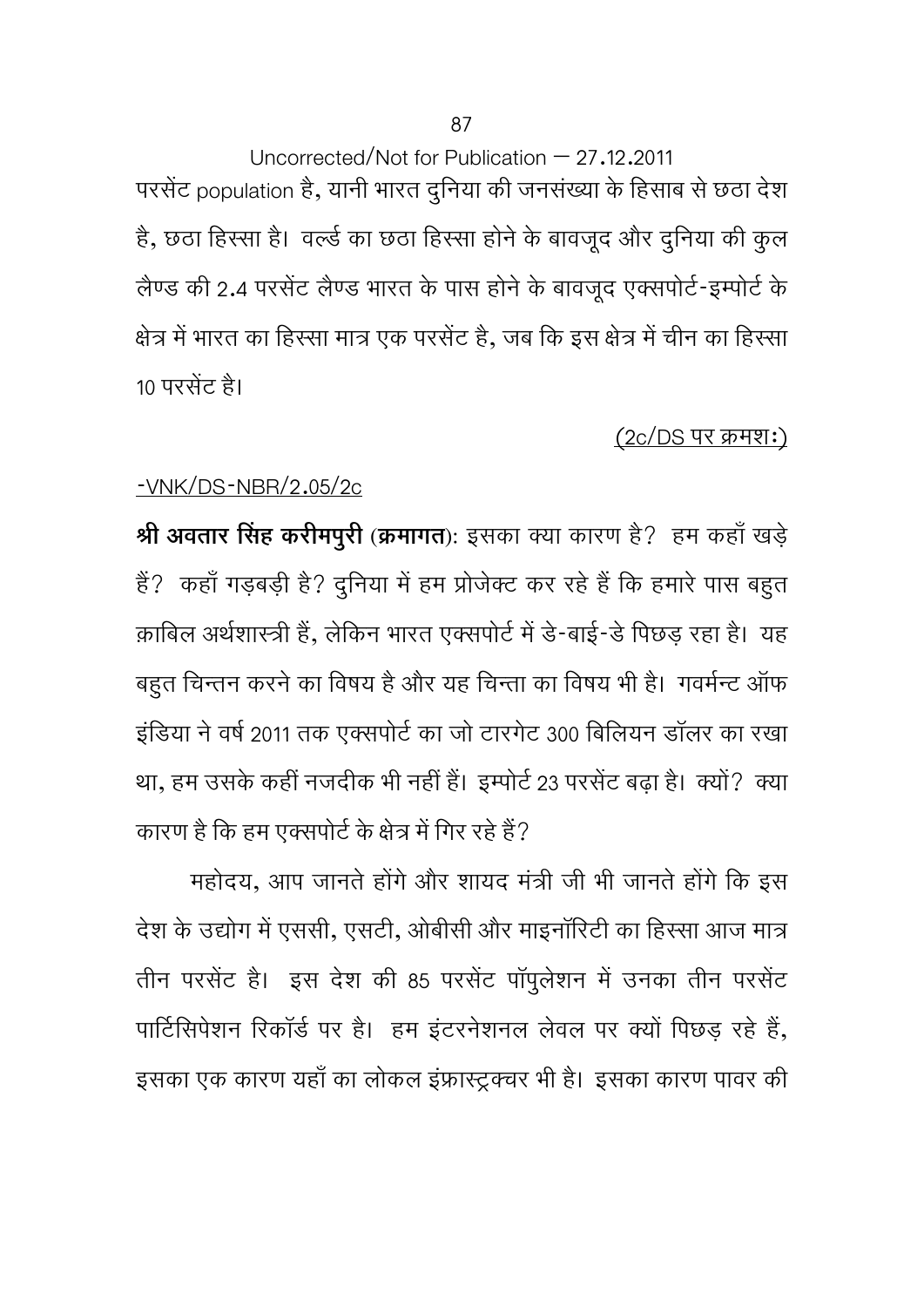परसेंट population है, यानी भारत दुनिया की जनसंख्या के हिसाब से छठा देश है, छठा हिस्सा है। वर्ल्ड का छठा हिस्सा होने के बावजूद और दुनिया की कुल लैण्ड की 2.4 परसेंट लैण्ड भारत के पास होने के बावजूद एक्सपोर्ट-इम्पोर्ट के क्षेत्र में भारत का हिस्सा मात्र एक परसेंट है, जब कि इस क्षेत्र में चीन का हिस्सा 10 परसेंट है।

<u>(2c/DS पर क्रमशः)</u>

<u>-VNK/DS-NBR/2.05/2c</u>

**श्री अवतार सिंह करीमपुरी (क्रमागत)**: इसका क्या कारण है? हम कहाँ खड़े हैं? कहाँ गड़बड़ी है? दुनिया में हम प्रोजेक्ट कर रहे हैं कि हमारे पास बहुत क़ाबिल अर्थशास्त्री हैं, लेकिन भारत एक्सपोर्ट में डे-बाई-डे पिछड़ रहा है। यह बहुत चिन्तन करने का विषय है और यह चिन्ता का विषय भी है। गवर्नमेन्ट ऑफ इंडिया ने वर्ष 2011 तक एक्सपोर्ट का जो टारगेट 300 बिलियन डॉलर का रखा था, हम उसके कहीं नजदीक भी नहीं हैं। इम्पोर्ट 23 परसेंट बढ़ा है। क्यों? क्या कारण है कि हम एक्सपोर्ट के क्षेत्र में गिर रहे हैं?

महोदय, आप जानते होंगे और शायद मंत्री जी भी जानते होंगे कि इस देश के उद्योग में एससी, एसटी, ओबीसी और माइनॉरिटी का हिस्सा आज मात्र तीन परसेंट है। इस देश की 85 परसेंट पॉपुलेशन में उनका तीन परसेंट पार्टिसिपेशन रिकॉर्ड पर है। हम इंटरनेशनल लेवल पर क्यों पिछड़ रहे हैं, इसका एक कारण यहाँ का लोकल इंफ्रास्ट्रक्चर भी है। इसका कारण पावर की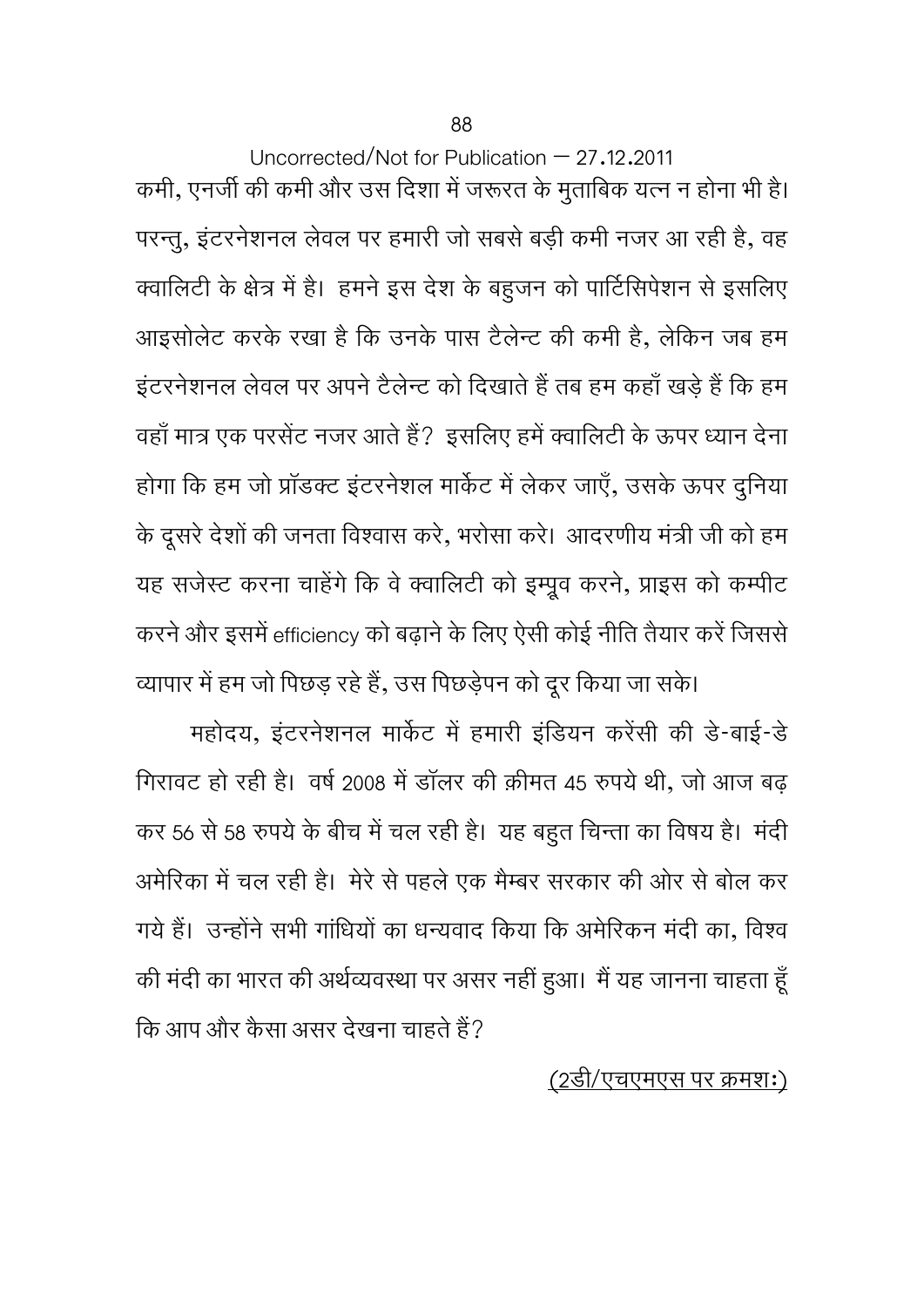Uncorrected/Not for Publication – 27.12.2011

कमी, एनर्जी की कमी और उस दिशा में जरूरत के मुताबिक यत्न न होना भी है। परन्तु, इंटरनेशनल लेवल पर हमारी जो सबसे बड़ी कमी नजर आ रही है, वह क्वालिटी के क्षेत्र में है। हमने इस देश के बहुजन को पार्टिसिपेशन से इसलिए आइसोलेट करके रखा है कि उनके पास टैलेन्ट की कमी है, लेकिन जब हम इंटरनेशनल लेवल पर अपने टैलेन्ट को दिखाते हैं तब हम कहाँ खड़े हैं कि हम वहाँ मात्र एक परसेंट नजर आते हैं? इसलिए हमें क्वालिटी के ऊपर ध्यान देना होगा कि हम जो प्रॉडक्ट इंटरनेशल मार्केट में लेकर जाएँ, उसके ऊपर दुनिया के दूसरे देशों की जनता विश्वास करे, भरोसा करे। आदरणीय मंत्री जी को हम यह सजेस्ट करना चाहेंगे कि वे क्वालिटी को इम्प्रूव करने, प्राइस को कम्पीट करने और इसमें efficiency को बढ़ाने के लिए ऐसी कोई नीति तैयार करें जिससे व्यापार में हम जो पिछड़ रहे हैं, उस पिछड़ेपन को दूर किया जा सके।

महोदय, इंटरनेशनल मार्केट में हमारी इंडियन करेंसी की डे-बाई-डे गिरावट हो रही है। वर्ष 2008 में डॉलर की क़ीमत 45 रुपये थी, जो आज बढ़ कर 56 से 58 रुपये के बीच में चल रही है। यह बहुत चिन्ता का विषय है। मंदी अमेरिका में चल रही है। मेरे से पहले एक मैम्बर सरकार की ओर से बोल कर गये हैं। उन्होंने सभी गांधियों का धन्यवाद किया कि अमेरिकन मंदी का, विश्व की मंदी का भारत की अर्थव्यवस्था पर असर नहीं हुआ। मैं यह जानना चाहता हूँ कि आप और कैसा असर देखना चाहते हैं?

(2डी/एचएमएस पर क्रमशः)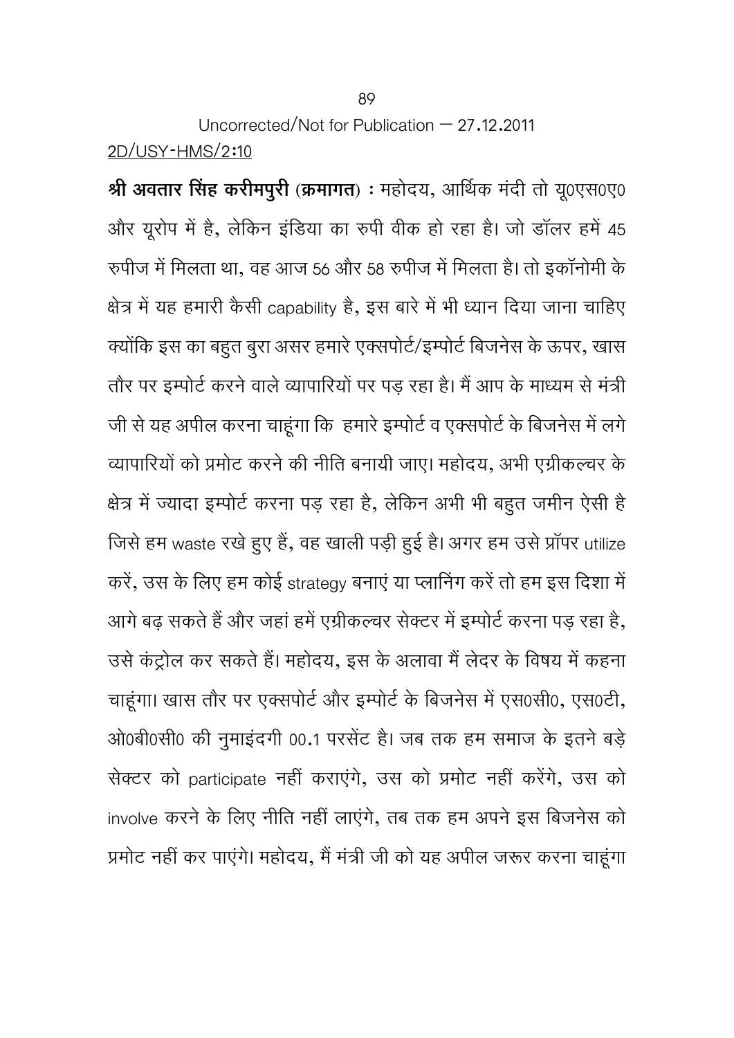Uncorrected/Not for Publication – 27.12.2011

2D/USY-HMS/2:10

**श्री अवतार सिंह करीमपुरी (क्रमागत) :** महोदय, आर्थिक मंदी तो यू0एस0ए0 और यूरोप में है, लेकिन इंडिया का रुपी वीक हो रहा है। जो डॉलर हमें 45 रुपीज में मिलता था, वह आज 56 और 58 रुपीज में मिलता है। तो इकॉनोमी के क्षेत्र में यह हमारी कैसी capability है, इस बारे में भी ध्यान दिया जाना चाहिए क्योंकि इस का बहुत बुरा असर हमारे एक्सपोर्ट/इम्पोर्ट बिजनेस के ऊपर, खास तौर पर इम्पोर्ट करने वाले व्यापारियों पर पड़ रहा है। मैं आप के माध्यम से मंत्री जी से यह अपील करना चाहूंगा कि हमारे इम्पोर्ट व एक्सपोर्ट के बिजनेस में लगे व्यापारियों को प्रमोट करने की नीति बनायी जाए। महोदय, अभी एग्रीकल्चर के क्षेत्र में ज्यादा इम्पोर्ट करना पड़ रहा है, लेकिन अभी भी बहुत जमीन ऐसी है जिसे हम waste रखे हुए हैं, वह खाली पड़ी हुई है। अगर हम उसे प्रॉपर utilize करें, उस के लिए हम कोई strategy बनाएं या प्लानिंग करें तो हम इस दिशा में आगे बढ़ सकते हैं और जहां हमें एग्रीकल्चर सेक्टर में इम्पोर्ट करना पड़ रहा है, उसे कंट्रोल कर सकते हैं। महोदय, इस के अलावा मैं लेदर के विषय में कहना चाहूंगा। खास तौर पर एक्सपोर्ट और इम्पोर्ट के बिजनेस में एस0सी0, एस0टी, ओ0बी0सी0 की नुमाइंदगी 00.1 परसेंट है। जब तक हम समाज के इतने बड़े सेक्टर को participate नहीं कराएंगे, उस को प्रमोट नहीं करेंगे, उस को involve करने के लिए नीति नहीं लाएंगे, तब तक हम अपने इस बिजनेस को प्रमोट नहीं कर पाएंगे। महोदय, मैं मंत्री जी को यह अपील जरूर करना चाहूंगा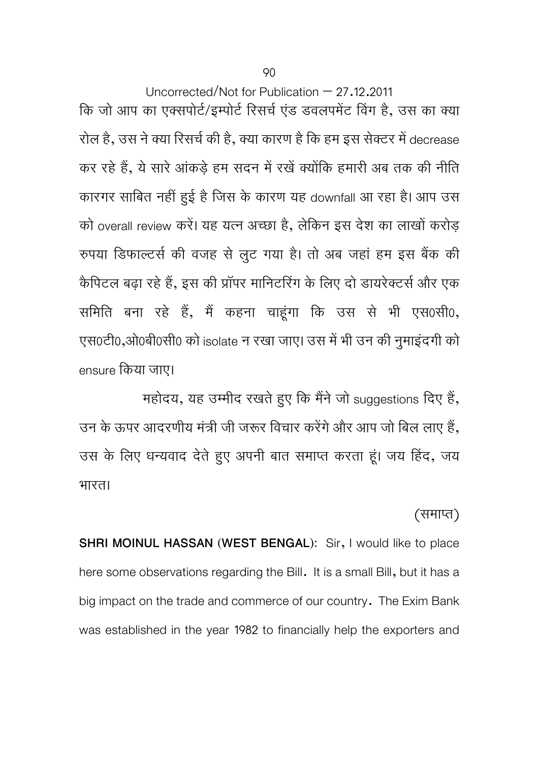Uncorrected/Not for Publication – 27.12.2011

कि जो आप का एक्सपोर्ट/इम्पोर्ट रिसर्च एंड डवलपमेंट विंग है, उस का क्या रोल है, उस ने क्या रिसर्च की है, क्या कारण है कि हम इस सेक्टर में decrease कर रहे हैं, ये सारे आंकड़े हम सदन में रखें क्योंकि हमारी अब तक की नीति कारगर साबित नहीं हुई है जिस के कारण यह downfall आ रहा है। आप उस को overall review करें। यह यत्न अच्छा है, लेकिन इस देश का लाखों करोड़ रुपया डिफाल्टर्स की वजह से लुट गया है। तो अब जहां हम इस बैंक की कैपिटल बढ़ा रहे हैं, इस की प्रॉपर मानिटरिंग के लिए दो डायरेक्टर्स और एक समिति बना रहे हैं, मैं कहना चाहूंगा कि उस से भी एस0सी0, एस0टी0,ओ0बी0सी0 को isolate न रखा जाए। उस में भी उन की नुमाइंदगी को ensure किया जाए।

महोदय, यह उम्मीद रखते हुए कि मैंने जो suggestions दिए हैं, उन के ऊपर आदरणीय मंत्री जी जरूर विचार करेंगे और आप जो बिल लाए हैं, उस के लिए धन्यवाद देते हुए अपनी बात समाप्त करता हूं। जय हिंद, जय भारत।

(समाप्त)

**SHRI MOINUL HASSAN (WEST BENGAL)**: Sir, I would like to place here some observations regarding the Bill. It is a small Bill, but it has a big impact on the trade and commerce of our country. The Exim Bank was established in the year 1982 to financially help the exporters and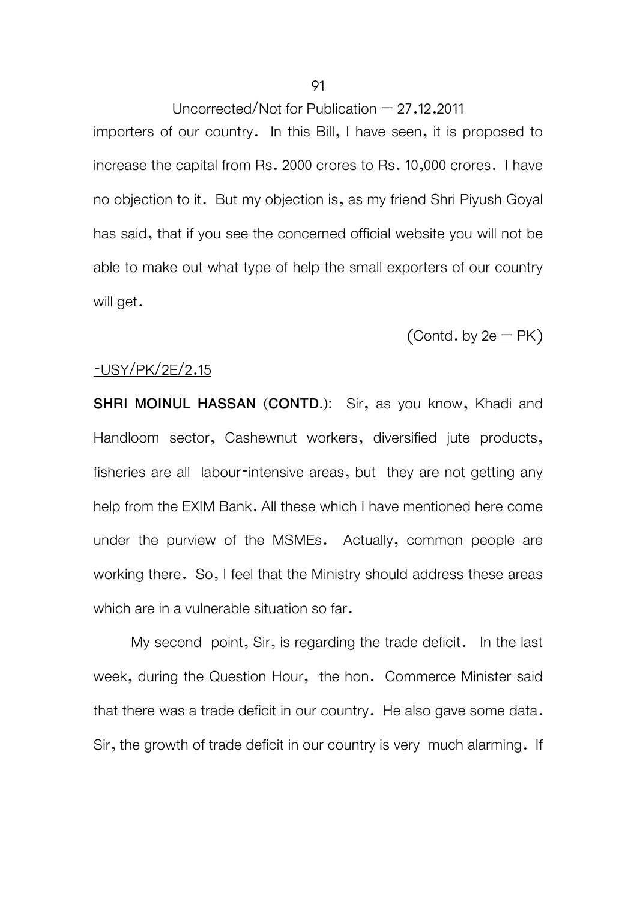importers of our country. In this Bill, I have seen, it is proposed to increase the capital from Rs. 2000 crores to Rs. 10,000 crores. I have no objection to it. But my objection is, as my friend Shri Piyush Goyal has said, that if you see the concerned official website you will not be able to make out what type of help the small exporters of our country will get.

(Contd. by 2e – PK)

-USY/PK/2E/2.15

**SHRI MOINUL HASSAN (CONTD.):** Sir, as you know, Khadi and Handloom sector, Cashewnut workers, diversified jute products, fisheries are all labour-intensive areas, but they are not getting any help from the EXIM Bank. All these which I have mentioned here come under the purview of the MSMEs. Actually, common people are working there. So, I feel that the Ministry should address these areas which are in a vulnerable situation so far.

My second point, Sir, is regarding the trade deficit. In the last week, during the Question Hour, the hon. Commerce Minister said that there was a trade deficit in our country. He also gave some data. Sir, the growth of trade deficit in our country is very much alarming. If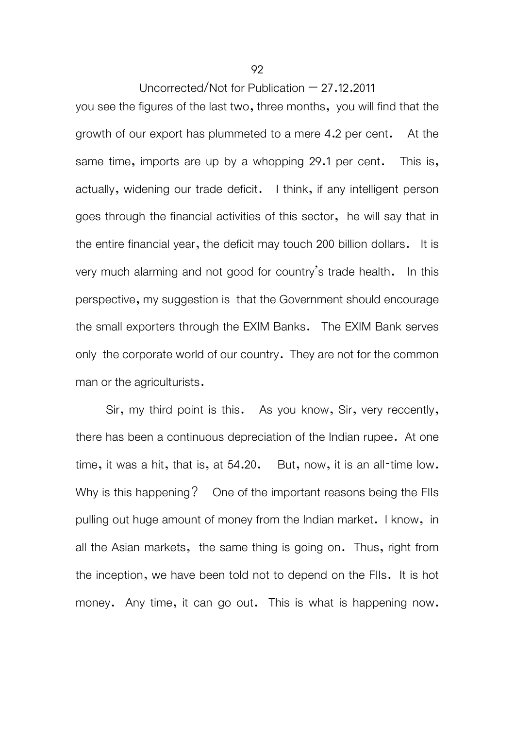you see the figures of the last two, three months, you will find that the growth of our export has plummeted to a mere 4.2 per cent. At the same time, imports are up by a whopping 29.1 per cent. This is, actually, widening our trade deficit. I think, if any intelligent person goes through the financial activities of this sector, he will say that in the entire financial year, the deficit may touch 200 billion dollars. It is very much alarming and not good for country's trade health. In this perspective, my suggestion is that the Government should encourage the small exporters through the EXIM Banks. The EXIM Bank serves only the corporate world of our country. They are not for the common man or the agriculturists.

Sir, my third point is this. As you know, Sir, very reccently, there has been a continuous depreciation of the Indian rupee. At one time, it was a hit, that is, at 54.20. But, now, it is an all-time low. Why is this happening? One of the important reasons being the FIIs pulling out huge amount of money from the Indian market. I know, in all the Asian markets, the same thing is going on. Thus, right from the inception, we have been told not to depend on the FIIs. It is hot money. Any time, it can go out. This is what is happening now.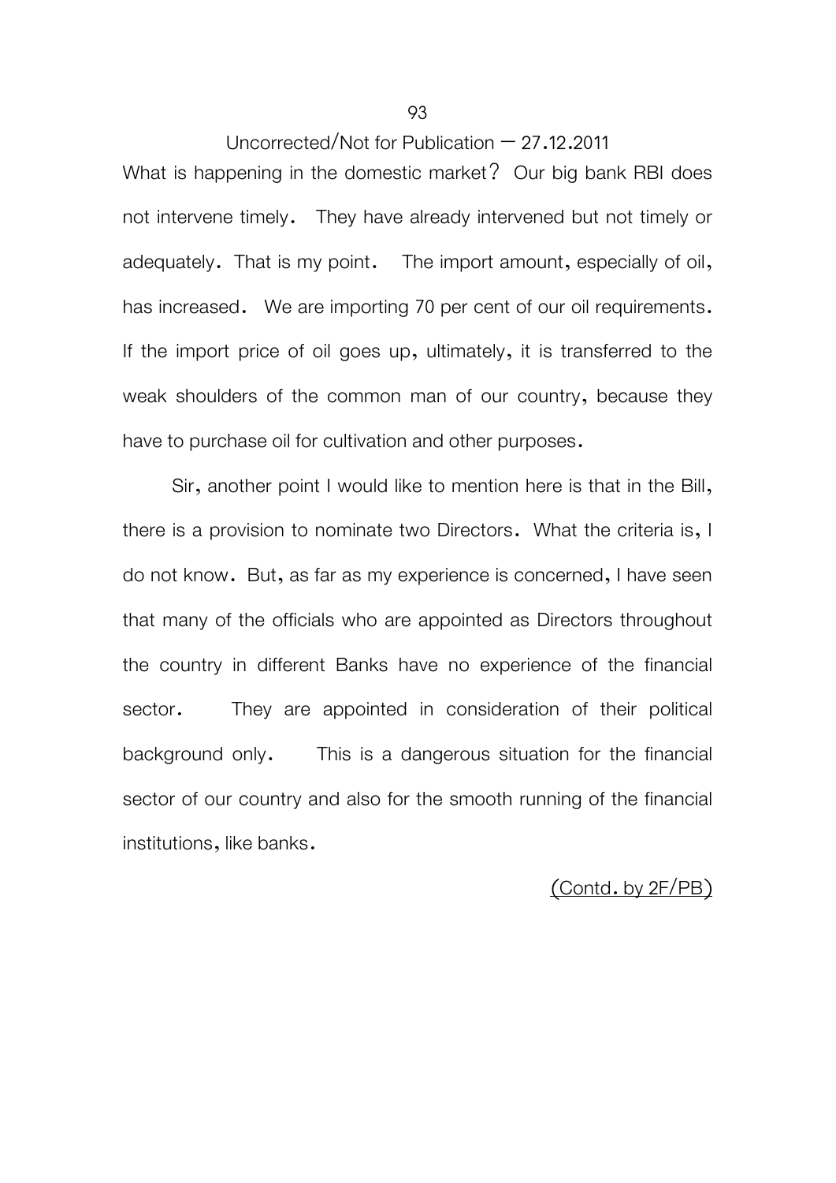What is happening in the domestic market? Our big bank RBI does not intervene timely. They have already intervened but not timely or adequately. That is my point. The import amount, especially of oil, has increased. We are importing 70 per cent of our oil requirements. If the import price of oil goes up, ultimately, it is transferred to the weak shoulders of the common man of our country, because they have to purchase oil for cultivation and other purposes.

Sir, another point I would like to mention here is that in the Bill, there is a provision to nominate two Directors. What the criteria is, I do not know. But, as far as my experience is concerned, I have seen that many of the officials who are appointed as Directors throughout the country in different Banks have no experience of the financial sector. They are appointed in consideration of their political background only. This is a dangerous situation for the financial sector of our country and also for the smooth running of the financial institutions, like banks.

(Contd. by 2F/PB)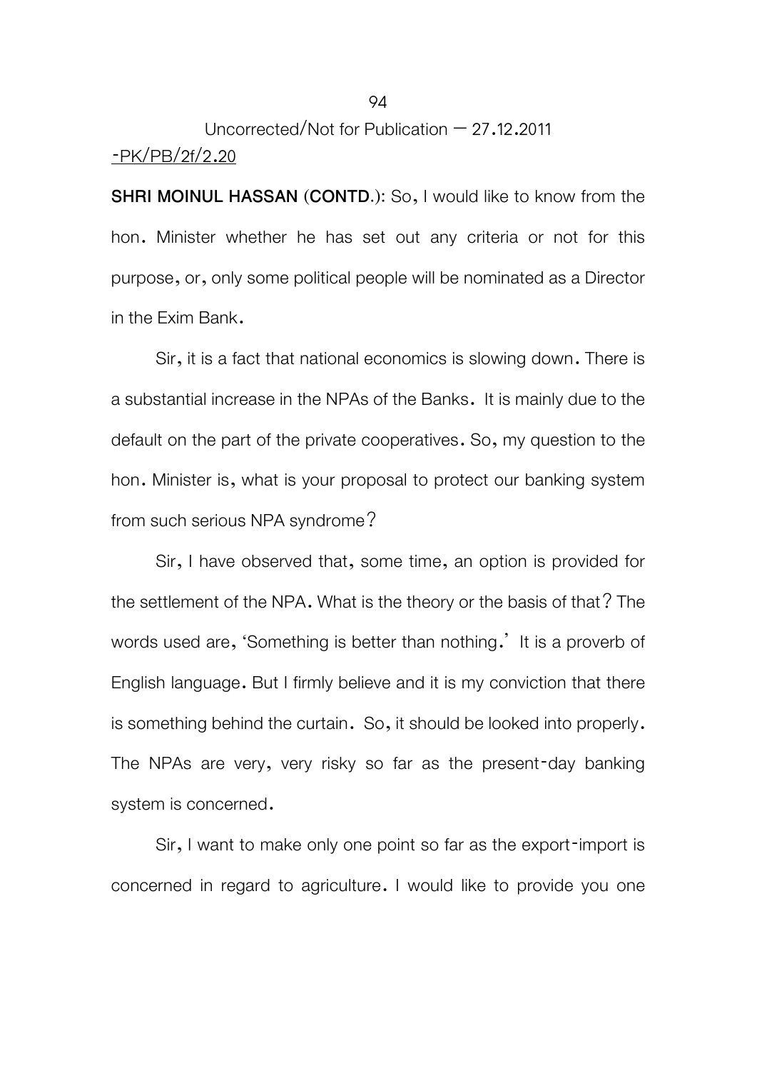Uncorrected/Not for Publication – 27.12.2011

-PK/PB/2f/2.20

**SHRI MOINUL HASSAN (CONTD.):** So, I would like to know from the hon. Minister whether he has set out any criteria or not for this purpose, or, only some political people will be nominated as a Director in the Exim Bank.

Sir, it is a fact that national economics is slowing down. There is a substantial increase in the NPAs of the Banks. It is mainly due to the default on the part of the private cooperatives. So, my question to the hon. Minister is, what is your proposal to protect our banking system from such serious NPA syndrome?

Sir, I have observed that, some time, an option is provided for the settlement of the NPA. What is the theory or the basis of that? The words used are, 'Something is better than nothing.' It is a proverb of English language. But I firmly believe and it is my conviction that there is something behind the curtain. So, it should be looked into properly. The NPAs are very, very risky so far as the present-day banking system is concerned.

Sir, I want to make only one point so far as the export-import is concerned in regard to agriculture. I would like to provide you one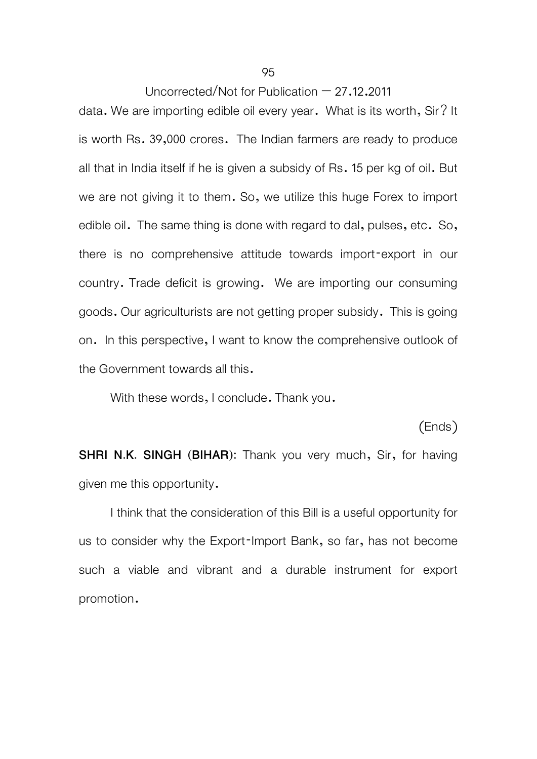data. We are importing edible oil every year. What is its worth, Sir? It is worth Rs. 39,000 crores. The Indian farmers are ready to produce all that in India itself if he is given a subsidy of Rs. 15 per kg of oil. But we are not giving it to them. So, we utilize this huge Forex to import edible oil. The same thing is done with regard to dal, pulses, etc. So, there is no comprehensive attitude towards import-export in our country. Trade deficit is growing. We are importing our consuming goods. Our agriculturists are not getting proper subsidy. This is going on. In this perspective, I want to know the comprehensive outlook of the Government towards all this.

With these words, I conclude. Thank you.

(Ends)

**SHRI N.K. SINGH (BIHAR)**: Thank you very much, Sir, for having given me this opportunity.

I think that the consideration of this Bill is a useful opportunity for us to consider why the Export-Import Bank, so far, has not become such a viable and vibrant and a durable instrument for export promotion.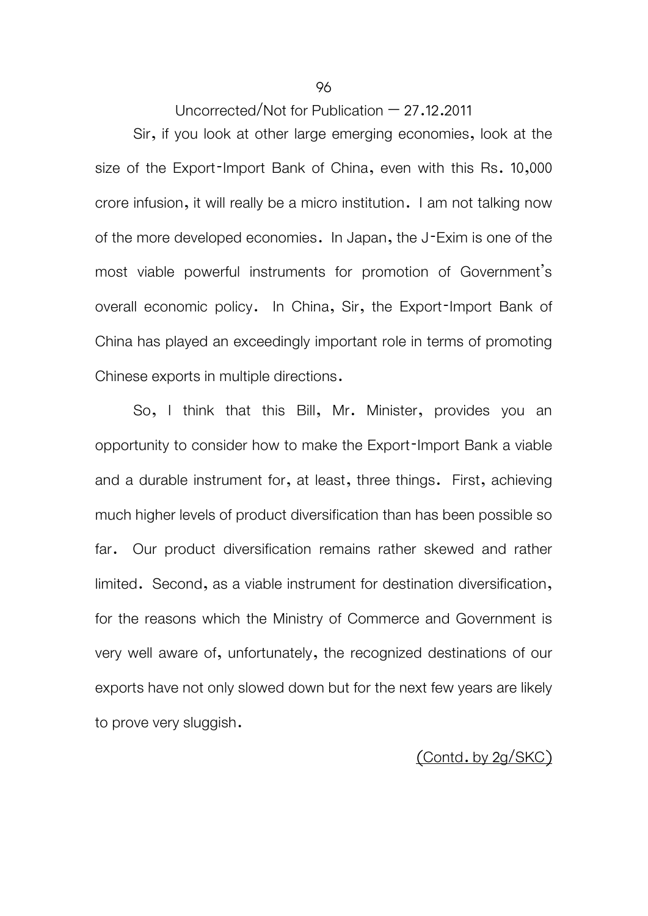Sir, if you look at other large emerging economies, look at the size of the Export-Import Bank of China, even with this Rs. 10,000 crore infusion, it will really be a micro institution. I am not talking now of the more developed economies. In Japan, the J-Exim is one of the most viable powerful instruments for promotion of Government's overall economic policy. In China, Sir, the Export-Import Bank of China has played an exceedingly important role in terms of promoting Chinese exports in multiple directions.

So, I think that this Bill, Mr. Minister, provides you an opportunity to consider how to make the Export-Import Bank a viable and a durable instrument for, at least, three things. First, achieving much higher levels of product diversification than has been possible so far. Our product diversification remains rather skewed and rather limited. Second, as a viable instrument for destination diversification, for the reasons which the Ministry of Commerce and Government is very well aware of, unfortunately, the recognized destinations of our exports have not only slowed down but for the next few years are likely to prove very sluggish.

(Contd. by 2g/SKC)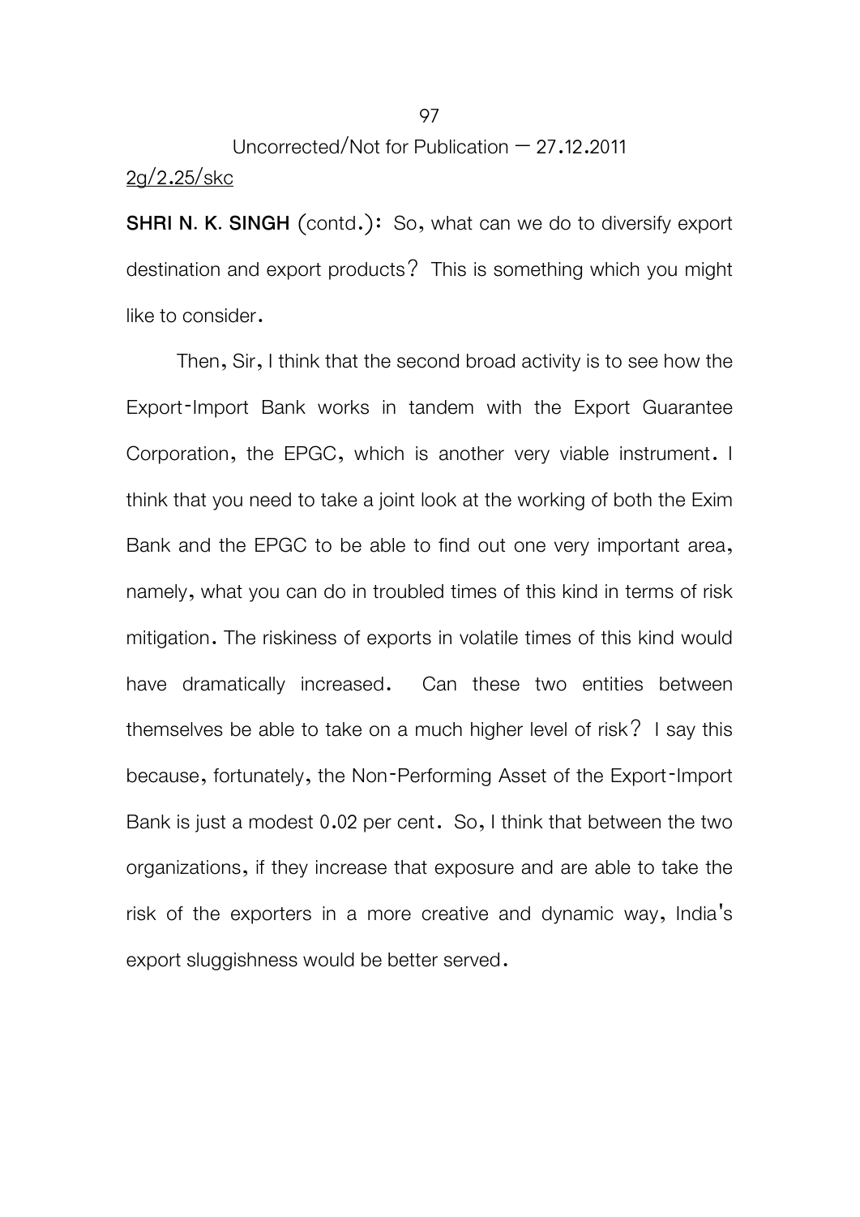Uncorrected/Not for Publication – 27.12.2011

2g/2.25/skc

**SHRI N. K. SINGH** (contd.): So, what can we do to diversify export destination and export products? This is something which you might like to consider.

Then, Sir, I think that the second broad activity is to see how the Export-Import Bank works in tandem with the Export Guarantee Corporation, the EPGC, which is another very viable instrument. I think that you need to take a joint look at the working of both the Exim Bank and the EPGC to be able to find out one very important area, namely, what you can do in troubled times of this kind in terms of risk mitigation. The riskiness of exports in volatile times of this kind would have dramatically increased. Can these two entities between themselves be able to take on a much higher level of risk? I say this because, fortunately, the Non-Performing Asset of the Export-Import Bank is just a modest 0.02 per cent. So, I think that between the two organizations, if they increase that exposure and are able to take the risk of the exporters in a more creative and dynamic way, India's export sluggishness would be better served.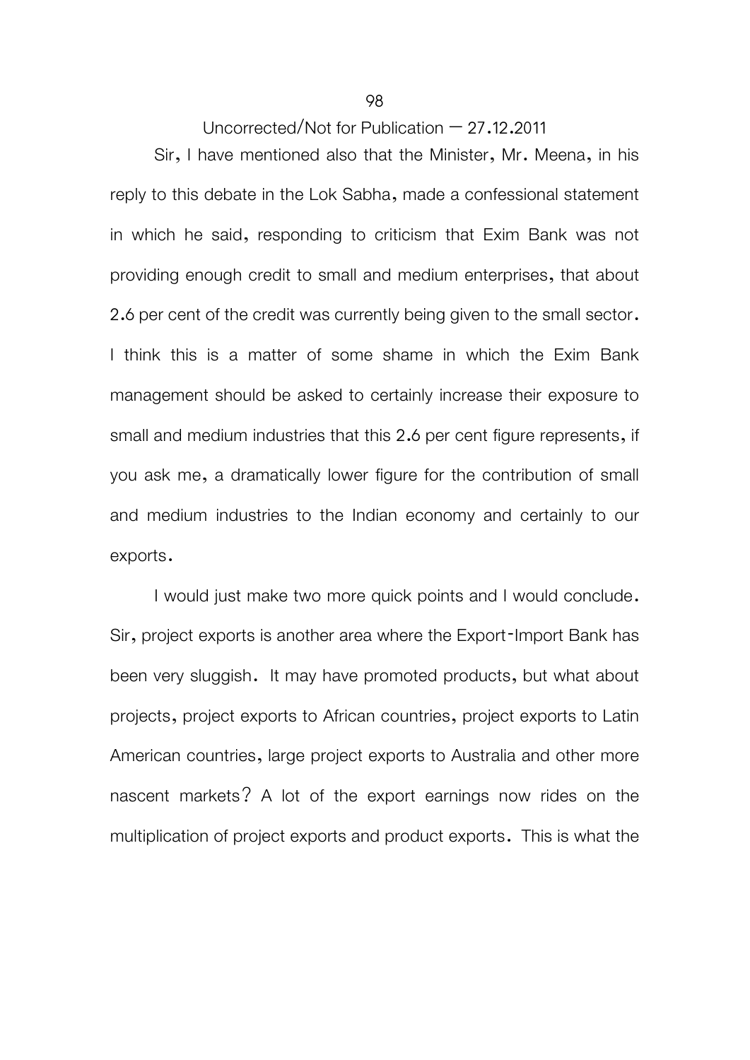Sir, I have mentioned also that the Minister, Mr. Meena, in his reply to this debate in the Lok Sabha, made a confessional statement in which he said, responding to criticism that Exim Bank was not providing enough credit to small and medium enterprises, that about 2.6 per cent of the credit was currently being given to the small sector. I think this is a matter of some shame in which the Exim Bank management should be asked to certainly increase their exposure to small and medium industries that this 2.6 per cent figure represents, if you ask me, a dramatically lower figure for the contribution of small and medium industries to the Indian economy and certainly to our exports.

I would just make two more quick points and I would conclude. Sir, project exports is another area where the Export-Import Bank has been very sluggish. It may have promoted products, but what about projects, project exports to African countries, project exports to Latin American countries, large project exports to Australia and other more nascent markets? A lot of the export earnings now rides on the multiplication of project exports and product exports. This is what the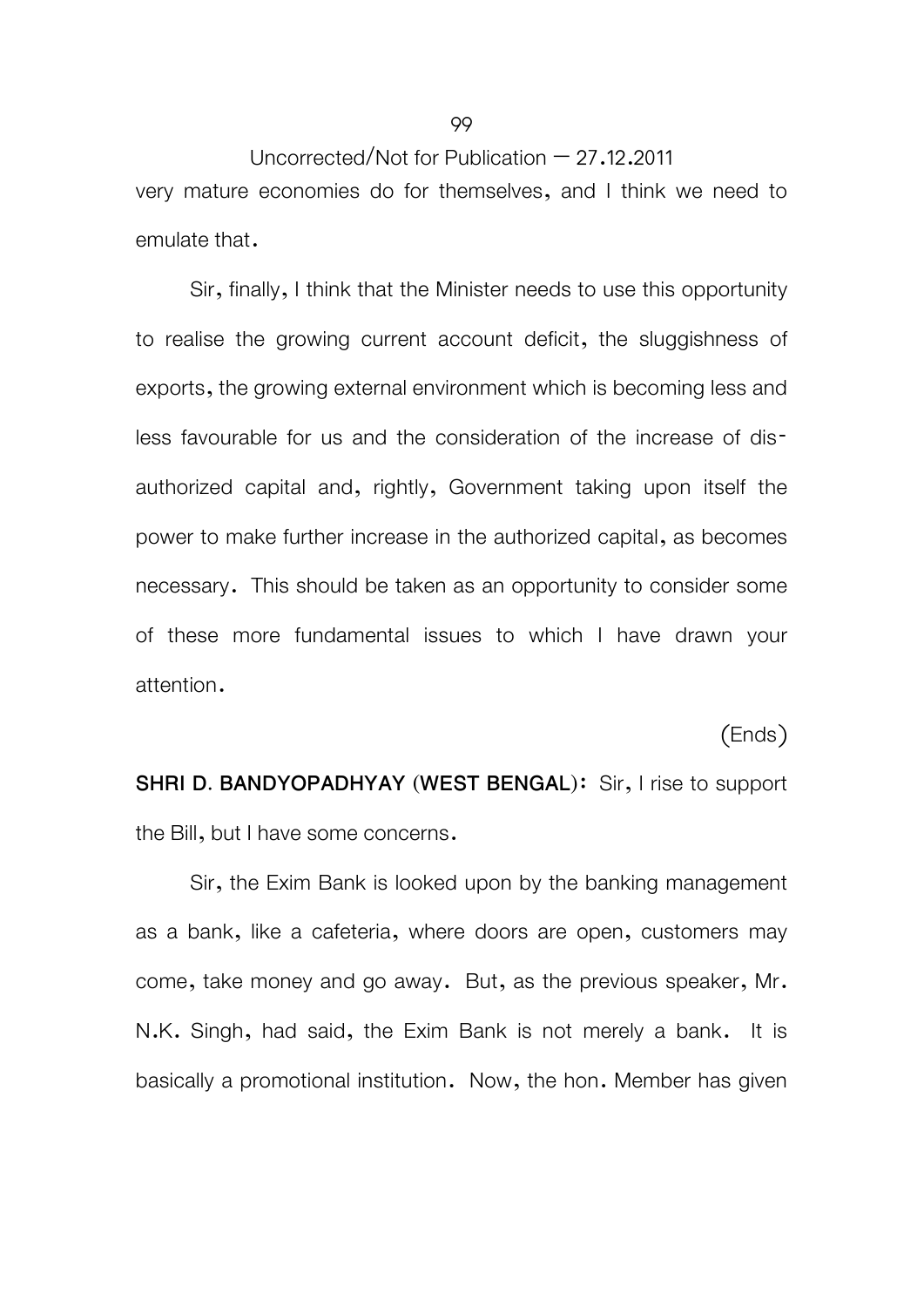very mature economies do for themselves, and I think we need to emulate that.

Sir, finally, I think that the Minister needs to use this opportunity to realise the growing current account deficit, the sluggishness of exports, the growing external environment which is becoming less and less favourable for us and the consideration of the increase of dis-authorized capital and, rightly, Government taking upon itself the power to make further increase in the authorized capital, as becomes necessary. This should be taken as an opportunity to consider some of these more fundamental issues to which I have drawn your attention.

(Ends)

**SHRI D. BANDYOPADHYAY (WEST BENGAL):** Sir, I rise to support the Bill, but I have some concerns.

Sir, the Exim Bank is looked upon by the banking management as a bank, like a cafeteria, where doors are open, customers may come, take money and go away. But, as the previous speaker, Mr. N.K. Singh, had said, the Exim Bank is not merely a bank. It is basically a promotional institution. Now, the hon. Member has given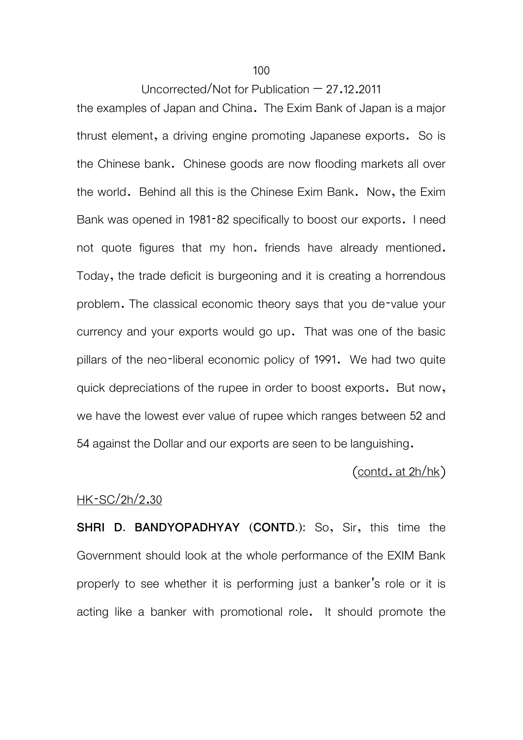the examples of Japan and China. The Exim Bank of Japan is a major thrust element, a driving engine promoting Japanese exports. So is the Chinese bank. Chinese goods are now flooding markets all over the world. Behind all this is the Chinese Exim Bank. Now, the Exim Bank was opened in 1981-82 specifically to boost our exports. I need not quote figures that my hon. friends have already mentioned. Today, the trade deficit is burgeoning and it is creating a horrendous problem. The classical economic theory says that you de-value your currency and your exports would go up. That was one of the basic pillars of the neo-liberal economic policy of 1991. We had two quite quick depreciations of the rupee in order to boost exports. But now, we have the lowest ever value of rupee which ranges between 52 and 54 against the Dollar and our exports are seen to be languishing.

(contd. at 2h/hk)

HK-SC/2h/2.30

**SHRI D. BANDYOPADHYAY (CONTD.)**: So, Sir, this time the Government should look at the whole performance of the EXIM Bank properly to see whether it is performing just a banker's role or it is acting like a banker with promotional role. It should promote the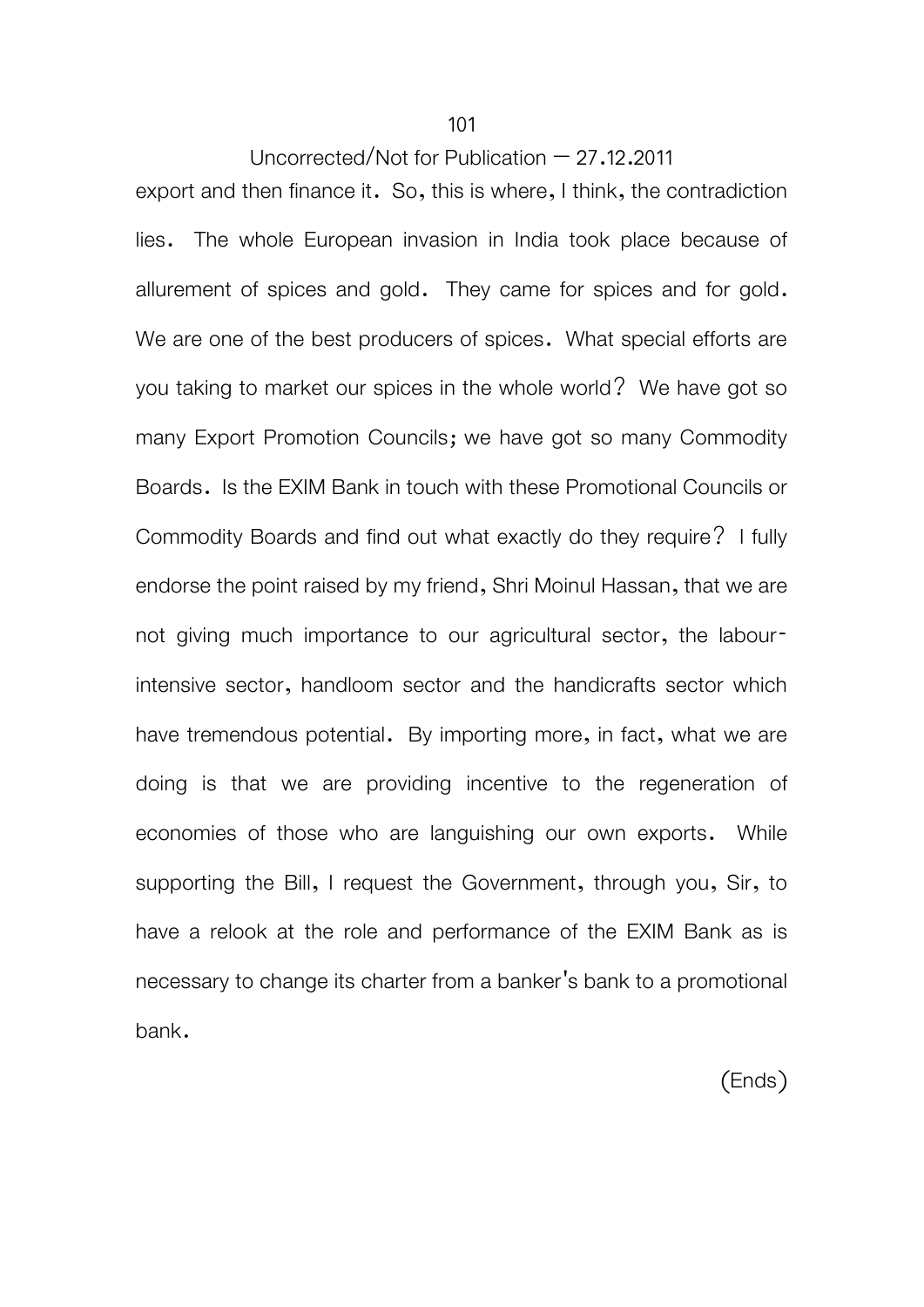export and then finance it. So, this is where, I think, the contradiction lies. The whole European invasion in India took place because of allurement of spices and gold. They came for spices and for gold. We are one of the best producers of spices. What special efforts are you taking to market our spices in the whole world? We have got so many Export Promotion Councils; we have got so many Commodity Boards. Is the EXIM Bank in touch with these Promotional Councils or Commodity Boards and find out what exactly do they require? I fully endorse the point raised by my friend, Shri Moinul Hassan, that we are not giving much importance to our agricultural sector, the labour-intensive sector, handloom sector and the handicrafts sector which have tremendous potential. By importing more, in fact, what we are doing is that we are providing incentive to the regeneration of economies of those who are languishing our own exports. While supporting the Bill, I request the Government, through you, Sir, to have a relook at the role and performance of the EXIM Bank as is necessary to change its charter from a banker's bank to a promotional bank.

(Ends)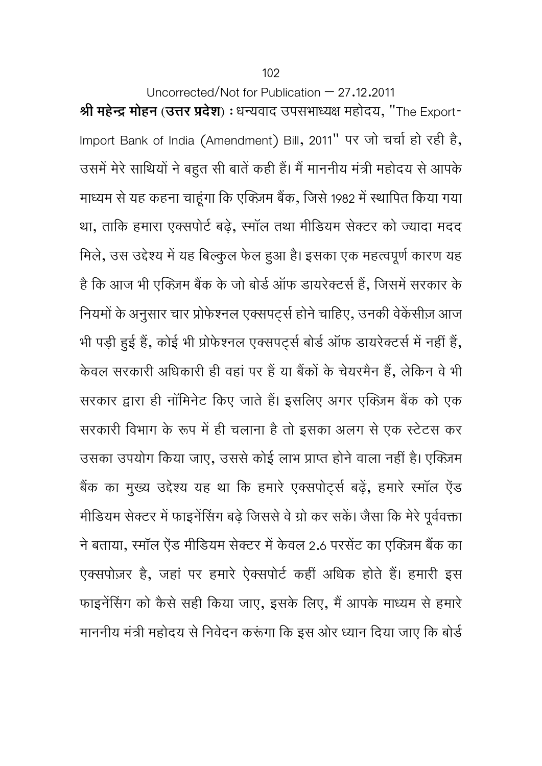Uncorrected/Not for Publication – 27.12.2011

**श्री महेन्द्र मोहन (उत्तर प्रदेश) :** धन्यवाद उपसभाध्यक्ष महोदय, "The Export-Import Bank of India (Amendment) Bill, 2011" पर जो चर्चा हो रही है, उसमें मेरे साथियों ने बहुत सी बातें कही हैं। मैं माननीय मंत्री महोदय से आपके माध्यम से यह कहना चाहूंगा कि एक्ज़िम बैंक, जिसे 1982 में स्थापित किया गया था, ताकि हमारा एक्सपोर्ट बढ़े, स्मॉल तथा मीडियम सेक्टर को ज्यादा मदद मिले, उस उद्देश्य में यह बिल्कुल फेल हुआ है। इसका एक महत्वपूर्ण कारण यह है कि आज भी एक्ज़िम बैंक के जो बोर्ड ऑफ डायरेक्टर्स हैं, जिसमें सरकार के नियमों के अनुसार चार प्रोफेशनल एक्सपर्ट्स होने चाहिए, उनकी वेकेंसीज़ आज भी पड़ी हुई हैं, कोई भी प्रोफेशनल एक्सपर्ट्स बोर्ड ऑफ डायरेक्टर्स में नहीं हैं, केवल सरकारी अधिकारी ही वहां पर हैं या बैंकों के चेयरमैन हैं, लेकिन वे भी सरकार द्वारा ही नॉमिनेट किए जाते हैं। इसलिए अगर एक्ज़िम बैंक को एक सरकारी विभाग के रूप में ही चलाना है तो इसका अलग से एक स्टेटस कर उसका उपयोग किया जाए, उससे कोई लाभ प्राप्त होने वाला नहीं है। एक्ज़िम बैंक का मुख्य उद्देश्य यह था कि हमारे एक्सपोर्ट्स बढ़ें, हमारे स्मॉल ऐंड मीडियम सेक्टर में फाइनेंसिंग बढ़े जिससे वे ग्रो कर सकें। जैसा कि मेरे पूर्ववक्ता ने बताया, स्मॉल ऐंड मीडियम सेक्टर में केवल 2.6 परसेंट का एक्ज़िम बैंक का एक्सपोज़र है, जहां पर हमारे ऐक्सपोर्ट कहीं अधिक होते हैं। हमारी इस फाइनेंसिंग को कैसे सही किया जाए, इसके लिए, मैं आपके माध्यम से हमारे माननीय मंत्री महोदय से निवेदन करूंगा कि इस ओर ध्यान दिया जाए कि बोर्ड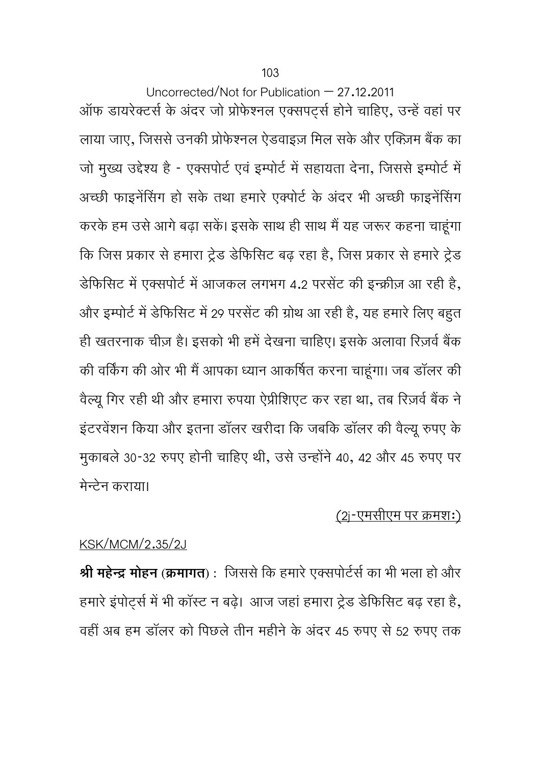Uncorrected/Not for Publication – 27.12.2011

ऑफ डायरेक्टर्स के अंदर जो प्रोफेशनल एक्सपर्ट्स होने चाहिए, उन्हें वहां पर लाया जाए, जिससे उनकी प्रोफेशनल ऐडवाइज़ मिल सके और एक्ज़िम बैंक का जो मुख्य उद्देश्य है - एक्सपोर्ट एवं इम्पोर्ट में सहायता देना, जिससे इम्पोर्ट में अच्छी फाइनेंसिंग हो सके तथा हमारे एक्पोर्ट के अंदर भी अच्छी फाइनेंसिंग करके हम उसे आगे बढ़ा सकें। इसके साथ ही साथ मैं यह जरूर कहना चाहूंगा कि जिस प्रकार से हमारा ट्रेड डेफिसिट बढ़ रहा है, जिस प्रकार से हमारे ट्रेड डेफिसिट में एक्सपोर्ट में आजकल लगभग 4.2 परसेंट की इन्क्रीज़ आ रही है, और इम्पोर्ट में डेफिसिट में 29 परसेंट की ग्रोथ आ रही है, यह हमारे लिए बहुत ही खतरनाक चीज़ है। इसको भी हमें देखना चाहिए। इसके अलावा रिज़र्व बैंक की वर्किंग की ओर भी मैं आपका ध्यान आकर्षित करना चाहूंगा। जब डॉलर की वैल्यू गिर रही थी और हमारा रुपया ऐप्रीशिएट कर रहा था, तब रिज़र्व बैंक ने इंटरवेंशन किया और इतना डॉलर खरीदा कि जबकि डॉलर की वैल्यू रुपए के मुकाबले 30-32 रुपए होनी चाहिए थी, उसे उन्होंने 40, 42 और 45 रुपए पर मेन्टेन कराया।

<u>(2j-एमसीएम पर क्रमशः)</u>

<u>KSK/MCM/2.35/2J</u>

**श्री महेन्द्र मोहन (क्रमागत)** : जिससे कि हमारे एक्सपोर्टर्स का भी भला हो और हमारे इंपोर्ट्स में भी कॉस्ट न बढ़े। आज जहां हमारा ट्रेड डेफिसिट बढ़ रहा है, वहीं अब हम डॉलर को पिछले तीन महीने के अंदर 45 रुपए से 52 रुपए तक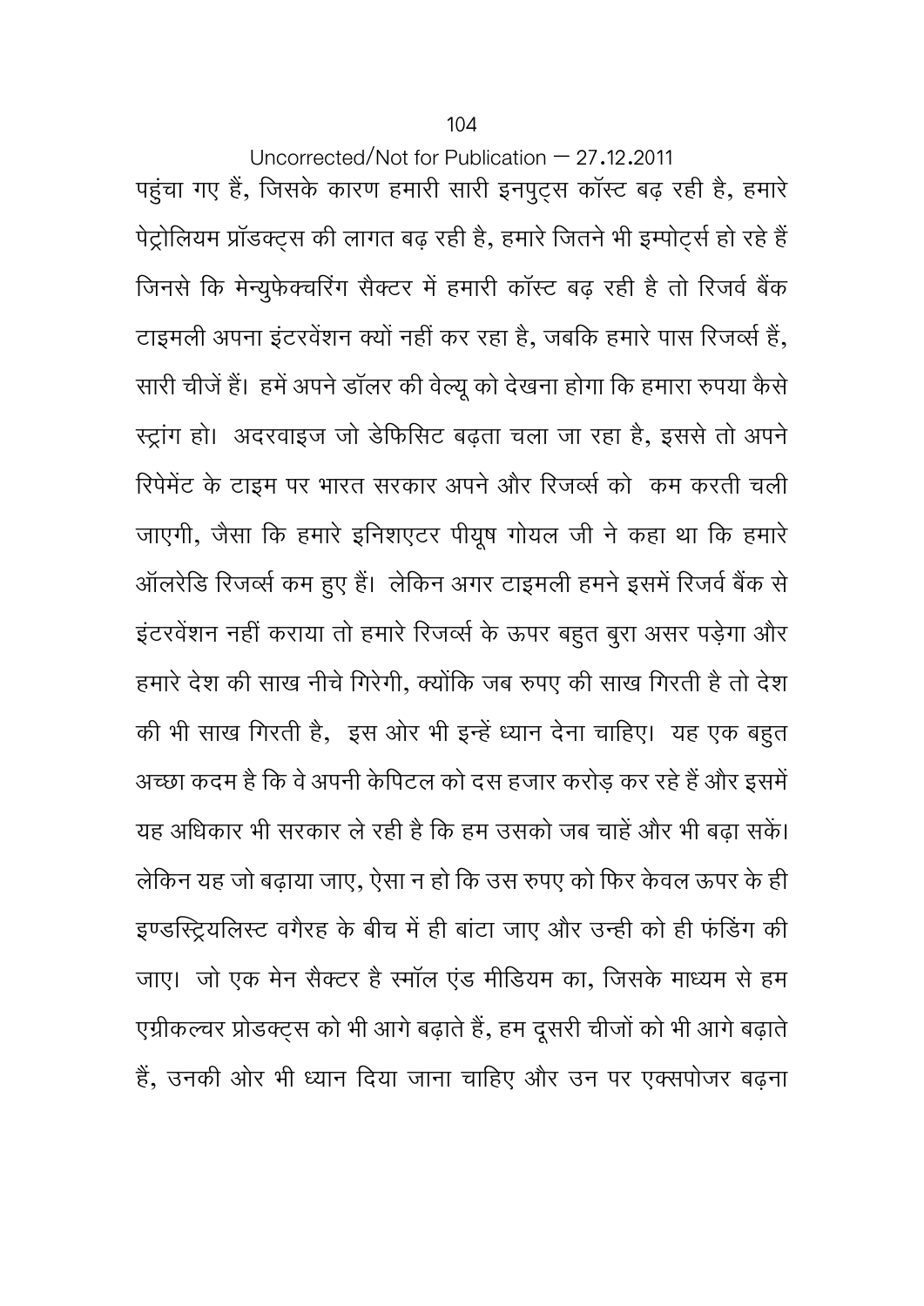पहुंचा गए हैं, जिसके कारण हमारी सारी इनपुट्स कॉस्ट बढ़ रही है, हमारे पेट्रोलियम प्रॉडक्ट्स की लागत बढ़ रही है, हमारे जितने भी इम्पोर्ट्स हो रहे हैं जिनसे कि मेन्युफेक्चरिंग सैक्टर में हमारी कॉस्ट बढ़ रही है तो रिजर्व बैंक टाइमली अपना इंटरवेंशन क्यों नहीं कर रहा है, जबकि हमारे पास रिजर्व्स हैं, सारी चीजें हैं। हमें अपने डॉलर की वेल्यू को देखना होगा कि हमारा रुपया कैसे स्ट्रांग हो। अदरवाइज जो डेफिसिट बढ़ता चला जा रहा है, इससे तो अपने रिपेमेंट के टाइम पर भारत सरकार अपने और रिजर्व्स को कम करती चली जाएगी, जैसा कि हमारे इनिशएटर पीयूष गोयल जी ने कहा था कि हमारे ऑलरेडि रिजर्व्स कम हुए हैं। लेकिन अगर टाइमली हमने इसमें रिजर्व बैंक से इंटरवेंशन नहीं कराया तो हमारे रिजर्व्स के ऊपर बहुत बुरा असर पड़ेगा और हमारे देश की साख नीचे गिरेगी, क्योंकि जब रुपए की साख गिरती है तो देश की भी साख गिरती है, इस ओर भी इन्हें ध्यान देना चाहिए। यह एक बहुत अच्छा कदम है कि वे अपनी केपिटल को दस हजार करोड़ कर रहे हैं और इसमें यह अधिकार भी सरकार ले रही है कि हम उसको जब चाहें और भी बढ़ा सकें। लेकिन यह जो बढ़ाया जाए, ऐसा न हो कि उस रुपए को फिर केवल ऊपर के ही इण्डस्ट्रियलिस्ट वगैरह के बीच में ही बांटा जाए और उन्ही को ही फंडिंग की जाए। जो एक मेन सैक्टर है स्मॉल एंड मीडियम का, जिसके माध्यम से हम एग्रीकल्चर प्रोडक्ट्स को भी आगे बढ़ाते हैं, हम दूसरी चीजों को भी आगे बढ़ाते हैं, उनकी ओर भी ध्यान दिया जाना चाहिए और उन पर एक्सपोजर बढ़ना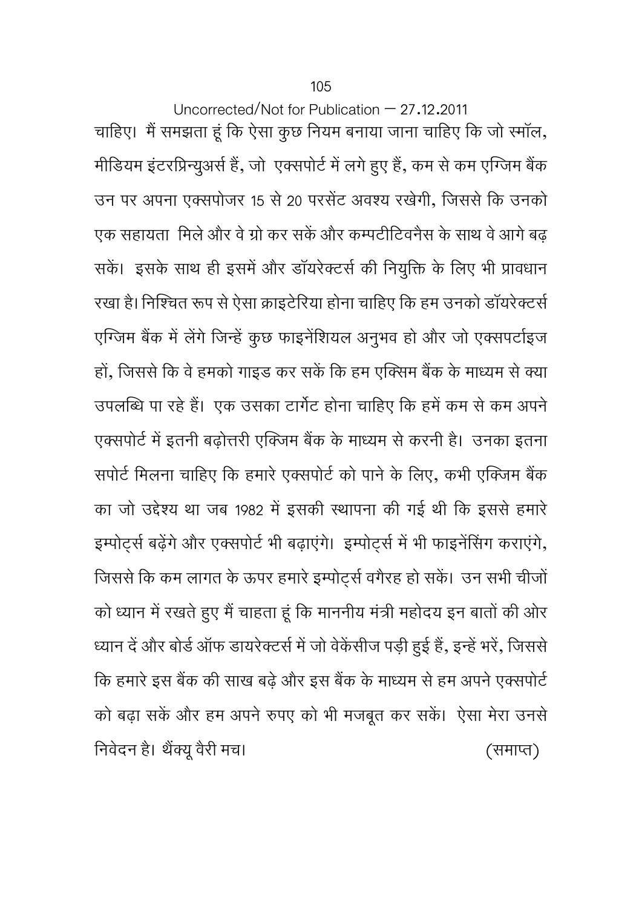चाहिए। मैं समझता हूं कि ऐसा कुछ नियम बनाया जाना चाहिए कि जो स्मॉल, मीडियम इंटरप्रिन्युअर्स हैं, जो एक्सपोर्ट में लगे हुए हैं, कम से कम एग्जिम बैंक उन पर अपना एक्सपोजर 15 से 20 परसेंट अवश्य रखेगी, जिससे कि उनको एक सहायता मिले और वे ग्रो कर सकें और कम्पटीटिवनैस के साथ वे आगे बढ़ सकें। इसके साथ ही इसमें और डॉयरेक्टर्स की नियुक्ति के लिए भी प्रावधान रखा है। निश्चित रूप से ऐसा क्राइटेरिया होना चाहिए कि हम उनको डॉयरेक्टर्स एग्जिम बैंक में लेंगे जिन्हें कुछ फाइनेंशियल अनुभव हो और जो एक्सपर्टाइज हों, जिससे कि वे हमको गाइड कर सकें कि हम एक्सिम बैंक के माध्यम से क्या उपलब्धि पा रहे हैं। एक उसका टार्गेट होना चाहिए कि हमें कम से कम अपने एक्सपोर्ट में इतनी बढ़ोत्तरी एक्जिम बैंक के माध्यम से करनी है। उनका इतना सपोर्ट मिलना चाहिए कि हमारे एक्सपोर्ट को पाने के लिए, कभी एक्जिम बैंक का जो उद्देश्य था जब 1982 में इसकी स्थापना की गई थी कि इससे हमारे इम्पोर्ट्स बढ़ेंगे और एक्सपोर्ट भी बढ़ाएंगे। इम्पोर्ट्स में भी फाइनेंसिंग कराएंगे, जिससे कि कम लागत के ऊपर हमारे इम्पोर्ट्स वगैरह हो सकें। उन सभी चीजों को ध्यान में रखते हुए मैं चाहता हूं कि माननीय मंत्री महोदय इन बातों की ओर ध्यान दें और बोर्ड ऑफ डायरेक्टर्स में जो वेकेंसीज पड़ी हुई हैं, इन्हें भरें, जिससे कि हमारे इस बैंक की साख बढ़े और इस बैंक के माध्यम से हम अपने एक्सपोर्ट को बढ़ा सकें और हम अपने रुपए को भी मजबूत कर सकें। ऐसा मेरा उनसे निवेदन है। थैंक्यू वैरी मच। (समाप्त)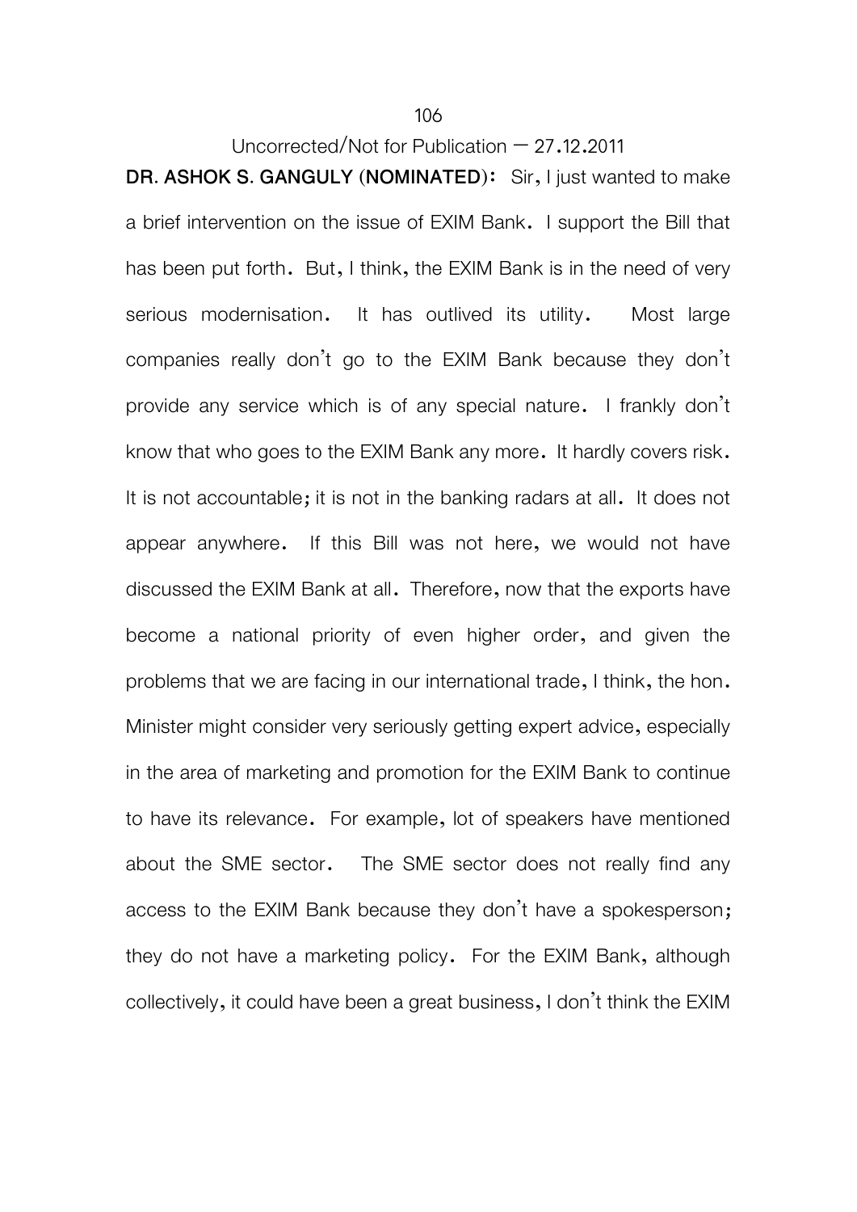**DR. ASHOK S. GANGULY (NOMINATED):** Sir, I just wanted to make a brief intervention on the issue of EXIM Bank. I support the Bill that has been put forth. But, I think, the EXIM Bank is in the need of very serious modernisation. It has outlived its utility. Most large companies really don't go to the EXIM Bank because they don't provide any service which is of any special nature. I frankly don't know that who goes to the EXIM Bank any more. It hardly covers risk. It is not accountable; it is not in the banking radars at all. It does not appear anywhere. If this Bill was not here, we would not have discussed the EXIM Bank at all. Therefore, now that the exports have become a national priority of even higher order, and given the problems that we are facing in our international trade, I think, the hon. Minister might consider very seriously getting expert advice, especially in the area of marketing and promotion for the EXIM Bank to continue to have its relevance. For example, lot of speakers have mentioned about the SME sector. The SME sector does not really find any access to the EXIM Bank because they don't have a spokesperson; they do not have a marketing policy. For the EXIM Bank, although collectively, it could have been a great business, I don't think the EXIM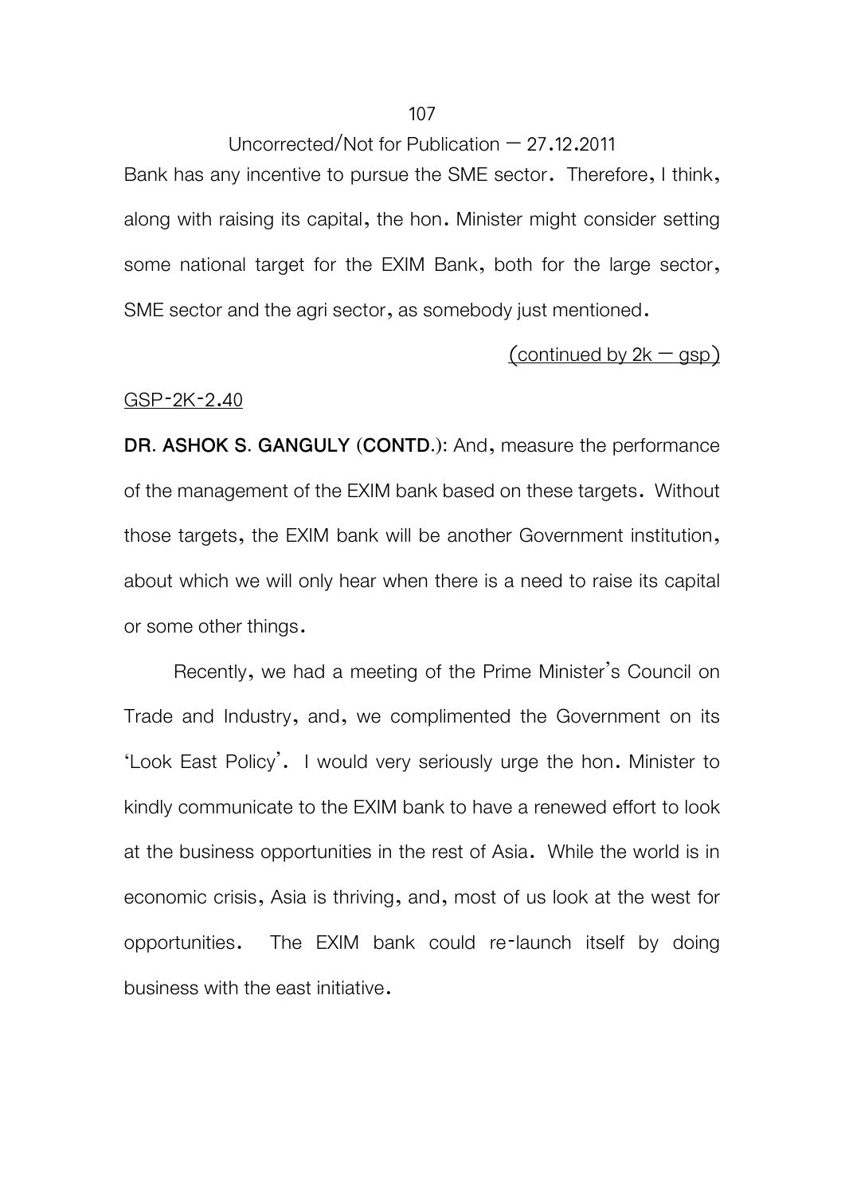Bank has any incentive to pursue the SME sector. Therefore, I think, along with raising its capital, the hon. Minister might consider setting some national target for the EXIM Bank, both for the large sector, SME sector and the agri sector, as somebody just mentioned.

(continued by 2k — gsp)

GSP-2K-2.40

**DR. ASHOK S. GANGULY (CONTD.):** And, measure the performance of the management of the EXIM bank based on these targets. Without those targets, the EXIM bank will be another Government institution, about which we will only hear when there is a need to raise its capital or some other things.

Recently, we had a meeting of the Prime Minister's Council on Trade and Industry, and, we complimented the Government on its 'Look East Policy'. I would very seriously urge the hon. Minister to kindly communicate to the EXIM bank to have a renewed effort to look at the business opportunities in the rest of Asia. While the world is in economic crisis, Asia is thriving, and, most of us look at the west for opportunities. The EXIM bank could re-launch itself by doing business with the east initiative.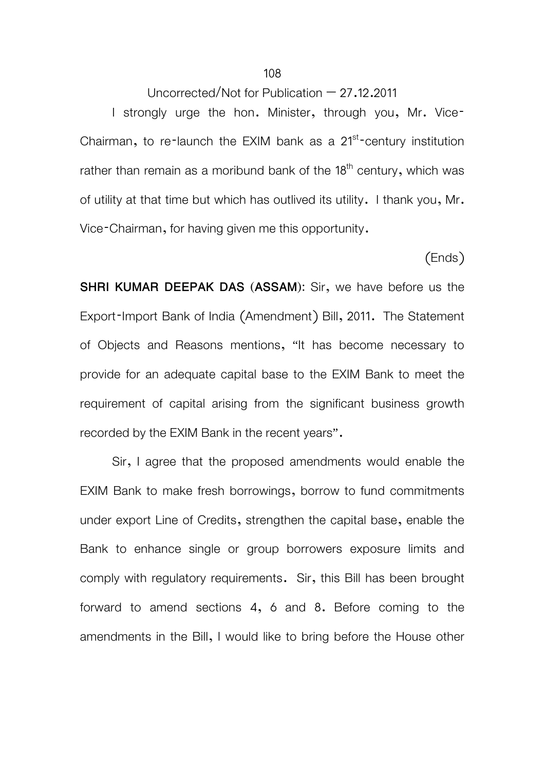Uncorrected/Not for Publication – 27.12.2011

I strongly urge the hon. Minister, through you, Mr. Vice-Chairman, to re-launch the EXIM bank as a 21st-century institution rather than remain as a moribund bank of the 18th century, which was of utility at that time but which has outlived its utility. I thank you, Mr. Vice-Chairman, for having given me this opportunity.

(Ends)

**SHRI KUMAR DEEPAK DAS (ASSAM):** Sir, we have before us the Export-Import Bank of India (Amendment) Bill, 2011. The Statement of Objects and Reasons mentions, "It has become necessary to provide for an adequate capital base to the EXIM Bank to meet the requirement of capital arising from the significant business growth recorded by the EXIM Bank in the recent years".

Sir, I agree that the proposed amendments would enable the EXIM Bank to make fresh borrowings, borrow to fund commitments under export Line of Credits, strengthen the capital base, enable the Bank to enhance single or group borrowers exposure limits and comply with regulatory requirements. Sir, this Bill has been brought forward to amend sections 4, 6 and 8. Before coming to the amendments in the Bill, I would like to bring before the House other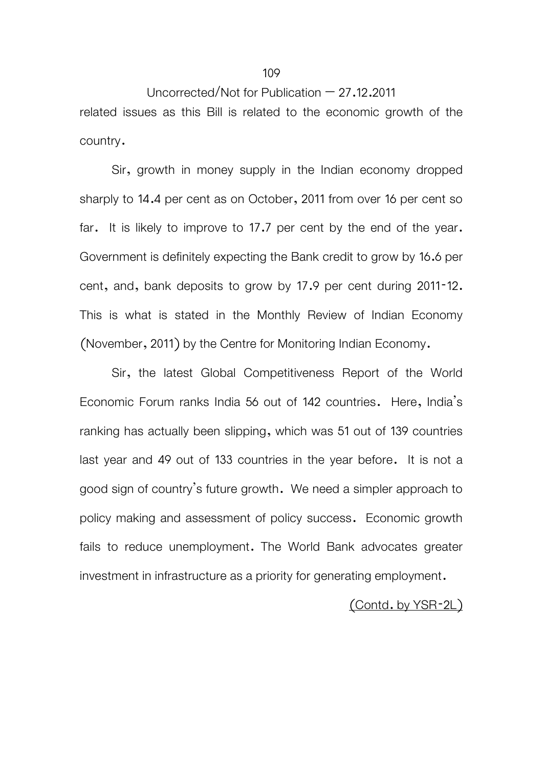related issues as this Bill is related to the economic growth of the country.

Sir, growth in money supply in the Indian economy dropped sharply to 14.4 per cent as on October, 2011 from over 16 per cent so far. It is likely to improve to 17.7 per cent by the end of the year. Government is definitely expecting the Bank credit to grow by 16.6 per cent, and, bank deposits to grow by 17.9 per cent during 2011-12. This is what is stated in the Monthly Review of Indian Economy (November, 2011) by the Centre for Monitoring Indian Economy.

Sir, the latest Global Competitiveness Report of the World Economic Forum ranks India 56 out of 142 countries. Here, India's ranking has actually been slipping, which was 51 out of 139 countries last year and 49 out of 133 countries in the year before. It is not a good sign of country's future growth. We need a simpler approach to policy making and assessment of policy success. Economic growth fails to reduce unemployment. The World Bank advocates greater investment in infrastructure as a priority for generating employment.

(Contd. by YSR-2L)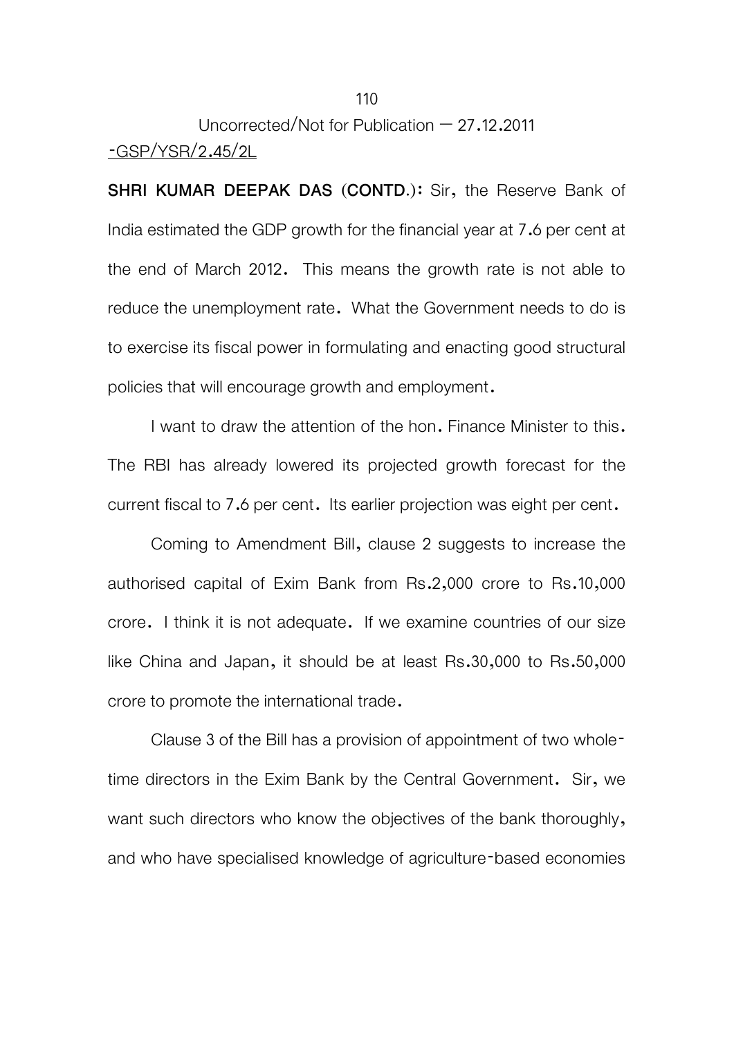Uncorrected/Not for Publication – 27.12.2011

-GSP/YSR/2.45/2L

**SHRI KUMAR DEEPAK DAS (CONTD.):** Sir, the Reserve Bank of India estimated the GDP growth for the financial year at 7.6 per cent at the end of March 2012. This means the growth rate is not able to reduce the unemployment rate. What the Government needs to do is to exercise its fiscal power in formulating and enacting good structural policies that will encourage growth and employment.

I want to draw the attention of the hon. Finance Minister to this. The RBI has already lowered its projected growth forecast for the current fiscal to 7.6 per cent. Its earlier projection was eight per cent.

Coming to Amendment Bill, clause 2 suggests to increase the authorised capital of Exim Bank from Rs.2,000 crore to Rs.10,000 crore. I think it is not adequate. If we examine countries of our size like China and Japan, it should be at least Rs.30,000 to Rs.50,000 crore to promote the international trade.

Clause 3 of the Bill has a provision of appointment of two whole-time directors in the Exim Bank by the Central Government. Sir, we want such directors who know the objectives of the bank thoroughly, and who have specialised knowledge of agriculture-based economies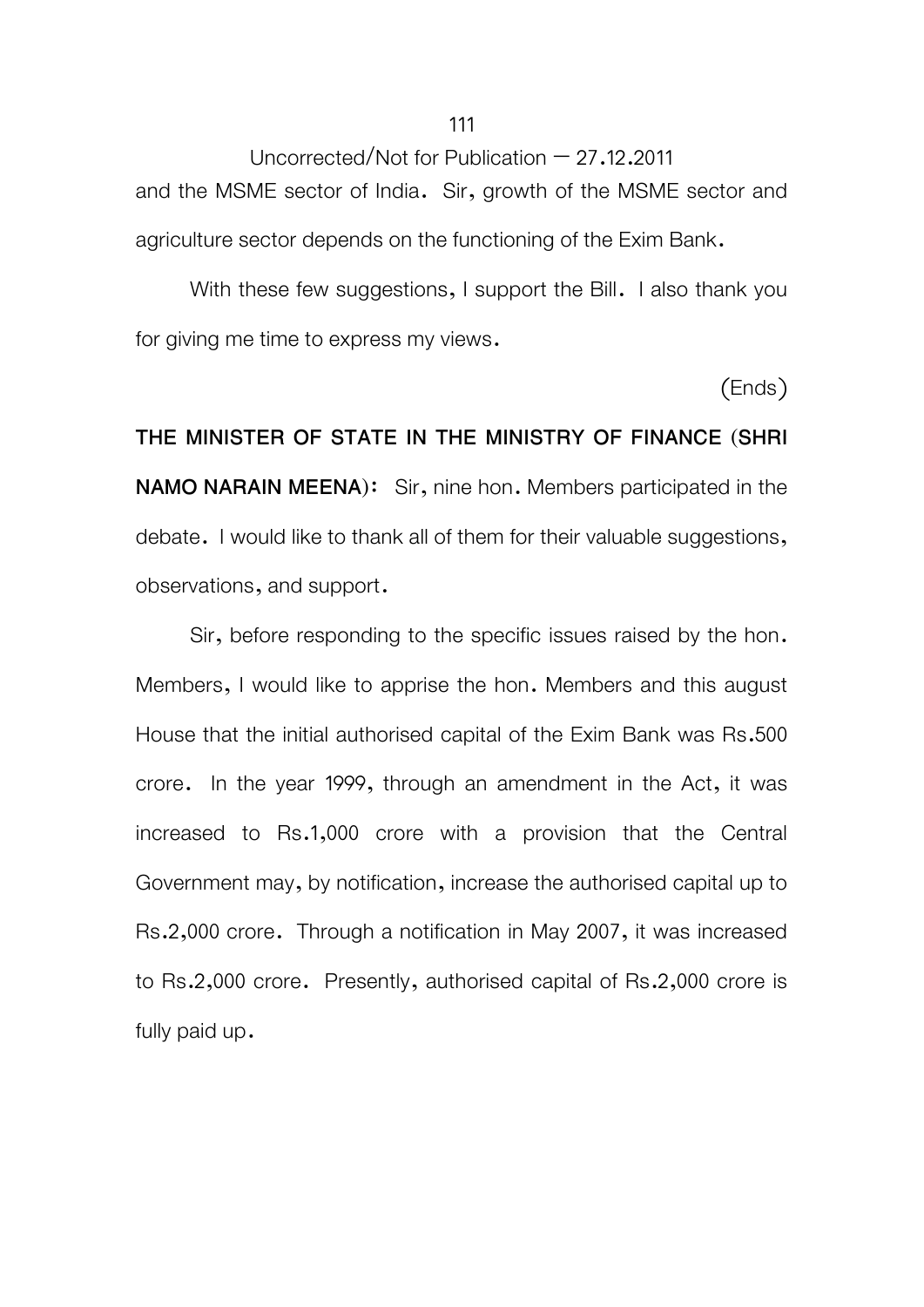and the MSME sector of India. Sir, growth of the MSME sector and agriculture sector depends on the functioning of the Exim Bank.

With these few suggestions, I support the Bill. I also thank you for giving me time to express my views.

(Ends)

**THE MINISTER OF STATE IN THE MINISTRY OF FINANCE (SHRI NAMO NARAIN MEENA):** Sir, nine hon. Members participated in the debate. I would like to thank all of them for their valuable suggestions, observations, and support.

Sir, before responding to the specific issues raised by the hon. Members, I would like to apprise the hon. Members and this august House that the initial authorised capital of the Exim Bank was Rs.500 crore. In the year 1999, through an amendment in the Act, it was increased to Rs.1,000 crore with a provision that the Central Government may, by notification, increase the authorised capital up to Rs.2,000 crore. Through a notification in May 2007, it was increased to Rs.2,000 crore. Presently, authorised capital of Rs.2,000 crore is fully paid up.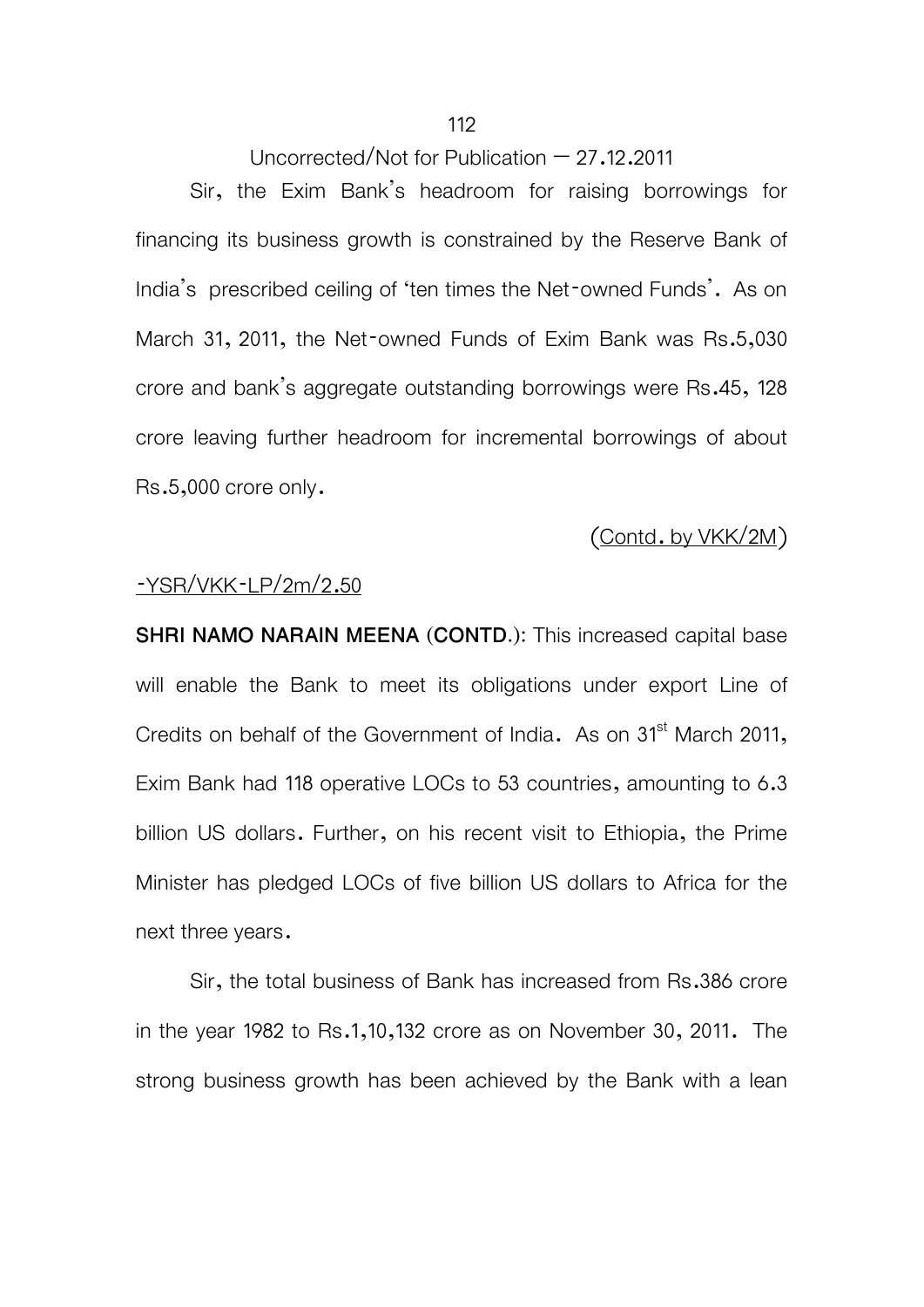Uncorrected/Not for Publication – 27.12.2011

Sir, the Exim Bank's headroom for raising borrowings for financing its business growth is constrained by the Reserve Bank of India's prescribed ceiling of 'ten times the Net-owned Funds'. As on March 31, 2011, the Net-owned Funds of Exim Bank was Rs.5,030 crore and bank's aggregate outstanding borrowings were Rs.45, 128 crore leaving further headroom for incremental borrowings of about Rs.5,000 crore only.

(Contd. by VKK/2M)

-YSR/VKK-LP/2m/2.50

**SHRI NAMO NARAIN MEENA (CONTD.):** This increased capital base will enable the Bank to meet its obligations under export Line of Credits on behalf of the Government of India. As on 31st March 2011, Exim Bank had 118 operative LOCs to 53 countries, amounting to 6.3 billion US dollars. Further, on his recent visit to Ethiopia, the Prime Minister has pledged LOCs of five billion US dollars to Africa for the next three years.

Sir, the total business of Bank has increased from Rs.386 crore in the year 1982 to Rs.1,10,132 crore as on November 30, 2011. The strong business growth has been achieved by the Bank with a lean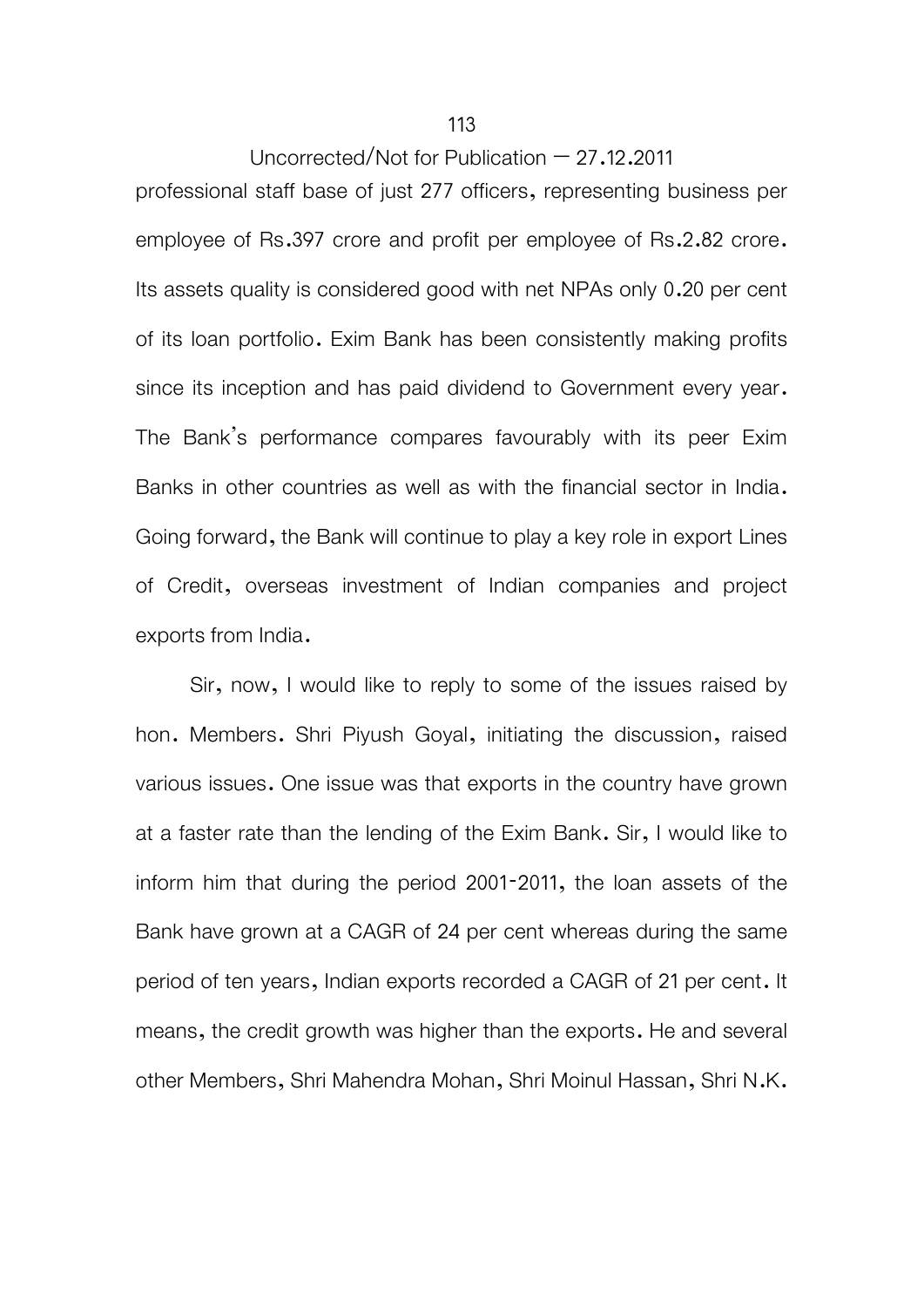professional staff base of just 277 officers, representing business per employee of Rs.397 crore and profit per employee of Rs.2.82 crore. Its assets quality is considered good with net NPAs only 0.20 per cent of its loan portfolio. Exim Bank has been consistently making profits since its inception and has paid dividend to Government every year. The Bank's performance compares favourably with its peer Exim Banks in other countries as well as with the financial sector in India. Going forward, the Bank will continue to play a key role in export Lines of Credit, overseas investment of Indian companies and project exports from India.

Sir, now, I would like to reply to some of the issues raised by hon. Members. Shri Piyush Goyal, initiating the discussion, raised various issues. One issue was that exports in the country have grown at a faster rate than the lending of the Exim Bank. Sir, I would like to inform him that during the period 2001-2011, the loan assets of the Bank have grown at a CAGR of 24 per cent whereas during the same period of ten years, Indian exports recorded a CAGR of 21 per cent. It means, the credit growth was higher than the exports. He and several other Members, Shri Mahendra Mohan, Shri Moinul Hassan, Shri N.K.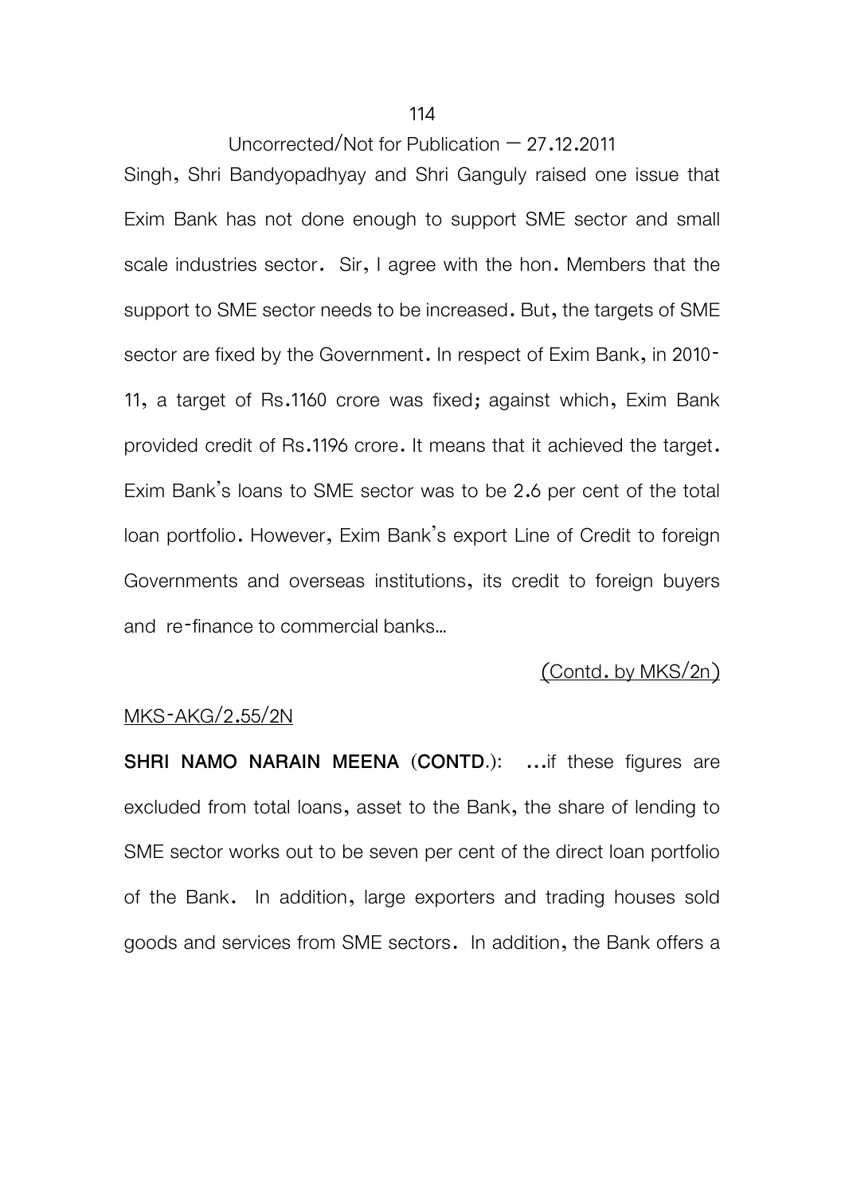Uncorrected/Not for Publication – 27.12.2011

Singh, Shri Bandyopadhyay and Shri Ganguly raised one issue that Exim Bank has not done enough to support SME sector and small scale industries sector. Sir, I agree with the hon. Members that the support to SME sector needs to be increased. But, the targets of SME sector are fixed by the Government. In respect of Exim Bank, in 2010-11, a target of Rs.1160 crore was fixed; against which, Exim Bank provided credit of Rs.1196 crore. It means that it achieved the target. Exim Bank's loans to SME sector was to be 2.6 per cent of the total loan portfolio. However, Exim Bank's export Line of Credit to foreign Governments and overseas institutions, its credit to foreign buyers and re-finance to commercial banks...

(Contd. by MKS/2n)

MKS-AKG/2.55/2N

**SHRI NAMO NARAIN MEENA (CONTD.):** ...if these figures are excluded from total loans, asset to the Bank, the share of lending to SME sector works out to be seven per cent of the direct loan portfolio of the Bank. In addition, large exporters and trading houses sold goods and services from SME sectors. In addition, the Bank offers a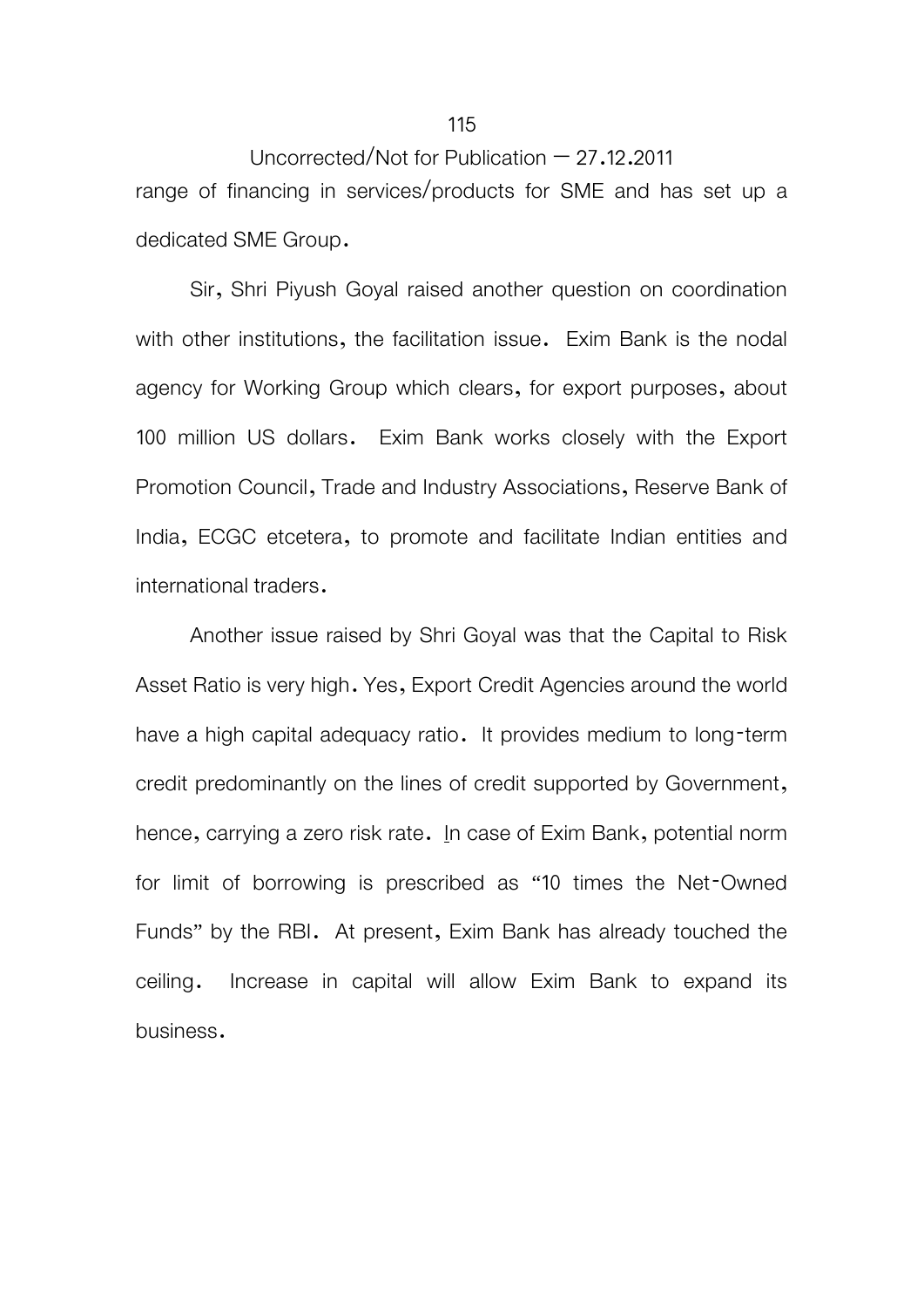range of financing in services/products for SME and has set up a dedicated SME Group.

Sir, Shri Piyush Goyal raised another question on coordination with other institutions, the facilitation issue. Exim Bank is the nodal agency for Working Group which clears, for export purposes, about 100 million US dollars. Exim Bank works closely with the Export Promotion Council, Trade and Industry Associations, Reserve Bank of India, ECGC etcetera, to promote and facilitate Indian entities and international traders.

Another issue raised by Shri Goyal was that the Capital to Risk Asset Ratio is very high. Yes, Export Credit Agencies around the world have a high capital adequacy ratio. It provides medium to long-term credit predominantly on the lines of credit supported by Government, hence, carrying a zero risk rate. In case of Exim Bank, potential norm for limit of borrowing is prescribed as "10 times the Net-Owned Funds" by the RBI. At present, Exim Bank has already touched the ceiling. Increase in capital will allow Exim Bank to expand its business.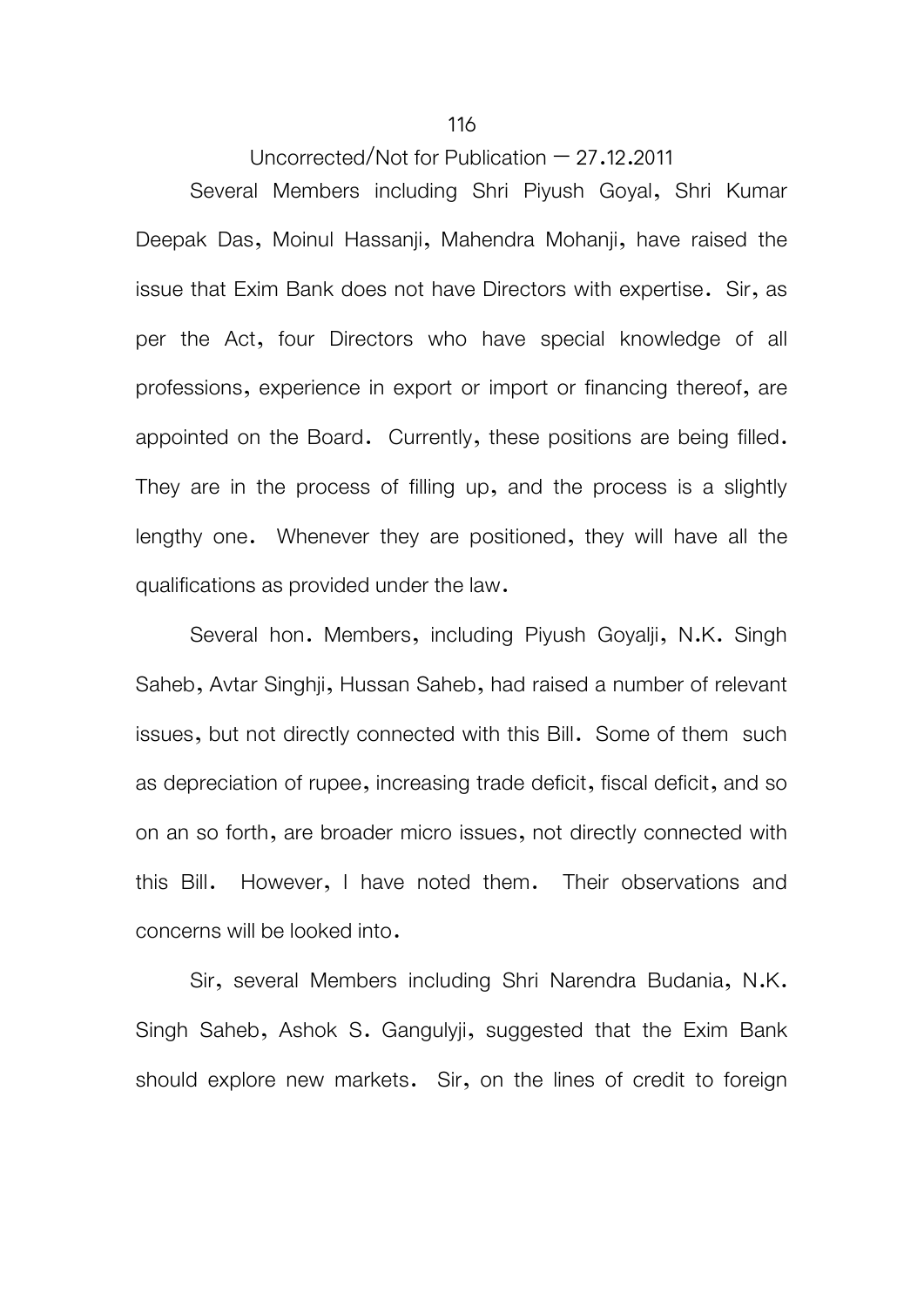Uncorrected/Not for Publication – 27.12.2011

Several Members including Shri Piyush Goyal, Shri Kumar Deepak Das, Moinul Hassanji, Mahendra Mohanji, have raised the issue that Exim Bank does not have Directors with expertise. Sir, as per the Act, four Directors who have special knowledge of all professions, experience in export or import or financing thereof, are appointed on the Board. Currently, these positions are being filled. They are in the process of filling up, and the process is a slightly lengthy one. Whenever they are positioned, they will have all the qualifications as provided under the law.

Several hon. Members, including Piyush Goyalji, N.K. Singh Saheb, Avtar Singhji, Hussan Saheb, had raised a number of relevant issues, but not directly connected with this Bill. Some of them such as depreciation of rupee, increasing trade deficit, fiscal deficit, and so on an so forth, are broader micro issues, not directly connected with this Bill. However, I have noted them. Their observations and concerns will be looked into.

Sir, several Members including Shri Narendra Budania, N.K. Singh Saheb, Ashok S. Gangulyji, suggested that the Exim Bank should explore new markets. Sir, on the lines of credit to foreign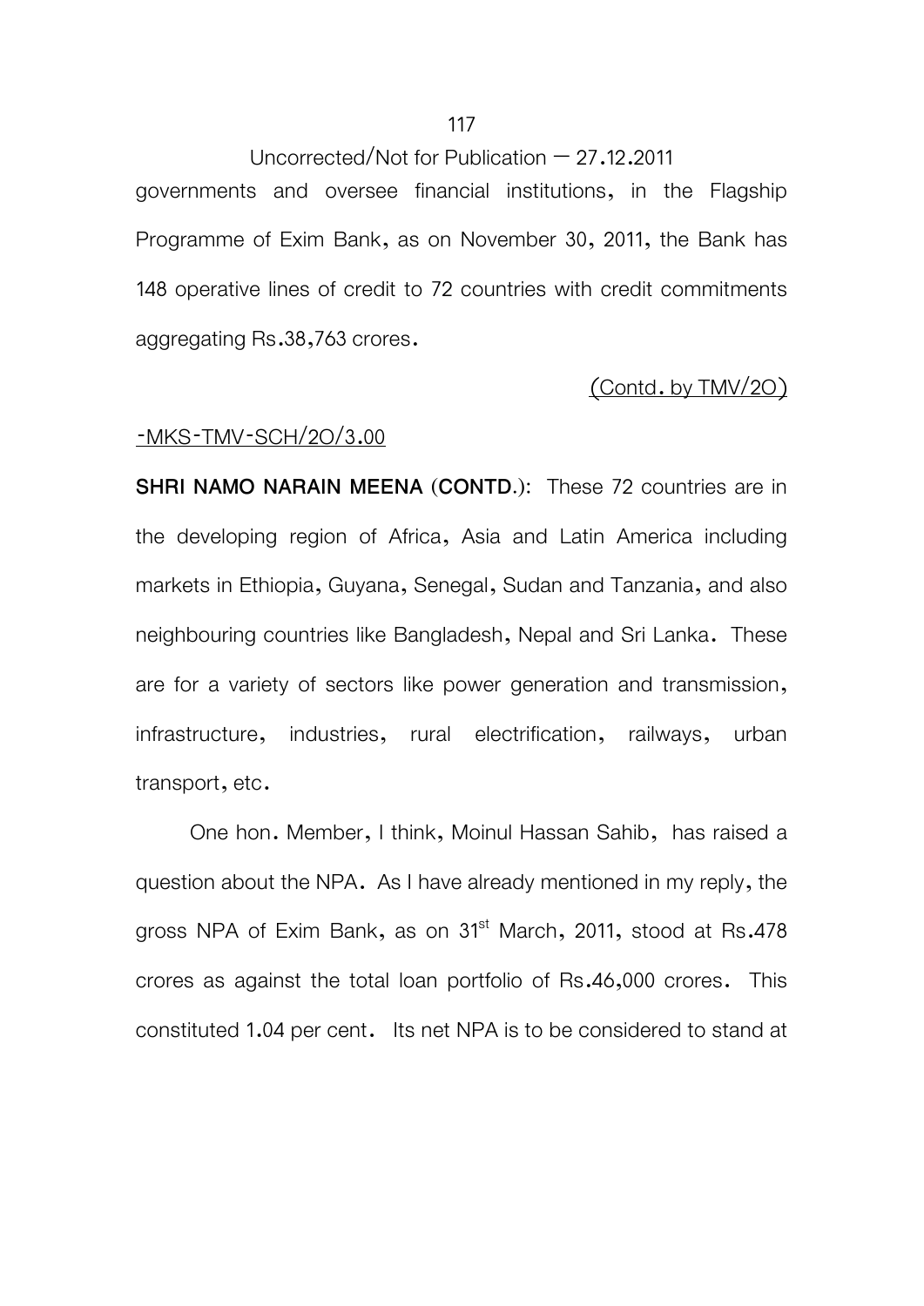governments and oversee financial institutions, in the Flagship Programme of Exim Bank, as on November 30, 2011, the Bank has 148 operative lines of credit to 72 countries with credit commitments aggregating Rs.38,763 crores.

(Contd. by TMV/2O)

-MKS-TMV-SCH/2O/3.00

**SHRI NAMO NARAIN MEENA (CONTD.)**: These 72 countries are in the developing region of Africa, Asia and Latin America including markets in Ethiopia, Guyana, Senegal, Sudan and Tanzania, and also neighbouring countries like Bangladesh, Nepal and Sri Lanka. These are for a variety of sectors like power generation and transmission, infrastructure, industries, rural electrification, railways, urban transport, etc.

One hon. Member, I think, Moinul Hassan Sahib, has raised a question about the NPA. As I have already mentioned in my reply, the gross NPA of Exim Bank, as on 31st March, 2011, stood at Rs.478 crores as against the total loan portfolio of Rs.46,000 crores. This constituted 1.04 per cent. Its net NPA is to be considered to stand at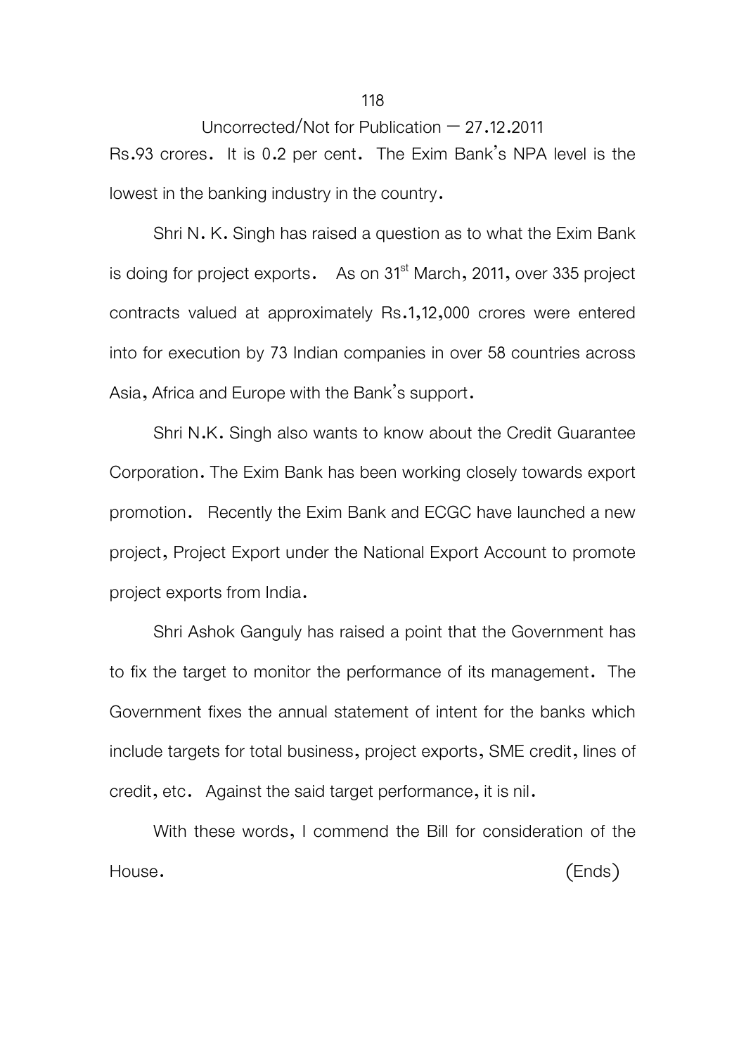Rs.93 crores. It is 0.2 per cent. The Exim Bank's NPA level is the lowest in the banking industry in the country.

Shri N. K. Singh has raised a question as to what the Exim Bank is doing for project exports. As on 31st March, 2011, over 335 project contracts valued at approximately Rs.1,12,000 crores were entered into for execution by 73 Indian companies in over 58 countries across Asia, Africa and Europe with the Bank's support.

Shri N.K. Singh also wants to know about the Credit Guarantee Corporation. The Exim Bank has been working closely towards export promotion. Recently the Exim Bank and ECGC have launched a new project, Project Export under the National Export Account to promote project exports from India.

Shri Ashok Ganguly has raised a point that the Government has to fix the target to monitor the performance of its management. The Government fixes the annual statement of intent for the banks which include targets for total business, project exports, SME credit, lines of credit, etc. Against the said target performance, it is nil.

With these words, I commend the Bill for consideration of the House. (Ends)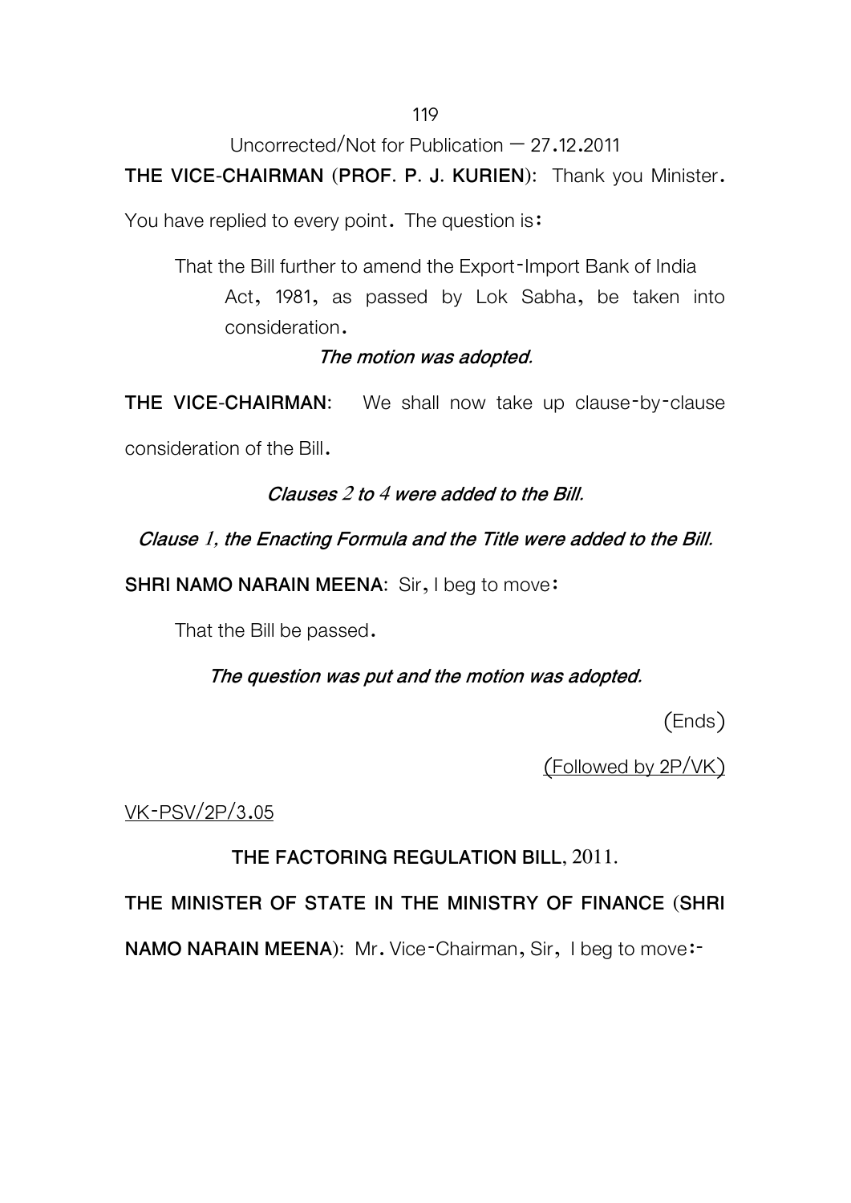Uncorrected/Not for Publication – 27.12.2011

**THE VICE-CHAIRMAN (PROF. P. J. KURIEN):** Thank you Minister. You have replied to every point. The question is:

That the Bill further to amend the Export-Import Bank of India Act, 1981, as passed by Lok Sabha, be taken into consideration.

***The motion was adopted.***

**THE VICE-CHAIRMAN:** We shall now take up clause-by-clause consideration of the Bill.

***Clauses 2 to 4 were added to the Bill.***

***Clause 1, the Enacting Formula and the Title were added to the Bill.***

**SHRI NAMO NARAIN MEENA:** Sir, I beg to move:

That the Bill be passed.

***The question was put and the motion was adopted.***

(Ends)

(Followed by 2P/VK)

VK-PSV/2P/3.05

**THE FACTORING REGULATION BILL, 2011.**

**THE MINISTER OF STATE IN THE MINISTRY OF FINANCE (SHRI NAMO NARAIN MEENA):** Mr. Vice-Chairman, Sir, I beg to move:-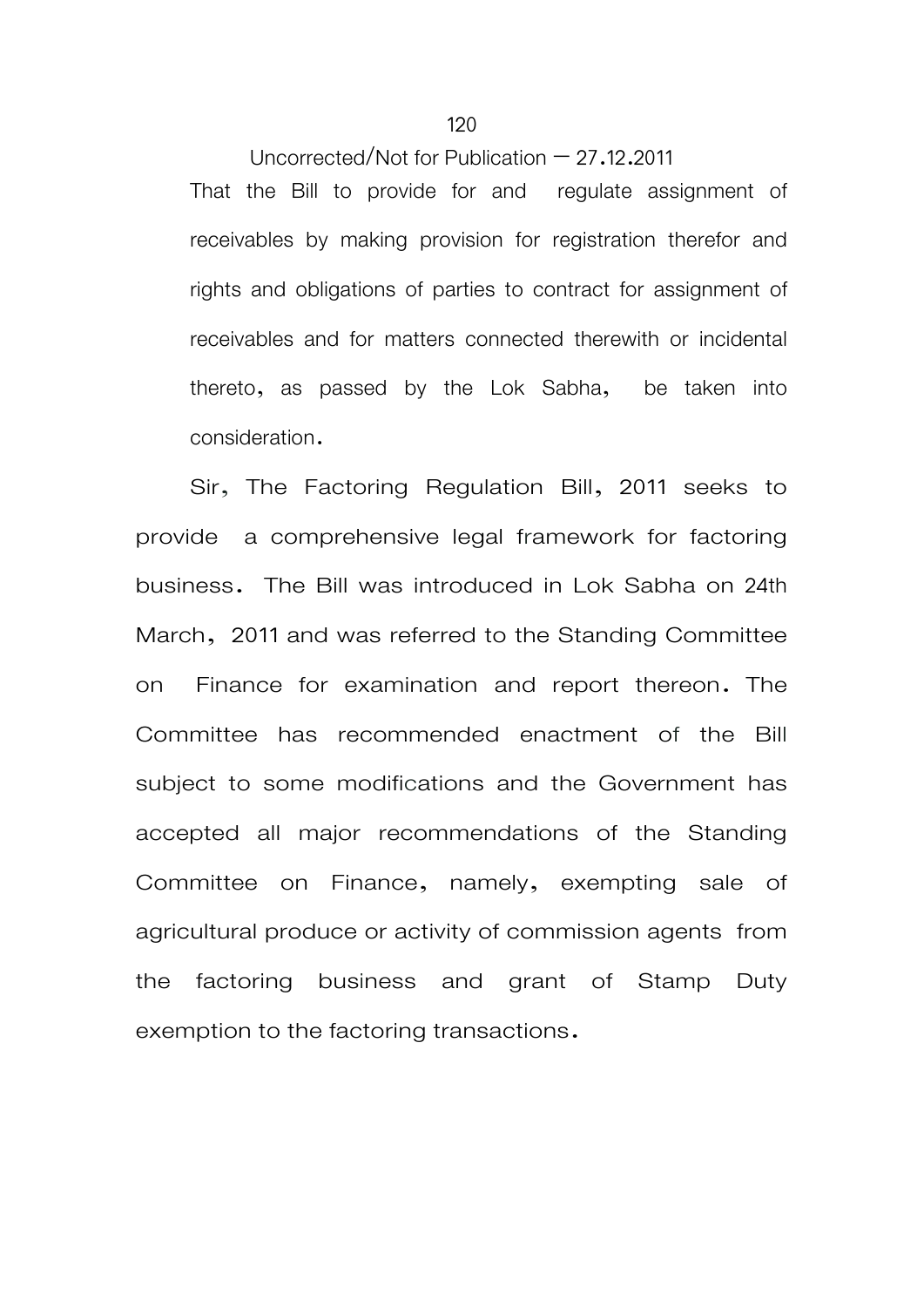Uncorrected/Not for Publication – 27.12.2011

That the Bill to provide for and regulate assignment of receivables by making provision for registration therefor and rights and obligations of parties to contract for assignment of receivables and for matters connected therewith or incidental thereto, as passed by the Lok Sabha, be taken into consideration.

Sir, The Factoring Regulation Bill, 2011 seeks to provide a comprehensive legal framework for factoring business. The Bill was introduced in Lok Sabha on 24th March, 2011 and was referred to the Standing Committee on Finance for examination and report thereon. The Committee has recommended enactment of the Bill subject to some modifications and the Government has accepted all major recommendations of the Standing Committee on Finance, namely, exempting sale of agricultural produce or activity of commission agents from the factoring business and grant of Stamp Duty exemption to the factoring transactions.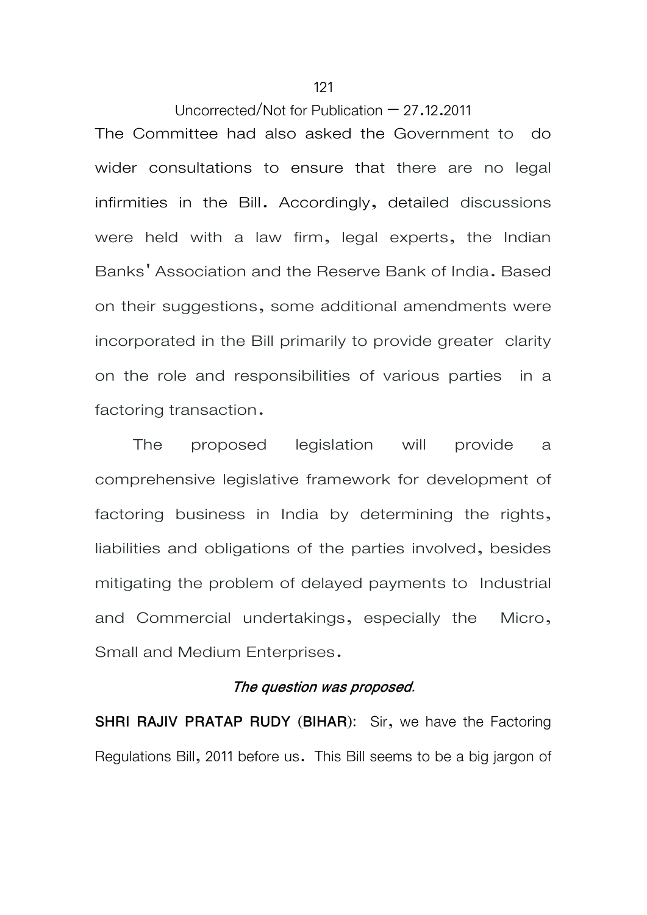The Committee had also asked the Government to do wider consultations to ensure that there are no legal infirmities in the Bill. Accordingly, detailed discussions were held with a law firm, legal experts, the Indian Banks' Association and the Reserve Bank of India. Based on their suggestions, some additional amendments were incorporated in the Bill primarily to provide greater clarity on the role and responsibilities of various parties in a factoring transaction.

The proposed legislation will provide a comprehensive legislative framework for development of factoring business in India by determining the rights, liabilities and obligations of the parties involved, besides mitigating the problem of delayed payments to Industrial and Commercial undertakings, especially the Micro, Small and Medium Enterprises.

*The question was proposed.*

**SHRI RAJIV PRATAP RUDY (BIHAR):** Sir, we have the Factoring Regulations Bill, 2011 before us. This Bill seems to be a big jargon of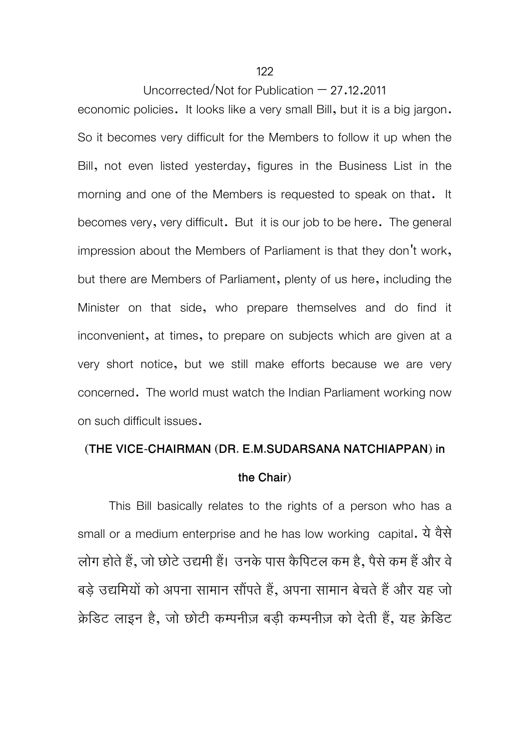economic policies. It looks like a very small Bill, but it is a big jargon. So it becomes very difficult for the Members to follow it up when the Bill, not even listed yesterday, figures in the Business List in the morning and one of the Members is requested to speak on that. It becomes very, very difficult. But it is our job to be here. The general impression about the Members of Parliament is that they don't work, but there are Members of Parliament, plenty of us here, including the Minister on that side, who prepare themselves and do find it inconvenient, at times, to prepare on subjects which are given at a very short notice, but we still make efforts because we are very concerned. The world must watch the Indian Parliament working now on such difficult issues.

**(THE VICE-CHAIRMAN (DR. E.M.SUDARSANA NATCHIAPPAN) in the Chair)**

This Bill basically relates to the rights of a person who has a small or a medium enterprise and he has low working capital. ये वैसे लोग होते हैं, जो छोटे उद्यमी हैं। उनके पास कैपिटल कम है, पैसे कम हैं और वे बड़े उद्यमियों को अपना सामान सौंपते हैं, अपना सामान बेचते हैं और यह जो क्रेडिट लाइन है, जो छोटी कम्पनीज़ बड़ी कम्पनीज़ को देती हैं, यह क्रेडिट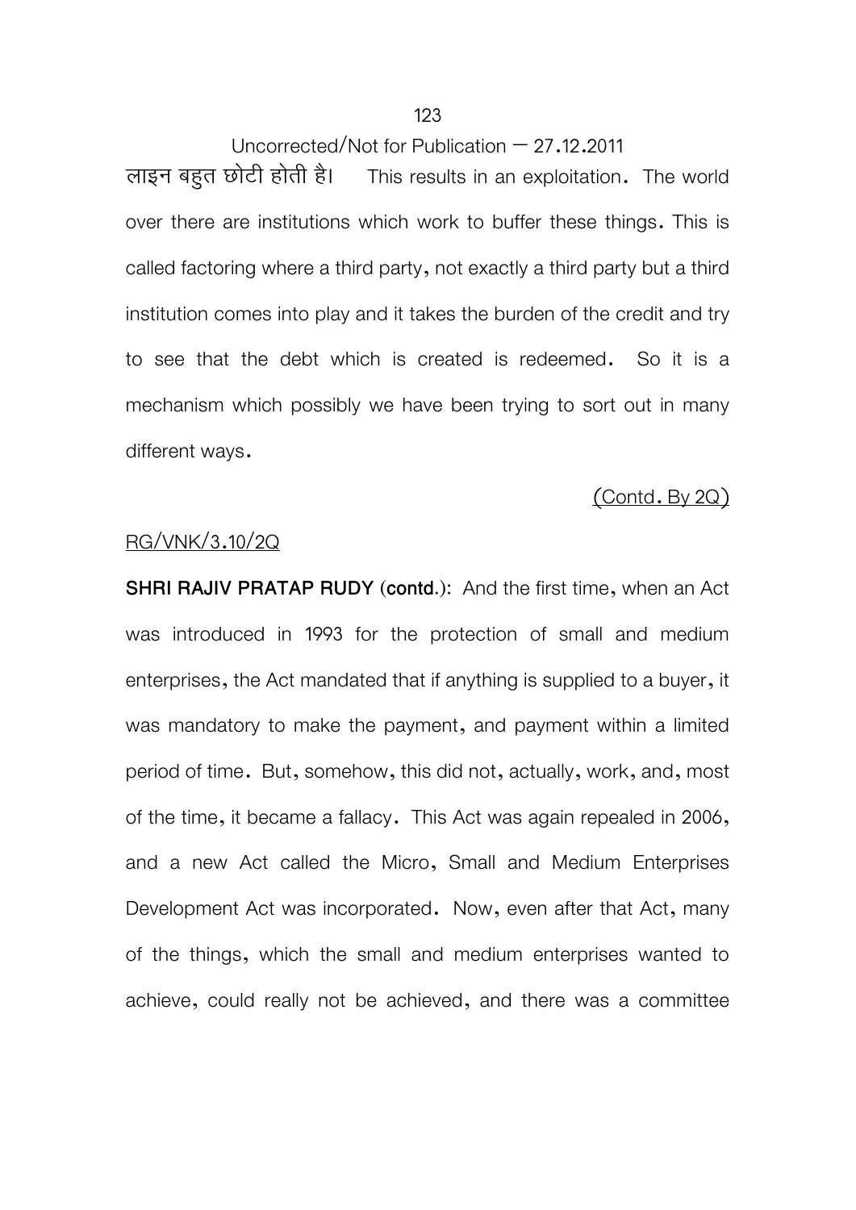Uncorrected/Not for Publication – 27.12.2011

लाइन बहुत छोटी होती है। This results in an exploitation. The world over there are institutions which work to buffer these things. This is called factoring where a third party, not exactly a third party but a third institution comes into play and it takes the burden of the credit and try to see that the debt which is created is redeemed. So it is a mechanism which possibly we have been trying to sort out in many different ways.

(Contd. By 2Q)

RG/VNK/3.10/2Q

**SHRI RAJIV PRATAP RUDY (contd.):** And the first time, when an Act was introduced in 1993 for the protection of small and medium enterprises, the Act mandated that if anything is supplied to a buyer, it was mandatory to make the payment, and payment within a limited period of time. But, somehow, this did not, actually, work, and, most of the time, it became a fallacy. This Act was again repealed in 2006, and a new Act called the Micro, Small and Medium Enterprises Development Act was incorporated. Now, even after that Act, many of the things, which the small and medium enterprises wanted to achieve, could really not be achieved, and there was a committee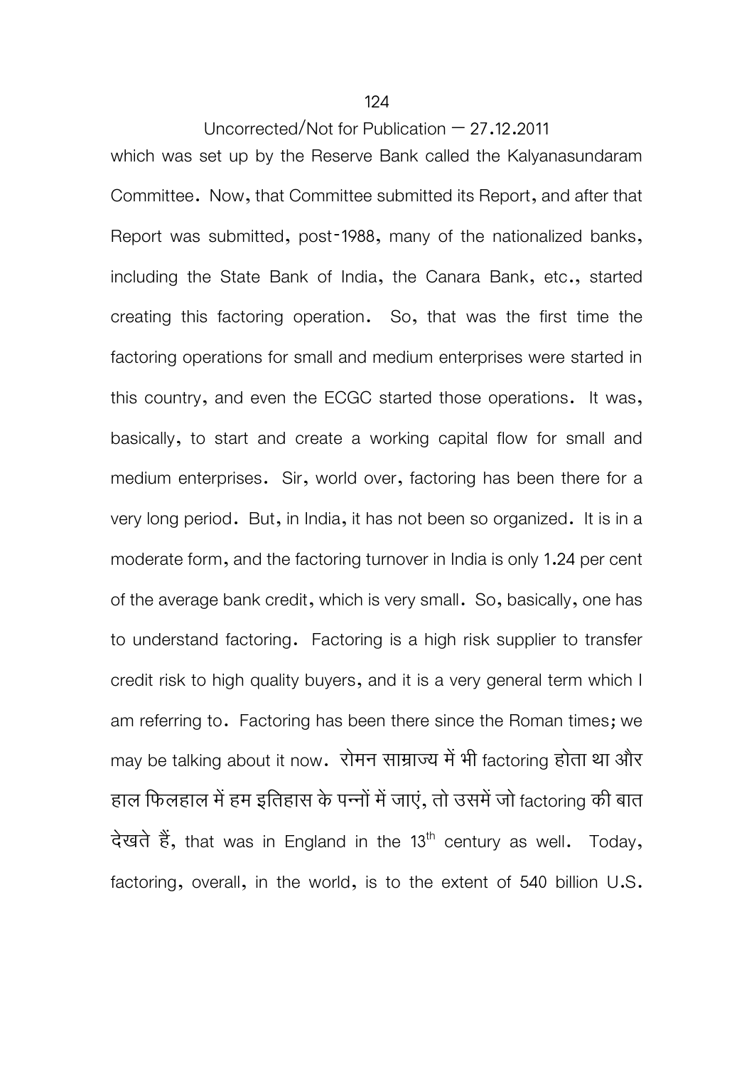which was set up by the Reserve Bank called the Kalyanasundaram Committee. Now, that Committee submitted its Report, and after that Report was submitted, post-1988, many of the nationalized banks, including the State Bank of India, the Canara Bank, etc., started creating this factoring operation. So, that was the first time the factoring operations for small and medium enterprises were started in this country, and even the ECGC started those operations. It was, basically, to start and create a working capital flow for small and medium enterprises. Sir, world over, factoring has been there for a very long period. But, in India, it has not been so organized. It is in a moderate form, and the factoring turnover in India is only 1.24 per cent of the average bank credit, which is very small. So, basically, one has to understand factoring. Factoring is a high risk supplier to transfer credit risk to high quality buyers, and it is a very general term which I am referring to. Factoring has been there since the Roman times; we may be talking about it now. रोमन साम्राज्य में भी factoring होता था और हाल फिलहाल में हम इतिहास के पन्नों में जाएं, तो उसमें जो factoring की बात देखते हैं, that was in England in the 13th century as well. Today, factoring, overall, in the world, is to the extent of 540 billion U.S.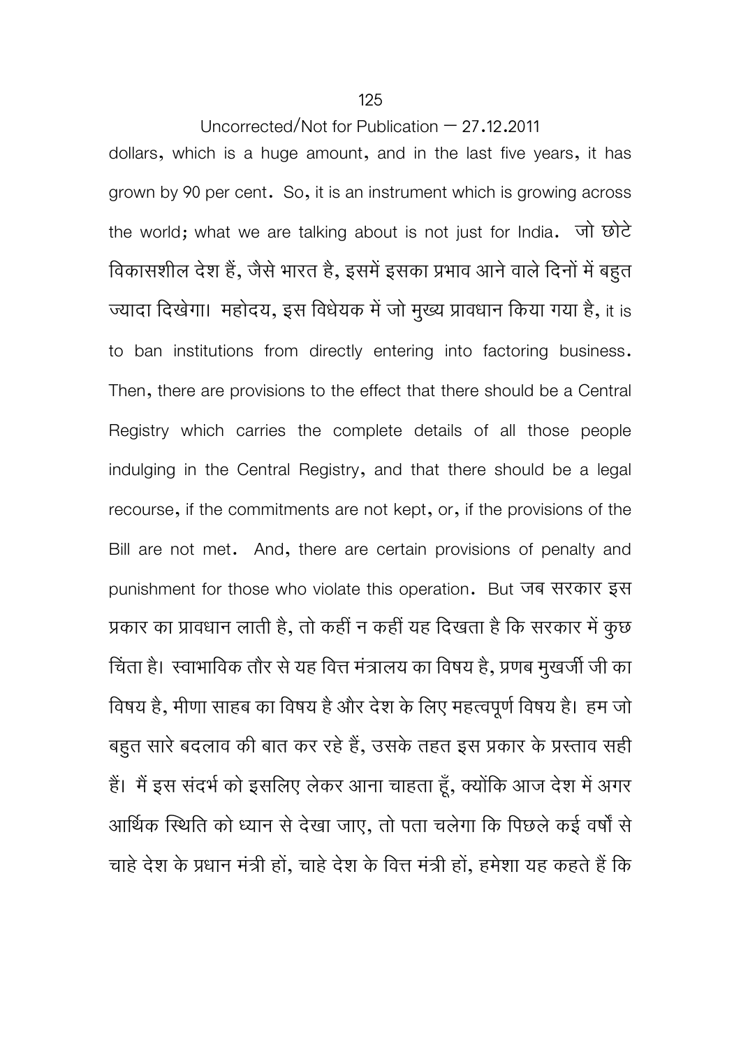dollars, which is a huge amount, and in the last five years, it has grown by 90 per cent. So, it is an instrument which is growing across the world; what we are talking about is not just for India. जो छोटे विकासशील देश हैं, जैसे भारत है, इसमें इसका प्रभाव आने वाले दिनों में बहुत ज्यादा दिखेगा। महोदय, इस विधेयक में जो मुख्य प्रावधान किया गया है, it is to ban institutions from directly entering into factoring business. Then, there are provisions to the effect that there should be a Central Registry which carries the complete details of all those people indulging in the Central Registry, and that there should be a legal recourse, if the commitments are not kept, or, if the provisions of the Bill are not met. And, there are certain provisions of penalty and punishment for those who violate this operation. But जब सरकार इस प्रकार का प्रावधान लाती है, तो कहीं न कहीं यह दिखता है कि सरकार में कुछ चिंता है। स्वाभाविक तौर से यह वित्त मंत्रालय का विषय है, प्रणब मुखर्जी जी का विषय है, मीणा साहब का विषय है और देश के लिए महत्वपूर्ण विषय है। हम जो बहुत सारे बदलाव की बात कर रहे हैं, उसके तहत इस प्रकार के प्रस्ताव सही हैं। मैं इस संदर्भ को इसलिए लेकर आना चाहता हूँ, क्योंकि आज देश में अगर आर्थिक स्थिति को ध्यान से देखा जाए, तो पता चलेगा कि पिछले कई वर्षों से चाहे देश के प्रधान मंत्री हों, चाहे देश के वित्त मंत्री हों, हमेशा यह कहते हैं कि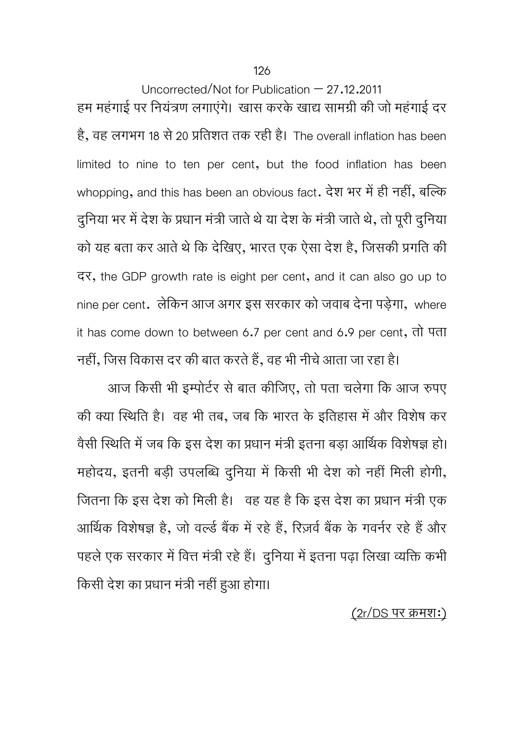Uncorrected/Not for Publication – 27.12.2011

हम महंगाई पर नियंत्रण लगाएंगे। खास करके खाद्य सामग्री की जो महंगाई दर है, वह लगभग 18 से 20 प्रतिशत तक रही है। The overall inflation has been limited to nine to ten per cent, but the food inflation has been whopping, and this has been an obvious fact. देश भर में ही नहीं, बल्कि दुनिया भर में देश के प्रधान मंत्री जाते थे या देश के मंत्री जाते थे, तो पूरी दुनिया को यह बता कर आते थे कि देखिए, भारत एक ऐसा देश है, जिसकी प्रगति की दर, the GDP growth rate is eight per cent, and it can also go up to nine per cent. लेकिन आज अगर इस सरकार को जवाब देना पड़ेगा, where it has come down to between 6.7 per cent and 6.9 per cent, तो पता नहीं, जिस विकास दर की बात करते हैं, वह भी नीचे आता जा रहा है।

आज किसी भी इम्पोर्टर से बात कीजिए, तो पता चलेगा कि आज रुपए की क्या स्थिति है। वह भी तब, जब कि भारत के इतिहास में और विशेष कर वैसी स्थिति में जब कि इस देश का प्रधान मंत्री इतना बड़ा आर्थिक विशेषज्ञ हो। महोदय, इतनी बड़ी उपलब्धि दुनिया में किसी भी देश को नहीं मिली होगी, जितना कि इस देश को मिली है। वह यह है कि इस देश का प्रधान मंत्री एक आर्थिक विशेषज्ञ है, जो वर्ल्ड बैंक में रहे हैं, रिज़र्व बैंक के गवर्नर रहे हैं और पहले एक सरकार में वित्त मंत्री रहे हैं। दुनिया में इतना पढ़ा लिखा व्यक्ति कभी किसी देश का प्रधान मंत्री नहीं हुआ होगा।

(2r/DS पर क्रमशः)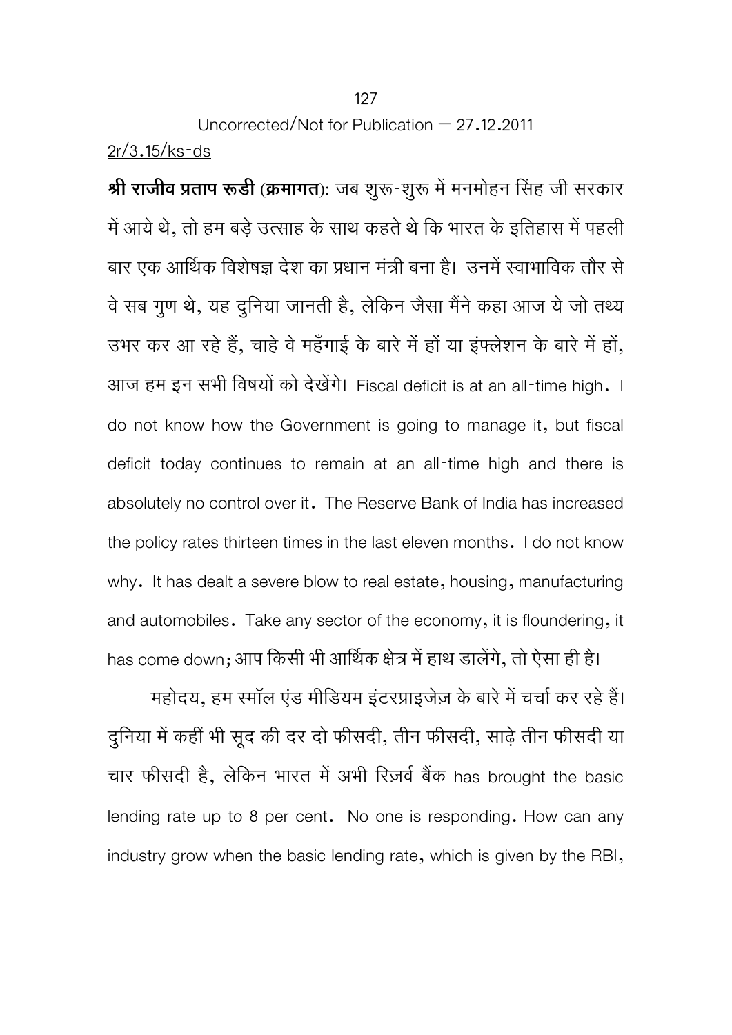Uncorrected/Not for Publication – 27.12.2011

2r/3.15/ks-ds

**श्री राजीव प्रताप रूडी (क्रमागत)**: जब शुरू-शुरू में मनमोहन सिंह जी सरकार में आये थे, तो हम बड़े उत्साह के साथ कहते थे कि भारत के इतिहास में पहली बार एक आर्थिक विशेषज्ञ देश का प्रधान मंत्री बना है। उनमें स्वाभाविक तौर से वे सब गुण थे, यह दुनिया जानती है, लेकिन जैसा मैंने कहा आज ये जो तथ्य उभर कर आ रहे हैं, चाहे वे महँगाई के बारे में हों या इंफ्लेशन के बारे में हों, आज हम इन सभी विषयों को देखेंगे। Fiscal deficit is at an all-time high. I do not know how the Government is going to manage it, but fiscal deficit today continues to remain at an all-time high and there is absolutely no control over it. The Reserve Bank of India has increased the policy rates thirteen times in the last eleven months. I do not know why. It has dealt a severe blow to real estate, housing, manufacturing and automobiles. Take any sector of the economy, it is floundering, it has come down; आप किसी भी आर्थिक क्षेत्र में हाथ डालेंगे, तो ऐसा ही है।

महोदय, हम स्मॉल एंड मीडियम इंटरप्राइजेज़ के बारे में चर्चा कर रहे हैं। दुनिया में कहीं भी सूद की दर दो फीसदी, तीन फीसदी, साढ़े तीन फीसदी या चार फीसदी है, लेकिन भारत में अभी रिज़र्व बैंक has brought the basic lending rate up to 8 per cent. No one is responding. How can any industry grow when the basic lending rate, which is given by the RBI,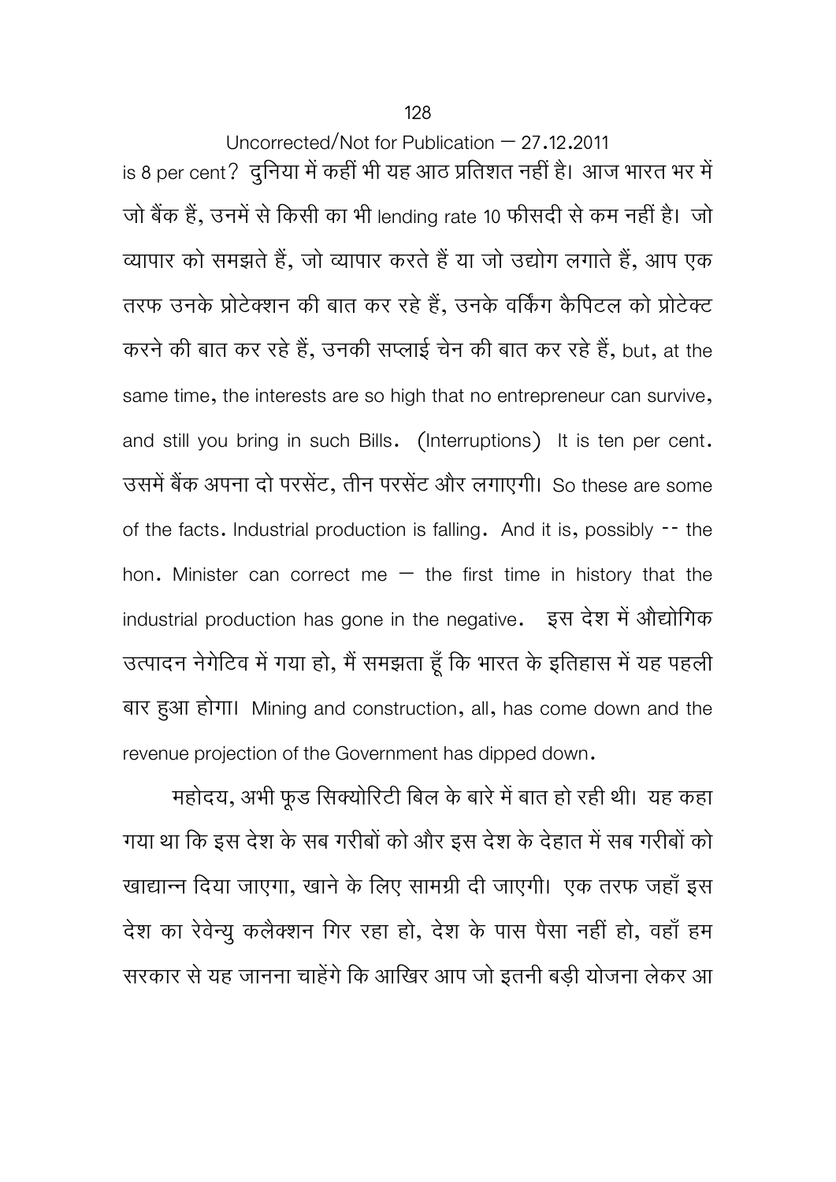is 8 per cent? दुनिया में कहीं भी यह आठ प्रतिशत नहीं है। आज भारत भर में जो बैंक हैं, उनमें से किसी का भी lending rate 10 फीसदी से कम नहीं है। जो व्यापार को समझते हैं, जो व्यापार करते हैं या जो उद्योग लगाते हैं, आप एक तरफ उनके प्रोटेक्शन की बात कर रहे हैं, उनके वर्किंग कैपिटल को प्रोटेक्ट करने की बात कर रहे हैं, उनकी सप्लाई चेन की बात कर रहे हैं, but, at the same time, the interests are so high that no entrepreneur can survive, and still you bring in such Bills. (Interruptions) It is ten per cent. उसमें बैंक अपना दो परसेंट, तीन परसेंट और लगाएगी। So these are some of the facts. Industrial production is falling. And it is, possibly -- the hon. Minister can correct me – the first time in history that the industrial production has gone in the negative. इस देश में औद्योगिक उत्पादन नेगेटिव में गया हो, मैं समझता हूँ कि भारत के इतिहास में यह पहली बार हुआ होगा। Mining and construction, all, has come down and the revenue projection of the Government has dipped down.

महोदय, अभी फूड सिक्योरिटी बिल के बारे में बात हो रही थी। यह कहा गया था कि इस देश के सब गरीबों को और इस देश के देहात में सब गरीबों को खाद्यान्न दिया जाएगा, खाने के लिए सामग्री दी जाएगी। एक तरफ जहाँ इस देश का रेवेन्यु कलैक्शन गिर रहा हो, देश के पास पैसा नहीं हो, वहाँ हम सरकार से यह जानना चाहेंगे कि आखिर आप जो इतनी बड़ी योजना लेकर आ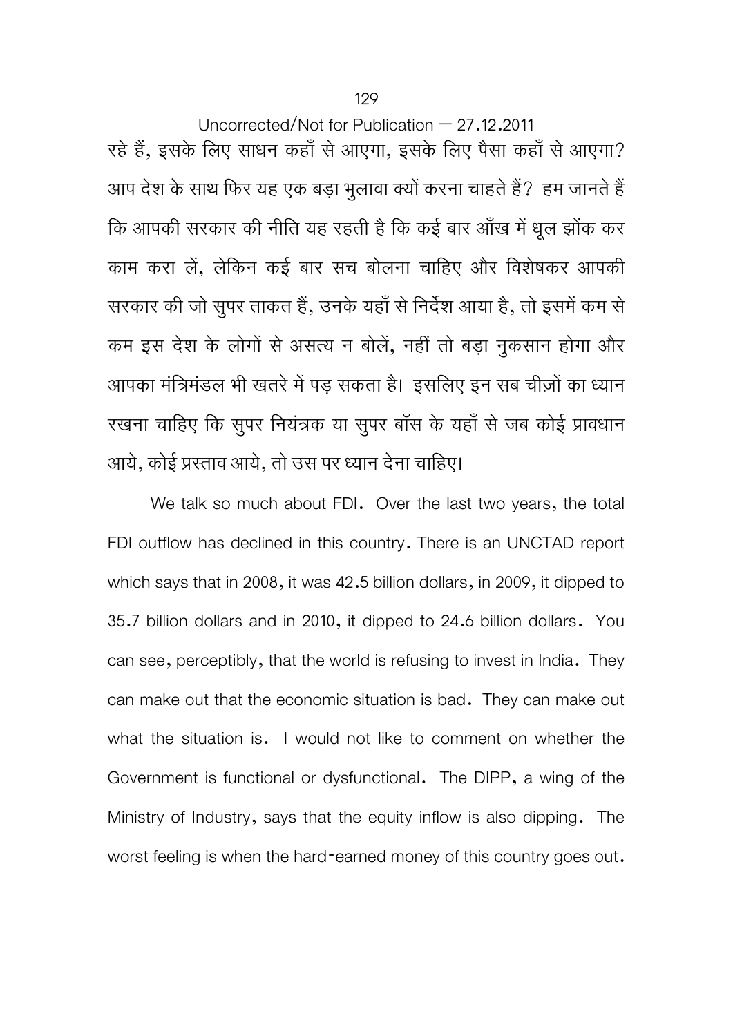रहे हैं, इसके लिए साधन कहाँ से आएगा, इसके लिए पैसा कहाँ से आएगा? आप देश के साथ फिर यह एक बड़ा भुलावा क्यों करना चाहते हैं? हम जानते हैं कि आपकी सरकार की नीति यह रहती है कि कई बार आँख में धूल झोंक कर काम करा लें, लेकिन कई बार सच बोलना चाहिए और विशेषकर आपकी सरकार की जो सुपर ताकत हैं, उनके यहाँ से निर्देश आया है, तो इसमें कम से कम इस देश के लोगों से असत्य न बोलें, नहीं तो बड़ा नुकसान होगा और आपका मंत्रिमंडल भी खतरे में पड़ सकता है। इसलिए इन सब चीज़ों का ध्यान रखना चाहिए कि सुपर नियंत्रक या सुपर बॉस के यहाँ से जब कोई प्रावधान आये, कोई प्रस्ताव आये, तो उस पर ध्यान देना चाहिए।

We talk so much about FDI. Over the last two years, the total FDI outflow has declined in this country. There is an UNCTAD report which says that in 2008, it was 42.5 billion dollars, in 2009, it dipped to 35.7 billion dollars and in 2010, it dipped to 24.6 billion dollars. You can see, perceptibly, that the world is refusing to invest in India. They can make out that the economic situation is bad. They can make out what the situation is. I would not like to comment on whether the Government is functional or dysfunctional. The DIPP, a wing of the Ministry of Industry, says that the equity inflow is also dipping. The worst feeling is when the hard-earned money of this country goes out.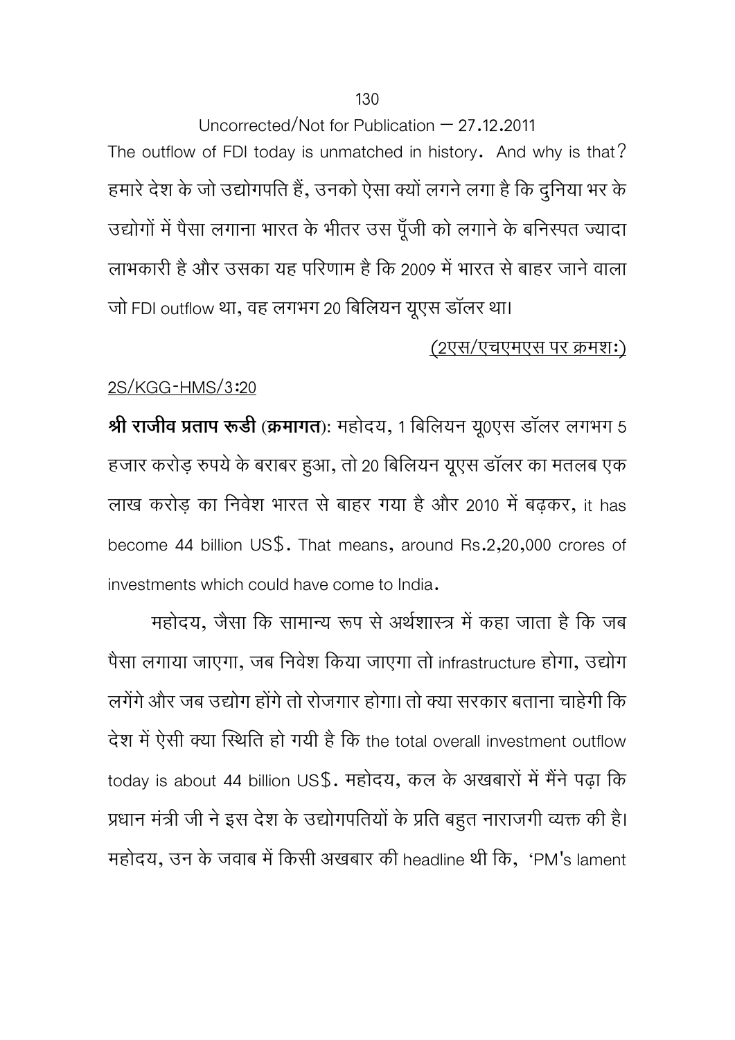The outflow of FDI today is unmatched in history. And why is that? हमारे देश के जो उद्योगपति हैं, उनको ऐसा क्यों लगने लगा है कि दुनिया भर के उद्योगों में पैसा लगाना भारत के भीतर उस पूँजी को लगाने के बनिस्पत ज्यादा लाभकारी है और उसका यह परिणाम है कि 2009 में भारत से बाहर जाने वाला जो FDI outflow था, वह लगभग 20 बिलियन यूएस डॉलर था।

<u>(2एस/एचएमएस पर क्रमशः)</u>

<u>2S/KGG-HMS/3:20</u>

**श्री राजीव प्रताप रूडी (क्रमागत)**: महोदय, 1 बिलियन यू0एस डॉलर लगभग 5 हजार करोड़ रुपये के बराबर हुआ, तो 20 बिलियन यूएस डॉलर का मतलब एक लाख करोड़ का निवेश भारत से बाहर गया है और 2010 में बढ़कर, it has become 44 billion US$. That means, around Rs.2,20,000 crores of investments which could have come to India.

महोदय, जैसा कि सामान्य रूप से अर्थशास्त्र में कहा जाता है कि जब पैसा लगाया जाएगा, जब निवेश किया जाएगा तो infrastructure होगा, उद्योग लगेंगे और जब उद्योग होंगे तो रोजगार होगा। तो क्या सरकार बताना चाहेगी कि देश में ऐसी क्या स्थिति हो गयी है कि the total overall investment outflow today is about 44 billion US$. महोदय, कल के अखबारों में मैंने पढ़ा कि प्रधान मंत्री जी ने इस देश के उद्योगपतियों के प्रति बहुत नाराजगी व्यक्त की है। महोदय, उन के जवाब में किसी अखबार की headline थी कि, 'PM's lament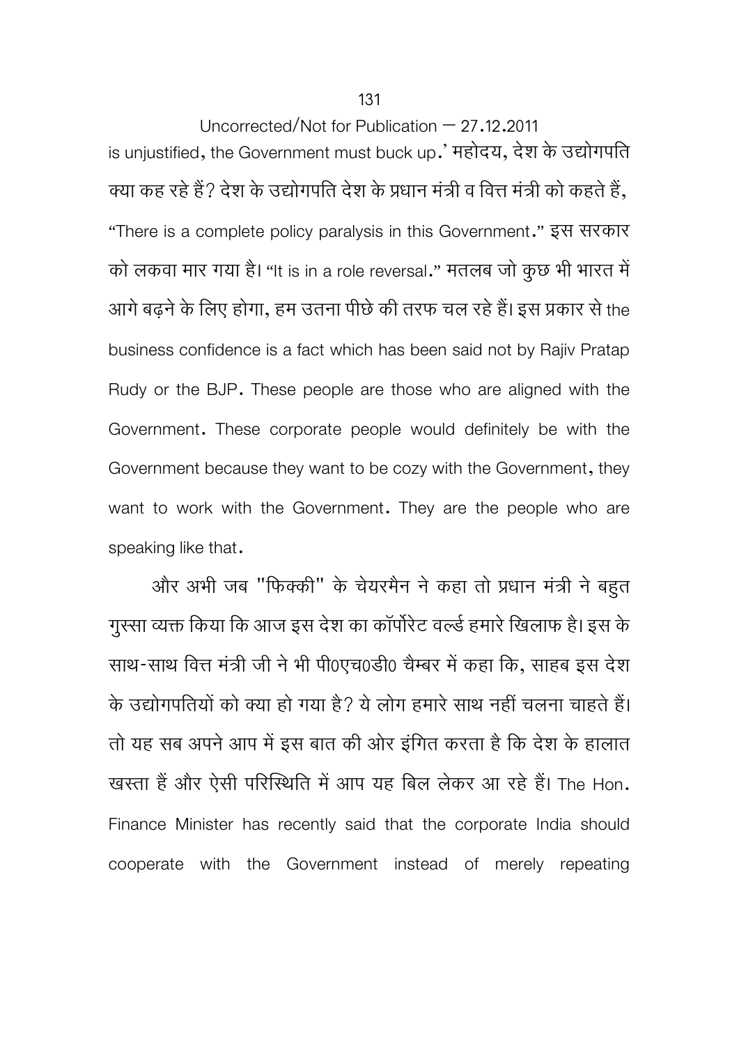is unjustified, the Government must buck up.' महोदय, देश के उद्योगपति क्या कह रहे हैं? देश के उद्योगपति देश के प्रधान मंत्री व वित्त मंत्री को कहते हैं, "There is a complete policy paralysis in this Government." इस सरकार को लकवा मार गया है। "It is in a role reversal." मतलब जो कुछ भी भारत में आगे बढ़ने के लिए होगा, हम उतना पीछे की तरफ चल रहे हैं। इस प्रकार से the business confidence is a fact which has been said not by Rajiv Pratap Rudy or the BJP. These people are those who are aligned with the Government. These corporate people would definitely be with the Government because they want to be cozy with the Government, they want to work with the Government. They are the people who are speaking like that.

और अभी जब "फिक्की" के चेयरमैन ने कहा तो प्रधान मंत्री ने बहुत गुस्सा व्यक्त किया कि आज इस देश का कॉर्पोरेट वर्ल्ड हमारे खिलाफ है। इस के साथ-साथ वित्त मंत्री जी ने भी पी0एच0डी0 चैम्बर में कहा कि, साहब इस देश के उद्योगपतियों को क्या हो गया है? ये लोग हमारे साथ नहीं चलना चाहते हैं। तो यह सब अपने आप में इस बात की ओर इंगित करता है कि देश के हालात खस्ता हैं और ऐसी परिस्थिति में आप यह बिल लेकर आ रहे हैं। The Hon. Finance Minister has recently said that the corporate India should cooperate with the Government instead of merely repeating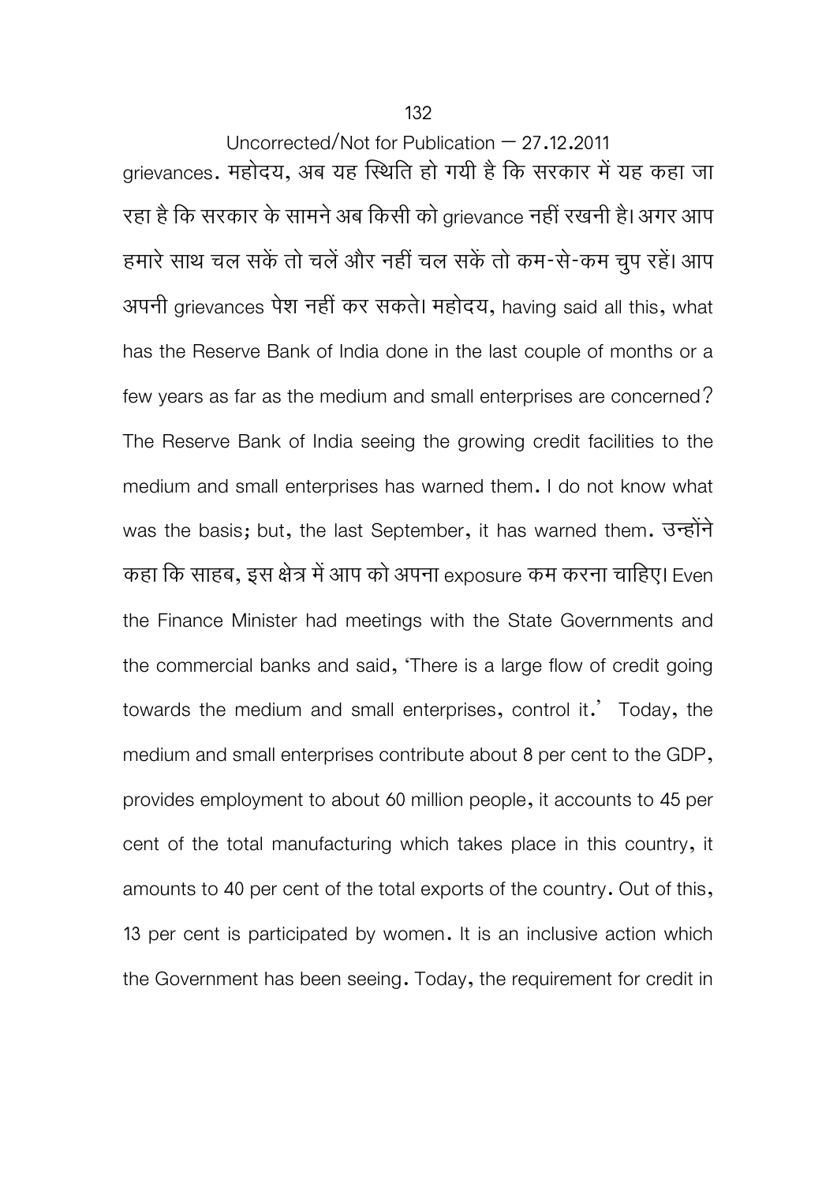grievances. महोदय, अब यह स्थिति हो गयी है कि सरकार में यह कहा जा रहा है कि सरकार के सामने अब किसी को grievance नहीं रखनी है। अगर आप हमारे साथ चल सकें तो चलें और नहीं चल सकें तो कम-से-कम चुप रहें। आप अपनी grievances पेश नहीं कर सकते। महोदय, having said all this, what has the Reserve Bank of India done in the last couple of months or a few years as far as the medium and small enterprises are concerned? The Reserve Bank of India seeing the growing credit facilities to the medium and small enterprises has warned them. I do not know what was the basis; but, the last September, it has warned them. उन्होंने कहा कि साहब, इस क्षेत्र में आप को अपना exposure कम करना चाहिए। Even the Finance Minister had meetings with the State Governments and the commercial banks and said, 'There is a large flow of credit going towards the medium and small enterprises, control it.' Today, the medium and small enterprises contribute about 8 per cent to the GDP, provides employment to about 60 million people, it accounts to 45 per cent of the total manufacturing which takes place in this country, it amounts to 40 per cent of the total exports of the country. Out of this, 13 per cent is participated by women. It is an inclusive action which the Government has been seeing. Today, the requirement for credit in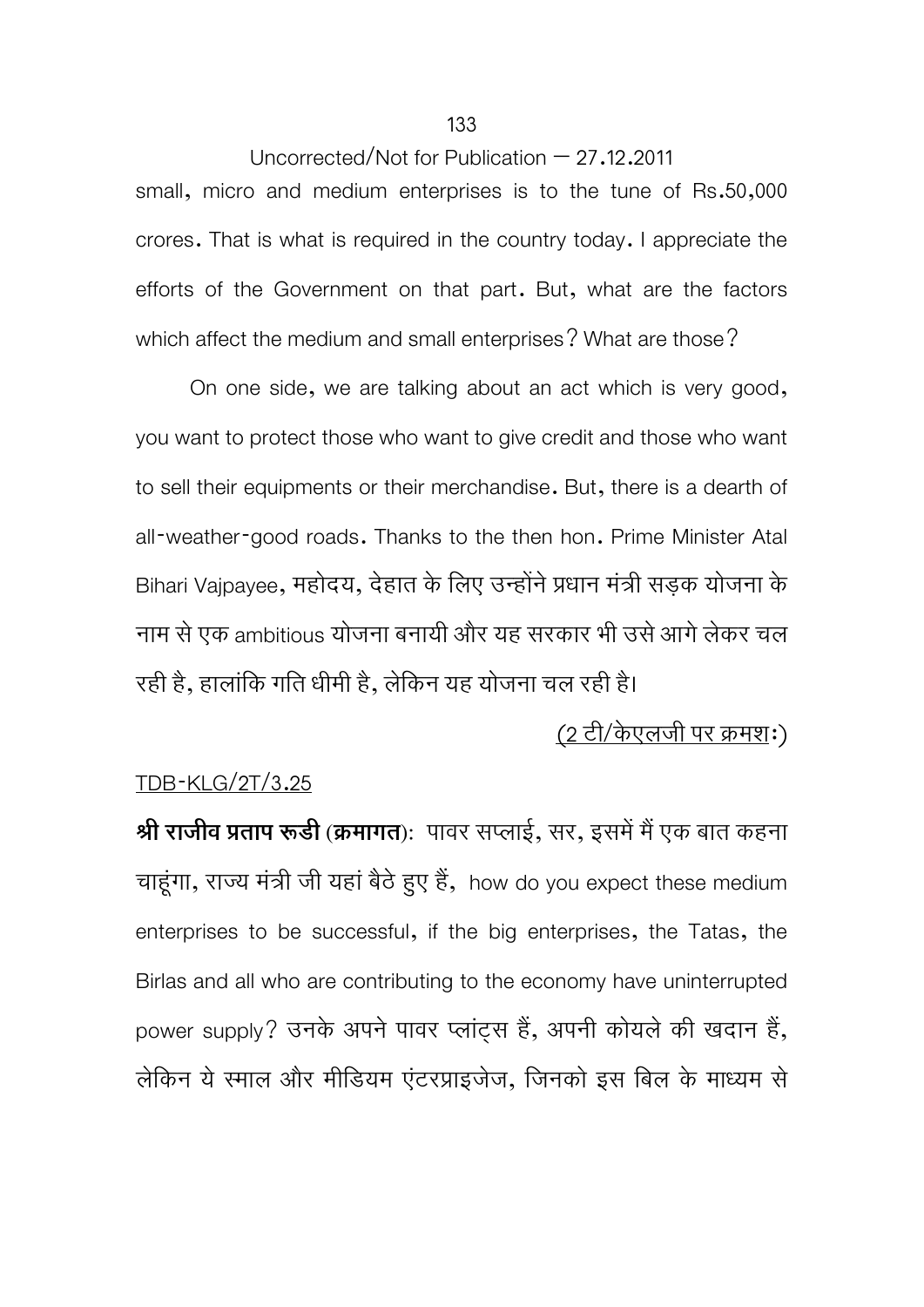Uncorrected/Not for Publication – 27.12.2011

small, micro and medium enterprises is to the tune of Rs.50,000 crores. That is what is required in the country today. I appreciate the efforts of the Government on that part. But, what are the factors which affect the medium and small enterprises? What are those?

On one side, we are talking about an act which is very good, you want to protect those who want to give credit and those who want to sell their equipments or their merchandise. But, there is a dearth of all-weather-good roads. Thanks to the then hon. Prime Minister Atal Bihari Vajpayee, महोदय, देहात के लिए उन्होंने प्रधान मंत्री सड़क योजना के नाम से एक ambitious योजना बनायी और यह सरकार भी उसे आगे लेकर चल रही है, हालांकि गति धीमी है, लेकिन यह योजना चल रही है।

(2 टी/केएलजी पर क्रमशः)

TDB-KLG/2T/3.25

**श्री राजीव प्रताप रूडी (क्रमागत)**: पावर सप्लाई, सर, इसमें मैं एक बात कहना चाहूंगा, राज्य मंत्री जी यहां बैठे हुए हैं, how do you expect these medium enterprises to be successful, if the big enterprises, the Tatas, the Birlas and all who are contributing to the economy have uninterrupted power supply? उनके अपने पावर प्लांट्स हैं, अपनी कोयले की खदान हैं, लेकिन ये स्माल और मीडियम एंटरप्राइजेज, जिनको इस बिल के माध्यम से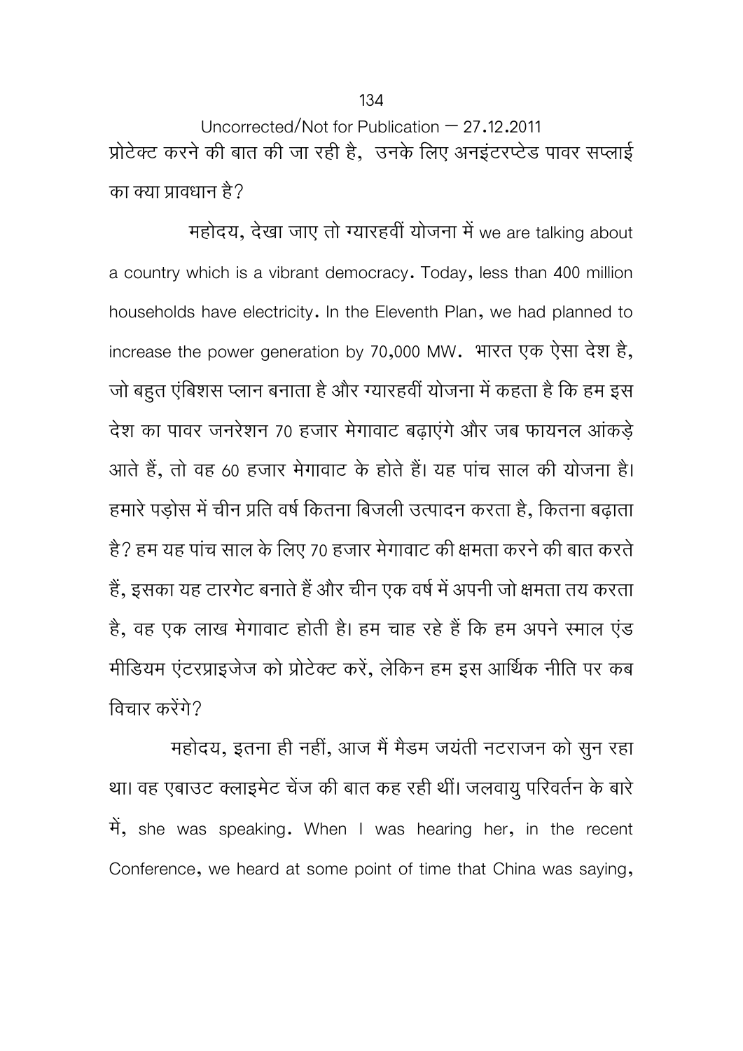Uncorrected/Not for Publication – 27.12.2011

प्रोटेक्ट करने की बात की जा रही है, उनके लिए अनइंटरप्टेड पावर सप्लाई का क्या प्रावधान है?

महोदय, देखा जाए तो ग्यारहवीं योजना में we are talking about a country which is a vibrant democracy. Today, less than 400 million households have electricity. In the Eleventh Plan, we had planned to increase the power generation by 70,000 MW. भारत एक ऐसा देश है, जो बहुत एंबिशस प्लान बनाता है और ग्यारहवीं योजना में कहता है कि हम इस देश का पावर जनरेशन 70 हजार मेगावाट बढ़ाएंगे और जब फायनल आंकड़े आते हैं, तो वह 60 हजार मेगावाट के होते हैं। यह पांच साल की योजना है। हमारे पड़ोस में चीन प्रति वर्ष कितना बिजली उत्पादन करता है, कितना बढ़ाता है? हम यह पांच साल के लिए 70 हजार मेगावाट की क्षमता करने की बात करते हैं, इसका यह टारगेट बनाते हैं और चीन एक वर्ष में अपनी जो क्षमता तय करता है, वह एक लाख मेगावाट होती है। हम चाह रहे हैं कि हम अपने स्माल एंड मीडियम एंटरप्राइजेज को प्रोटेक्ट करें, लेकिन हम इस आर्थिक नीति पर कब विचार करेंगे?

महोदय, इतना ही नहीं, आज मैं मैडम जयंती नटराजन को सुन रहा था। वह एबाउट क्लाइमेट चेंज की बात कह रही थीं। जलवायु परिवर्तन के बारे में, she was speaking. When I was hearing her, in the recent Conference, we heard at some point of time that China was saying,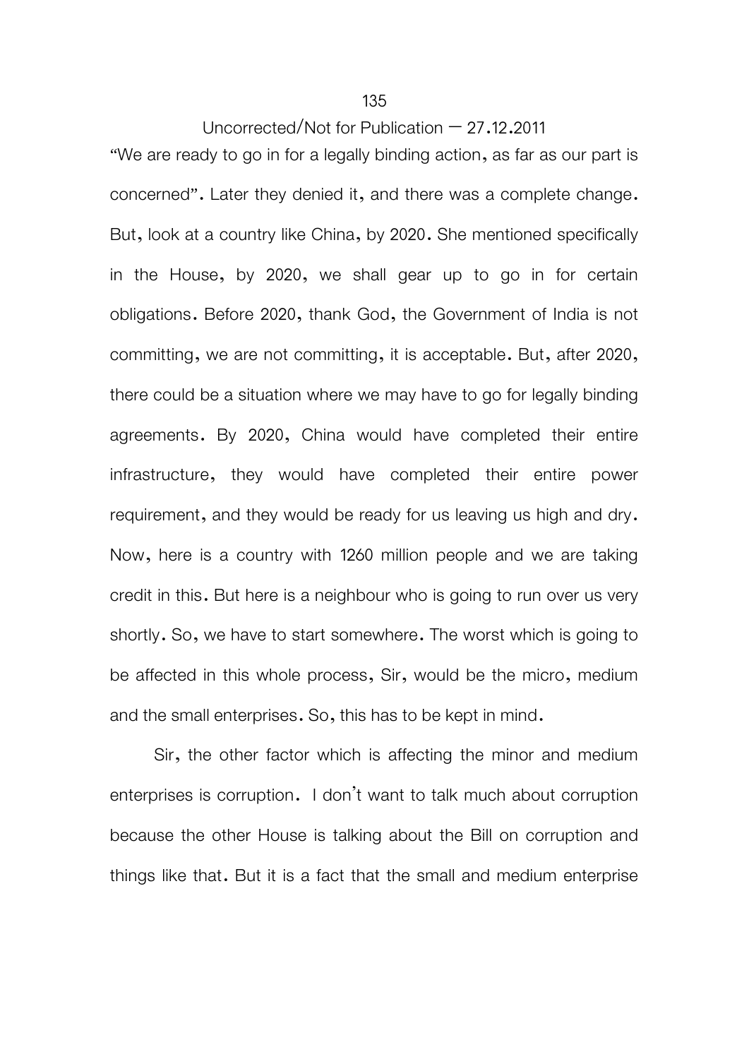"We are ready to go in for a legally binding action, as far as our part is concerned". Later they denied it, and there was a complete change. But, look at a country like China, by 2020. She mentioned specifically in the House, by 2020, we shall gear up to go in for certain obligations. Before 2020, thank God, the Government of India is not committing, we are not committing, it is acceptable. But, after 2020, there could be a situation where we may have to go for legally binding agreements. By 2020, China would have completed their entire infrastructure, they would have completed their entire power requirement, and they would be ready for us leaving us high and dry. Now, here is a country with 1260 million people and we are taking credit in this. But here is a neighbour who is going to run over us very shortly. So, we have to start somewhere. The worst which is going to be affected in this whole process, Sir, would be the micro, medium and the small enterprises. So, this has to be kept in mind.

Sir, the other factor which is affecting the minor and medium enterprises is corruption. I don't want to talk much about corruption because the other House is talking about the Bill on corruption and things like that. But it is a fact that the small and medium enterprise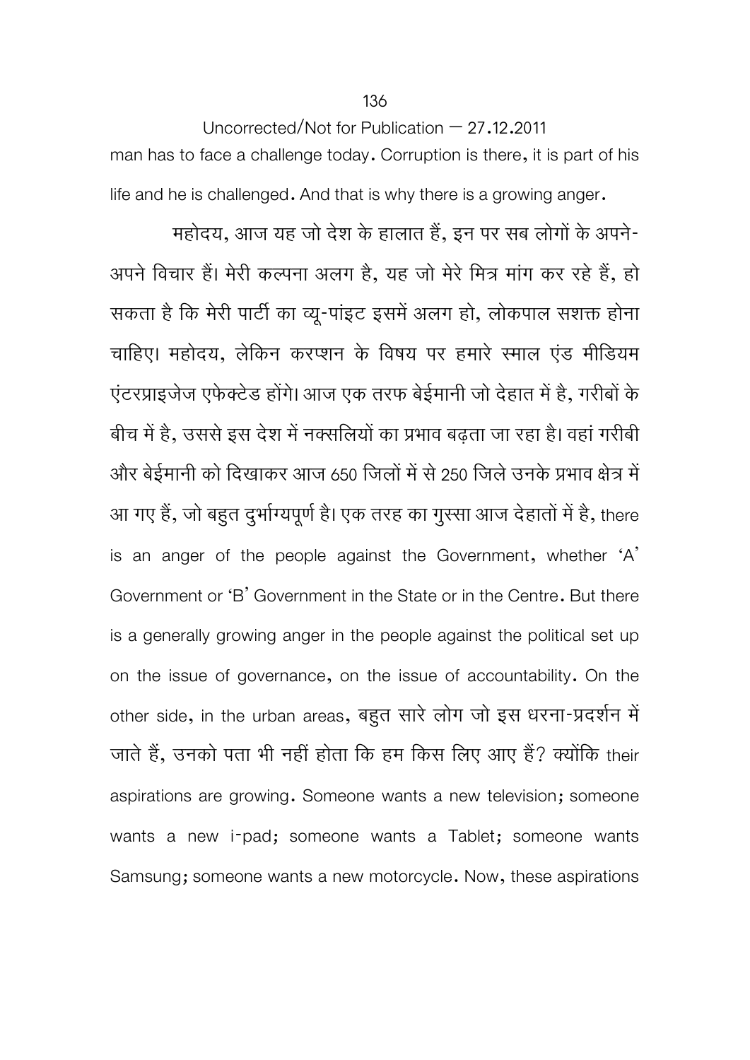Uncorrected/Not for Publication – 27.12.2011

man has to face a challenge today. Corruption is there, it is part of his life and he is challenged. And that is why there is a growing anger.

महोदय, आज यह जो देश के हालात हैं, इन पर सब लोगों के अपने-अपने विचार हैं। मेरी कल्पना अलग है, यह जो मेरे मित्र मांग कर रहे हैं, हो सकता है कि मेरी पार्टी का व्यू-पांइट इसमें अलग हो, लोकपाल सशक्त होना चाहिए। महोदय, लेकिन करप्शन के विषय पर हमारे स्माल एंड मीडियम एंटरप्राइजेज एफेक्टेड होंगे। आज एक तरफ बेईमानी जो देहात में है, गरीबों के बीच में है, उससे इस देश में नक्सलियों का प्रभाव बढ़ता जा रहा है। वहां गरीबी और बेईमानी को दिखाकर आज 650 जिलों में से 250 जिले उनके प्रभाव क्षेत्र में आ गए हैं, जो बहुत दुर्भाग्यपूर्ण है। एक तरह का गुस्सा आज देहातों में है, there is an anger of the people against the Government, whether 'A' Government or 'B' Government in the State or in the Centre. But there is a generally growing anger in the people against the political set up on the issue of governance, on the issue of accountability. On the other side, in the urban areas, बहुत सारे लोग जो इस धरना-प्रदर्शन में जाते हैं, उनको पता भी नहीं होता कि हम किस लिए आए हैं? क्योंकि their aspirations are growing. Someone wants a new television; someone wants a new i-pad; someone wants a Tablet; someone wants Samsung; someone wants a new motorcycle. Now, these aspirations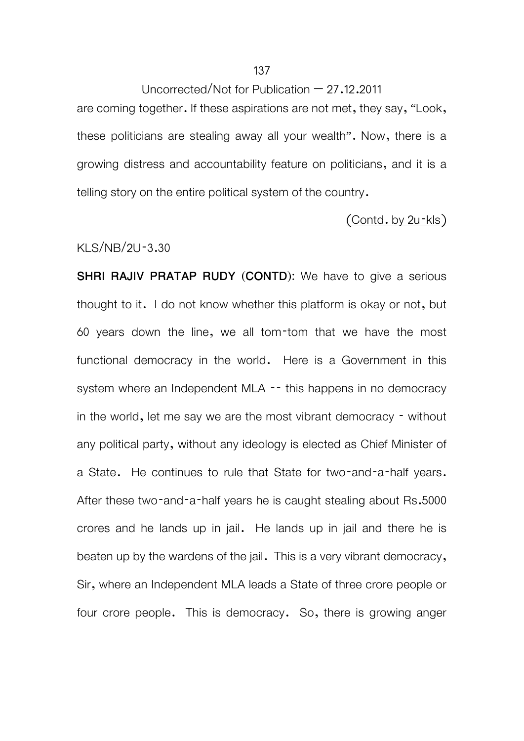are coming together. If these aspirations are not met, they say, "Look, these politicians are stealing away all your wealth". Now, there is a growing distress and accountability feature on politicians, and it is a telling story on the entire political system of the country.

(Contd. by 2u-kls)

KLS/NB/2U-3.30

**SHRI RAJIV PRATAP RUDY (CONTD)**: We have to give a serious thought to it. I do not know whether this platform is okay or not, but 60 years down the line, we all tom-tom that we have the most functional democracy in the world. Here is a Government in this system where an Independent MLA -- this happens in no democracy in the world, let me say we are the most vibrant democracy - without any political party, without any ideology is elected as Chief Minister of a State. He continues to rule that State for two-and-a-half years. After these two-and-a-half years he is caught stealing about Rs.5000 crores and he lands up in jail. He lands up in jail and there he is beaten up by the wardens of the jail. This is a very vibrant democracy, Sir, where an Independent MLA leads a State of three crore people or four crore people. This is democracy. So, there is growing anger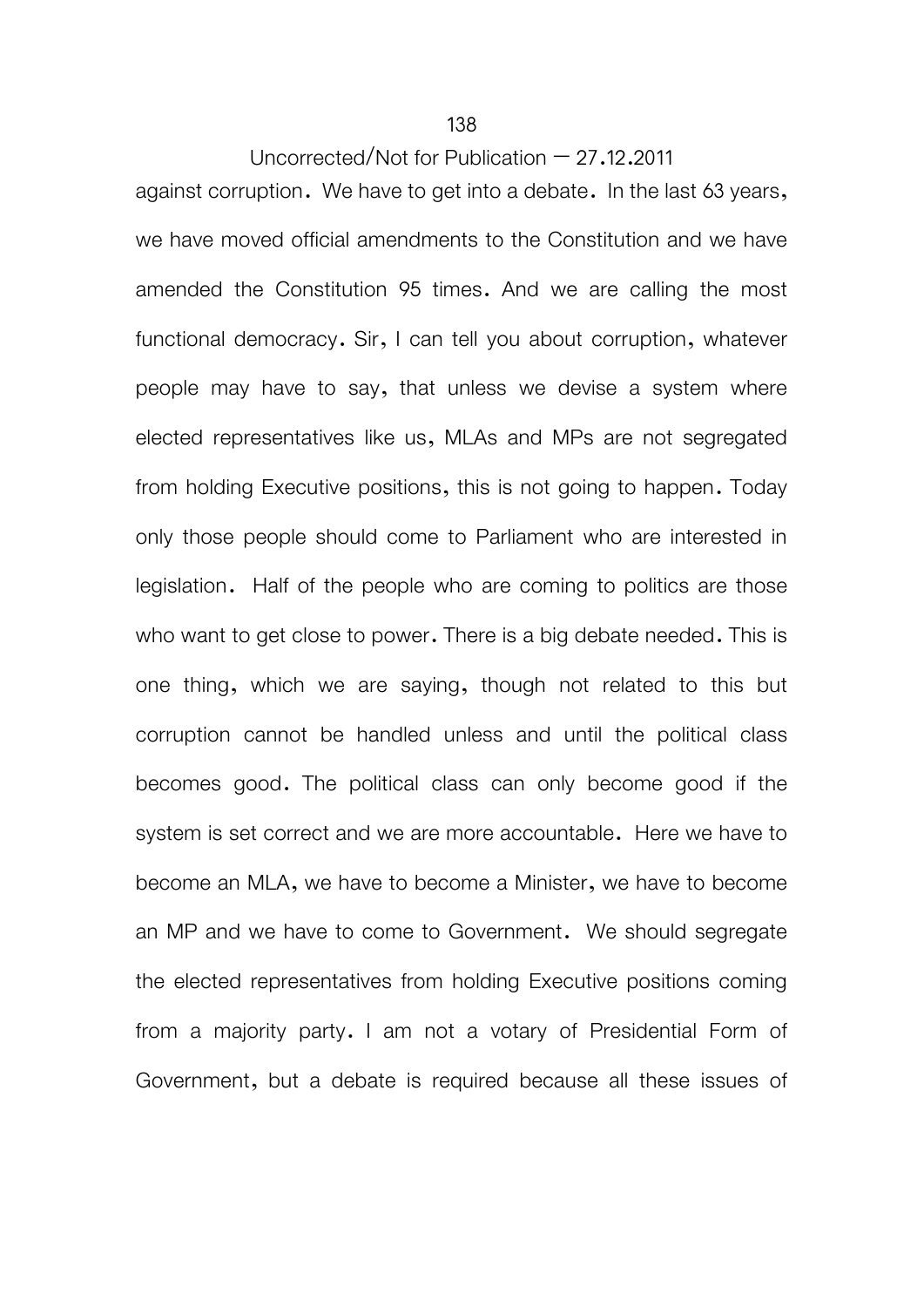against corruption. We have to get into a debate. In the last 63 years, we have moved official amendments to the Constitution and we have amended the Constitution 95 times. And we are calling the most functional democracy. Sir, I can tell you about corruption, whatever people may have to say, that unless we devise a system where elected representatives like us, MLAs and MPs are not segregated from holding Executive positions, this is not going to happen. Today only those people should come to Parliament who are interested in legislation. Half of the people who are coming to politics are those who want to get close to power. There is a big debate needed. This is one thing, which we are saying, though not related to this but corruption cannot be handled unless and until the political class becomes good. The political class can only become good if the system is set correct and we are more accountable. Here we have to become an MLA, we have to become a Minister, we have to become an MP and we have to come to Government. We should segregate the elected representatives from holding Executive positions coming from a majority party. I am not a votary of Presidential Form of Government, but a debate is required because all these issues of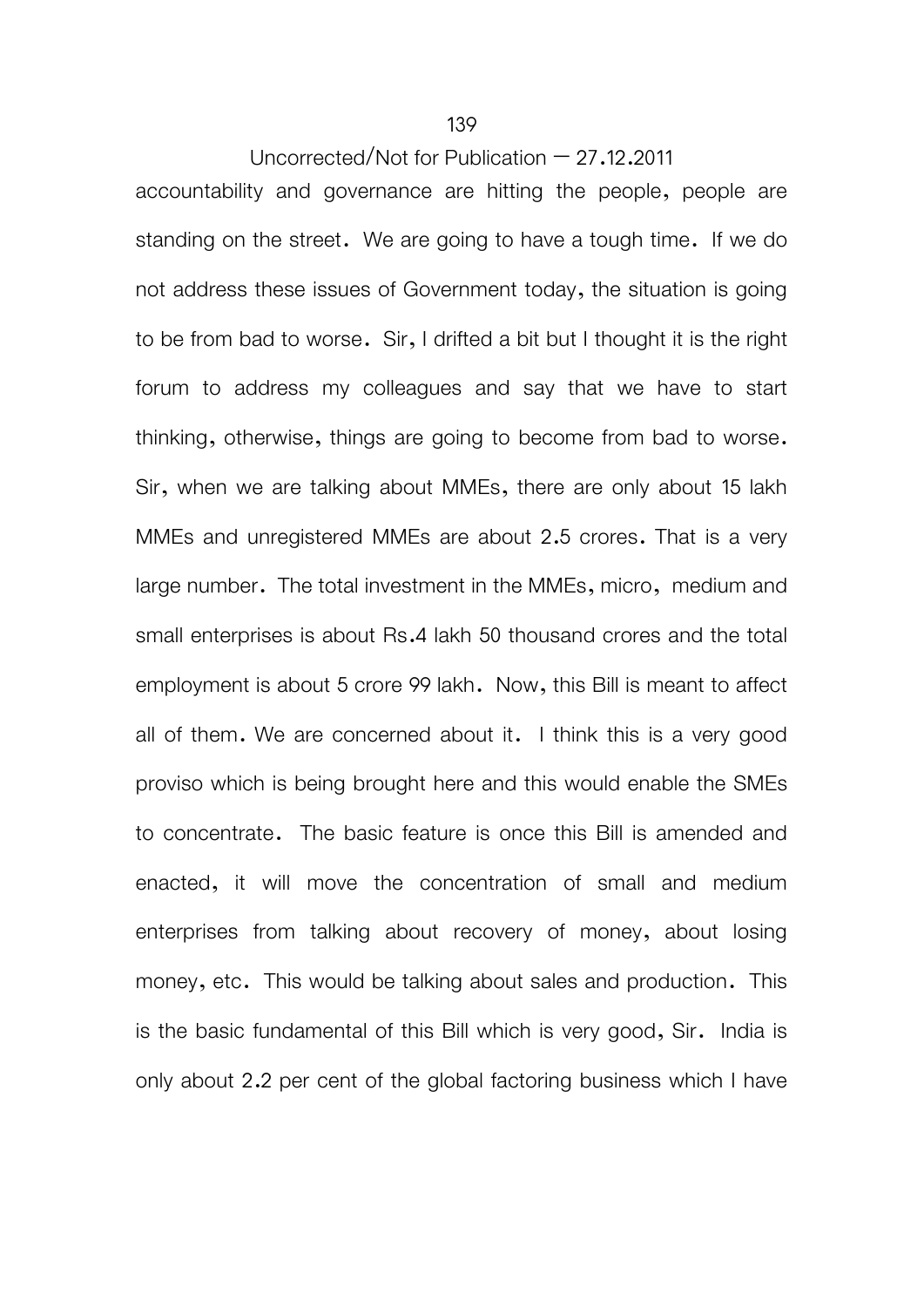accountability and governance are hitting the people, people are standing on the street. We are going to have a tough time. If we do not address these issues of Government today, the situation is going to be from bad to worse. Sir, I drifted a bit but I thought it is the right forum to address my colleagues and say that we have to start thinking, otherwise, things are going to become from bad to worse. Sir, when we are talking about MMEs, there are only about 15 lakh MMEs and unregistered MMEs are about 2.5 crores. That is a very large number. The total investment in the MMEs, micro, medium and small enterprises is about Rs.4 lakh 50 thousand crores and the total employment is about 5 crore 99 lakh. Now, this Bill is meant to affect all of them. We are concerned about it. I think this is a very good proviso which is being brought here and this would enable the SMEs to concentrate. The basic feature is once this Bill is amended and enacted, it will move the concentration of small and medium enterprises from talking about recovery of money, about losing money, etc. This would be talking about sales and production. This is the basic fundamental of this Bill which is very good, Sir. India is only about 2.2 per cent of the global factoring business which I have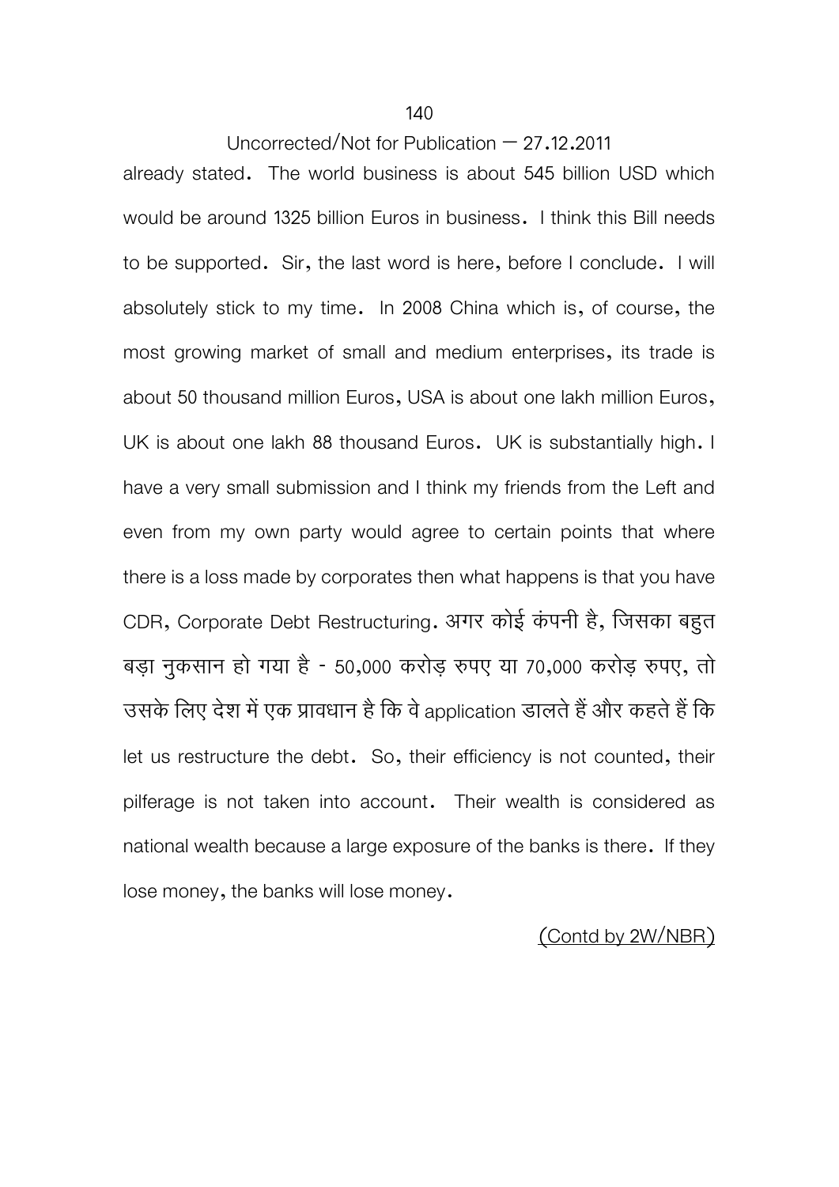already stated. The world business is about 545 billion USD which would be around 1325 billion Euros in business. I think this Bill needs to be supported. Sir, the last word is here, before I conclude. I will absolutely stick to my time. In 2008 China which is, of course, the most growing market of small and medium enterprises, its trade is about 50 thousand million Euros, USA is about one lakh million Euros, UK is about one lakh 88 thousand Euros. UK is substantially high. I have a very small submission and I think my friends from the Left and even from my own party would agree to certain points that where there is a loss made by corporates then what happens is that you have CDR, Corporate Debt Restructuring. अगर कोई कंपनी है, जिसका बहुत बड़ा नुकसान हो गया है - 50,000 करोड़ रुपए या 70,000 करोड़ रुपए, तो उसके लिए देश में एक प्रावधान है कि वे application डालते हैं और कहते हैं कि let us restructure the debt. So, their efficiency is not counted, their pilferage is not taken into account. Their wealth is considered as national wealth because a large exposure of the banks is there. If they lose money, the banks will lose money.

(Contd by 2W/NBR)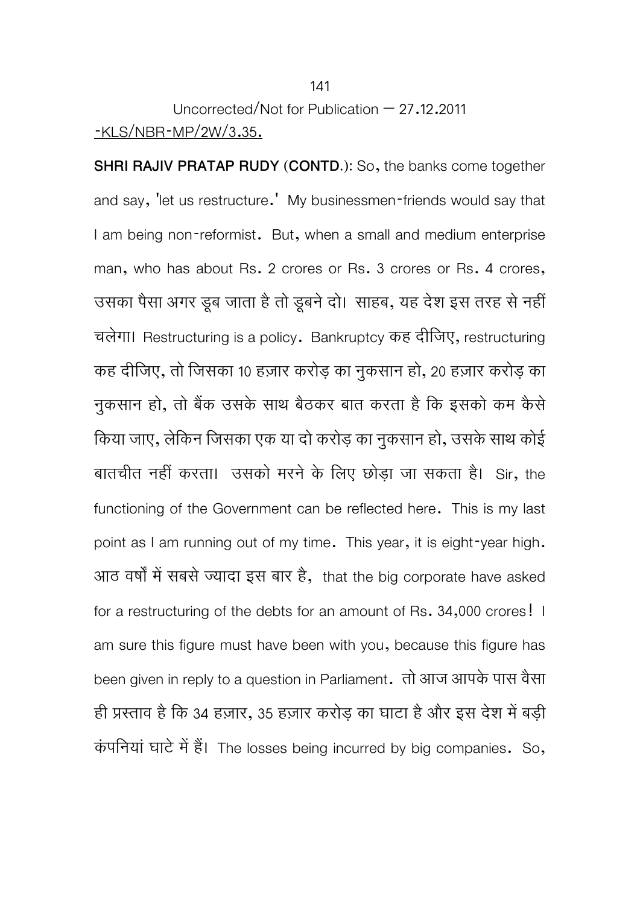Uncorrected/Not for Publication – 27.12.2011

-KLS/NBR-MP/2W/3.35.

**SHRI RAJIV PRATAP RUDY (CONTD.)**: So, the banks come together and say, 'let us restructure.' My businessmen-friends would say that I am being non-reformist. But, when a small and medium enterprise man, who has about Rs. 2 crores or Rs. 3 crores or Rs. 4 crores, उसका पैसा अगर डूब जाता है तो डूबने दो। साहब, यह देश इस तरह से नहीं चलेगा। Restructuring is a policy. Bankruptcy कह दीजिए, restructuring कह दीजिए, तो जिसका 10 हज़ार करोड़ का नुकसान हो, 20 हज़ार करोड़ का नुकसान हो, तो बैंक उसके साथ बैठकर बात करता है कि इसको कम कैसे किया जाए, लेकिन जिसका एक या दो करोड़ का नुकसान हो, उसके साथ कोई बातचीत नहीं करता। उसको मरने के लिए छोड़ा जा सकता है। Sir, the functioning of the Government can be reflected here. This is my last point as I am running out of my time. This year, it is eight-year high. आठ वर्षों में सबसे ज्यादा इस बार है, that the big corporate have asked for a restructuring of the debts for an amount of Rs. 34,000 crores! I am sure this figure must have been with you, because this figure has been given in reply to a question in Parliament. तो आज आपके पास वैसा ही प्रस्ताव है कि 34 हज़ार, 35 हज़ार करोड़ का घाटा है और इस देश में बड़ी कंपनियां घाटे में हैं। The losses being incurred by big companies. So,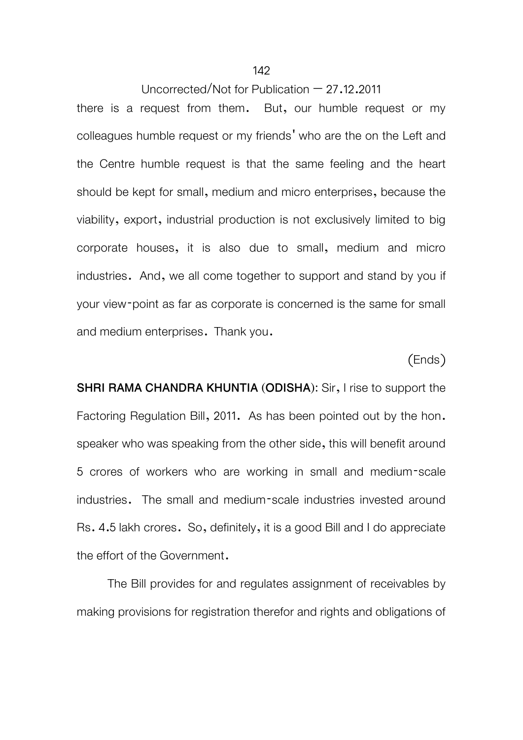there is a request from them. But, our humble request or my colleagues humble request or my friends' who are the on the Left and the Centre humble request is that the same feeling and the heart should be kept for small, medium and micro enterprises, because the viability, export, industrial production is not exclusively limited to big corporate houses, it is also due to small, medium and micro industries. And, we all come together to support and stand by you if your view-point as far as corporate is concerned is the same for small and medium enterprises. Thank you.

(Ends)

**SHRI RAMA CHANDRA KHUNTIA (ODISHA):** Sir, I rise to support the Factoring Regulation Bill, 2011. As has been pointed out by the hon. speaker who was speaking from the other side, this will benefit around 5 crores of workers who are working in small and medium-scale industries. The small and medium-scale industries invested around Rs. 4.5 lakh crores. So, definitely, it is a good Bill and I do appreciate the effort of the Government.

The Bill provides for and regulates assignment of receivables by making provisions for registration therefor and rights and obligations of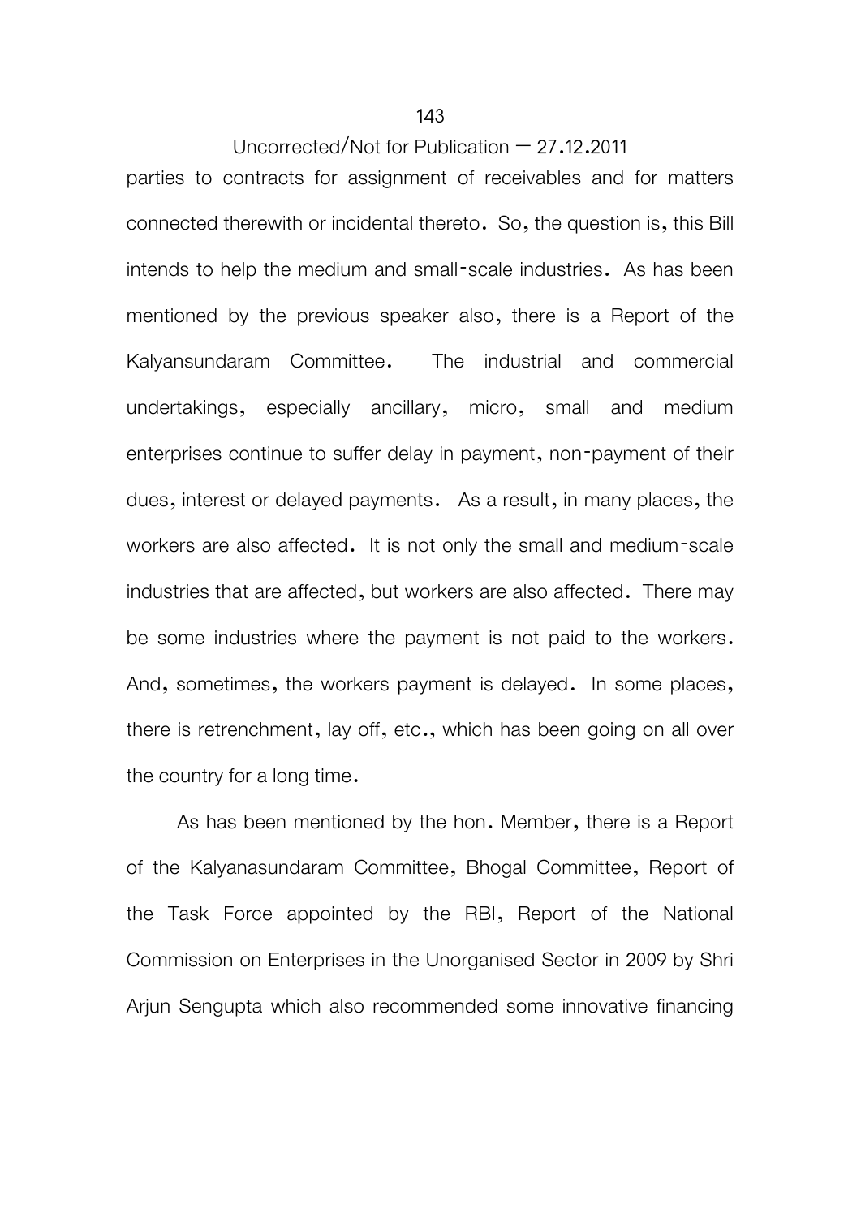parties to contracts for assignment of receivables and for matters connected therewith or incidental thereto. So, the question is, this Bill intends to help the medium and small-scale industries. As has been mentioned by the previous speaker also, there is a Report of the Kalyansundaram Committee. The industrial and commercial undertakings, especially ancillary, micro, small and medium enterprises continue to suffer delay in payment, non-payment of their dues, interest or delayed payments. As a result, in many places, the workers are also affected. It is not only the small and medium-scale industries that are affected, but workers are also affected. There may be some industries where the payment is not paid to the workers. And, sometimes, the workers payment is delayed. In some places, there is retrenchment, lay off, etc., which has been going on all over the country for a long time.

As has been mentioned by the hon. Member, there is a Report of the Kalyanasundaram Committee, Bhogal Committee, Report of the Task Force appointed by the RBI, Report of the National Commission on Enterprises in the Unorganised Sector in 2009 by Shri Arjun Sengupta which also recommended some innovative financing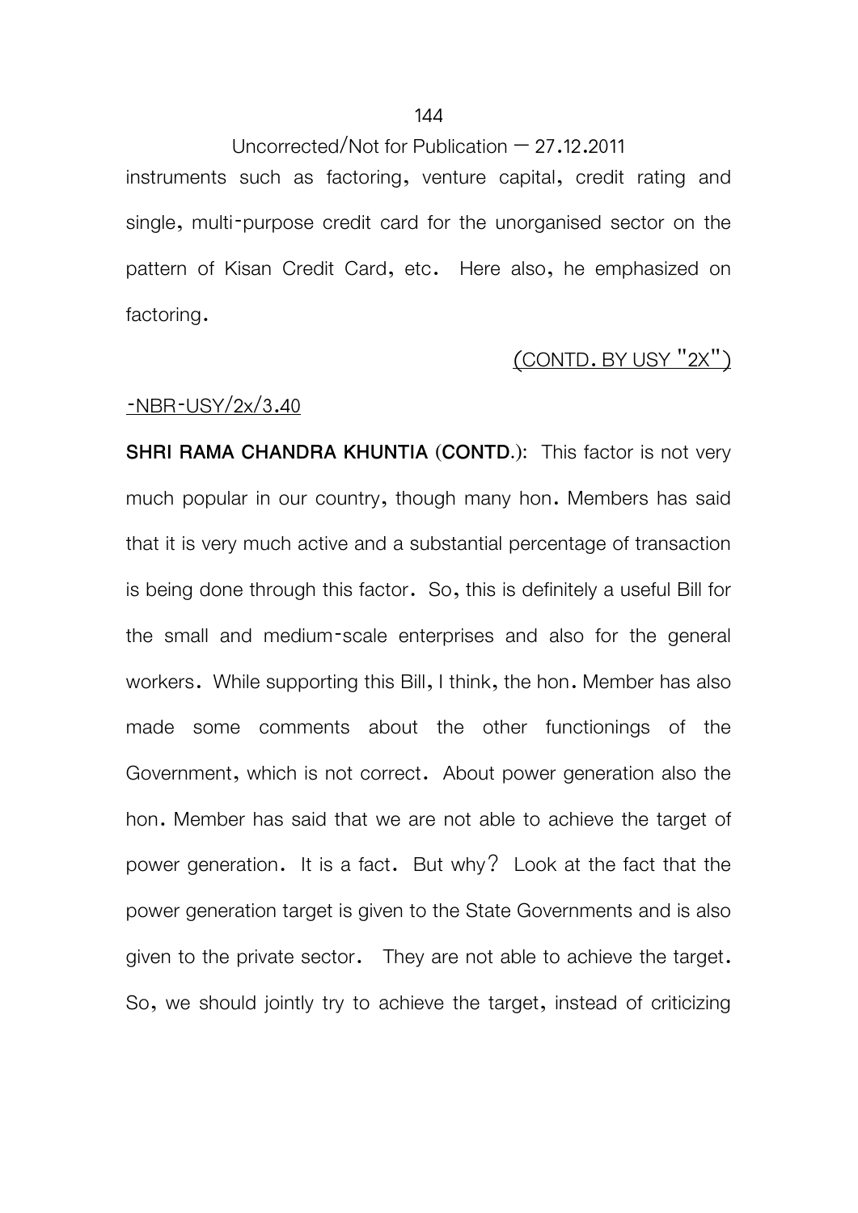instruments such as factoring, venture capital, credit rating and single, multi-purpose credit card for the unorganised sector on the pattern of Kisan Credit Card, etc. Here also, he emphasized on factoring.

(CONTD. BY USY "2X")

-NBR-USY/2x/3.40

**SHRI RAMA CHANDRA KHUNTIA (CONTD.):** This factor is not very much popular in our country, though many hon. Members has said that it is very much active and a substantial percentage of transaction is being done through this factor. So, this is definitely a useful Bill for the small and medium-scale enterprises and also for the general workers. While supporting this Bill, I think, the hon. Member has also made some comments about the other functionings of the Government, which is not correct. About power generation also the hon. Member has said that we are not able to achieve the target of power generation. It is a fact. But why? Look at the fact that the power generation target is given to the State Governments and is also given to the private sector. They are not able to achieve the target. So, we should jointly try to achieve the target, instead of criticizing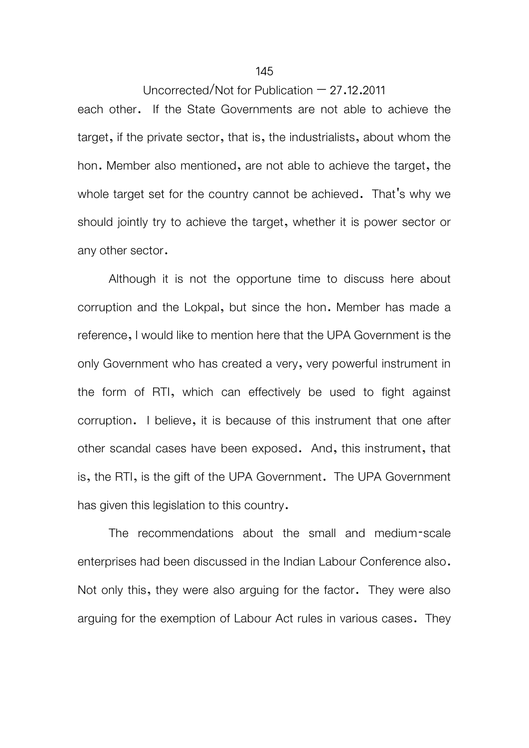each other. If the State Governments are not able to achieve the target, if the private sector, that is, the industrialists, about whom the hon. Member also mentioned, are not able to achieve the target, the whole target set for the country cannot be achieved. That's why we should jointly try to achieve the target, whether it is power sector or any other sector.

Although it is not the opportune time to discuss here about corruption and the Lokpal, but since the hon. Member has made a reference, I would like to mention here that the UPA Government is the only Government who has created a very, very powerful instrument in the form of RTI, which can effectively be used to fight against corruption. I believe, it is because of this instrument that one after other scandal cases have been exposed. And, this instrument, that is, the RTI, is the gift of the UPA Government. The UPA Government has given this legislation to this country.

The recommendations about the small and medium-scale enterprises had been discussed in the Indian Labour Conference also. Not only this, they were also arguing for the factor. They were also arguing for the exemption of Labour Act rules in various cases. They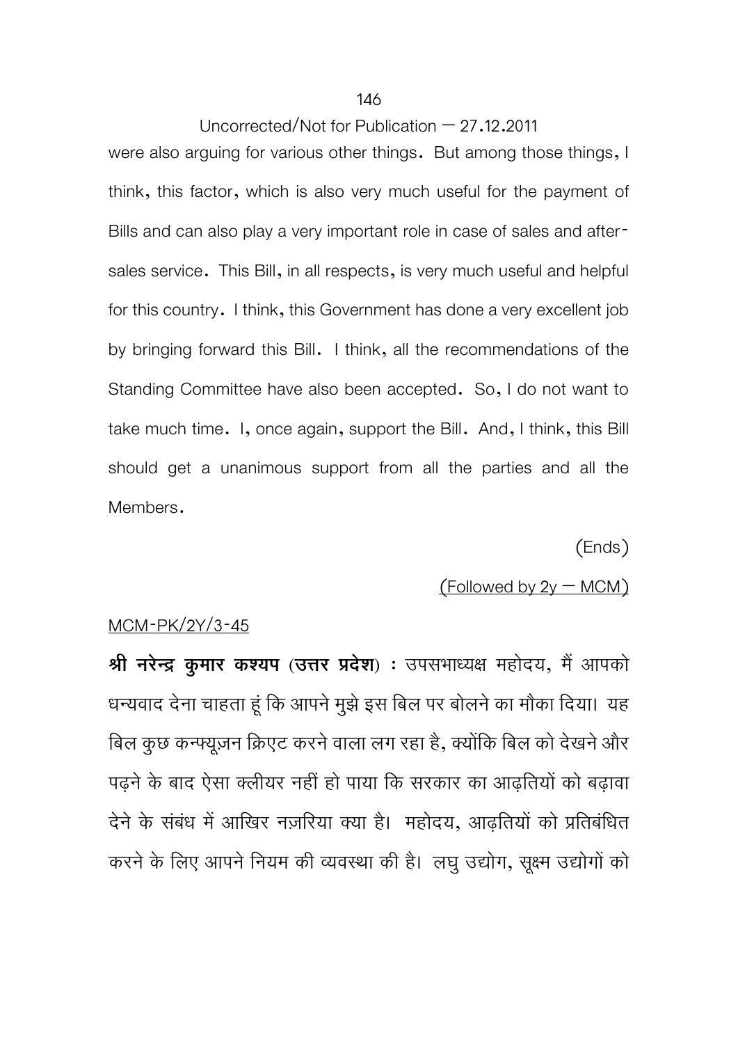were also arguing for various other things. But among those things, I think, this factor, which is also very much useful for the payment of Bills and can also play a very important role in case of sales and after-sales service. This Bill, in all respects, is very much useful and helpful for this country. I think, this Government has done a very excellent job by bringing forward this Bill. I think, all the recommendations of the Standing Committee have also been accepted. So, I do not want to take much time. I, once again, support the Bill. And, I think, this Bill should get a unanimous support from all the parties and all the Members.

(Ends)

(Followed by 2y – MCM)

MCM-PK/2Y/3-45

**श्री नरेन्द्र कुमार कश्यप (उत्तर प्रदेश)** : उपसभाध्यक्ष महोदय, मैं आपको धन्यवाद देना चाहता हूं कि आपने मुझे इस बिल पर बोलने का मौका दिया। यह बिल कुछ कन्फ्यूज़न क्रिएट करने वाला लग रहा है, क्योंकि बिल को देखने और पढ़ने के बाद ऐसा क्लीयर नहीं हो पाया कि सरकार का आढ़तियों को बढ़ावा देने के संबंध में आखिर नज़रिया क्या है। महोदय, आढ़तियों को प्रतिबंधित करने के लिए आपने नियम की व्यवस्था की है। लघु उद्योग, सूक्ष्म उद्योगों को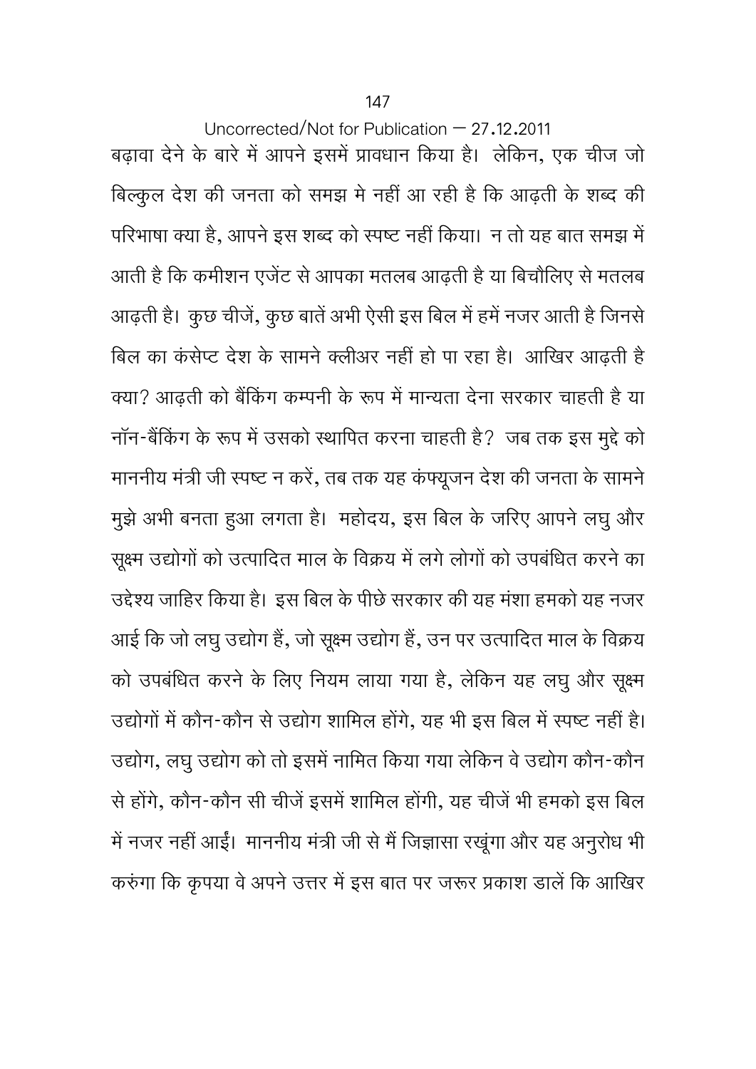Uncorrected/Not for Publication – 27.12.2011

बढ़ावा देने के बारे में आपने इसमें प्रावधान किया है। लेकिन, एक चीज जो बिल्कुल देश की जनता को समझ मे नहीं आ रही है कि आढ़ती के शब्द की परिभाषा क्या है, आपने इस शब्द को स्पष्ट नहीं किया। न तो यह बात समझ में आती है कि कमीशन एजेंट से आपका मतलब आढ़ती है या बिचौलिए से मतलब आढ़ती है। कुछ चीजें, कुछ बातें अभी ऐसी इस बिल में हमें नजर आती है जिनसे बिल का कंसेप्ट देश के सामने क्लीअर नहीं हो पा रहा है। आखिर आढ़ती है क्या? आढ़ती को बैंकिंग कम्पनी के रूप में मान्यता देना सरकार चाहती है या नॉन-बैंकिंग के रूप में उसको स्थापित करना चाहती है? जब तक इस मुद्दे को माननीय मंत्री जी स्पष्ट न करें, तब तक यह कंफ्यूजन देश की जनता के सामने मुझे अभी बनता हुआ लगता है। महोदय, इस बिल के जरिए आपने लघु और सूक्ष्म उद्योगों को उत्पादित माल के विक्रय में लगे लोगों को उपबंधित करने का उद्देश्य जाहिर किया है। इस बिल के पीछे सरकार की यह मंशा हमको यह नजर आई कि जो लघु उद्योग हैं, जो सूक्ष्म उद्योग हैं, उन पर उत्पादित माल के विक्रय को उपबंधित करने के लिए नियम लाया गया है, लेकिन यह लघु और सूक्ष्म उद्योगों में कौन-कौन से उद्योग शामिल होंगे, यह भी इस बिल में स्पष्ट नहीं है। उद्योग, लघु उद्योग को तो इसमें नामित किया गया लेकिन वे उद्योग कौन-कौन से होंगे, कौन-कौन सी चीजें इसमें शामिल होंगी, यह चीजें भी हमको इस बिल में नजर नहीं आईं। माननीय मंत्री जी से मैं जिज्ञासा रखूंगा और यह अनुरोध भी करुंगा कि कृपया वे अपने उत्तर में इस बात पर जरूर प्रकाश डालें कि आखिर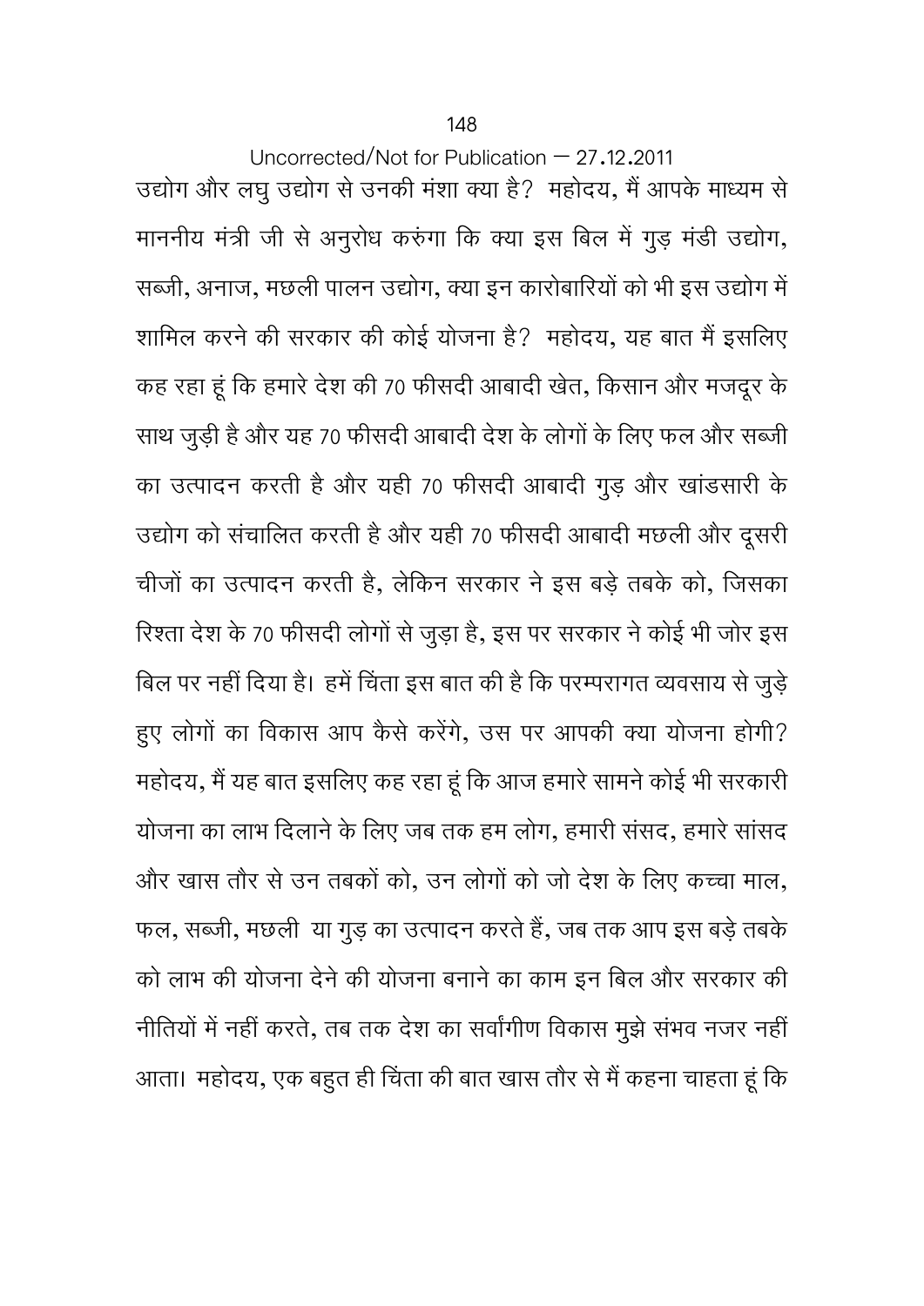उद्योग और लघु उद्योग से उनकी मंशा क्या है? महोदय, मैं आपके माध्यम से माननीय मंत्री जी से अनुरोध करूंगा कि क्या इस बिल में गुड़ मंडी उद्योग, सब्जी, अनाज, मछली पालन उद्योग, क्या इन कारोबारियों को भी इस उद्योग में शामिल करने की सरकार की कोई योजना है? महोदय, यह बात मैं इसलिए कह रहा हूं कि हमारे देश की 70 फीसदी आबादी खेत, किसान और मजदूर के साथ जुड़ी है और यह 70 फीसदी आबादी देश के लोगों के लिए फल और सब्जी का उत्पादन करती है और यही 70 फीसदी आबादी गुड़ और खांडसारी के उद्योग को संचालित करती है और यही 70 फीसदी आबादी मछली और दूसरी चीजों का उत्पादन करती है, लेकिन सरकार ने इस बड़े तबके को, जिसका रिश्ता देश के 70 फीसदी लोगों से जुड़ा है, इस पर सरकार ने कोई भी जोर इस बिल पर नहीं दिया है। हमें चिंता इस बात की है कि परम्परागत व्यवसाय से जुड़े हुए लोगों का विकास आप कैसे करेंगे, उस पर आपकी क्या योजना होगी? महोदय, मैं यह बात इसलिए कह रहा हूं कि आज हमारे सामने कोई भी सरकारी योजना का लाभ दिलाने के लिए जब तक हम लोग, हमारी संसद, हमारे सांसद और खास तौर से उन तबकों को, उन लोगों को जो देश के लिए कच्चा माल, फल, सब्जी, मछली या गुड़ का उत्पादन करते हैं, जब तक आप इस बड़े तबके को लाभ की योजना देने की योजना बनाने का काम इन बिल और सरकार की नीतियों में नहीं करते, तब तक देश का सर्वांगीण विकास मुझे संभव नजर नहीं आता। महोदय, एक बहुत ही चिंता की बात खास तौर से मैं कहना चाहता हूं कि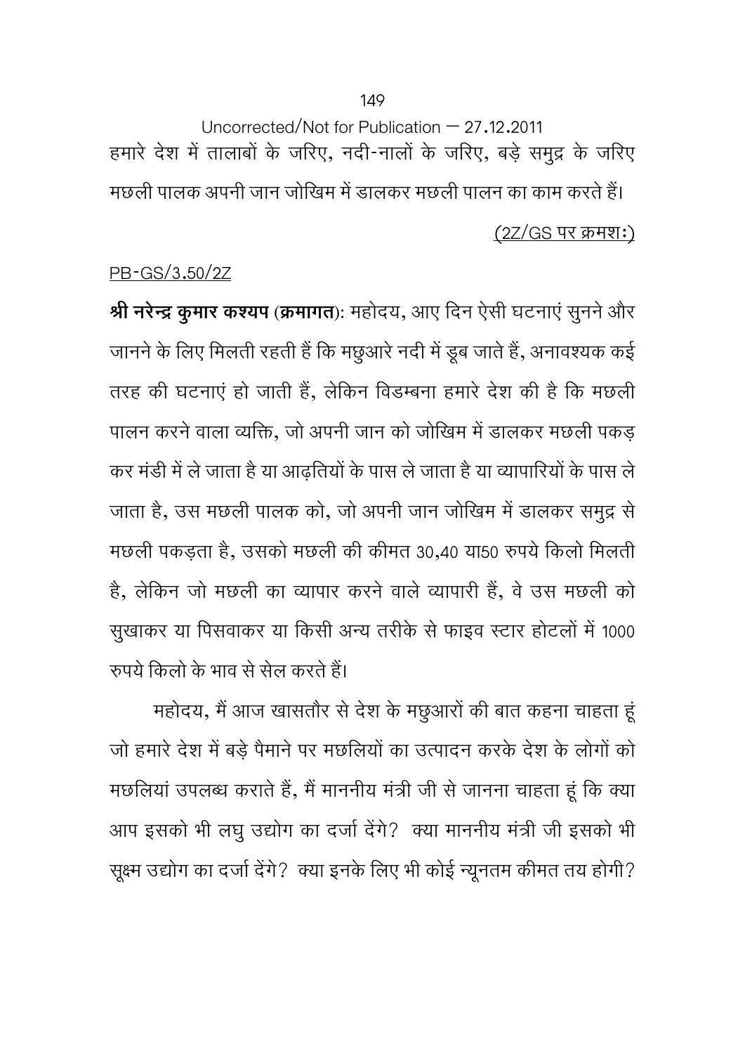Uncorrected/Not for Publication – 27.12.2011

हमारे देश में तालाबों के जरिए, नदी-नालों के जरिए, बड़े समुद्र के जरिए मछली पालक अपनी जान जोखिम में डालकर मछली पालन का काम करते हैं।

(2Z/GS पर क्रमशः)

PB-GS/3.50/2Z

**श्री नरेन्द्र कुमार कश्यप (क्रमागत)**: महोदय, आए दिन ऐसी घटनाएं सुनने और जानने के लिए मिलती रहती हैं कि मछुआरे नदी में डूब जाते हैं, अनावश्यक कई तरह की घटनाएं हो जाती हैं, लेकिन विडम्बना हमारे देश की है कि मछली पालन करने वाला व्यक्ति, जो अपनी जान को जोखिम में डालकर मछली पकड़ कर मंडी में ले जाता है या आढ़तियों के पास ले जाता है या व्यापारियों के पास ले जाता है, उस मछली पालक को, जो अपनी जान जोखिम में डालकर समुद्र से मछली पकड़ता है, उसको मछली की कीमत 30,40 या50 रुपये किलो मिलती है, लेकिन जो मछली का व्यापार करने वाले व्यापारी हैं, वे उस मछली को सुखाकर या पिसवाकर या किसी अन्य तरीके से फाइव स्टार होटलों में 1000 रुपये किलो के भाव से सेल करते हैं।

महोदय, मैं आज खासतौर से देश के मछुआरों की बात कहना चाहता हूं जो हमारे देश में बड़े पैमाने पर मछलियों का उत्पादन करके देश के लोगों को मछलियां उपलब्ध कराते हैं, मैं माननीय मंत्री जी से जानना चाहता हूं कि क्या आप इसको भी लघु उद्योग का दर्जा देंगे? क्या माननीय मंत्री जी इसको भी सूक्ष्म उद्योग का दर्जा देंगे? क्या इनके लिए भी कोई न्यूनतम कीमत तय होगी?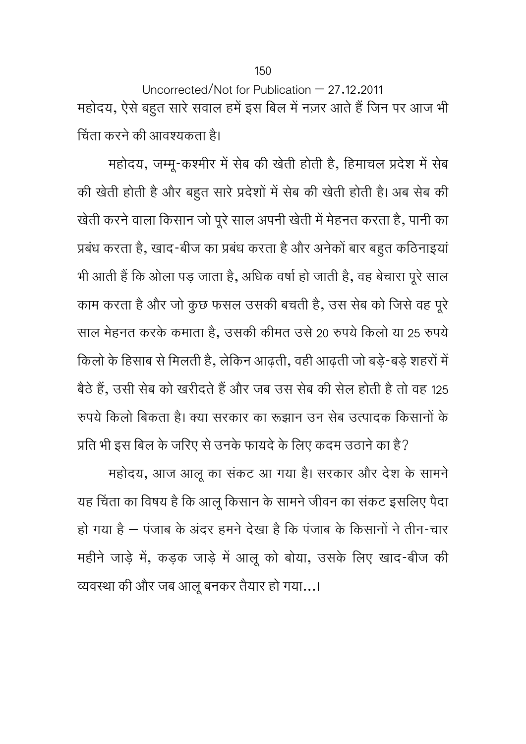महोदय, ऐसे बहुत सारे सवाल हमें इस बिल में नज़र आते हैं जिन पर आज भी चिंता करने की आवश्यकता है।

महोदय, जम्मू-कश्मीर में सेब की खेती होती है, हिमाचल प्रदेश में सेब की खेती होती है और बहुत सारे प्रदेशों में सेब की खेती होती है। अब सेब की खेती करने वाला किसान जो पूरे साल अपनी खेती में मेहनत करता है, पानी का प्रबंध करता है, खाद-बीज का प्रबंध करता है और अनेकों बार बहुत कठिनाइयां भी आती हैं कि ओला पड़ जाता है, अधिक वर्षा हो जाती है, वह बेचारा पूरे साल काम करता है और जो कुछ फसल उसकी बचती है, उस सेब को जिसे वह पूरे साल मेहनत करके कमाता है, उसकी कीमत उसे 20 रुपये किलो या 25 रुपये किलो के हिसाब से मिलती है, लेकिन आढ़ती, वही आढ़ती जो बड़े-बड़े शहरों में बैठे हैं, उसी सेब को खरीदते हैं और जब उस सेब की सेल होती है तो वह 125 रुपये किलो बिकता है। क्या सरकार का रूझान उन सेब उत्पादक किसानों के प्रति भी इस बिल के जरिए से उनके फायदे के लिए कदम उठाने का है?

महोदय, आज आलू का संकट आ गया है। सरकार और देश के सामने यह चिंता का विषय है कि आलू किसान के सामने जीवन का संकट इसलिए पैदा हो गया है – पंजाब के अंदर हमने देखा है कि पंजाब के किसानों ने तीन-चार महीने जाड़े में, कड़क जाड़े में आलू को बोया, उसके लिए खाद-बीज की व्यवस्था की और जब आलू बनकर तैयार हो गया...।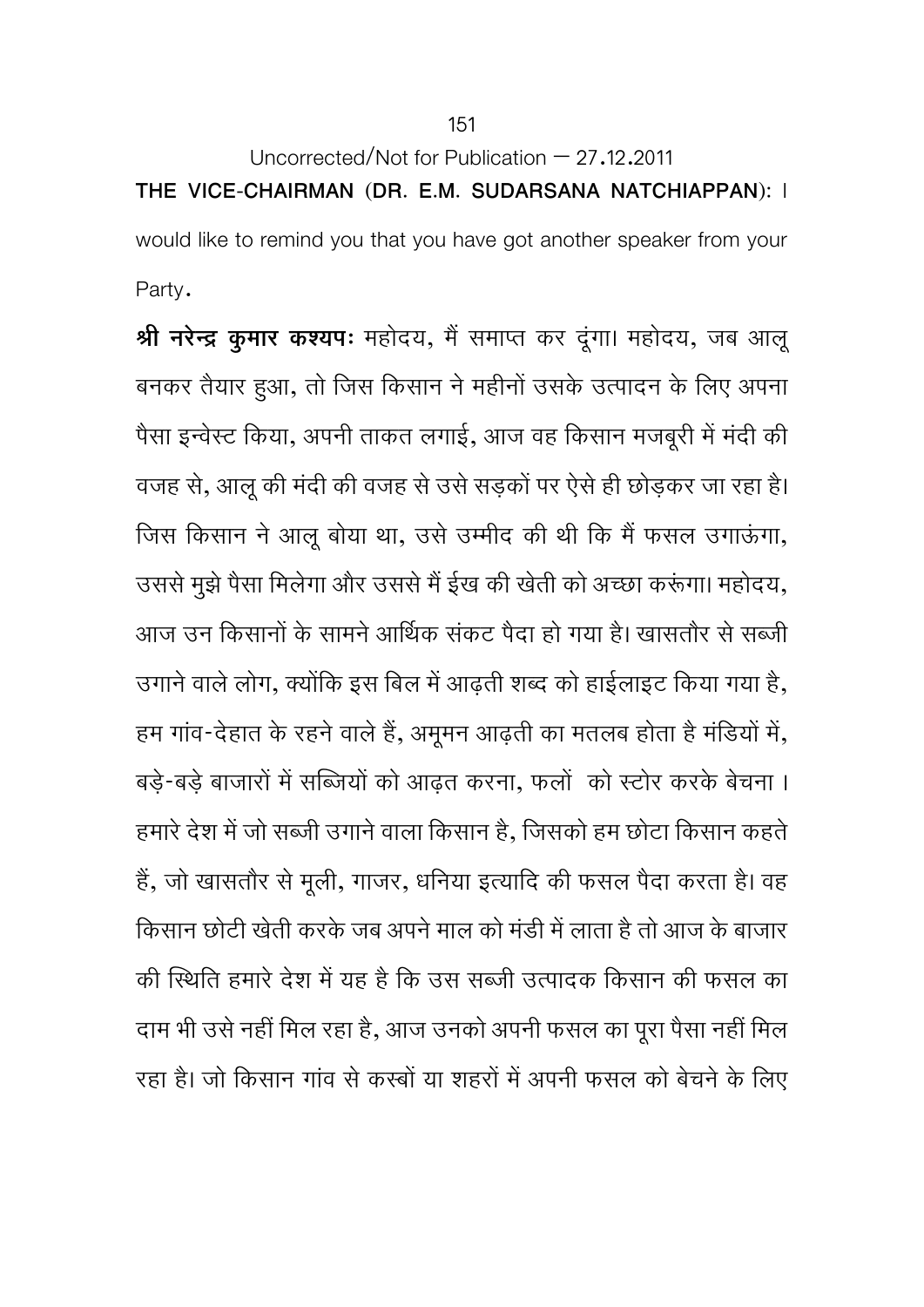Uncorrected/Not for Publication – 27.12.2011

**THE VICE-CHAIRMAN (DR. E.M. SUDARSANA NATCHIAPPAN):** I would like to remind you that you have got another speaker from your Party.

**श्री नरेन्द्र कुमार कश्यपः** महोदय, मैं समाप्त कर दूंगा। महोदय, जब आलू बनकर तैयार हुआ, तो जिस किसान ने महीनों उसके उत्पादन के लिए अपना पैसा इन्वेस्ट किया, अपनी ताकत लगाई, आज वह किसान मजबूरी में मंदी की वजह से, आलू की मंदी की वजह से उसे सड़कों पर ऐसे ही छोड़कर जा रहा है। जिस किसान ने आलू बोया था, उसे उम्मीद की थी कि मैं फसल उगाऊंगा, उससे मुझे पैसा मिलेगा और उससे मैं ईख की खेती को अच्छा करूंगा। महोदय, आज उन किसानों के सामने आर्थिक संकट पैदा हो गया है। खासतौर से सब्जी उगाने वाले लोग, क्योंकि इस बिल में आढ़ती शब्द को हाईलाइट किया गया है, हम गांव-देहात के रहने वाले हैं, अमूमन आढ़ती का मतलब होता है मंडियों में, बड़े-बड़े बाजारों में सब्जियों को आढ़त करना, फलों को स्टोर करके बेचना। हमारे देश में जो सब्जी उगाने वाला किसान है, जिसको हम छोटा किसान कहते हैं, जो खासतौर से मूली, गाजर, धनिया इत्यादि की फसल पैदा करता है। वह किसान छोटी खेती करके जब अपने माल को मंडी में लाता है तो आज के बाजार की स्थिति हमारे देश में यह है कि उस सब्जी उत्पादक किसान की फसल का दाम भी उसे नहीं मिल रहा है, आज उनको अपनी फसल का पूरा पैसा नहीं मिल रहा है। जो किसान गांव से कस्बों या शहरों में अपनी फसल को बेचने के लिए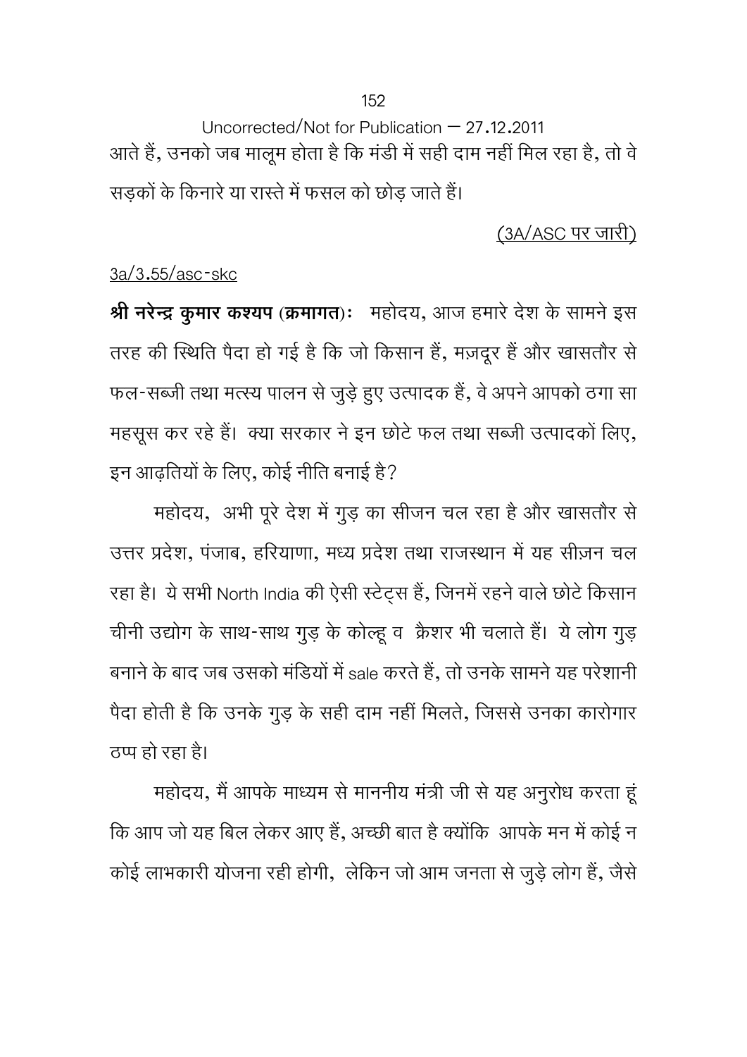Uncorrected/Not for Publication – 27.12.2011

आते हैं, उनको जब मालूम होता है कि मंडी में सही दाम नहीं मिल रहा है, तो वे सड़कों के किनारे या रास्ते में फसल को छोड़ जाते हैं।

<u>(3A/ASC पर जारी)</u>

<u>3a/3.55/asc-skc</u>

**श्री नरेन्द्र कुमार कश्यप (क्रमागत)ः** महोदय, आज हमारे देश के सामने इस तरह की स्थिति पैदा हो गई है कि जो किसान हैं, मज़दूर हैं और खासतौर से फल-सब्जी तथा मत्स्य पालन से जुड़े हुए उत्पादक हैं, वे अपने आपको ठगा सा महसूस कर रहे हैं। क्या सरकार ने इन छोटे फल तथा सब्जी उत्पादकों लिए, इन आढ़तियों के लिए, कोई नीति बनाई है?

महोदय, अभी पूरे देश में गुड़ का सीजन चल रहा है और खासतौर से उत्तर प्रदेश, पंजाब, हरियाणा, मध्य प्रदेश तथा राजस्थान में यह सीज़न चल रहा है। ये सभी North India की ऐसी स्टेट्स हैं, जिनमें रहने वाले छोटे किसान चीनी उद्योग के साथ-साथ गुड़ के कोल्हू व क्रैशर भी चलाते हैं। ये लोग गुड़ बनाने के बाद जब उसको मंडियों में sale करते हैं, तो उनके सामने यह परेशानी पैदा होती है कि उनके गुड़ के सही दाम नहीं मिलते, जिससे उनका कारोगार ठप्प हो रहा है।

महोदय, मैं आपके माध्यम से माननीय मंत्री जी से यह अनुरोध करता हूं कि आप जो यह बिल लेकर आए हैं, अच्छी बात है क्योंकि आपके मन में कोई न कोई लाभकारी योजना रही होगी, लेकिन जो आम जनता से जुड़े लोग हैं, जैसे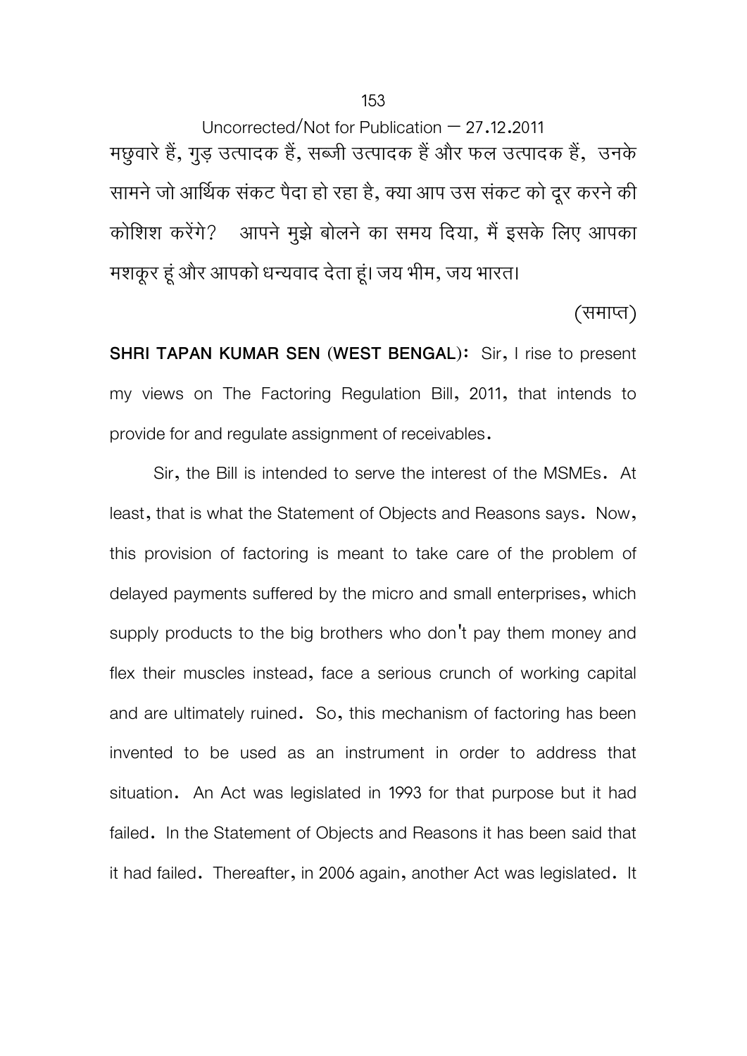Uncorrected/Not for Publication – 27.12.2011

मछुवारे हैं, गुड़ उत्पादक हैं, सब्जी उत्पादक हैं और फल उत्पादक हैं, उनके सामने जो आर्थिक संकट पैदा हो रहा है, क्या आप उस संकट को दूर करने की कोशिश करेंगे? आपने मुझे बोलने का समय दिया, मैं इसके लिए आपका मशकूर हूं और आपको धन्यवाद देता हूं। जय भीम, जय भारत।

(समाप्त)

**SHRI TAPAN KUMAR SEN (WEST BENGAL):** Sir, I rise to present my views on The Factoring Regulation Bill, 2011, that intends to provide for and regulate assignment of receivables.

Sir, the Bill is intended to serve the interest of the MSMEs. At least, that is what the Statement of Objects and Reasons says. Now, this provision of factoring is meant to take care of the problem of delayed payments suffered by the micro and small enterprises, which supply products to the big brothers who don't pay them money and flex their muscles instead, face a serious crunch of working capital and are ultimately ruined. So, this mechanism of factoring has been invented to be used as an instrument in order to address that situation. An Act was legislated in 1993 for that purpose but it had failed. In the Statement of Objects and Reasons it has been said that it had failed. Thereafter, in 2006 again, another Act was legislated. It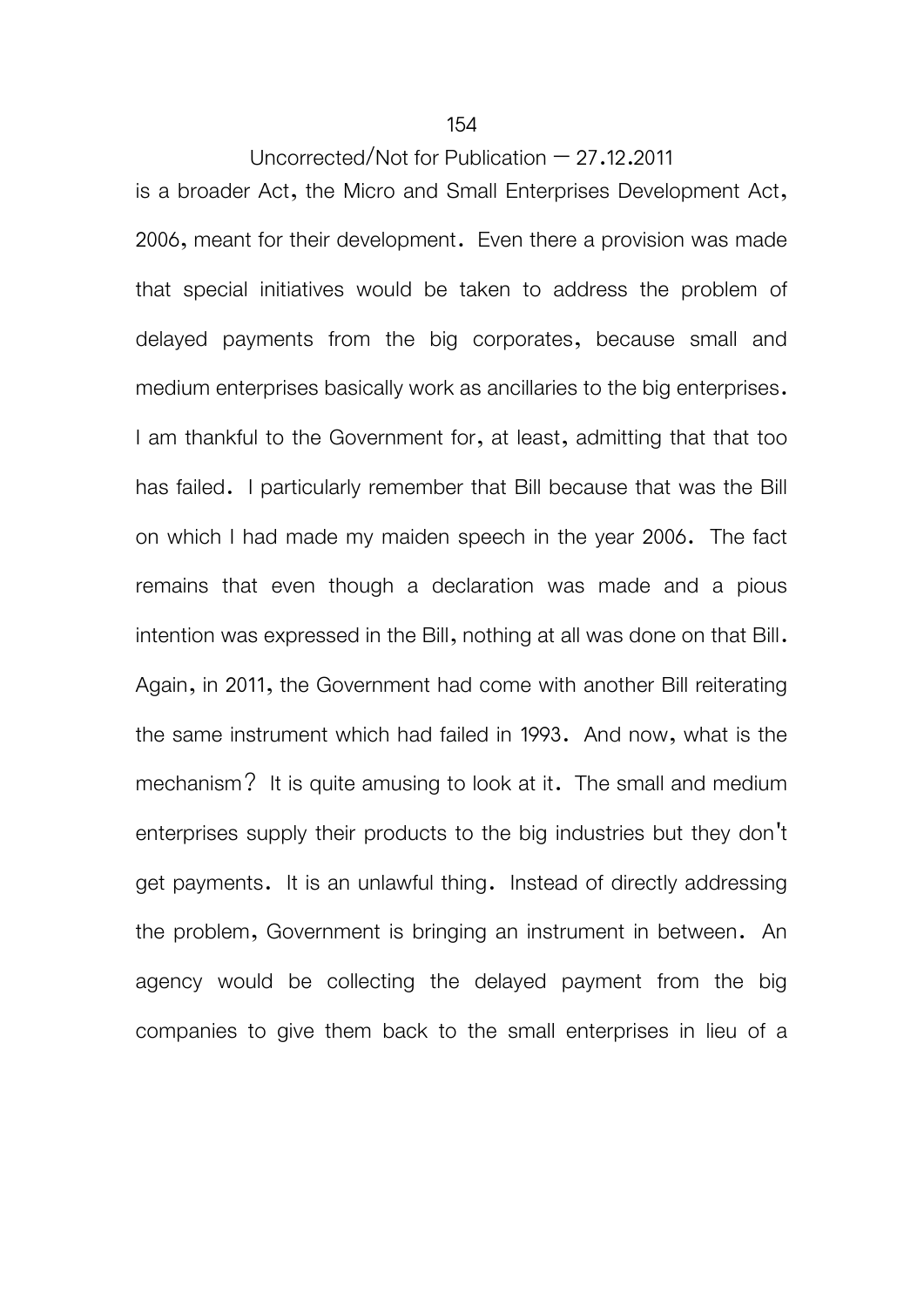is a broader Act, the Micro and Small Enterprises Development Act, 2006, meant for their development. Even there a provision was made that special initiatives would be taken to address the problem of delayed payments from the big corporates, because small and medium enterprises basically work as ancillaries to the big enterprises. I am thankful to the Government for, at least, admitting that that too has failed. I particularly remember that Bill because that was the Bill on which I had made my maiden speech in the year 2006. The fact remains that even though a declaration was made and a pious intention was expressed in the Bill, nothing at all was done on that Bill. Again, in 2011, the Government had come with another Bill reiterating the same instrument which had failed in 1993. And now, what is the mechanism? It is quite amusing to look at it. The small and medium enterprises supply their products to the big industries but they don't get payments. It is an unlawful thing. Instead of directly addressing the problem, Government is bringing an instrument in between. An agency would be collecting the delayed payment from the big companies to give them back to the small enterprises in lieu of a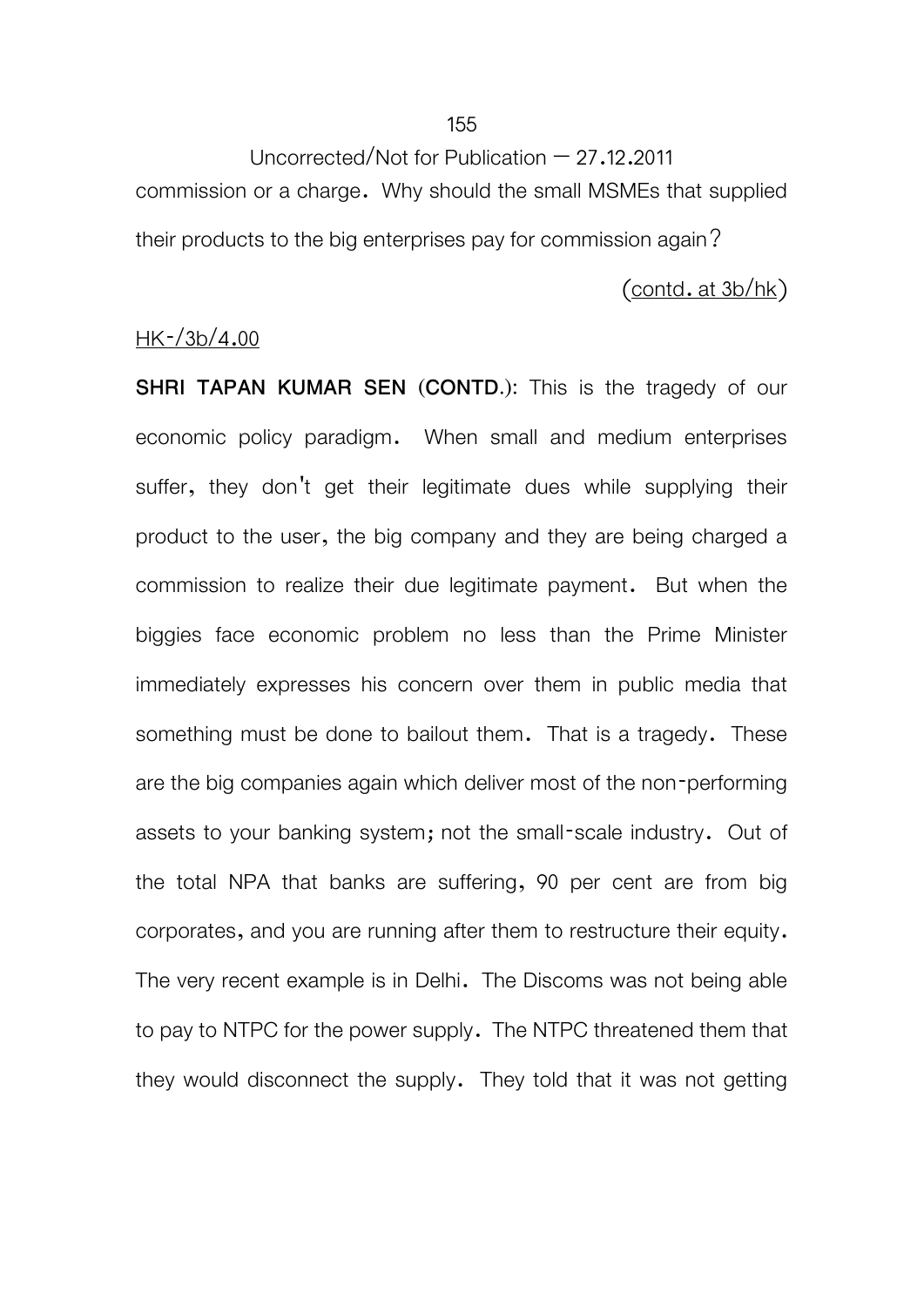commission or a charge. Why should the small MSMEs that supplied their products to the big enterprises pay for commission again?

(contd. at 3b/hk)

HK-/3b/4.00

**SHRI TAPAN KUMAR SEN (CONTD.)**: This is the tragedy of our economic policy paradigm. When small and medium enterprises suffer, they don't get their legitimate dues while supplying their product to the user, the big company and they are being charged a commission to realize their due legitimate payment. But when the biggies face economic problem no less than the Prime Minister immediately expresses his concern over them in public media that something must be done to bailout them. That is a tragedy. These are the big companies again which deliver most of the non-performing assets to your banking system; not the small-scale industry. Out of the total NPA that banks are suffering, 90 per cent are from big corporates, and you are running after them to restructure their equity. The very recent example is in Delhi. The Discoms was not being able to pay to NTPC for the power supply. The NTPC threatened them that they would disconnect the supply. They told that it was not getting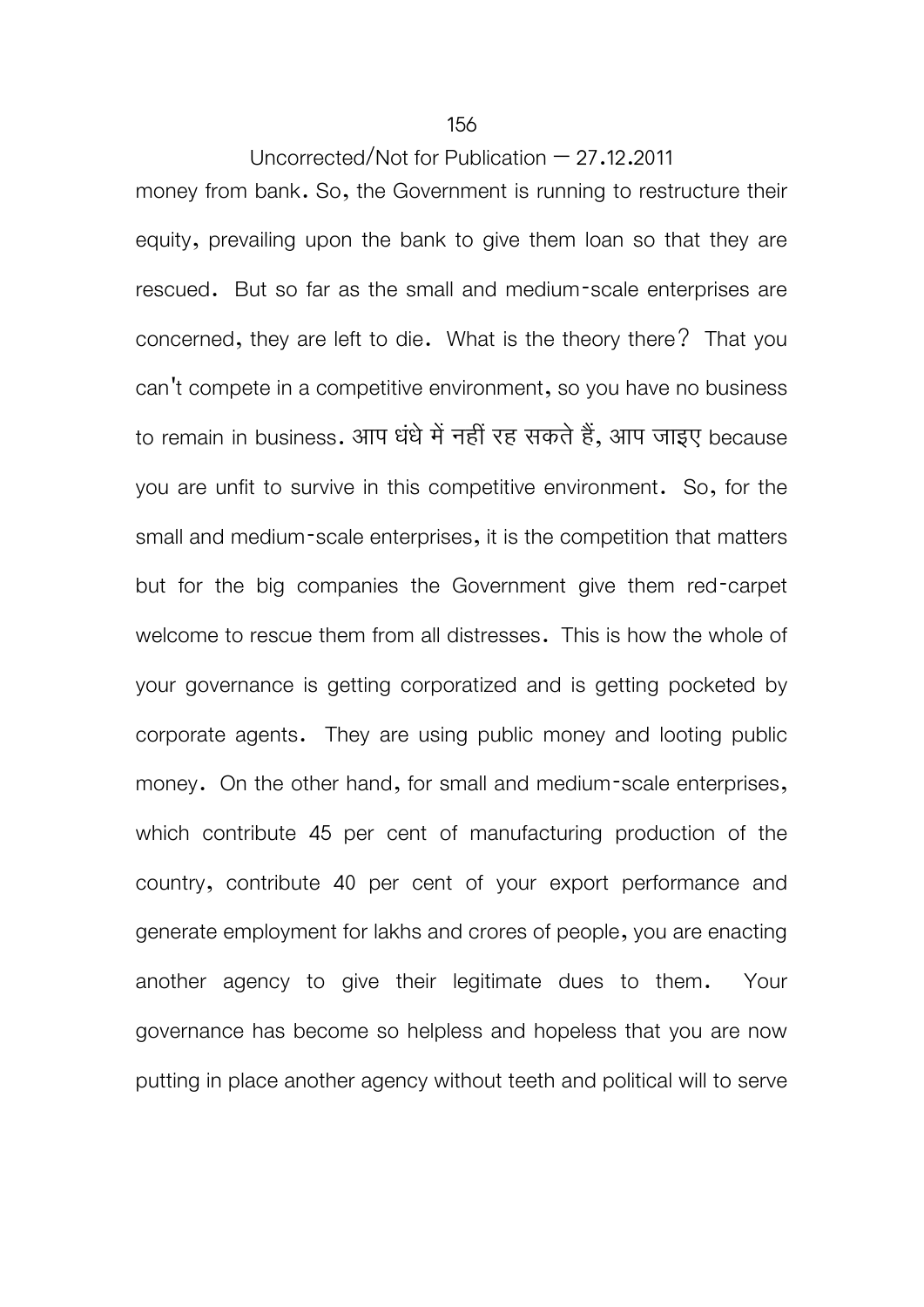money from bank. So, the Government is running to restructure their equity, prevailing upon the bank to give them loan so that they are rescued. But so far as the small and medium-scale enterprises are concerned, they are left to die. What is the theory there? That you can't compete in a competitive environment, so you have no business to remain in business. आप धंधे में नहीं रह सकते हैं, आप जाइए because you are unfit to survive in this competitive environment. So, for the small and medium-scale enterprises, it is the competition that matters but for the big companies the Government give them red-carpet welcome to rescue them from all distresses. This is how the whole of your governance is getting corporatized and is getting pocketed by corporate agents. They are using public money and looting public money. On the other hand, for small and medium-scale enterprises, which contribute 45 per cent of manufacturing production of the country, contribute 40 per cent of your export performance and generate employment for lakhs and crores of people, you are enacting another agency to give their legitimate dues to them. Your governance has become so helpless and hopeless that you are now putting in place another agency without teeth and political will to serve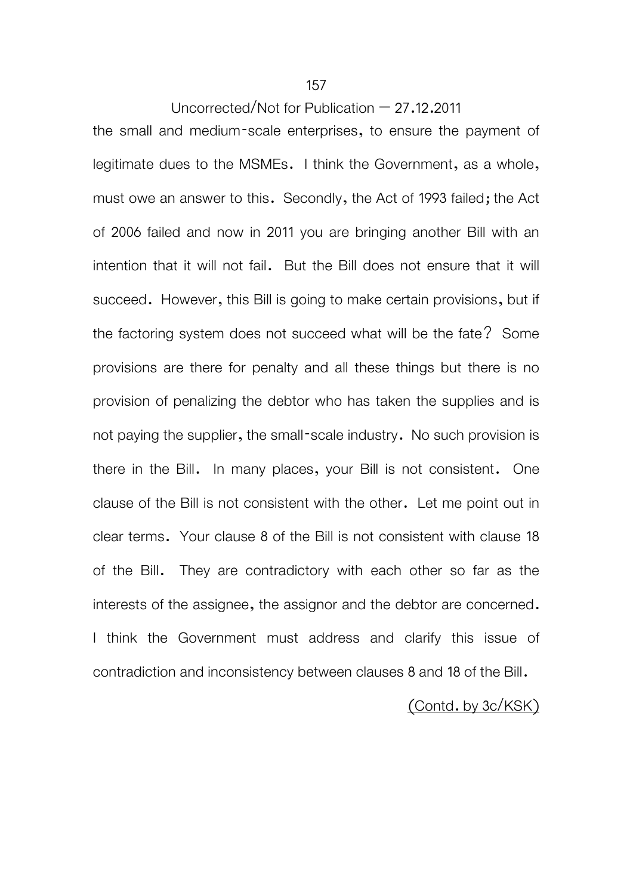the small and medium-scale enterprises, to ensure the payment of legitimate dues to the MSMEs. I think the Government, as a whole, must owe an answer to this. Secondly, the Act of 1993 failed; the Act of 2006 failed and now in 2011 you are bringing another Bill with an intention that it will not fail. But the Bill does not ensure that it will succeed. However, this Bill is going to make certain provisions, but if the factoring system does not succeed what will be the fate? Some provisions are there for penalty and all these things but there is no provision of penalizing the debtor who has taken the supplies and is not paying the supplier, the small-scale industry. No such provision is there in the Bill. In many places, your Bill is not consistent. One clause of the Bill is not consistent with the other. Let me point out in clear terms. Your clause 8 of the Bill is not consistent with clause 18 of the Bill. They are contradictory with each other so far as the interests of the assignee, the assignor and the debtor are concerned. I think the Government must address and clarify this issue of contradiction and inconsistency between clauses 8 and 18 of the Bill.

(Contd. by 3c/KSK)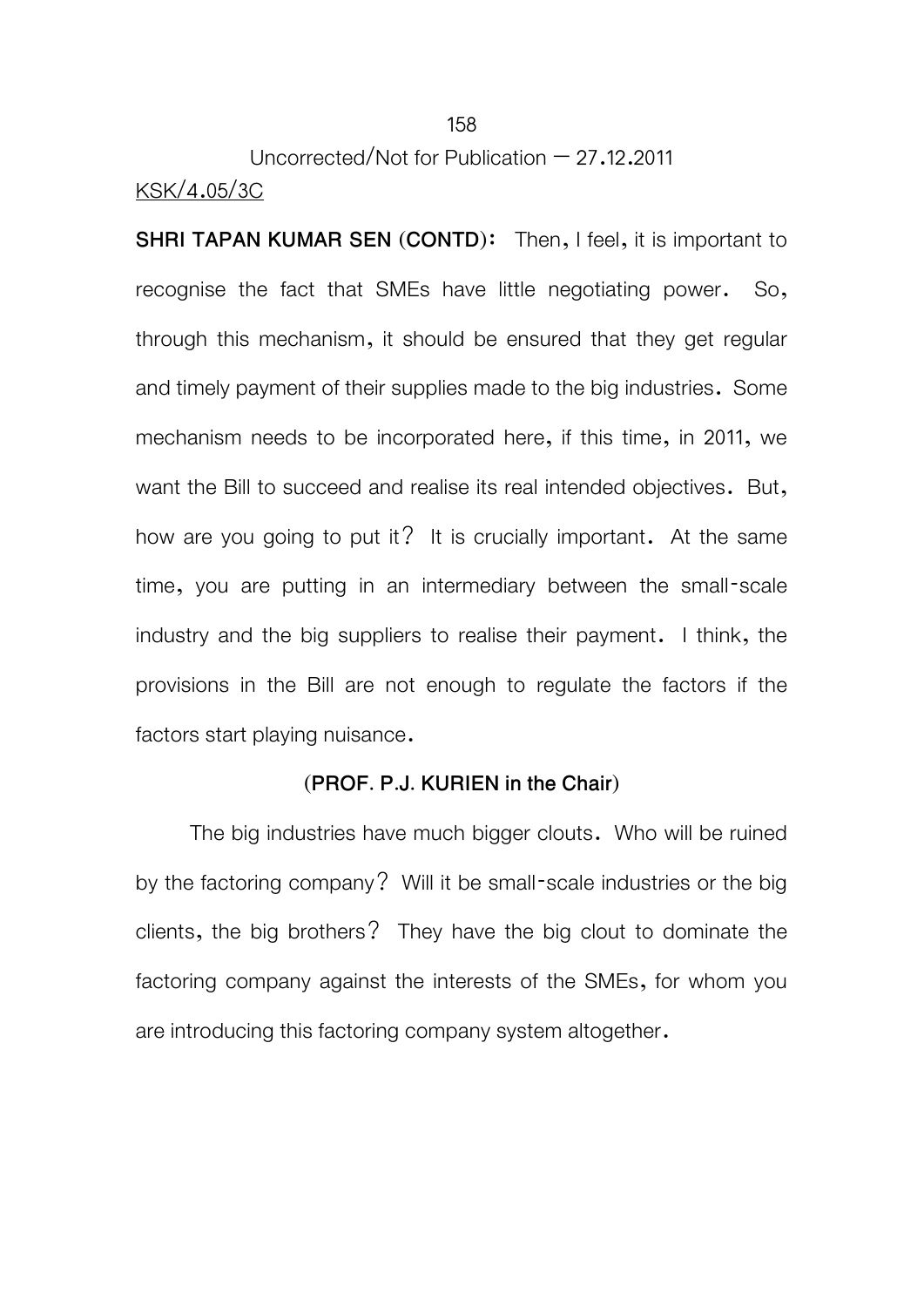Uncorrected/Not for Publication – 27.12.2011

KSK/4.05/3C

**SHRI TAPAN KUMAR SEN (CONTD):** Then, I feel, it is important to recognise the fact that SMEs have little negotiating power. So, through this mechanism, it should be ensured that they get regular and timely payment of their supplies made to the big industries. Some mechanism needs to be incorporated here, if this time, in 2011, we want the Bill to succeed and realise its real intended objectives. But, how are you going to put it? It is crucially important. At the same time, you are putting in an intermediary between the small-scale industry and the big suppliers to realise their payment. I think, the provisions in the Bill are not enough to regulate the factors if the factors start playing nuisance.

**(PROF. P.J. KURIEN in the Chair)**

The big industries have much bigger clouts. Who will be ruined by the factoring company? Will it be small-scale industries or the big clients, the big brothers? They have the big clout to dominate the factoring company against the interests of the SMEs, for whom you are introducing this factoring company system altogether.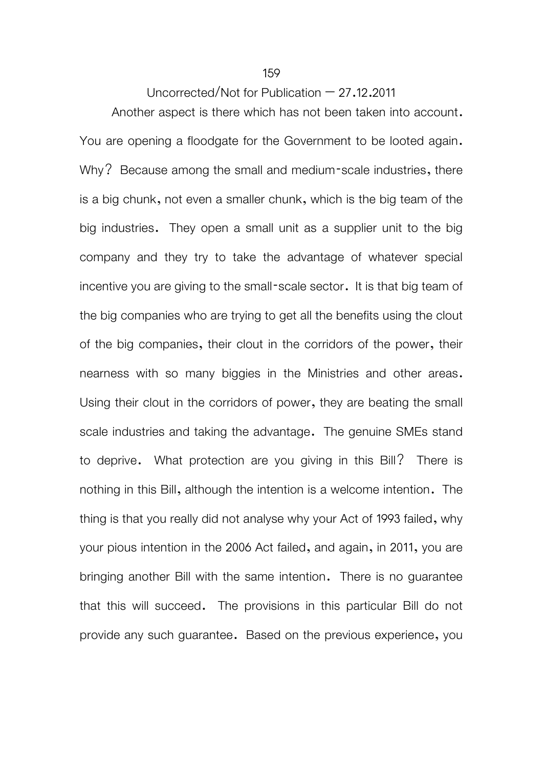Another aspect is there which has not been taken into account. You are opening a floodgate for the Government to be looted again. Why? Because among the small and medium-scale industries, there is a big chunk, not even a smaller chunk, which is the big team of the big industries. They open a small unit as a supplier unit to the big company and they try to take the advantage of whatever special incentive you are giving to the small-scale sector. It is that big team of the big companies who are trying to get all the benefits using the clout of the big companies, their clout in the corridors of the power, their nearness with so many biggies in the Ministries and other areas. Using their clout in the corridors of power, they are beating the small scale industries and taking the advantage. The genuine SMEs stand to deprive. What protection are you giving in this Bill? There is nothing in this Bill, although the intention is a welcome intention. The thing is that you really did not analyse why your Act of 1993 failed, why your pious intention in the 2006 Act failed, and again, in 2011, you are bringing another Bill with the same intention. There is no guarantee that this will succeed. The provisions in this particular Bill do not provide any such guarantee. Based on the previous experience, you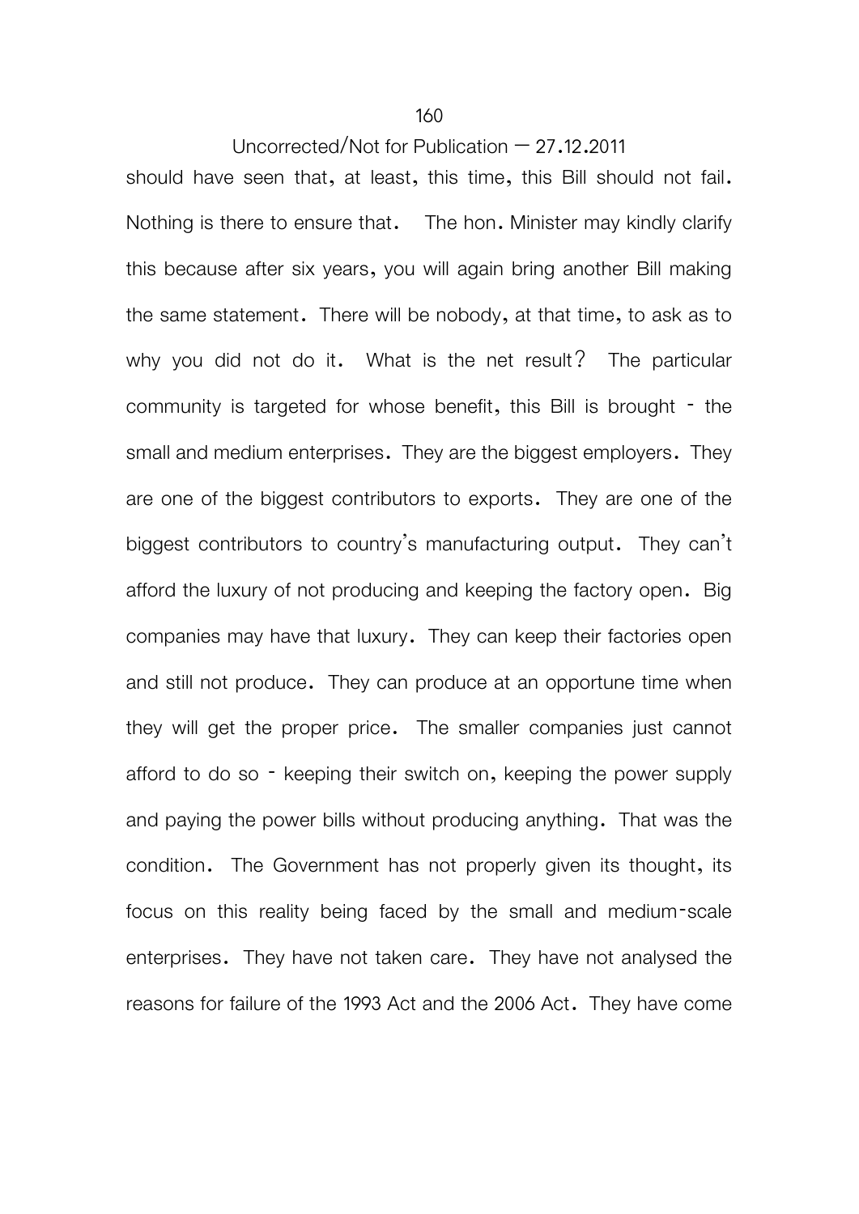should have seen that, at least, this time, this Bill should not fail. Nothing is there to ensure that. The hon. Minister may kindly clarify this because after six years, you will again bring another Bill making the same statement. There will be nobody, at that time, to ask as to why you did not do it. What is the net result? The particular community is targeted for whose benefit, this Bill is brought - the small and medium enterprises. They are the biggest employers. They are one of the biggest contributors to exports. They are one of the biggest contributors to country's manufacturing output. They can't afford the luxury of not producing and keeping the factory open. Big companies may have that luxury. They can keep their factories open and still not produce. They can produce at an opportune time when they will get the proper price. The smaller companies just cannot afford to do so - keeping their switch on, keeping the power supply and paying the power bills without producing anything. That was the condition. The Government has not properly given its thought, its focus on this reality being faced by the small and medium-scale enterprises. They have not taken care. They have not analysed the reasons for failure of the 1993 Act and the 2006 Act. They have come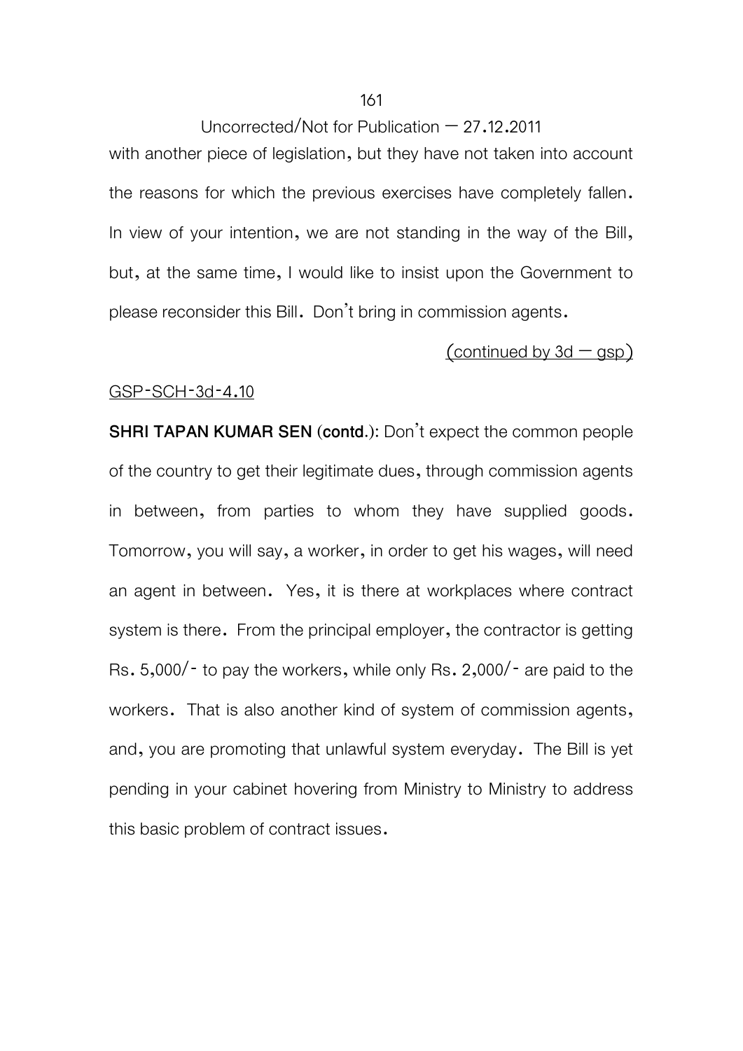with another piece of legislation, but they have not taken into account the reasons for which the previous exercises have completely fallen. In view of your intention, we are not standing in the way of the Bill, but, at the same time, I would like to insist upon the Government to please reconsider this Bill. Don't bring in commission agents.

(continued by 3d – gsp)

GSP-SCH-3d-4.10

**SHRI TAPAN KUMAR SEN (contd.)**: Don't expect the common people of the country to get their legitimate dues, through commission agents in between, from parties to whom they have supplied goods. Tomorrow, you will say, a worker, in order to get his wages, will need an agent in between. Yes, it is there at workplaces where contract system is there. From the principal employer, the contractor is getting Rs. 5,000/- to pay the workers, while only Rs. 2,000/- are paid to the workers. That is also another kind of system of commission agents, and, you are promoting that unlawful system everyday. The Bill is yet pending in your cabinet hovering from Ministry to Ministry to address this basic problem of contract issues.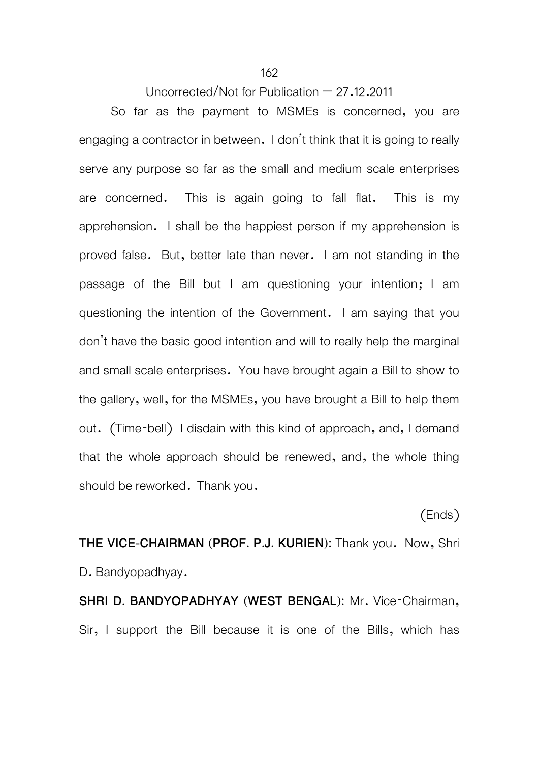Uncorrected/Not for Publication – 27.12.2011

So far as the payment to MSMEs is concerned, you are engaging a contractor in between. I don't think that it is going to really serve any purpose so far as the small and medium scale enterprises are concerned. This is again going to fall flat. This is my apprehension. I shall be the happiest person if my apprehension is proved false. But, better late than never. I am not standing in the passage of the Bill but I am questioning your intention; I am questioning the intention of the Government. I am saying that you don't have the basic good intention and will to really help the marginal and small scale enterprises. You have brought again a Bill to show to the gallery, well, for the MSMEs, you have brought a Bill to help them out. (Time-bell) I disdain with this kind of approach, and, I demand that the whole approach should be renewed, and, the whole thing should be reworked. Thank you.

(Ends)

**THE VICE-CHAIRMAN (PROF. P.J. KURIEN):** Thank you. Now, Shri D. Bandyopadhyay.

**SHRI D. BANDYOPADHYAY (WEST BENGAL):** Mr. Vice-Chairman, Sir, I support the Bill because it is one of the Bills, which has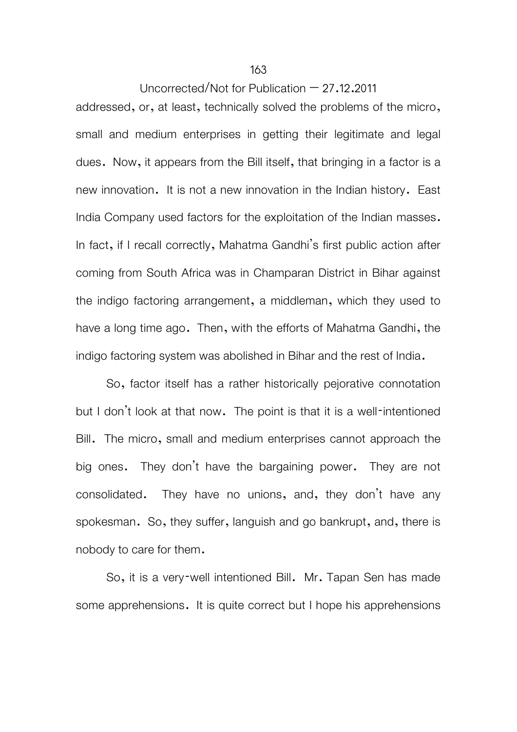addressed, or, at least, technically solved the problems of the micro, small and medium enterprises in getting their legitimate and legal dues. Now, it appears from the Bill itself, that bringing in a factor is a new innovation. It is not a new innovation in the Indian history. East India Company used factors for the exploitation of the Indian masses. In fact, if I recall correctly, Mahatma Gandhi's first public action after coming from South Africa was in Champaran District in Bihar against the indigo factoring arrangement, a middleman, which they used to have a long time ago. Then, with the efforts of Mahatma Gandhi, the indigo factoring system was abolished in Bihar and the rest of India.

So, factor itself has a rather historically pejorative connotation but I don't look at that now. The point is that it is a well-intentioned Bill. The micro, small and medium enterprises cannot approach the big ones. They don't have the bargaining power. They are not consolidated. They have no unions, and, they don't have any spokesman. So, they suffer, languish and go bankrupt, and, there is nobody to care for them.

So, it is a very-well intentioned Bill. Mr. Tapan Sen has made some apprehensions. It is quite correct but I hope his apprehensions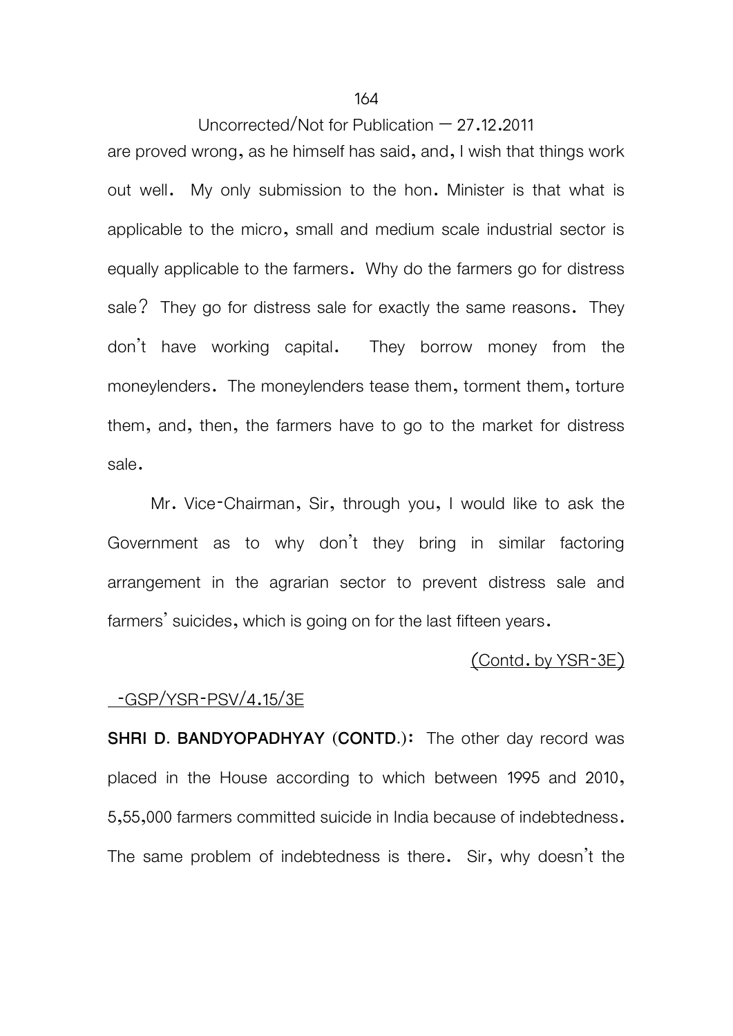are proved wrong, as he himself has said, and, I wish that things work out well. My only submission to the hon. Minister is that what is applicable to the micro, small and medium scale industrial sector is equally applicable to the farmers. Why do the farmers go for distress sale? They go for distress sale for exactly the same reasons. They don't have working capital. They borrow money from the moneylenders. The moneylenders tease them, torment them, torture them, and, then, the farmers have to go to the market for distress sale.

Mr. Vice-Chairman, Sir, through you, I would like to ask the Government as to why don't they bring in similar factoring arrangement in the agrarian sector to prevent distress sale and farmers' suicides, which is going on for the last fifteen years.

(Contd. by YSR-3E)

-GSP/YSR-PSV/4.15/3E

**SHRI D. BANDYOPADHYAY (CONTD.):** The other day record was placed in the House according to which between 1995 and 2010, 5,55,000 farmers committed suicide in India because of indebtedness. The same problem of indebtedness is there. Sir, why doesn't the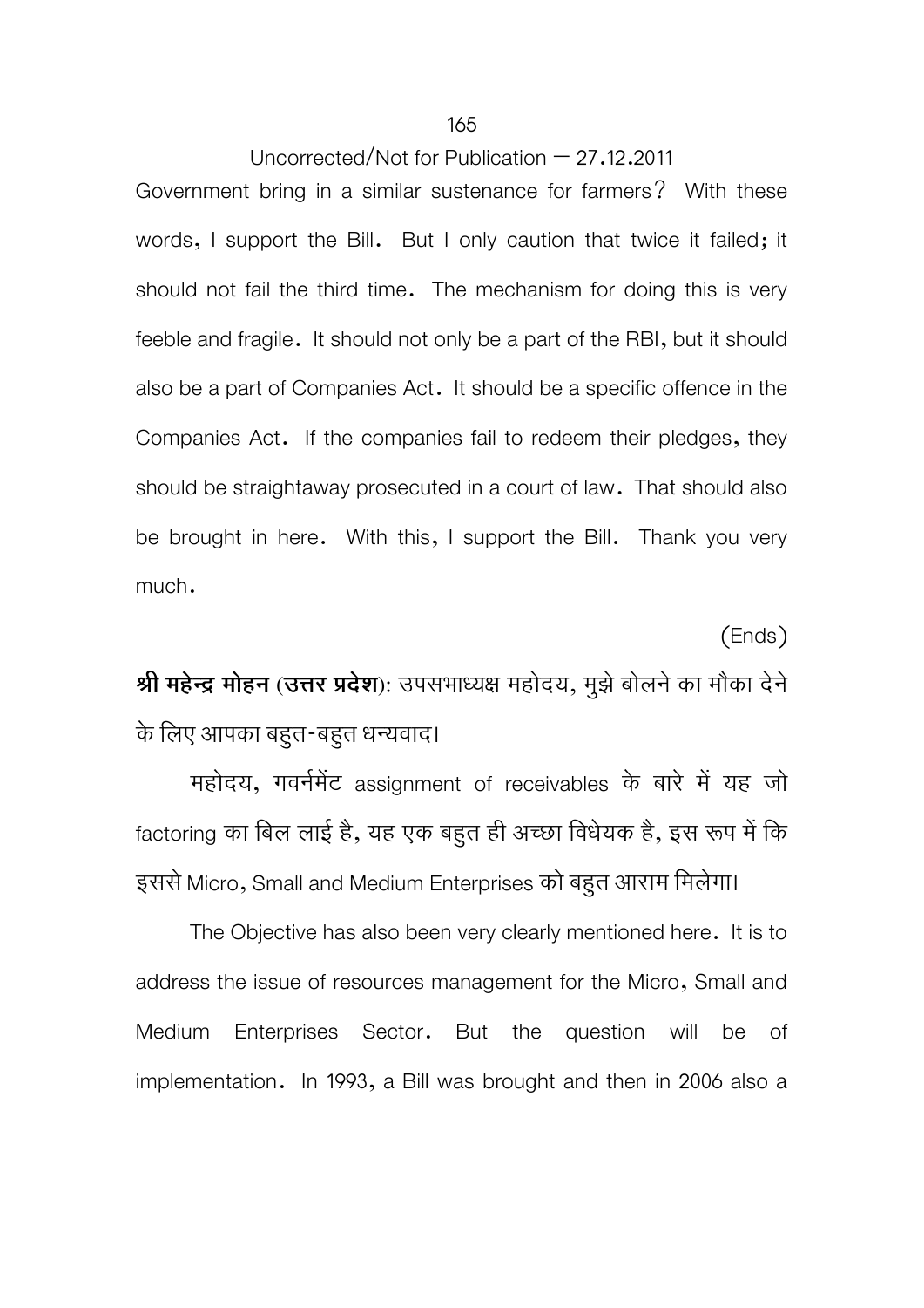Government bring in a similar sustenance for farmers? With these words, I support the Bill. But I only caution that twice it failed; it should not fail the third time. The mechanism for doing this is very feeble and fragile. It should not only be a part of the RBI, but it should also be a part of Companies Act. It should be a specific offence in the Companies Act. If the companies fail to redeem their pledges, they should be straightaway prosecuted in a court of law. That should also be brought in here. With this, I support the Bill. Thank you very much.

(Ends)

**श्री महेन्द्र मोहन (उत्तर प्रदेश)**: उपसभाध्यक्ष महोदय, मुझे बोलने का मौका देने के लिए आपका बहुत-बहुत धन्यवाद।

महोदय, गवर्नमेंट assignment of receivables के बारे में यह जो factoring का बिल लाई है, यह एक बहुत ही अच्छा विधेयक है, इस रूप में कि इससे Micro, Small and Medium Enterprises को बहुत आराम मिलेगा।

The Objective has also been very clearly mentioned here. It is to address the issue of resources management for the Micro, Small and Medium Enterprises Sector. But the question will be of implementation. In 1993, a Bill was brought and then in 2006 also a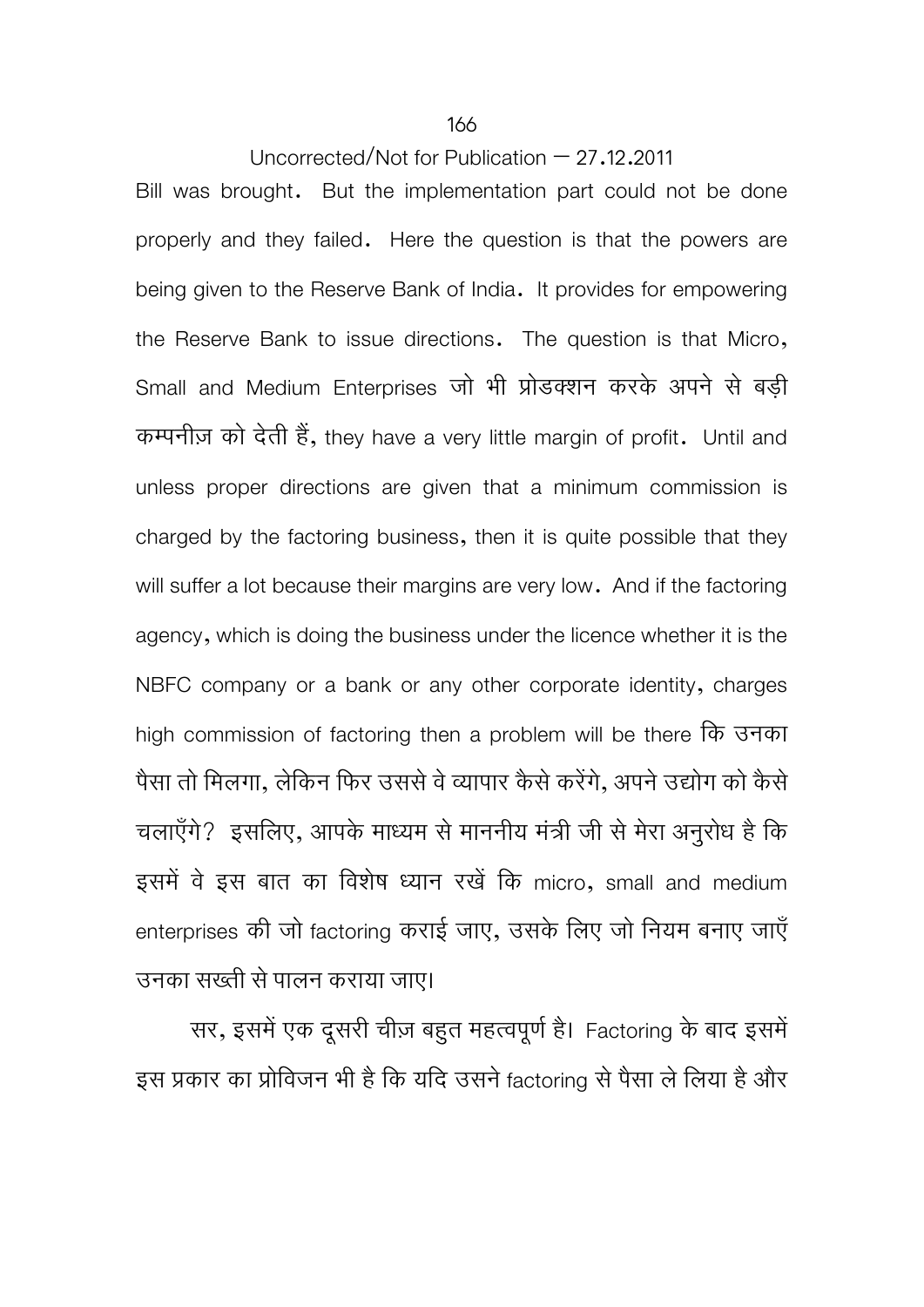Bill was brought. But the implementation part could not be done properly and they failed. Here the question is that the powers are being given to the Reserve Bank of India. It provides for empowering the Reserve Bank to issue directions. The question is that Micro, Small and Medium Enterprises जो भी प्रोडक्शन करके अपने से बड़ी कम्पनीज़ को देती हैं, they have a very little margin of profit. Until and unless proper directions are given that a minimum commission is charged by the factoring business, then it is quite possible that they will suffer a lot because their margins are very low. And if the factoring agency, which is doing the business under the licence whether it is the NBFC company or a bank or any other corporate identity, charges high commission of factoring then a problem will be there कि उनका पैसा तो मिलगा, लेकिन फिर उससे वे व्यापार कैसे करेंगे, अपने उद्योग को कैसे चलाएँगे? इसलिए, आपके माध्यम से माननीय मंत्री जी से मेरा अनुरोध है कि इसमें वे इस बात का विशेष ध्यान रखें कि micro, small and medium enterprises की जो factoring कराई जाए, उसके लिए जो नियम बनाए जाएँ उनका सख्ती से पालन कराया जाए।

सर, इसमें एक दूसरी चीज़ बहुत महत्वपूर्ण है। Factoring के बाद इसमें इस प्रकार का प्रोविजन भी है कि यदि उसने factoring से पैसा ले लिया है और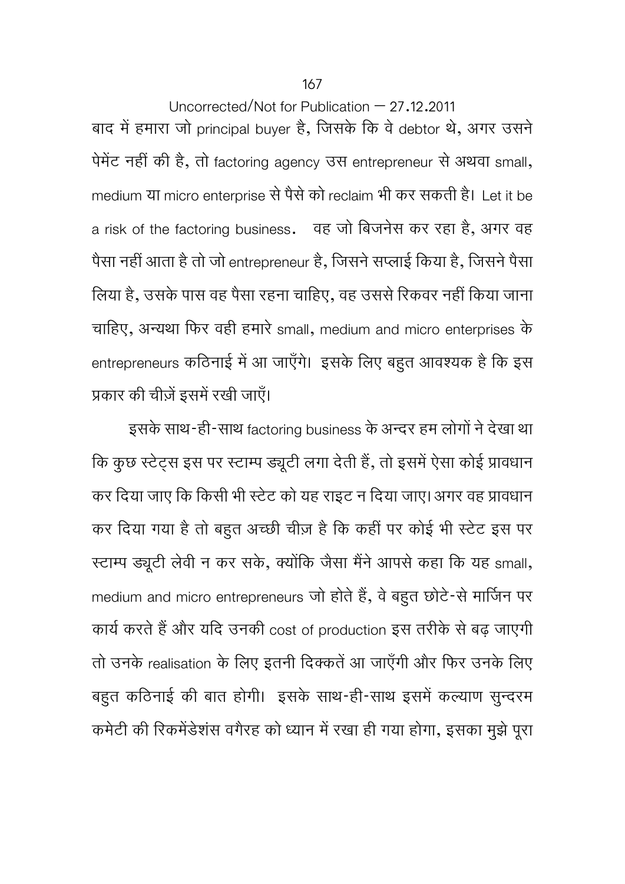Uncorrected/Not for Publication – 27.12.2011

बाद में हमारा जो principal buyer है, जिसके कि वे debtor थे, अगर उसने पेमेंट नहीं की है, तो factoring agency उस entrepreneur से अथवा small, medium या micro enterprise से पैसे को reclaim भी कर सकती है। Let it be a risk of the factoring business. वह जो बिजनेस कर रहा है, अगर वह पैसा नहीं आता है तो जो entrepreneur है, जिसने सप्लाई किया है, जिसने पैसा लिया है, उसके पास वह पैसा रहना चाहिए, वह उससे रिकवर नहीं किया जाना चाहिए, अन्यथा फिर वही हमारे small, medium and micro enterprises के entrepreneurs कठिनाई में आ जाएँगे। इसके लिए बहुत आवश्यक है कि इस प्रकार की चीज़ें इसमें रखी जाएँ।

इसके साथ-ही-साथ factoring business के अन्दर हम लोगों ने देखा था कि कुछ स्टेट्स इस पर स्टाम्प ड्यूटी लगा देती हैं, तो इसमें ऐसा कोई प्रावधान कर दिया जाए कि किसी भी स्टेट को यह राइट न दिया जाए। अगर वह प्रावधान कर दिया गया है तो बहुत अच्छी चीज़ है कि कहीं पर कोई भी स्टेट इस पर स्टाम्प ड्यूटी लेवी न कर सके, क्योंकि जैसा मैंने आपसे कहा कि यह small, medium and micro entrepreneurs जो होते हैं, वे बहुत छोटे-से मार्जिन पर कार्य करते हैं और यदि उनकी cost of production इस तरीके से बढ़ जाएगी तो उनके realisation के लिए इतनी दिक्कतें आ जाएँगी और फिर उनके लिए बहुत कठिनाई की बात होगी। इसके साथ-ही-साथ इसमें कल्याण सुन्दरम कमेटी की रिकमेंडेशंस वगैरह को ध्यान में रखा ही गया होगा, इसका मुझे पूरा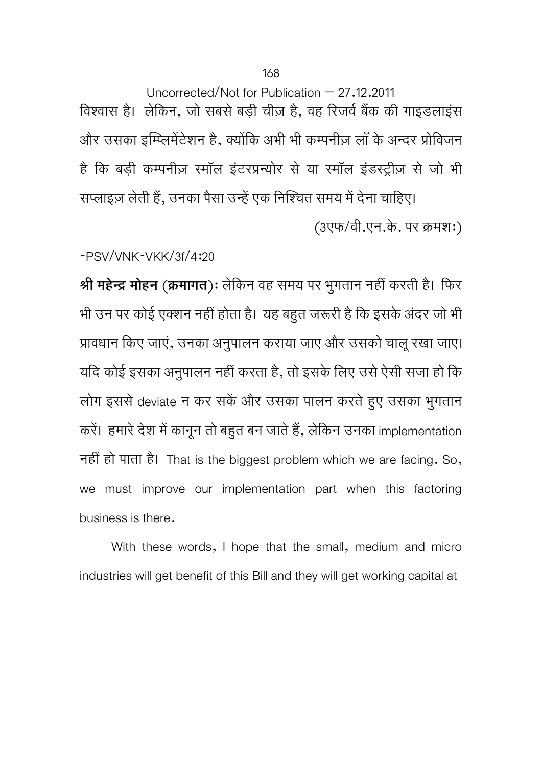Uncorrected/Not for Publication – 27.12.2011

विश्वास है। लेकिन, जो सबसे बड़ी चीज़ है, वह रिजर्व बैंक की गाइडलाइंस और उसका इम्प्लिमेंटेशन है, क्योंकि अभी भी कम्पनीज़ लॉ के अन्दर प्रोविजन है कि बड़ी कम्पनीज़ स्मॉल इंटरप्रन्योर से या स्मॉल इंडस्ट्रीज़ से जो भी सप्लाइज़ लेती हैं, उनका पैसा उन्हें एक निश्चित समय में देना चाहिए।

(3एफ/वी.एन.के. पर क्रमशः)

-PSV/VNK-VKK/3f/4:20

**श्री महेन्द्र मोहन (क्रमागत):** लेकिन वह समय पर भुगतान नहीं करती है। फिर भी उन पर कोई एक्शन नहीं होता है। यह बहुत जरूरी है कि इसके अंदर जो भी प्रावधान किए जाएं, उनका अनुपालन कराया जाए और उसको चालू रखा जाए। यदि कोई इसका अनुपालन नहीं करता है, तो इसके लिए उसे ऐसी सजा हो कि लोग इससे deviate न कर सकें और उसका पालन करते हुए उसका भुगतान करें। हमारे देश में कानून तो बहुत बन जाते हैं, लेकिन उनका implementation नहीं हो पाता है। That is the biggest problem which we are facing. So, we must improve our implementation part when this factoring business is there.

With these words, I hope that the small, medium and micro industries will get benefit of this Bill and they will get working capital at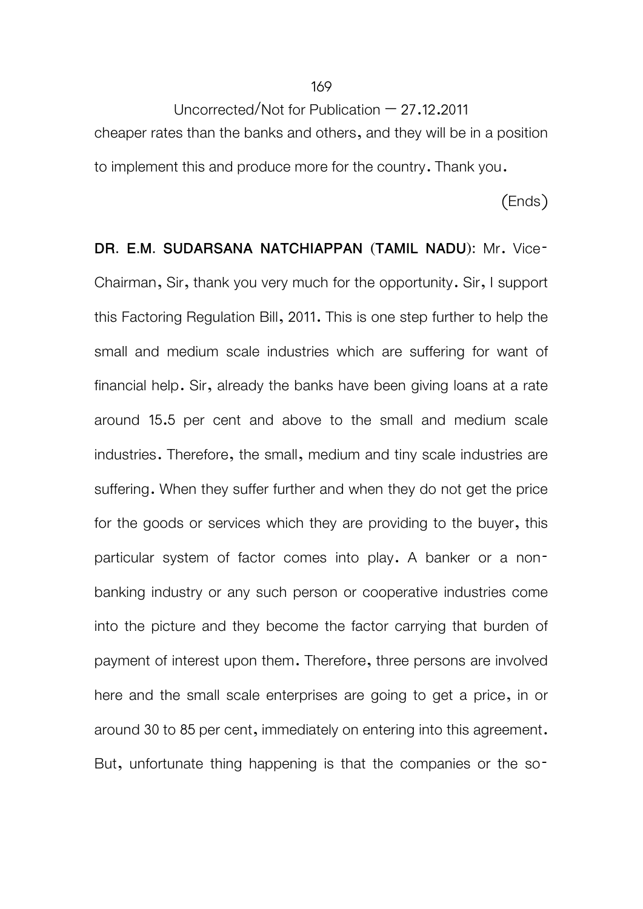Uncorrected/Not for Publication – 27.12.2011

cheaper rates than the banks and others, and they will be in a position to implement this and produce more for the country. Thank you.

(Ends)

**DR. E.M. SUDARSANA NATCHIAPPAN (TAMIL NADU):** Mr. Vice-Chairman, Sir, thank you very much for the opportunity. Sir, I support this Factoring Regulation Bill, 2011. This is one step further to help the small and medium scale industries which are suffering for want of financial help. Sir, already the banks have been giving loans at a rate around 15.5 per cent and above to the small and medium scale industries. Therefore, the small, medium and tiny scale industries are suffering. When they suffer further and when they do not get the price for the goods or services which they are providing to the buyer, this particular system of factor comes into play. A banker or a non-banking industry or any such person or cooperative industries come into the picture and they become the factor carrying that burden of payment of interest upon them. Therefore, three persons are involved here and the small scale enterprises are going to get a price, in or around 30 to 85 per cent, immediately on entering into this agreement. But, unfortunate thing happening is that the companies or the so-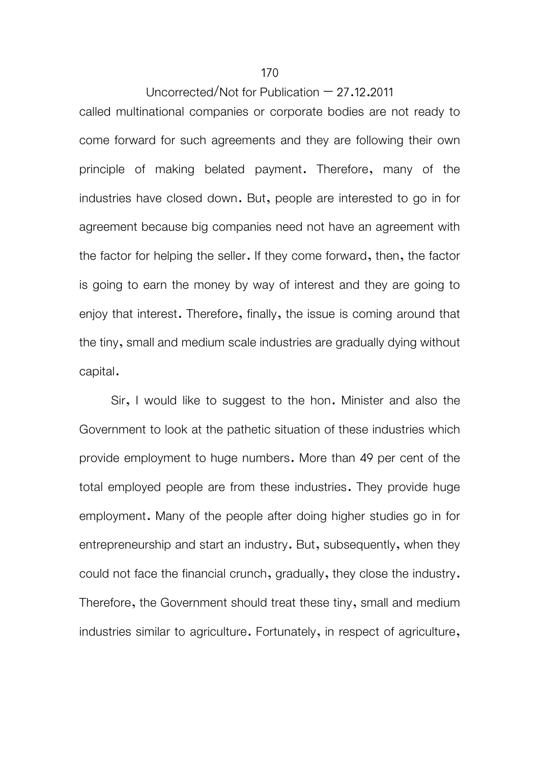called multinational companies or corporate bodies are not ready to come forward for such agreements and they are following their own principle of making belated payment. Therefore, many of the industries have closed down. But, people are interested to go in for agreement because big companies need not have an agreement with the factor for helping the seller. If they come forward, then, the factor is going to earn the money by way of interest and they are going to enjoy that interest. Therefore, finally, the issue is coming around that the tiny, small and medium scale industries are gradually dying without capital.

Sir, I would like to suggest to the hon. Minister and also the Government to look at the pathetic situation of these industries which provide employment to huge numbers. More than 49 per cent of the total employed people are from these industries. They provide huge employment. Many of the people after doing higher studies go in for entrepreneurship and start an industry. But, subsequently, when they could not face the financial crunch, gradually, they close the industry. Therefore, the Government should treat these tiny, small and medium industries similar to agriculture. Fortunately, in respect of agriculture,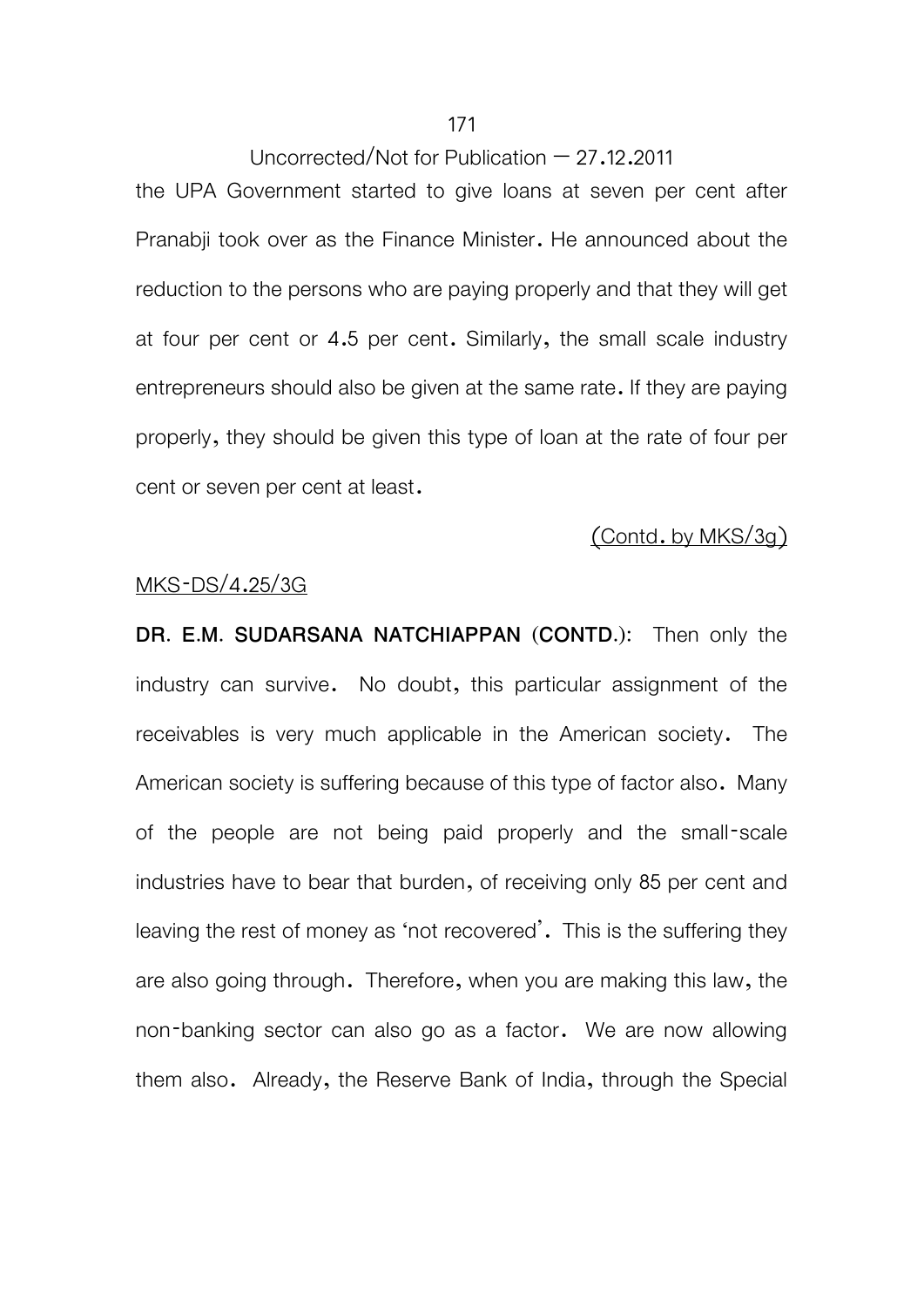the UPA Government started to give loans at seven per cent after Pranabji took over as the Finance Minister. He announced about the reduction to the persons who are paying properly and that they will get at four per cent or 4.5 per cent. Similarly, the small scale industry entrepreneurs should also be given at the same rate. If they are paying properly, they should be given this type of loan at the rate of four per cent or seven per cent at least.

(Contd. by MKS/3g)

MKS-DS/4.25/3G

**DR. E.M. SUDARSANA NATCHIAPPAN (CONTD.):** Then only the industry can survive. No doubt, this particular assignment of the receivables is very much applicable in the American society. The American society is suffering because of this type of factor also. Many of the people are not being paid properly and the small-scale industries have to bear that burden, of receiving only 85 per cent and leaving the rest of money as 'not recovered'. This is the suffering they are also going through. Therefore, when you are making this law, the non-banking sector can also go as a factor. We are now allowing them also. Already, the Reserve Bank of India, through the Special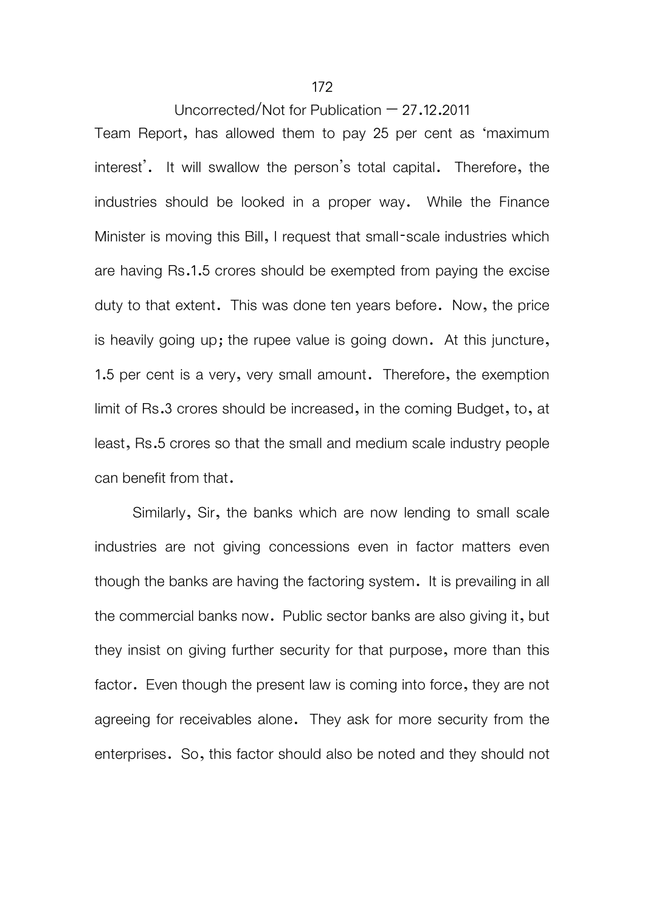Team Report, has allowed them to pay 25 per cent as 'maximum interest'. It will swallow the person's total capital. Therefore, the industries should be looked in a proper way. While the Finance Minister is moving this Bill, I request that small-scale industries which are having Rs.1.5 crores should be exempted from paying the excise duty to that extent. This was done ten years before. Now, the price is heavily going up; the rupee value is going down. At this juncture, 1.5 per cent is a very, very small amount. Therefore, the exemption limit of Rs.3 crores should be increased, in the coming Budget, to, at least, Rs.5 crores so that the small and medium scale industry people can benefit from that.

Similarly, Sir, the banks which are now lending to small scale industries are not giving concessions even in factor matters even though the banks are having the factoring system. It is prevailing in all the commercial banks now. Public sector banks are also giving it, but they insist on giving further security for that purpose, more than this factor. Even though the present law is coming into force, they are not agreeing for receivables alone. They ask for more security from the enterprises. So, this factor should also be noted and they should not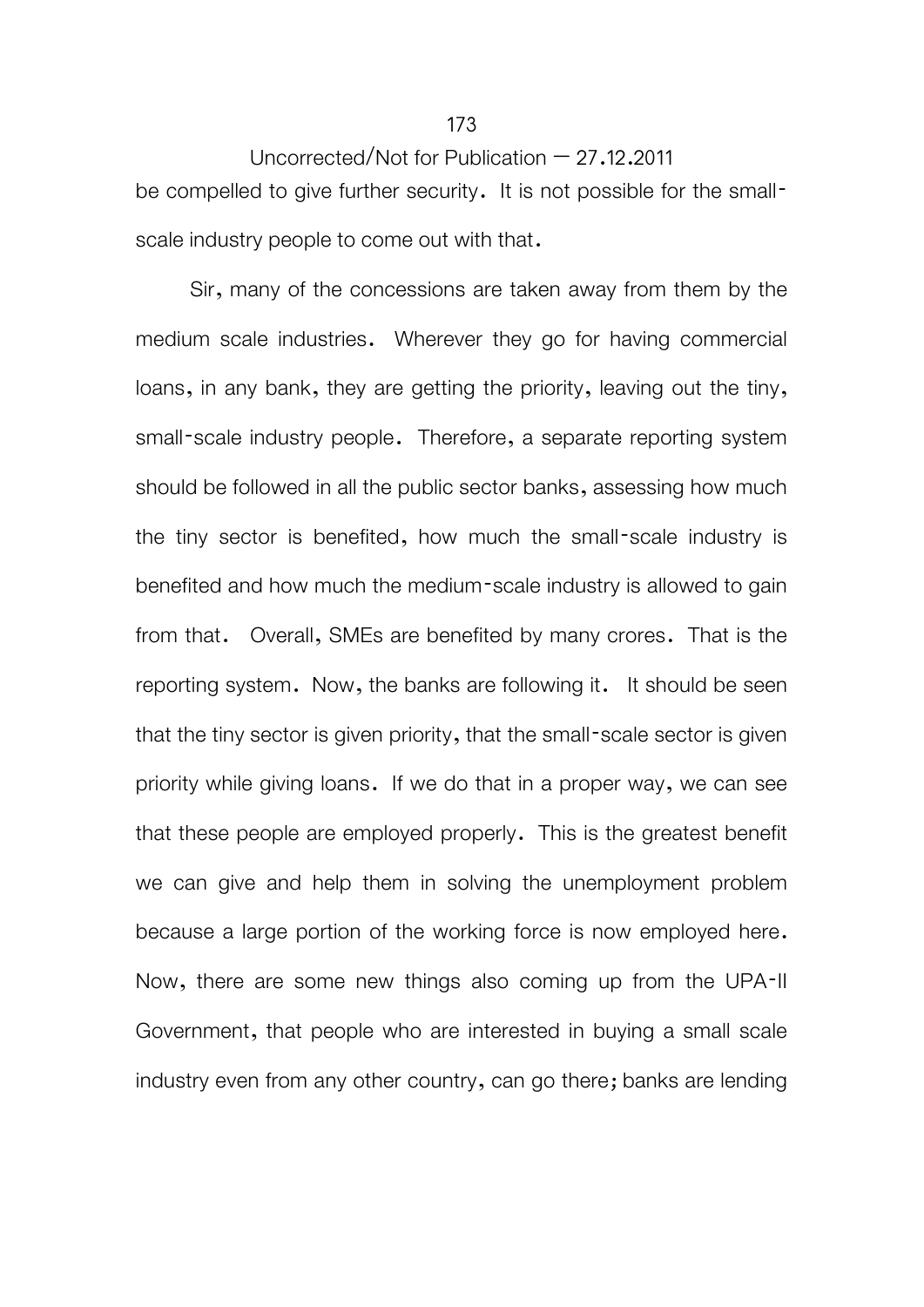be compelled to give further security. It is not possible for the small-scale industry people to come out with that.

Sir, many of the concessions are taken away from them by the medium scale industries. Wherever they go for having commercial loans, in any bank, they are getting the priority, leaving out the tiny, small-scale industry people. Therefore, a separate reporting system should be followed in all the public sector banks, assessing how much the tiny sector is benefited, how much the small-scale industry is benefited and how much the medium-scale industry is allowed to gain from that. Overall, SMEs are benefited by many crores. That is the reporting system. Now, the banks are following it. It should be seen that the tiny sector is given priority, that the small-scale sector is given priority while giving loans. If we do that in a proper way, we can see that these people are employed properly. This is the greatest benefit we can give and help them in solving the unemployment problem because a large portion of the working force is now employed here. Now, there are some new things also coming up from the UPA-II Government, that people who are interested in buying a small scale industry even from any other country, can go there; banks are lending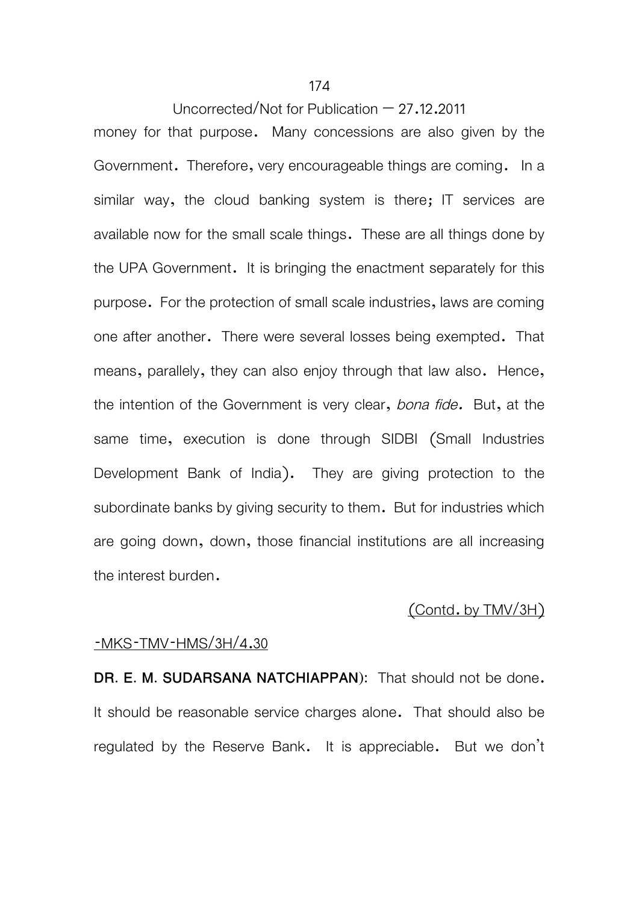money for that purpose. Many concessions are also given by the Government. Therefore, very encourageable things are coming. In a similar way, the cloud banking system is there; IT services are available now for the small scale things. These are all things done by the UPA Government. It is bringing the enactment separately for this purpose. For the protection of small scale industries, laws are coming one after another. There were several losses being exempted. That means, parallely, they can also enjoy through that law also. Hence, the intention of the Government is very clear, *bona fide.* But, at the same time, execution is done through SIDBI (Small Industries Development Bank of India). They are giving protection to the subordinate banks by giving security to them. But for industries which are going down, down, those financial institutions are all increasing the interest burden.

(Contd. by TMV/3H)

-MKS-TMV-HMS/3H/4.30

**DR. E. M. SUDARSANA NATCHIAPPAN**): That should not be done. It should be reasonable service charges alone. That should also be regulated by the Reserve Bank. It is appreciable. But we don't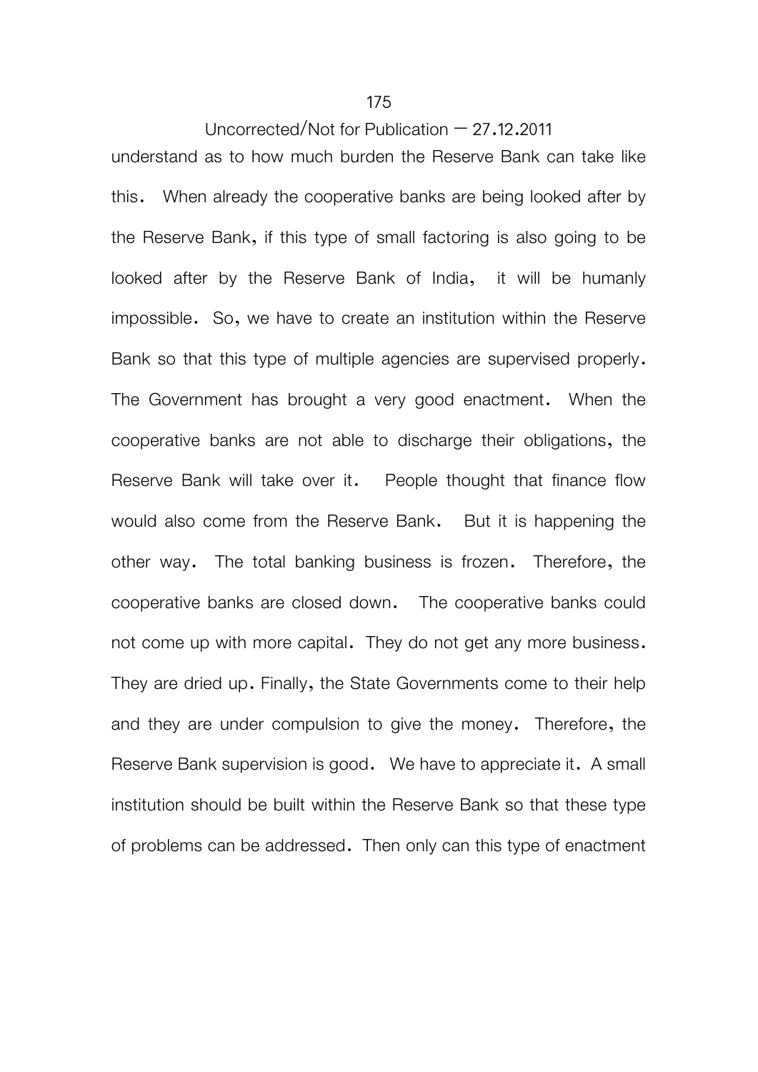understand as to how much burden the Reserve Bank can take like this. When already the cooperative banks are being looked after by the Reserve Bank, if this type of small factoring is also going to be looked after by the Reserve Bank of India, it will be humanly impossible. So, we have to create an institution within the Reserve Bank so that this type of multiple agencies are supervised properly. The Government has brought a very good enactment. When the cooperative banks are not able to discharge their obligations, the Reserve Bank will take over it. People thought that finance flow would also come from the Reserve Bank. But it is happening the other way. The total banking business is frozen. Therefore, the cooperative banks are closed down. The cooperative banks could not come up with more capital. They do not get any more business. They are dried up. Finally, the State Governments come to their help and they are under compulsion to give the money. Therefore, the Reserve Bank supervision is good. We have to appreciate it. A small institution should be built within the Reserve Bank so that these type of problems can be addressed. Then only can this type of enactment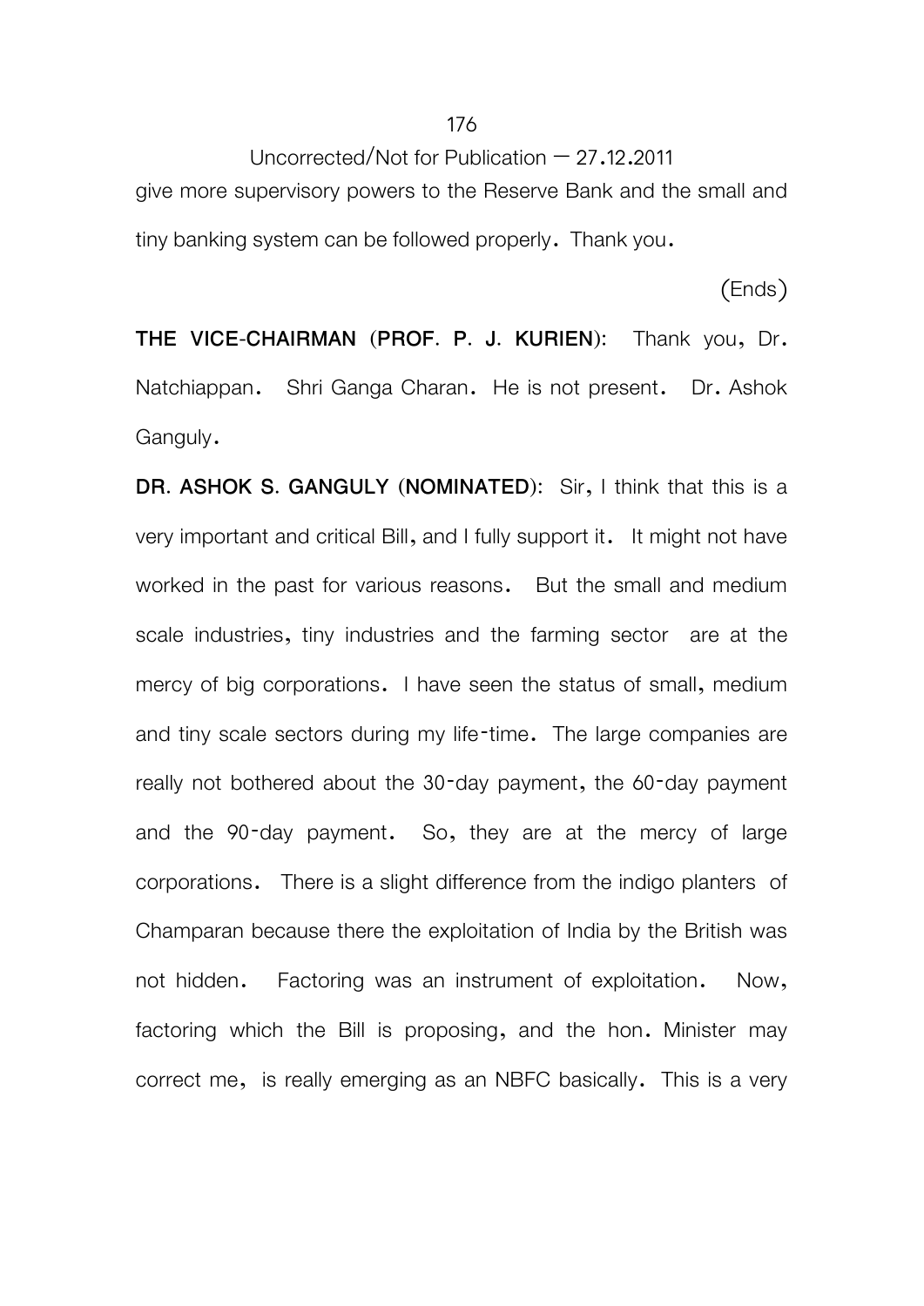give more supervisory powers to the Reserve Bank and the small and tiny banking system can be followed properly. Thank you.

(Ends)

**THE VICE-CHAIRMAN (PROF. P. J. KURIEN):** Thank you, Dr. Natchiappan. Shri Ganga Charan. He is not present. Dr. Ashok Ganguly.

**DR. ASHOK S. GANGULY (NOMINATED):** Sir, I think that this is a very important and critical Bill, and I fully support it. It might not have worked in the past for various reasons. But the small and medium scale industries, tiny industries and the farming sector are at the mercy of big corporations. I have seen the status of small, medium and tiny scale sectors during my life-time. The large companies are really not bothered about the 30-day payment, the 60-day payment and the 90-day payment. So, they are at the mercy of large corporations. There is a slight difference from the indigo planters of Champaran because there the exploitation of India by the British was not hidden. Factoring was an instrument of exploitation. Now, factoring which the Bill is proposing, and the hon. Minister may correct me, is really emerging as an NBFC basically. This is a very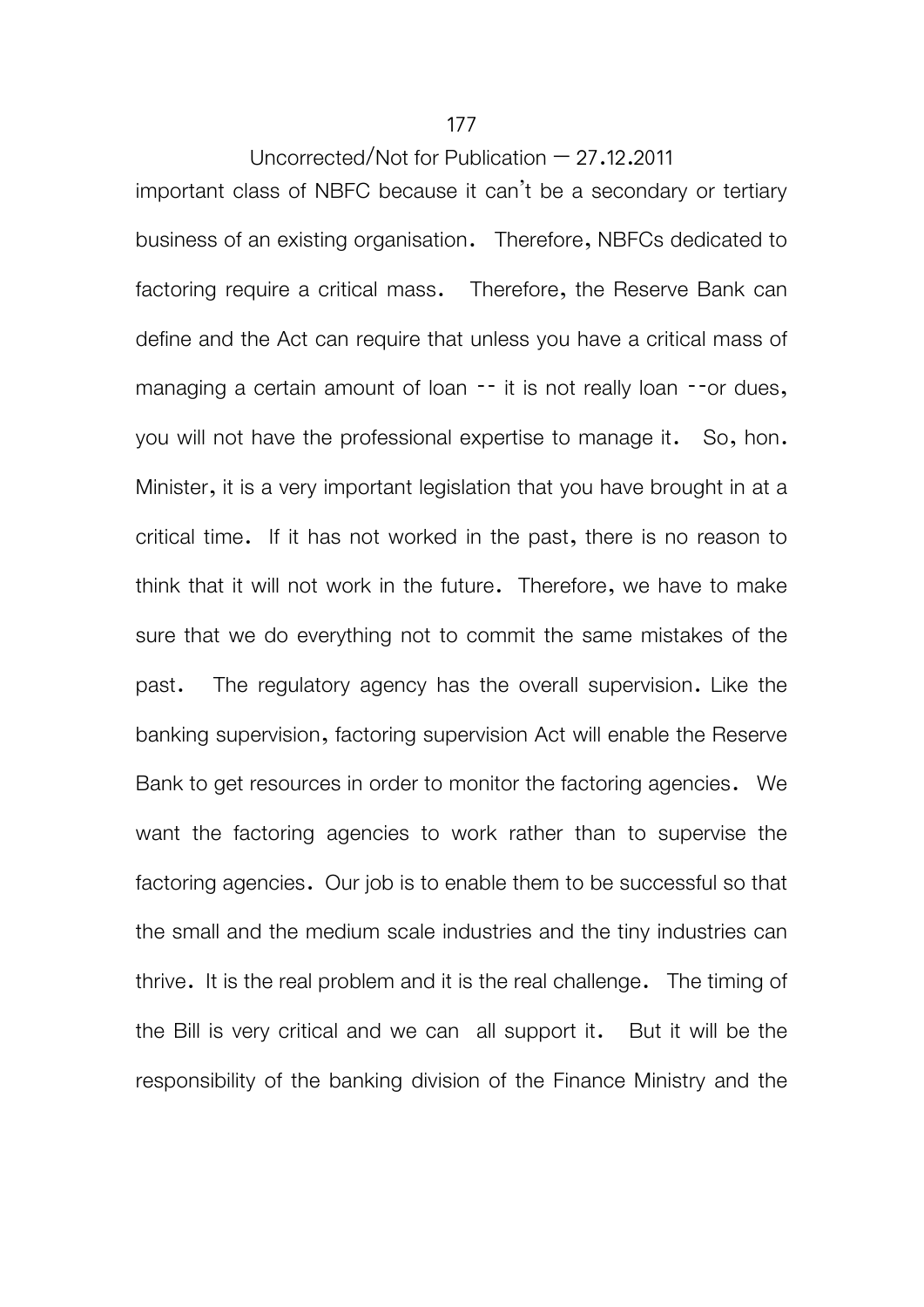important class of NBFC because it can't be a secondary or tertiary business of an existing organisation. Therefore, NBFCs dedicated to factoring require a critical mass. Therefore, the Reserve Bank can define and the Act can require that unless you have a critical mass of managing a certain amount of loan -- it is not really loan --or dues, you will not have the professional expertise to manage it. So, hon. Minister, it is a very important legislation that you have brought in at a critical time. If it has not worked in the past, there is no reason to think that it will not work in the future. Therefore, we have to make sure that we do everything not to commit the same mistakes of the past. The regulatory agency has the overall supervision. Like the banking supervision, factoring supervision Act will enable the Reserve Bank to get resources in order to monitor the factoring agencies. We want the factoring agencies to work rather than to supervise the factoring agencies. Our job is to enable them to be successful so that the small and the medium scale industries and the tiny industries can thrive. It is the real problem and it is the real challenge. The timing of the Bill is very critical and we can all support it. But it will be the responsibility of the banking division of the Finance Ministry and the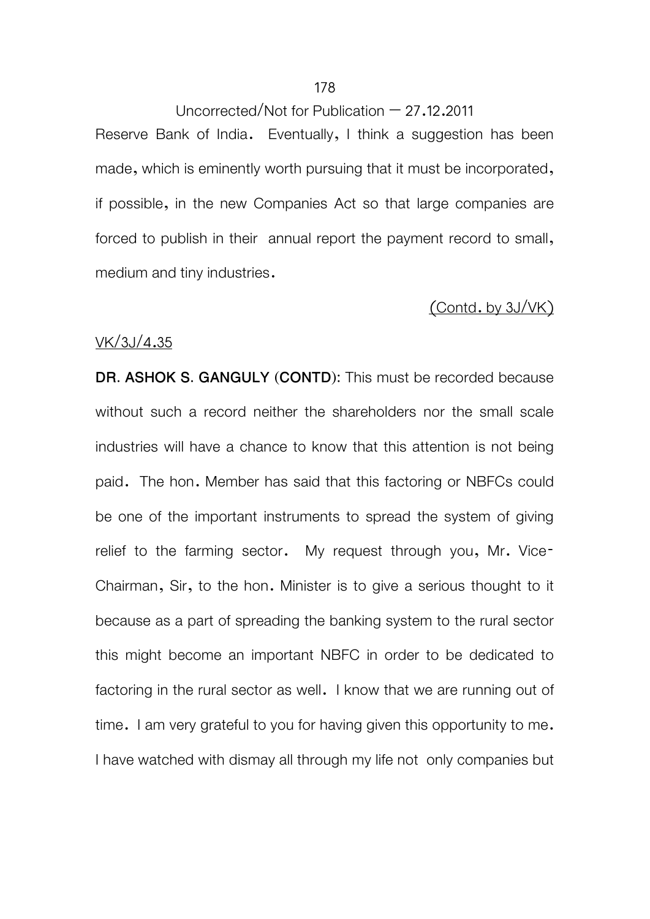Reserve Bank of India. Eventually, I think a suggestion has been made, which is eminently worth pursuing that it must be incorporated, if possible, in the new Companies Act so that large companies are forced to publish in their annual report the payment record to small, medium and tiny industries.

(Contd. by 3J/VK)

VK/3J/4.35

**DR. ASHOK S. GANGULY (CONTD):** This must be recorded because without such a record neither the shareholders nor the small scale industries will have a chance to know that this attention is not being paid. The hon. Member has said that this factoring or NBFCs could be one of the important instruments to spread the system of giving relief to the farming sector. My request through you, Mr. Vice-Chairman, Sir, to the hon. Minister is to give a serious thought to it because as a part of spreading the banking system to the rural sector this might become an important NBFC in order to be dedicated to factoring in the rural sector as well. I know that we are running out of time. I am very grateful to you for having given this opportunity to me. I have watched with dismay all through my life not only companies but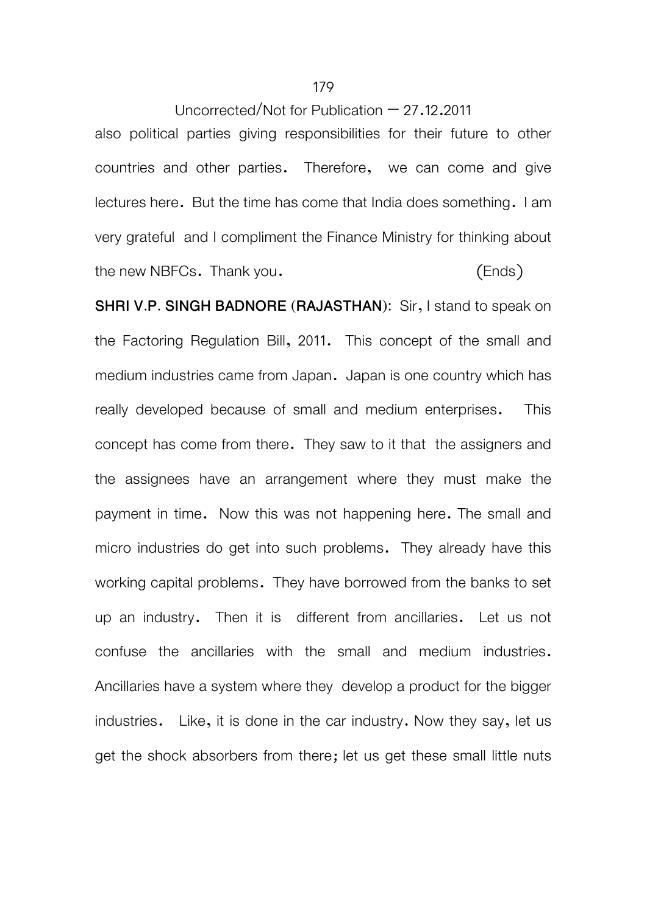also political parties giving responsibilities for their future to other countries and other parties. Therefore, we can come and give lectures here. But the time has come that India does something. I am very grateful and I compliment the Finance Ministry for thinking about the new NBFCs. Thank you. (Ends)

**SHRI V.P. SINGH BADNORE (RAJASTHAN):** Sir, I stand to speak on the Factoring Regulation Bill, 2011. This concept of the small and medium industries came from Japan. Japan is one country which has really developed because of small and medium enterprises. This concept has come from there. They saw to it that the assigners and the assignees have an arrangement where they must make the payment in time. Now this was not happening here. The small and micro industries do get into such problems. They already have this working capital problems. They have borrowed from the banks to set up an industry. Then it is different from ancillaries. Let us not confuse the ancillaries with the small and medium industries. Ancillaries have a system where they develop a product for the bigger industries. Like, it is done in the car industry. Now they say, let us get the shock absorbers from there; let us get these small little nuts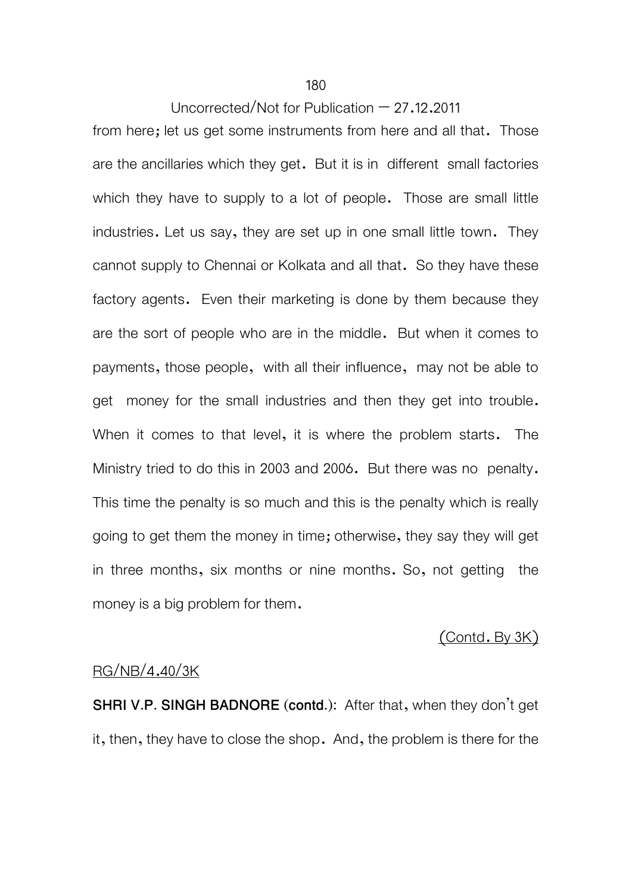from here; let us get some instruments from here and all that. Those are the ancillaries which they get. But it is in different small factories which they have to supply to a lot of people. Those are small little industries. Let us say, they are set up in one small little town. They cannot supply to Chennai or Kolkata and all that. So they have these factory agents. Even their marketing is done by them because they are the sort of people who are in the middle. But when it comes to payments, those people, with all their influence, may not be able to get money for the small industries and then they get into trouble. When it comes to that level, it is where the problem starts. The Ministry tried to do this in 2003 and 2006. But there was no penalty. This time the penalty is so much and this is the penalty which is really going to get them the money in time; otherwise, they say they will get in three months, six months or nine months. So, not getting the money is a big problem for them.

(Contd. By 3K)

RG/NB/4.40/3K

**SHRI V.P. SINGH BADNORE (contd.)**: After that, when they don't get it, then, they have to close the shop. And, the problem is there for the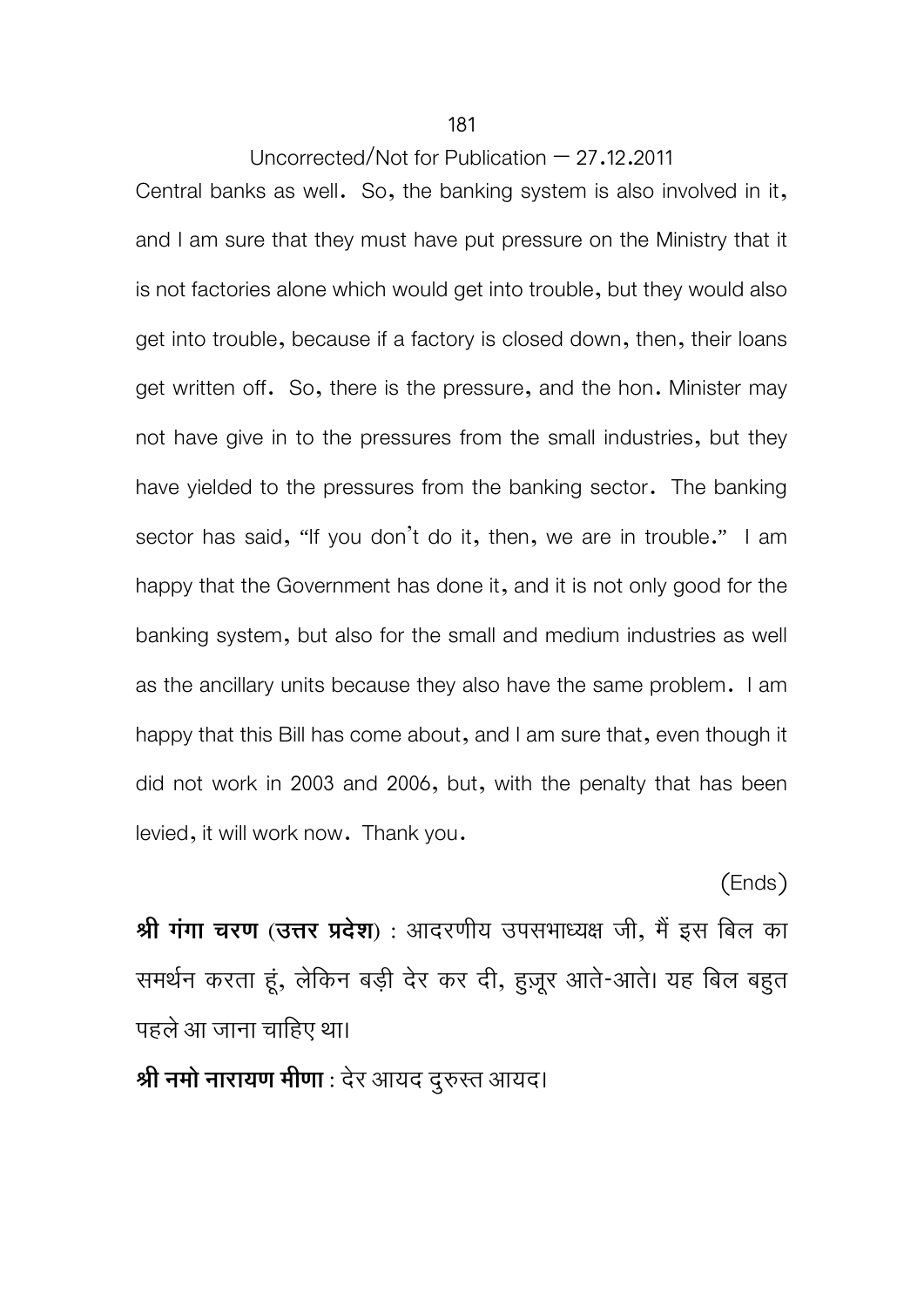Central banks as well. So, the banking system is also involved in it, and I am sure that they must have put pressure on the Ministry that it is not factories alone which would get into trouble, but they would also get into trouble, because if a factory is closed down, then, their loans get written off. So, there is the pressure, and the hon. Minister may not have give in to the pressures from the small industries, but they have yielded to the pressures from the banking sector. The banking sector has said, "If you don't do it, then, we are in trouble." I am happy that the Government has done it, and it is not only good for the banking system, but also for the small and medium industries as well as the ancillary units because they also have the same problem. I am happy that this Bill has come about, and I am sure that, even though it did not work in 2003 and 2006, but, with the penalty that has been levied, it will work now. Thank you.

(Ends)

**श्री गंगा चरण (उत्तर प्रदेश)** : आदरणीय उपसभाध्यक्ष जी, मैं इस बिल का समर्थन करता हूं, लेकिन बड़ी देर कर दी, हुज़ूर आते-आते। यह बिल बहुत पहले आ जाना चाहिए था।

**श्री नमो नारायण मीणा** : देर आयद दुरुस्त आयद।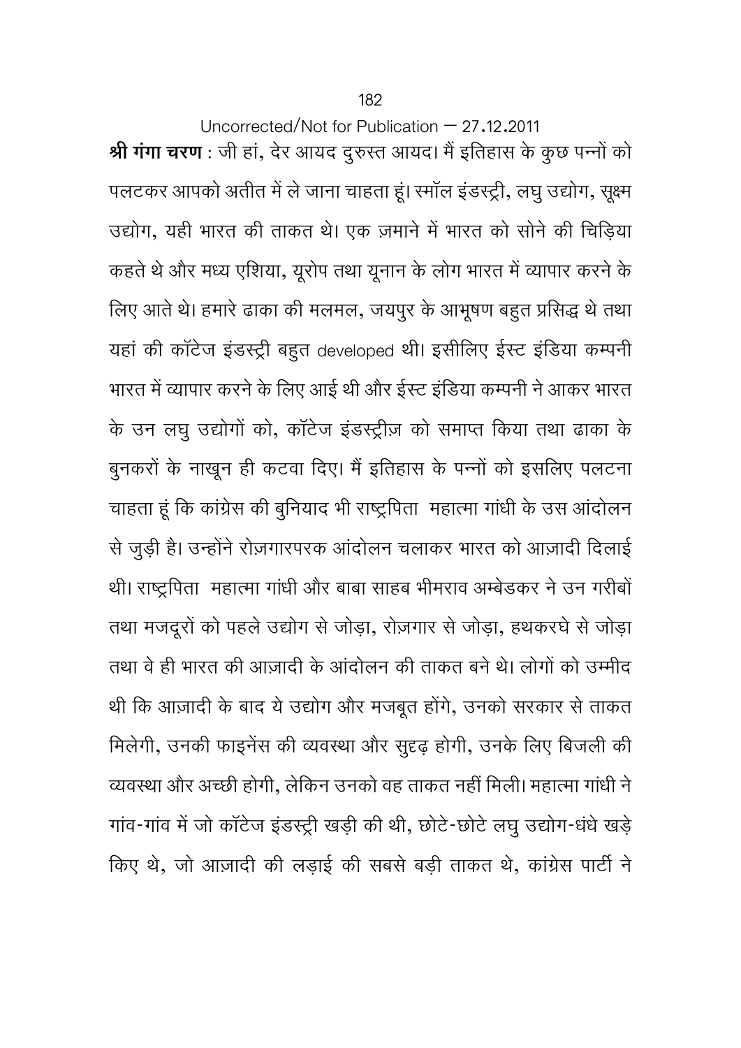Uncorrected/Not for Publication – 27.12.2011

**श्री गंगा चरण** : जी हां, देर आयद दुरुस्त आयद। मैं इतिहास के कुछ पन्नों को पलटकर आपको अतीत में ले जाना चाहता हूं। स्मॉल इंडस्ट्री, लघु उद्योग, सूक्ष्म उद्योग, यही भारत की ताकत थे। एक ज़माने में भारत को सोने की चिड़िया कहते थे और मध्य एशिया, यूरोप तथा यूनान के लोग भारत में व्यापार करने के लिए आते थे। हमारे ढाका की मलमल, जयपुर के आभूषण बहुत प्रसिद्ध थे तथा यहां की कॉटेज इंडस्ट्री बहुत developed थी। इसीलिए ईस्ट इंडिया कम्पनी भारत में व्यापार करने के लिए आई थी और ईस्ट इंडिया कम्पनी ने आकर भारत के उन लघु उद्योगों को, कॉटेज इंडस्ट्रीज़ को समाप्त किया तथा ढाका के बुनकरों के नाखून ही कटवा दिए। मैं इतिहास के पन्नों को इसलिए पलटना चाहता हूं कि कांग्रेस की बुनियाद भी राष्ट्रपिता महात्मा गांधी के उस आंदोलन से जुड़ी है। उन्होंने रोज़गारपरक आंदोलन चलाकर भारत को आज़ादी दिलाई थी। राष्ट्रपिता महात्मा गांधी और बाबा साहब भीमराव अम्बेडकर ने उन गरीबों तथा मजदूरों को पहले उद्योग से जोड़ा, रोज़गार से जोड़ा, हथकरघे से जोड़ा तथा वे ही भारत की आज़ादी के आंदोलन की ताकत बने थे। लोगों को उम्मीद थी कि आज़ादी के बाद ये उद्योग और मजबूत होंगे, उनको सरकार से ताकत मिलेगी, उनकी फाइनेंस की व्यवस्था और सुदृढ़ होगी, उनके लिए बिजली की व्यवस्था और अच्छी होगी, लेकिन उनको वह ताकत नहीं मिली। महात्मा गांधी ने गांव-गांव में जो कॉटेज इंडस्ट्री खड़ी की थी, छोटे-छोटे लघु उद्योग-धंधे खड़े किए थे, जो आज़ादी की लड़ाई की सबसे बड़ी ताकत थे, कांग्रेस पार्टी ने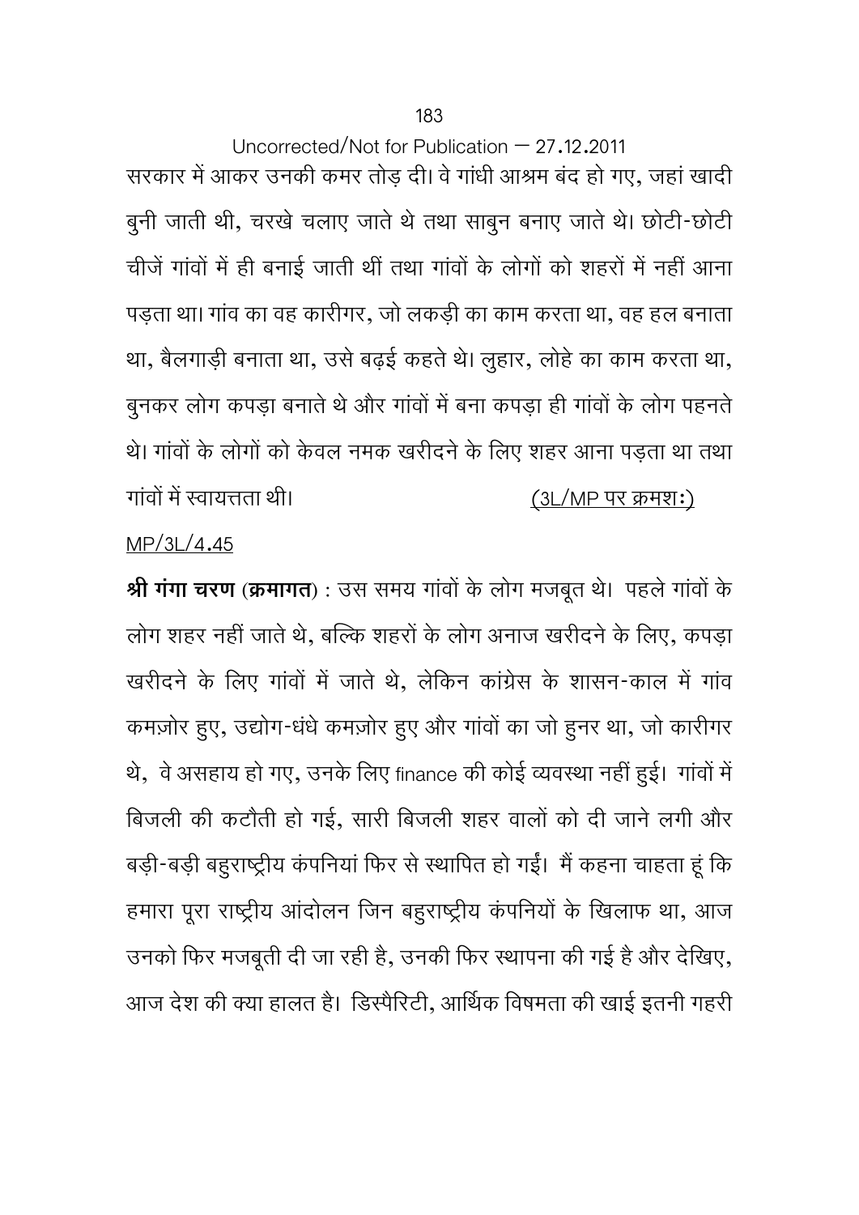Uncorrected/Not for Publication – 27.12.2011

सरकार में आकर उनकी कमर तोड़ दी। वे गांधी आश्रम बंद हो गए, जहां खादी बुनी जाती थी, चरखे चलाए जाते थे तथा साबुन बनाए जाते थे। छोटी-छोटी चीजें गांवों में ही बनाई जाती थीं तथा गांवों के लोगों को शहरों में नहीं आना पड़ता था। गांव का वह कारीगर, जो लकड़ी का काम करता था, वह हल बनाता था, बैलगाड़ी बनाता था, उसे बढ़ई कहते थे। लुहार, लोहे का काम करता था, बुनकर लोग कपड़ा बनाते थे और गांवों में बना कपड़ा ही गांवों के लोग पहनते थे। गांवों के लोगों को केवल नमक खरीदने के लिए शहर आना पड़ता था तथा गांवों में स्वायत्तता थी। (3L/MP पर क्रमशः)

MP/3L/4.45

**श्री गंगा चरण (क्रमागत)** : उस समय गांवों के लोग मजबूत थे। पहले गांवों के लोग शहर नहीं जाते थे, बल्कि शहरों के लोग अनाज खरीदने के लिए, कपड़ा खरीदने के लिए गांवों में जाते थे, लेकिन कांग्रेस के शासन-काल में गांव कमज़ोर हुए, उद्योग-धंधे कमज़ोर हुए और गांवों का जो हुनर था, जो कारीगर थे, वे असहाय हो गए, उनके लिए finance की कोई व्यवस्था नहीं हुई। गांवों में बिजली की कटौती हो गई, सारी बिजली शहर वालों को दी जाने लगी और बड़ी-बड़ी बहुराष्ट्रीय कंपनियां फिर से स्थापित हो गईं। मैं कहना चाहता हूं कि हमारा पूरा राष्ट्रीय आंदोलन जिन बहुराष्ट्रीय कंपनियों के खिलाफ था, आज उनको फिर मजबूती दी जा रही है, उनकी फिर स्थापना की गई है और देखिए, आज देश की क्या हालत है। डिस्पैरिटी, आर्थिक विषमता की खाई इतनी गहरी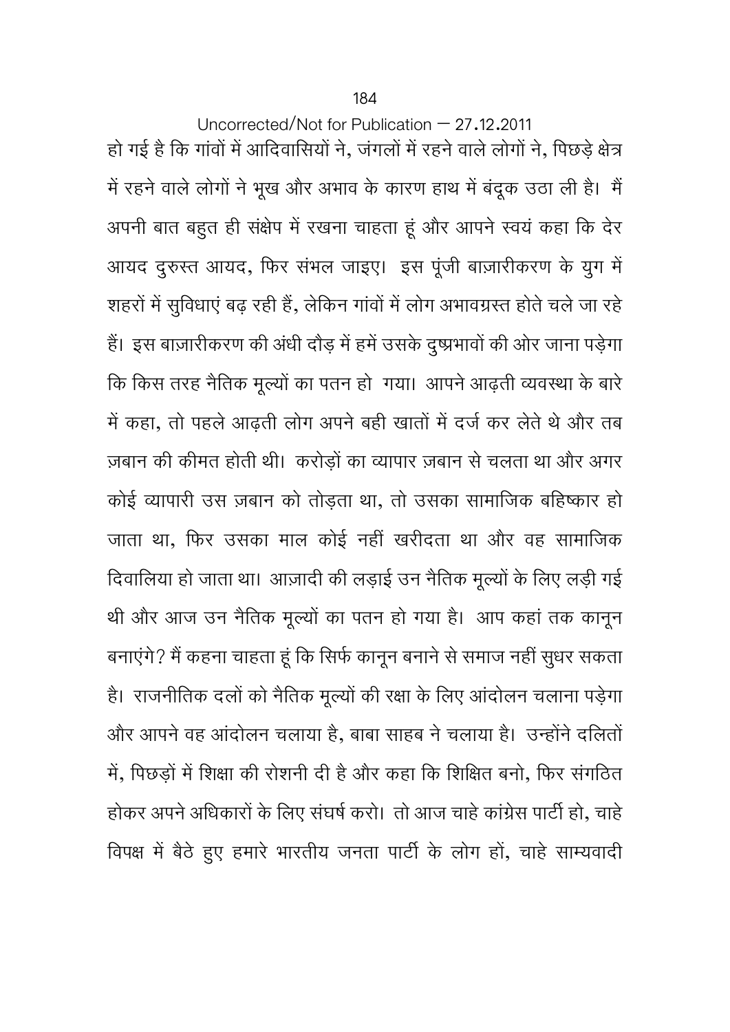हो गई है कि गांवों में आदिवासियों ने, जंगलों में रहने वाले लोगों ने, पिछड़े क्षेत्र में रहने वाले लोगों ने भूख और अभाव के कारण हाथ में बंदूक उठा ली है। मैं अपनी बात बहुत ही संक्षेप में रखना चाहता हूं और आपने स्वयं कहा कि देर आयद दुरुस्त आयद, फिर संभल जाइए। इस पूंजी बाज़ारीकरण के युग में शहरों में सुविधाएं बढ़ रही हैं, लेकिन गांवों में लोग अभावग्रस्त होते चले जा रहे हैं। इस बाज़ारीकरण की अंधी दौड़ में हमें उसके दुष्प्रभावों की ओर जाना पड़ेगा कि किस तरह नैतिक मूल्यों का पतन हो गया। आपने आढ़ती व्यवस्था के बारे में कहा, तो पहले आढ़ती लोग अपने बही खातों में दर्ज कर लेते थे और तब ज़बान की कीमत होती थी। करोड़ों का व्यापार ज़बान से चलता था और अगर कोई व्यापारी उस ज़बान को तोड़ता था, तो उसका सामाजिक बहिष्कार हो जाता था, फिर उसका माल कोई नहीं खरीदता था और वह सामाजिक दिवालिया हो जाता था। आज़ादी की लड़ाई उन नैतिक मूल्यों के लिए लड़ी गई थी और आज उन नैतिक मूल्यों का पतन हो गया है। आप कहां तक कानून बनाएंगे? मैं कहना चाहता हूं कि सिर्फ कानून बनाने से समाज नहीं सुधर सकता है। राजनीतिक दलों को नैतिक मूल्यों की रक्षा के लिए आंदोलन चलाना पड़ेगा और आपने वह आंदोलन चलाया है, बाबा साहब ने चलाया है। उन्होंने दलितों में, पिछड़ों में शिक्षा की रोशनी दी है और कहा कि शिक्षित बनो, फिर संगठित होकर अपने अधिकारों के लिए संघर्ष करो। तो आज चाहे कांग्रेस पार्टी हो, चाहे विपक्ष में बैठे हुए हमारे भारतीय जनता पार्टी के लोग हों, चाहे साम्यवादी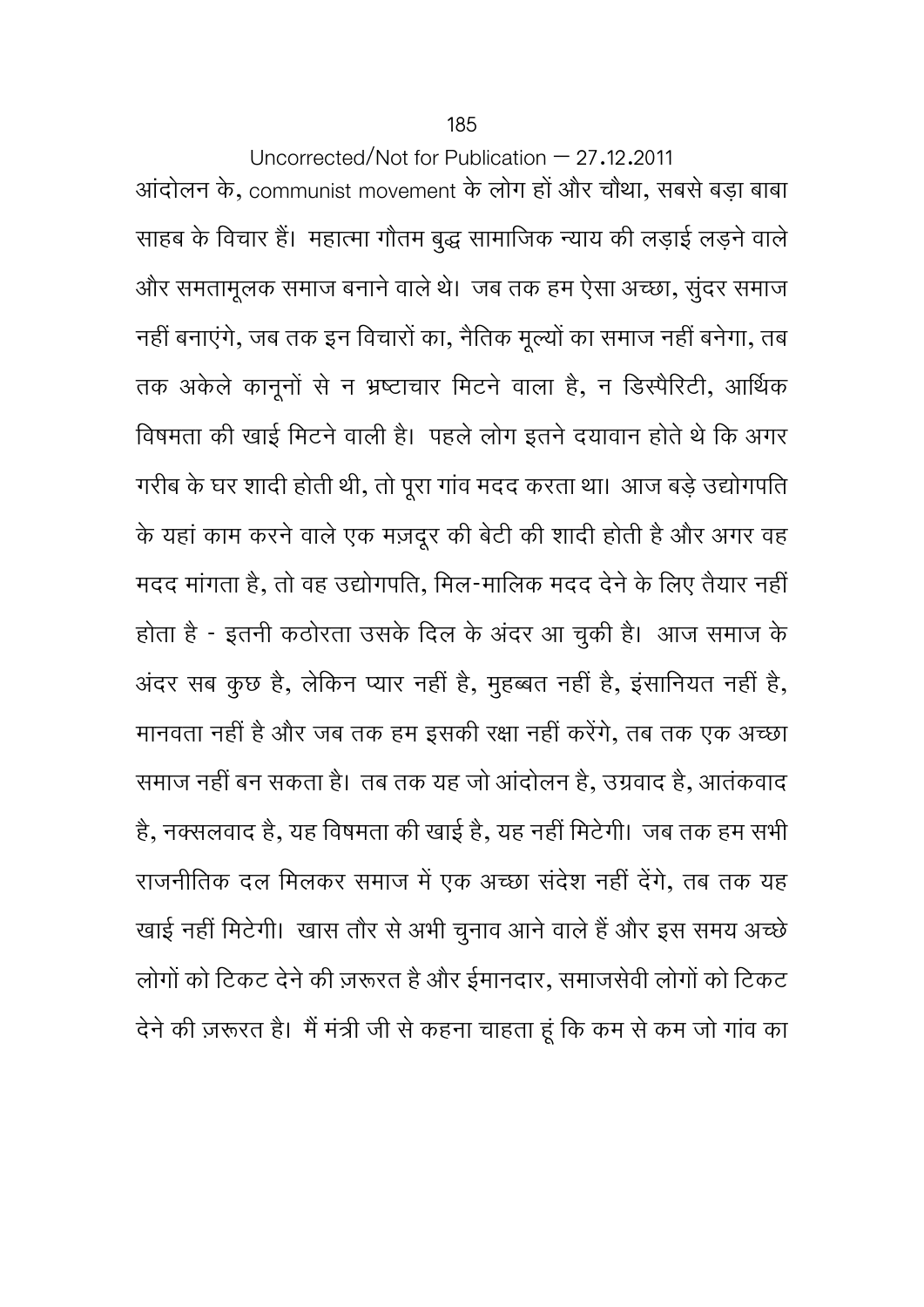Uncorrected/Not for Publication – 27.12.2011

आंदोलन के, communist movement के लोग हों और चौथा, सबसे बड़ा बाबा साहब के विचार हैं। महात्मा गौतम बुद्ध सामाजिक न्याय की लड़ाई लड़ने वाले और समतामूलक समाज बनाने वाले थे। जब तक हम ऐसा अच्छा, सुंदर समाज नहीं बनाएंगे, जब तक इन विचारों का, नैतिक मूल्यों का समाज नहीं बनेगा, तब तक अकेले कानूनों से न भ्रष्टाचार मिटने वाला है, न डिस्पैरिटी, आर्थिक विषमता की खाई मिटने वाली है। पहले लोग इतने दयावान होते थे कि अगर गरीब के घर शादी होती थी, तो पूरा गांव मदद करता था। आज बड़े उद्योगपति के यहां काम करने वाले एक मज़दूर की बेटी की शादी होती है और अगर वह मदद मांगता है, तो वह उद्योगपति, मिल-मालिक मदद देने के लिए तैयार नहीं होता है - इतनी कठोरता उसके दिल के अंदर आ चुकी है। आज समाज के अंदर सब कुछ है, लेकिन प्यार नहीं है, मुहब्बत नहीं है, इंसानियत नहीं है, मानवता नहीं है और जब तक हम इसकी रक्षा नहीं करेंगे, तब तक एक अच्छा समाज नहीं बन सकता है। तब तक यह जो आंदोलन है, उग्रवाद है, आतंकवाद है, नक्सलवाद है, यह विषमता की खाई है, यह नहीं मिटेगी। जब तक हम सभी राजनीतिक दल मिलकर समाज में एक अच्छा संदेश नहीं देंगे, तब तक यह खाई नहीं मिटेगी। खास तौर से अभी चुनाव आने वाले हैं और इस समय अच्छे लोगों को टिकट देने की ज़रूरत है और ईमानदार, समाजसेवी लोगों को टिकट देने की ज़रूरत है। मैं मंत्री जी से कहना चाहता हूं कि कम से कम जो गांव का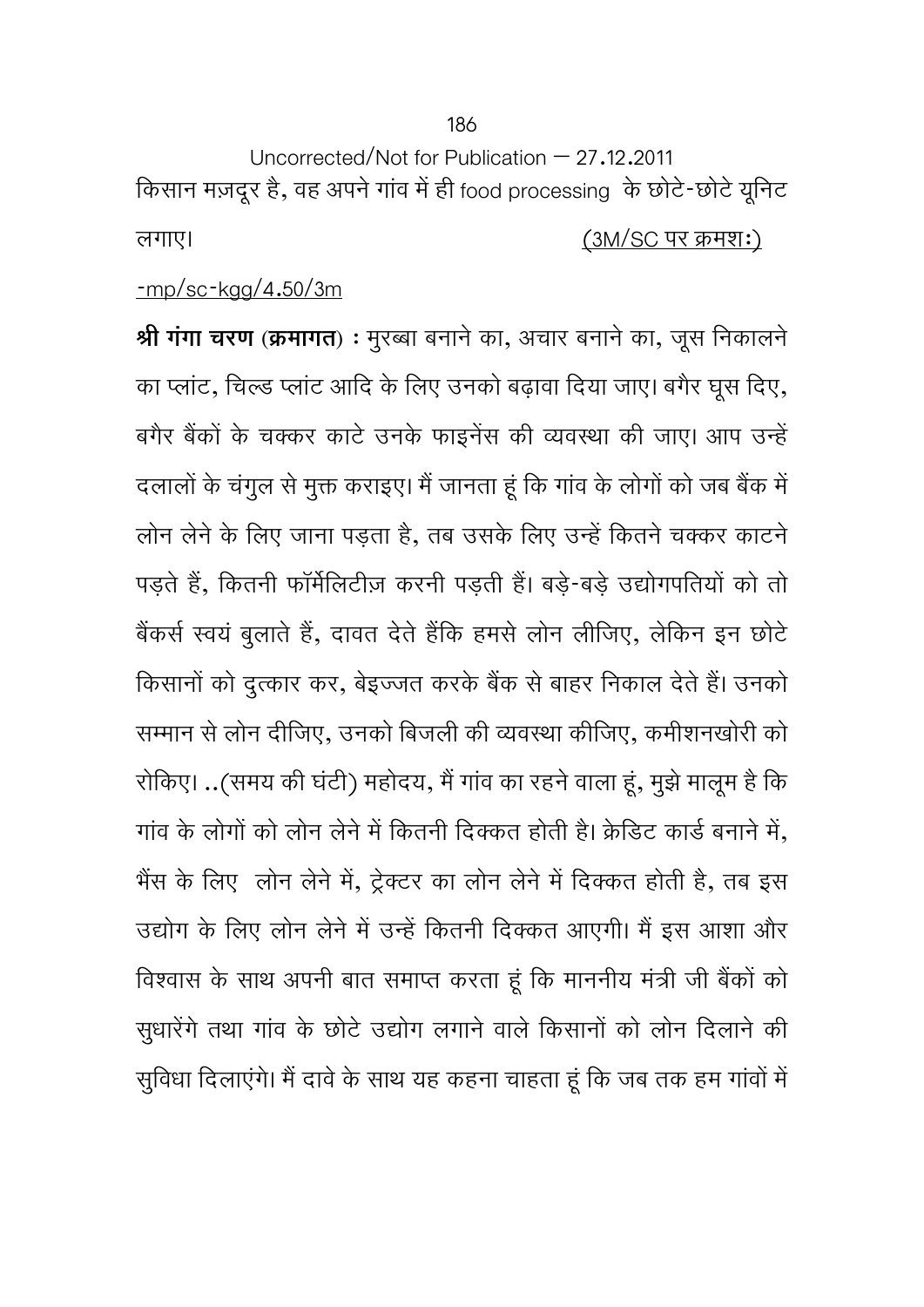Uncorrected/Not for Publication – 27.12.2011

किसान मज़दूर है, वह अपने गांव में ही food processing के छोटे-छोटे यूनिट लगाए। (3M/SC पर क्रमशः)

-mp/sc-kgg/4.50/3m

**श्री गंगा चरण (क्रमागत) :** मुरब्बा बनाने का, अचार बनाने का, जूस निकालने का प्लांट, चिल्ड प्लांट आदि के लिए उनको बढ़ावा दिया जाए। बगैर घूस दिए, बगैर बैंकों के चक्कर काटे उनके फाइनेंस की व्यवस्था की जाए। आप उन्हें दलालों के चंगुल से मुक्त कराइए। मैं जानता हूं कि गांव के लोगों को जब बैंक में लोन लेने के लिए जाना पड़ता है, तब उसके लिए उन्हें कितने चक्कर काटने पड़ते हैं, कितनी फॉर्मेलिटीज़ करनी पड़ती हैं। बड़े-बड़े उद्योगपतियों को तो बैंकर्स स्वयं बुलाते हैं, दावत देते हैंकि हमसे लोन लीजिए, लेकिन इन छोटे किसानों को दुत्कार कर, बेइज्जत करके बैंक से बाहर निकाल देते हैं। उनको सम्मान से लोन दीजिए, उनको बिजली की व्यवस्था कीजिए, कमीशनखोरी को रोकिए। ..(समय की घंटी) महोदय, मैं गांव का रहने वाला हूं, मुझे मालूम है कि गांव के लोगों को लोन लेने में कितनी दिक्कत होती है। क्रेडिट कार्ड बनाने में, भैंस के लिए लोन लेने में, ट्रेक्टर का लोन लेने में दिक्कत होती है, तब इस उद्योग के लिए लोन लेने में उन्हें कितनी दिक्कत आएगी। मैं इस आशा और विश्वास के साथ अपनी बात समाप्त करता हूं कि माननीय मंत्री जी बैंकों को सुधारेंगे तथा गांव के छोटे उद्योग लगाने वाले किसानों को लोन दिलाने की सुविधा दिलाएंगे। मैं दावे के साथ यह कहना चाहता हूं कि जब तक हम गांवों में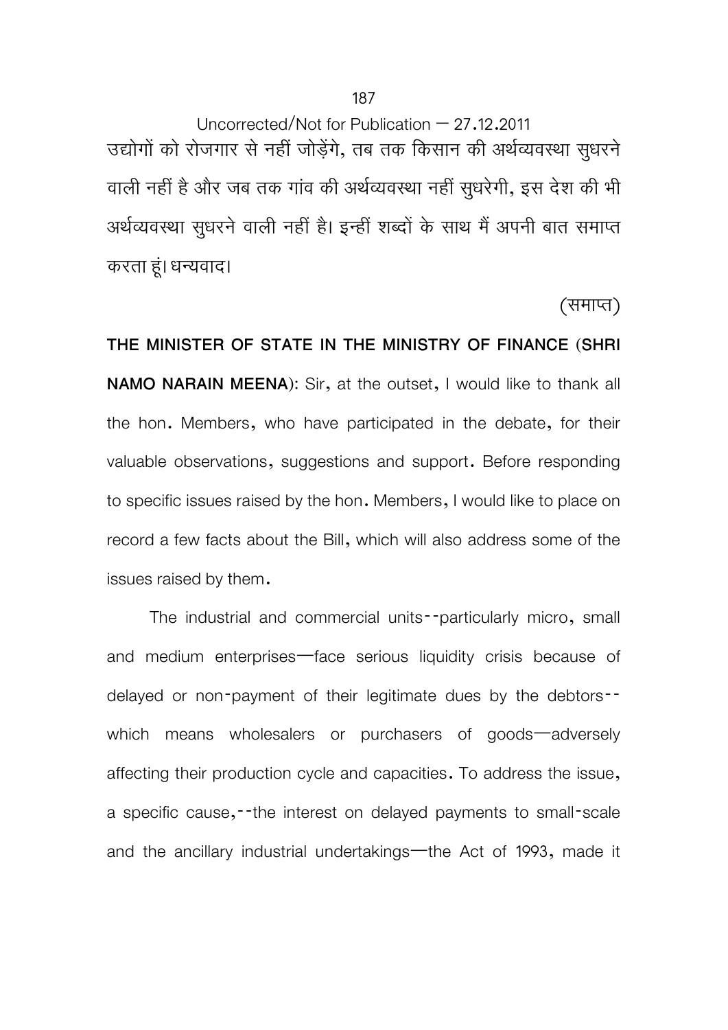उद्योगों को रोजगार से नहीं जोड़ेंगे, तब तक किसान की अर्थव्यवस्था सुधरने वाली नहीं है और जब तक गांव की अर्थव्यवस्था नहीं सुधरेगी, इस देश की भी अर्थव्यवस्था सुधरने वाली नहीं है। इन्हीं शब्दों के साथ मैं अपनी बात समाप्त करता हूं। धन्यवाद।

(समाप्त)

**THE MINISTER OF STATE IN THE MINISTRY OF FINANCE (SHRI NAMO NARAIN MEENA)**: Sir, at the outset, I would like to thank all the hon. Members, who have participated in the debate, for their valuable observations, suggestions and support. Before responding to specific issues raised by the hon. Members, I would like to place on record a few facts about the Bill, which will also address some of the issues raised by them.

The industrial and commercial units--particularly micro, small and medium enterprises—face serious liquidity crisis because of delayed or non-payment of their legitimate dues by the debtors--which means wholesalers or purchasers of goods—adversely affecting their production cycle and capacities. To address the issue, a specific cause,--the interest on delayed payments to small-scale and the ancillary industrial undertakings—the Act of 1993, made it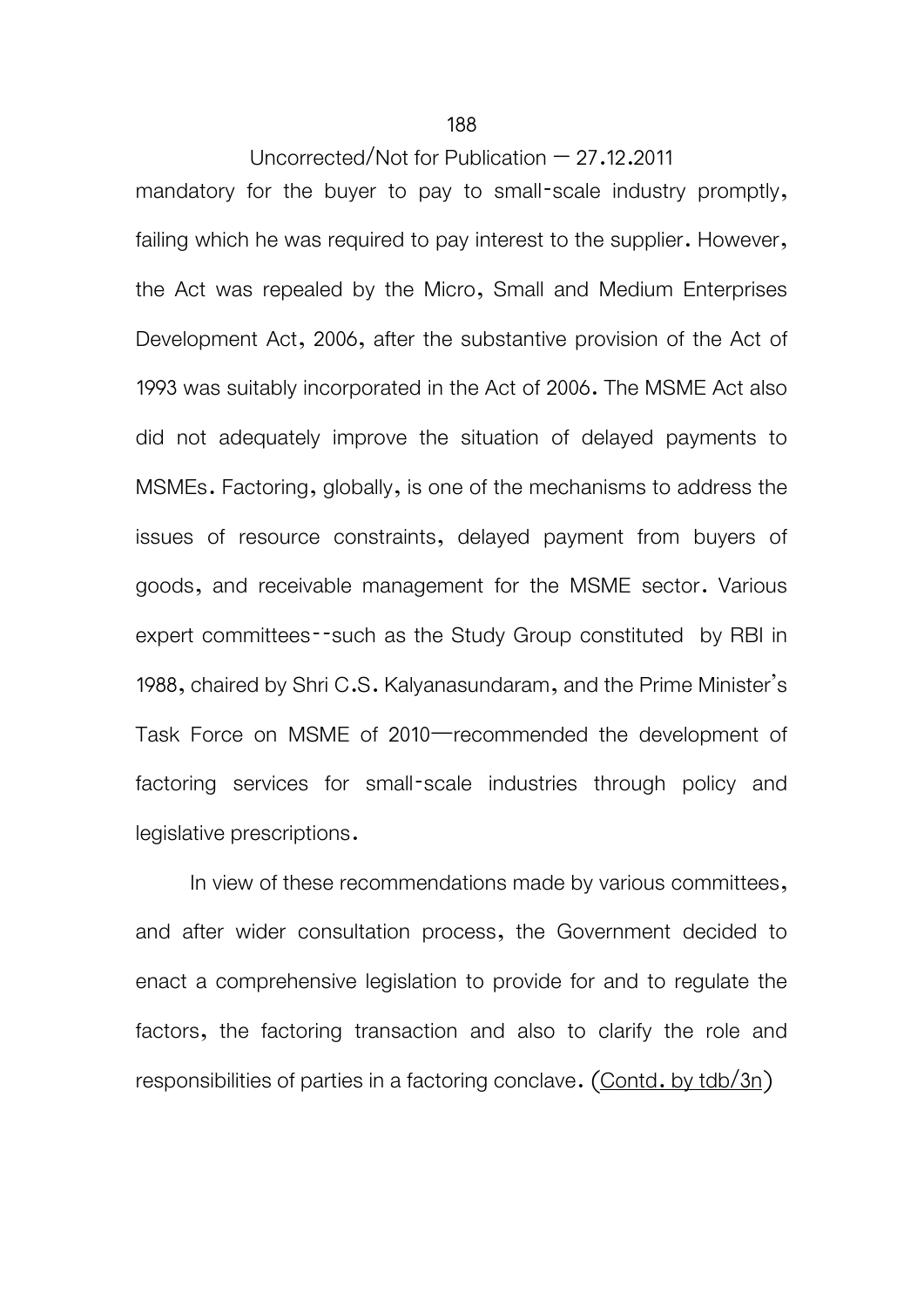mandatory for the buyer to pay to small-scale industry promptly, failing which he was required to pay interest to the supplier. However, the Act was repealed by the Micro, Small and Medium Enterprises Development Act, 2006, after the substantive provision of the Act of 1993 was suitably incorporated in the Act of 2006. The MSME Act also did not adequately improve the situation of delayed payments to MSMEs. Factoring, globally, is one of the mechanisms to address the issues of resource constraints, delayed payment from buyers of goods, and receivable management for the MSME sector. Various expert committees--such as the Study Group constituted by RBI in 1988, chaired by Shri C.S. Kalyanasundaram, and the Prime Minister's Task Force on MSME of 2010—recommended the development of factoring services for small-scale industries through policy and legislative prescriptions.

In view of these recommendations made by various committees, and after wider consultation process, the Government decided to enact a comprehensive legislation to provide for and to regulate the factors, the factoring transaction and also to clarify the role and responsibilities of parties in a factoring conclave. (Contd. by tdb/3n)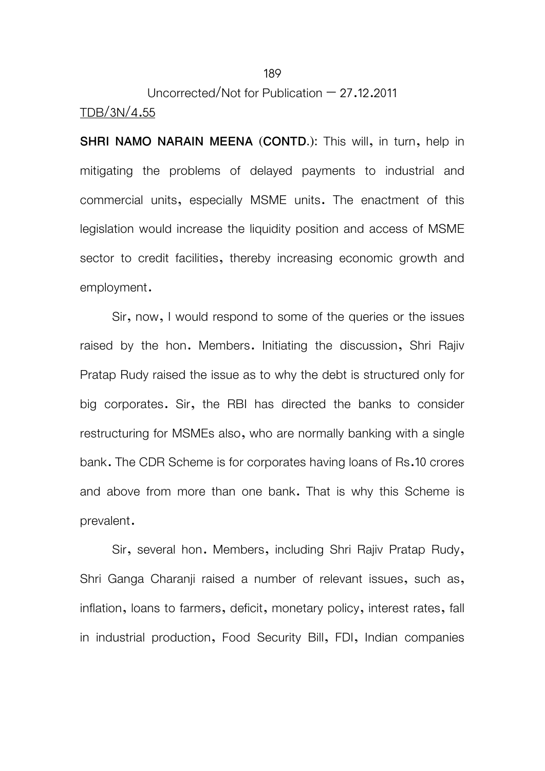Uncorrected/Not for Publication – 27.12.2011

TDB/3N/4.55

**SHRI NAMO NARAIN MEENA (CONTD.):** This will, in turn, help in mitigating the problems of delayed payments to industrial and commercial units, especially MSME units. The enactment of this legislation would increase the liquidity position and access of MSME sector to credit facilities, thereby increasing economic growth and employment.

Sir, now, I would respond to some of the queries or the issues raised by the hon. Members. Initiating the discussion, Shri Rajiv Pratap Rudy raised the issue as to why the debt is structured only for big corporates. Sir, the RBI has directed the banks to consider restructuring for MSMEs also, who are normally banking with a single bank. The CDR Scheme is for corporates having loans of Rs.10 crores and above from more than one bank. That is why this Scheme is prevalent.

Sir, several hon. Members, including Shri Rajiv Pratap Rudy, Shri Ganga Charanji raised a number of relevant issues, such as, inflation, loans to farmers, deficit, monetary policy, interest rates, fall in industrial production, Food Security Bill, FDI, Indian companies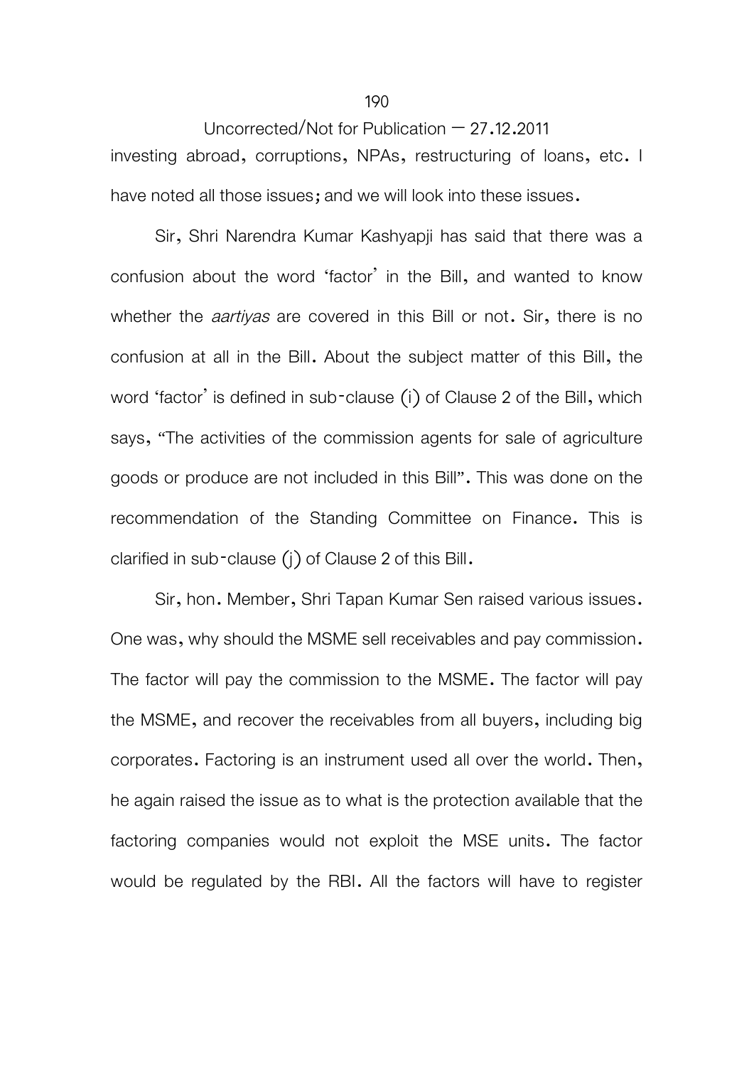investing abroad, corruptions, NPAs, restructuring of loans, etc. I have noted all those issues; and we will look into these issues.

Sir, Shri Narendra Kumar Kashyapji has said that there was a confusion about the word 'factor' in the Bill, and wanted to know whether the *aartiyas* are covered in this Bill or not. Sir, there is no confusion at all in the Bill. About the subject matter of this Bill, the word 'factor' is defined in sub-clause (i) of Clause 2 of the Bill, which says, "The activities of the commission agents for sale of agriculture goods or produce are not included in this Bill". This was done on the recommendation of the Standing Committee on Finance. This is clarified in sub-clause (j) of Clause 2 of this Bill.

Sir, hon. Member, Shri Tapan Kumar Sen raised various issues. One was, why should the MSME sell receivables and pay commission. The factor will pay the commission to the MSME. The factor will pay the MSME, and recover the receivables from all buyers, including big corporates. Factoring is an instrument used all over the world. Then, he again raised the issue as to what is the protection available that the factoring companies would not exploit the MSE units. The factor would be regulated by the RBI. All the factors will have to register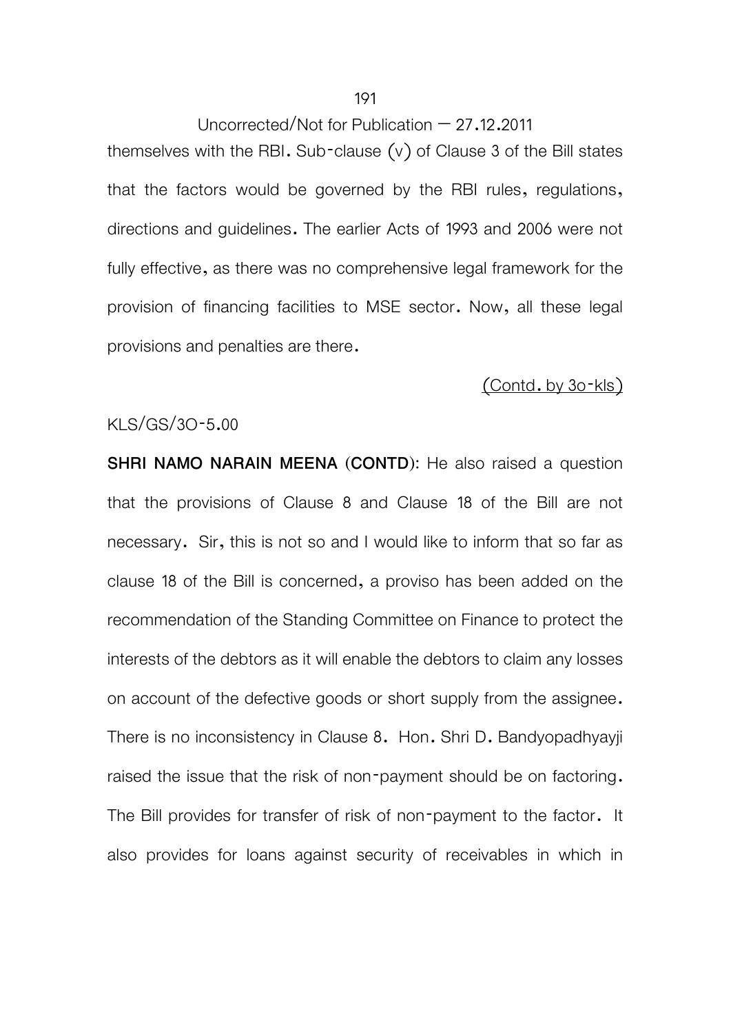themselves with the RBI. Sub-clause (v) of Clause 3 of the Bill states that the factors would be governed by the RBI rules, regulations, directions and guidelines. The earlier Acts of 1993 and 2006 were not fully effective, as there was no comprehensive legal framework for the provision of financing facilities to MSE sector. Now, all these legal provisions and penalties are there.

(Contd. by 3o-kls)

KLS/GS/3O-5.00

**SHRI NAMO NARAIN MEENA (CONTD)**: He also raised a question that the provisions of Clause 8 and Clause 18 of the Bill are not necessary. Sir, this is not so and I would like to inform that so far as clause 18 of the Bill is concerned, a proviso has been added on the recommendation of the Standing Committee on Finance to protect the interests of the debtors as it will enable the debtors to claim any losses on account of the defective goods or short supply from the assignee. There is no inconsistency in Clause 8. Hon. Shri D. Bandyopadhyayji raised the issue that the risk of non-payment should be on factoring. The Bill provides for transfer of risk of non-payment to the factor. It also provides for loans against security of receivables in which in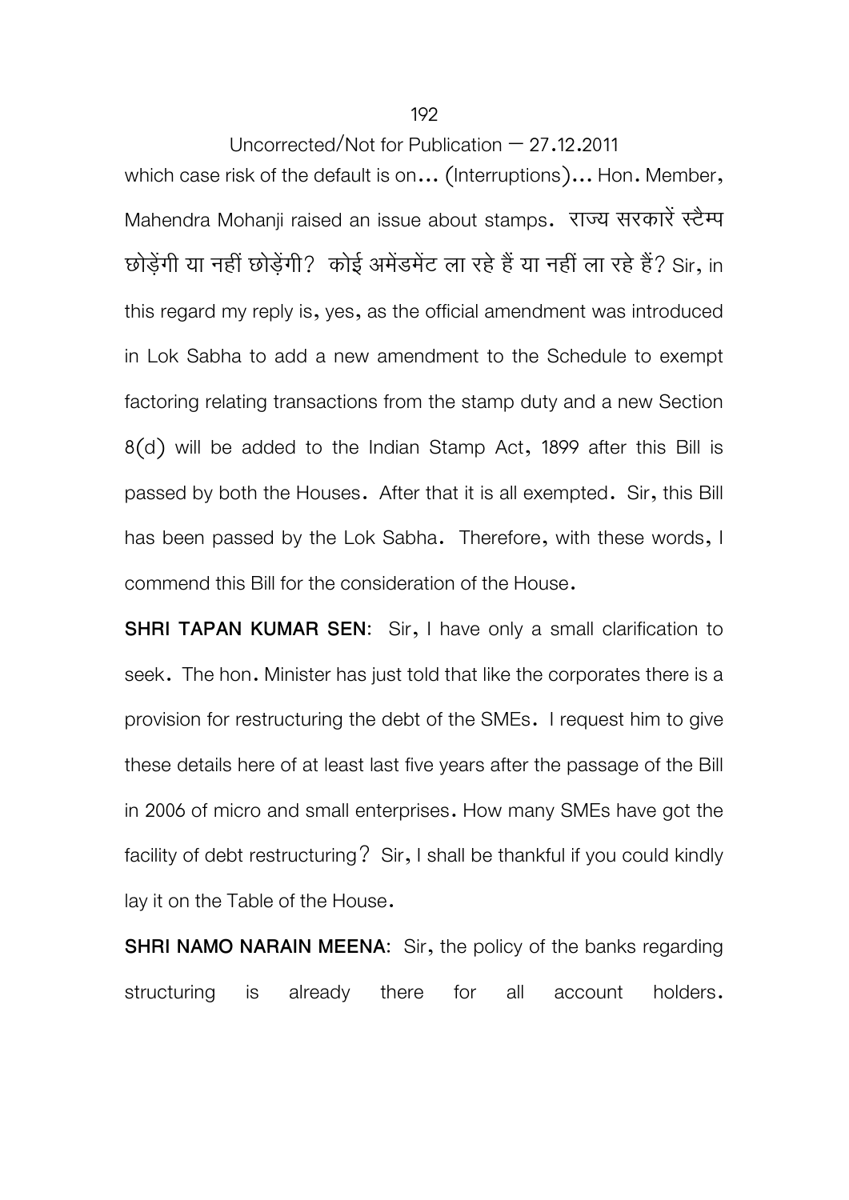Uncorrected/Not for Publication – 27.12.2011

which case risk of the default is on... (Interruptions)... Hon. Member, Mahendra Mohanji raised an issue about stamps. राज्य सरकारें स्टैम्प छोड़ेंगी या नहीं छोड़ेंगी? कोई अमेंडमेंट ला रहे हैं या नहीं ला रहे हैं? Sir, in this regard my reply is, yes, as the official amendment was introduced in Lok Sabha to add a new amendment to the Schedule to exempt factoring relating transactions from the stamp duty and a new Section 8(d) will be added to the Indian Stamp Act, 1899 after this Bill is passed by both the Houses. After that it is all exempted. Sir, this Bill has been passed by the Lok Sabha. Therefore, with these words, I commend this Bill for the consideration of the House.

**SHRI TAPAN KUMAR SEN**: Sir, I have only a small clarification to seek. The hon. Minister has just told that like the corporates there is a provision for restructuring the debt of the SMEs. I request him to give these details here of at least last five years after the passage of the Bill in 2006 of micro and small enterprises. How many SMEs have got the facility of debt restructuring? Sir, I shall be thankful if you could kindly lay it on the Table of the House.

**SHRI NAMO NARAIN MEENA**: Sir, the policy of the banks regarding structuring is already there for all account holders.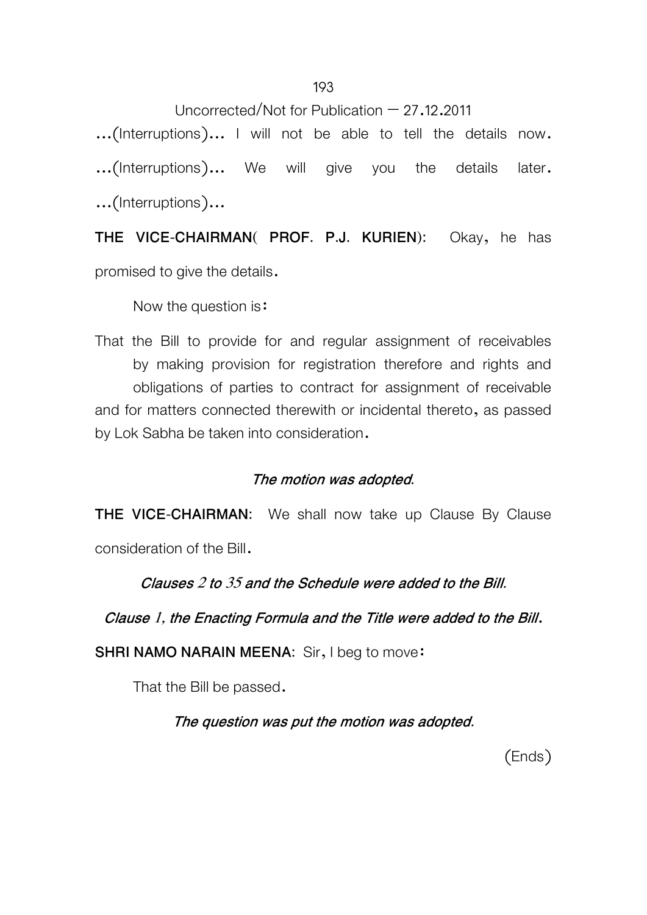…(Interruptions)… I will not be able to tell the details now. …(Interruptions)… We will give you the details later. …(Interruptions)…

**THE VICE-CHAIRMAN( PROF. P.J. KURIEN):** Okay, he has promised to give the details.

Now the question is:

That the Bill to provide for and regular assignment of receivables by making provision for registration therefore and rights and obligations of parties to contract for assignment of receivable and for matters connected therewith or incidental thereto, as passed by Lok Sabha be taken into consideration.

***The motion was adopted.***

**THE VICE-CHAIRMAN:** We shall now take up Clause By Clause consideration of the Bill.

***Clauses 2 to 35 and the Schedule were added to the Bill.***

***Clause 1, the Enacting Formula and the Title were added to the Bill.***

**SHRI NAMO NARAIN MEENA:** Sir, I beg to move:

That the Bill be passed.

***The question was put the motion was adopted.***

(Ends)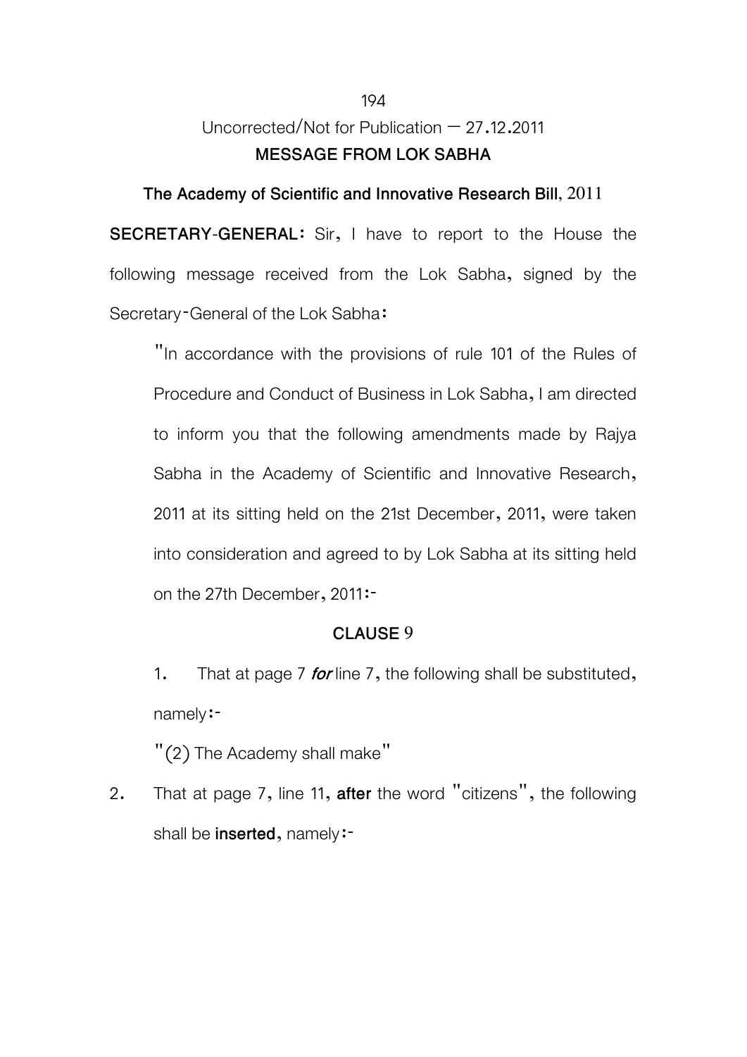Uncorrected/Not for Publication – 27.12.2011

## MESSAGE FROM LOK SABHA

### The Academy of Scientific and Innovative Research Bill, 2011

**SECRETARY-GENERAL:** Sir, I have to report to the House the following message received from the Lok Sabha, signed by the Secretary-General of the Lok Sabha:

"In accordance with the provisions of rule 101 of the Rules of Procedure and Conduct of Business in Lok Sabha, I am directed to inform you that the following amendments made by Rajya Sabha in the Academy of Scientific and Innovative Research, 2011 at its sitting held on the 21st December, 2011, were taken into consideration and agreed to by Lok Sabha at its sitting held on the 27th December, 2011:-

**CLAUSE 9**

1. That at page 7 ***for*** line 7, the following shall be substituted, namely:-

"(2) The Academy shall make"

2. That at page 7, line 11, **after** the word "citizens", the following shall be **inserted**, namely:-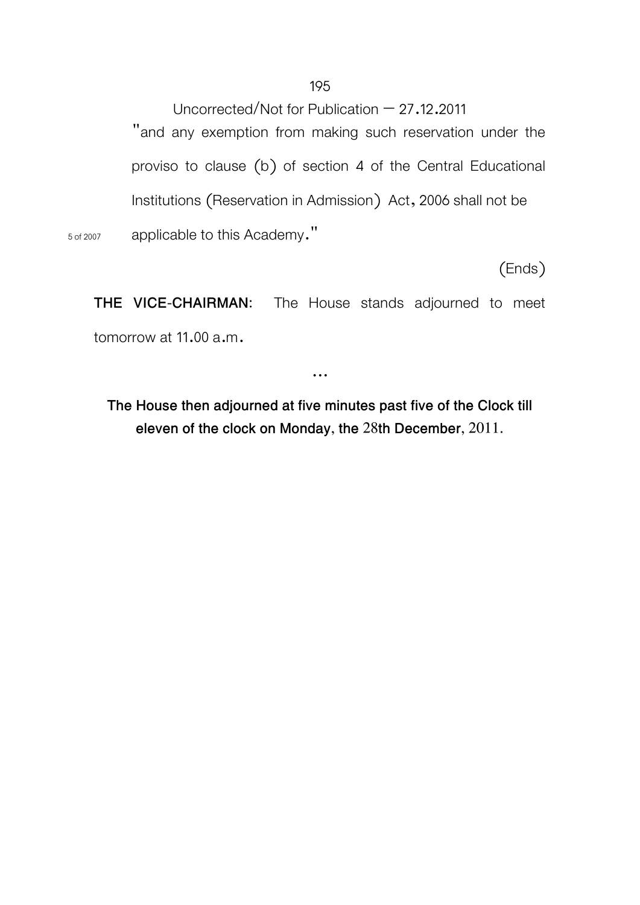Uncorrected/Not for Publication – 27.12.2011

"and any exemption from making such reservation under the proviso to clause (b) of section 4 of the Central Educational Institutions (Reservation in Admission) Act, 2006 shall not be applicable to this Academy."

5 of 2007

(Ends)

**THE VICE-CHAIRMAN:** The House stands adjourned to meet tomorrow at 11.00 a.m.

...

**The House then adjourned at five minutes past five of the Clock till eleven of the clock on Monday, the 28th December, 2011.**